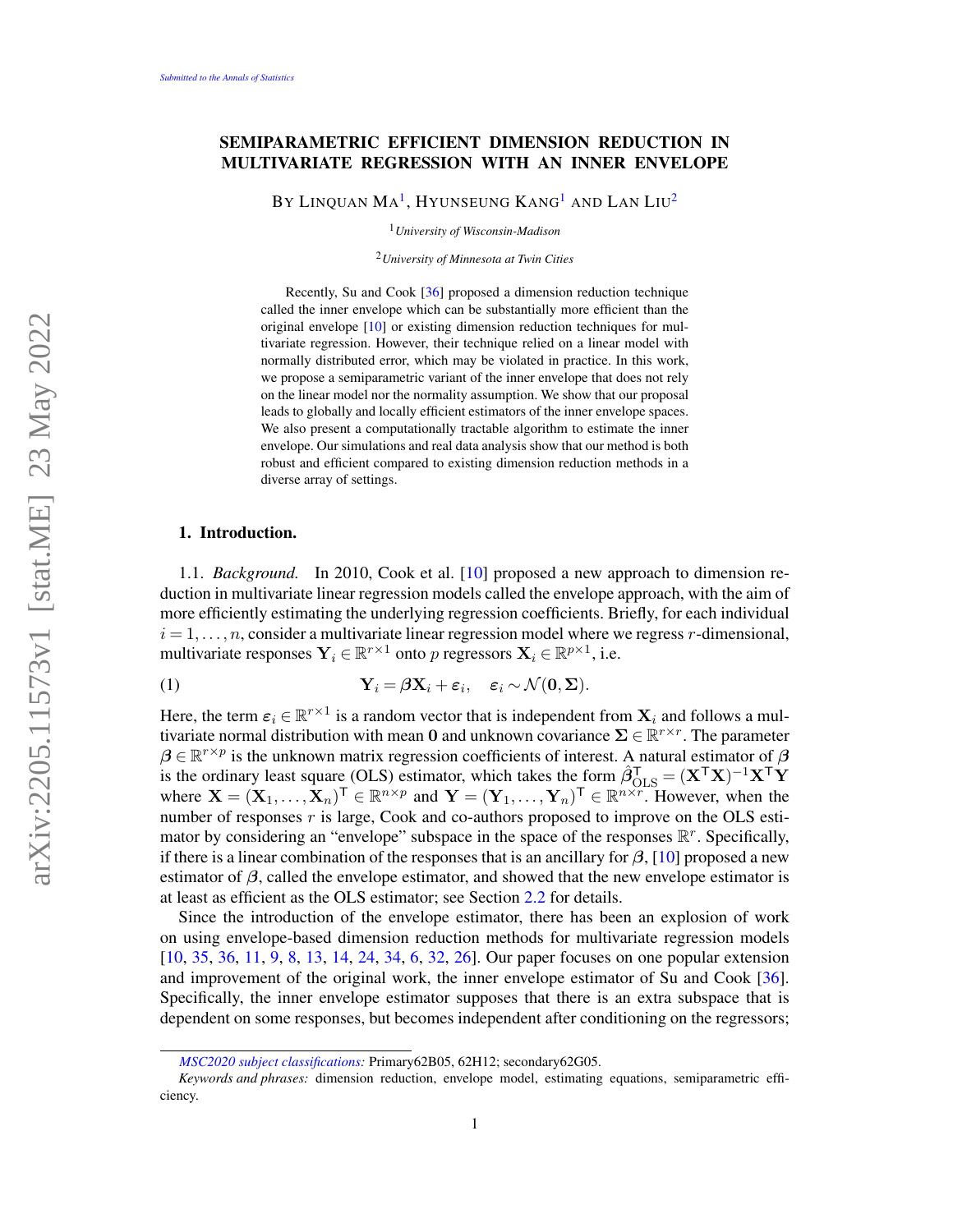# SEMIPARAMETRIC EFFICIENT DIMENSION REDUCTION IN MULTIVARIATE REGRESSION WITH AN INNER ENVELOPE

BY LINQUAN MA[1], HYUNSEUNG KANG[1] AND LAN LIU[2]

[1] *University of Wisconsin-Madison*

[2] *University of Minnesota at Twin Cities*

Recently, Su and Cook [36] proposed a dimension reduction technique called the inner envelope which can be substantially more efficient than the original envelope [10] or existing dimension reduction techniques for multivariate regression. However, their technique relied on a linear model with normally distributed error, which may be violated in practice. In this work, we propose a semiparametric variant of the inner envelope that does not rely on the linear model nor the normality assumption. We show that our proposal leads to globally and locally efficient estimators of the inner envelope spaces. We also present a computationally tractable algorithm to estimate the inner envelope. Our simulations and real data analysis show that our method is both robust and efficient compared to existing dimension reduction methods in a diverse array of settings.

## 1. Introduction.

1.1. *Background.* In 2010, Cook et al. [10] proposed a new approach to dimension reduction in multivariate linear regression models called the envelope approach, with the aim of more efficiently estimating the underlying regression coefficients. Briefly, for each individual $i = 1, \ldots, n$, consider a multivariate linear regression model where we regress $r$-dimensional, multivariate responses $\mathbf{Y}_i \in \mathbb{R}^{r\times 1}$ onto $p$ regressors $\mathbf{X}_i \in \mathbb{R}^{p\times 1}$, i.e.

$$\mathbf{Y}_i = \boldsymbol{\beta}\mathbf{X}_i + \boldsymbol{\varepsilon}_i, \quad \boldsymbol{\varepsilon}_i \sim \mathcal{N}(\mathbf{0}, \boldsymbol{\Sigma}). \tag{1}$$

Here, the term $\boldsymbol{\varepsilon}_i \in \mathbb{R}^{r\times 1}$ is a random vector that is independent from $\mathbf{X}_i$ and follows a multivariate normal distribution with mean $\mathbf{0}$ and unknown covariance $\boldsymbol{\Sigma} \in \mathbb{R}^{r\times r}$. The parameter $\boldsymbol{\beta} \in \mathbb{R}^{r\times p}$ is the unknown matrix regression coefficients of interest. A natural estimator of $\boldsymbol{\beta}$ is the ordinary least square (OLS) estimator, which takes the form $\hat{\boldsymbol{\beta}}_{\text{OLS}}^{\intercal} = (\mathbf{X}^{\intercal}\mathbf{X})^{-1}\mathbf{X}^{\intercal}\mathbf{Y}$ where $\mathbf{X} = (\mathbf{X}_1, \ldots, \mathbf{X}_n)^{\intercal} \in \mathbb{R}^{n\times p}$ and $\mathbf{Y} = (\mathbf{Y}_1, \ldots, \mathbf{Y}_n)^{\intercal} \in \mathbb{R}^{n\times r}$. However, when the number of responses $r$ is large, Cook and co-authors proposed to improve on the OLS estimator by considering an "envelope" subspace in the space of the responses $\mathbb{R}^r$. Specifically, if there is a linear combination of the responses that is an ancillary for $\boldsymbol{\beta}$, [10] proposed a new estimator of $\boldsymbol{\beta}$, called the envelope estimator, and showed that the new envelope estimator is at least as efficient as the OLS estimator; see Section 2.2 for details.

Since the introduction of the envelope estimator, there has been an explosion of work on using envelope-based dimension reduction methods for multivariate regression models [10, 35, 36, 11, 9, 8, 13, 14, 24, 34, 6, 32, 26]. Our paper focuses on one popular extension and improvement of the original work, the inner envelope estimator of Su and Cook [36]. Specifically, the inner envelope estimator supposes that there is an extra subspace that is dependent on some responses, but becomes independent after conditioning on the regressors;

*MSC2020 subject classifications:* Primary62B05, 62H12; secondary62G05.

*Keywords and phrases:* dimension reduction, envelope model, estimating equations, semiparametric efficiency.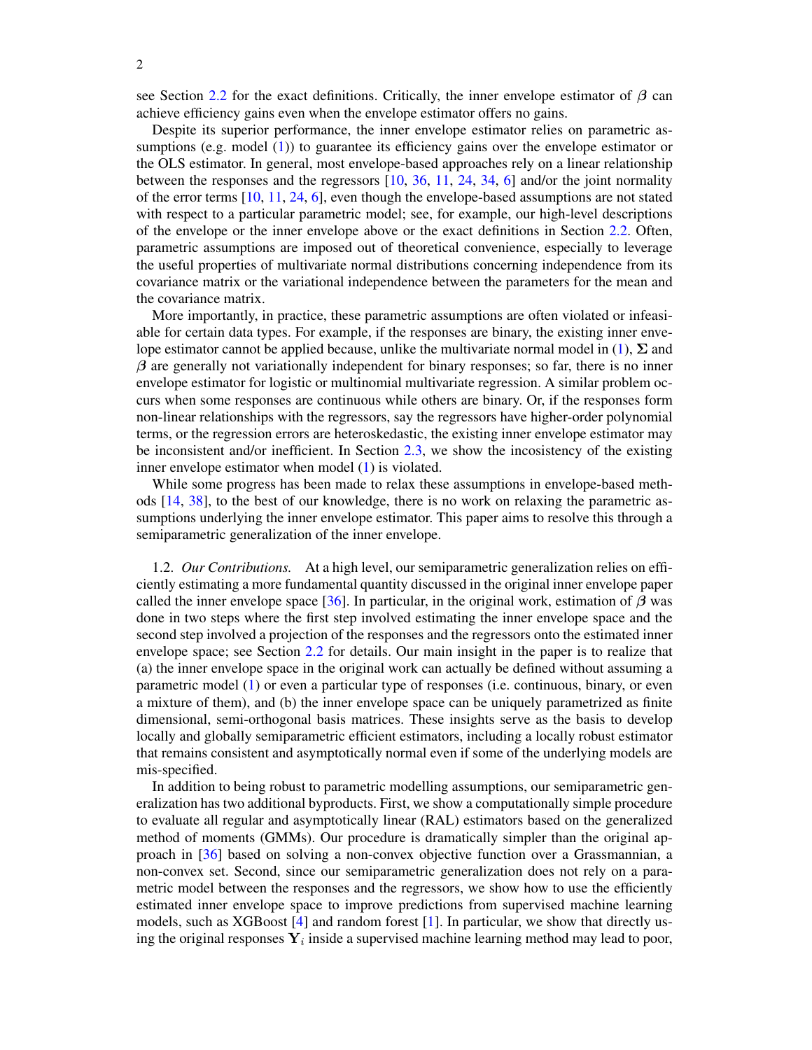see Section 2.2 for the exact definitions. Critically, the inner envelope estimator of $\boldsymbol{\beta}$ can achieve efficiency gains even when the envelope estimator offers no gains.

Despite its superior performance, the inner envelope estimator relies on parametric assumptions (e.g. model (1)) to guarantee its efficiency gains over the envelope estimator or the OLS estimator. In general, most envelope-based approaches rely on a linear relationship between the responses and the regressors [10, 36, 11, 24, 34, 6] and/or the joint normality of the error terms [10, 11, 24, 6], even though the envelope-based assumptions are not stated with respect to a particular parametric model; see, for example, our high-level descriptions of the envelope or the inner envelope above or the exact definitions in Section 2.2. Often, parametric assumptions are imposed out of theoretical convenience, especially to leverage the useful properties of multivariate normal distributions concerning independence from its covariance matrix or the variational independence between the parameters for the mean and the covariance matrix.

More importantly, in practice, these parametric assumptions are often violated or infeasiable for certain data types. For example, if the responses are binary, the existing inner envelope estimator cannot be applied because, unlike the multivariate normal model in (1), $\boldsymbol{\Sigma}$ and $\boldsymbol{\beta}$ are generally not variationally independent for binary responses; so far, there is no inner envelope estimator for logistic or multinomial multivariate regression. A similar problem occurs when some responses are continuous while others are binary. Or, if the responses form non-linear relationships with the regressors, say the regressors have higher-order polynomial terms, or the regression errors are heteroskedastic, the existing inner envelope estimator may be inconsistent and/or inefficient. In Section 2.3, we show the incosistency of the existing inner envelope estimator when model (1) is violated.

While some progress has been made to relax these assumptions in envelope-based methods [14, 38], to the best of our knowledge, there is no work on relaxing the parametric assumptions underlying the inner envelope estimator. This paper aims to resolve this through a semiparametric generalization of the inner envelope.

1.2. *Our Contributions.* At a high level, our semiparametric generalization relies on efficiently estimating a more fundamental quantity discussed in the original inner envelope paper called the inner envelope space [36]. In particular, in the original work, estimation of $\boldsymbol{\beta}$ was done in two steps where the first step involved estimating the inner envelope space and the second step involved a projection of the responses and the regressors onto the estimated inner envelope space; see Section 2.2 for details. Our main insight in the paper is to realize that (a) the inner envelope space in the original work can actually be defined without assuming a parametric model (1) or even a particular type of responses (i.e. continuous, binary, or even a mixture of them), and (b) the inner envelope space can be uniquely parametrized as finite dimensional, semi-orthogonal basis matrices. These insights serve as the basis to develop locally and globally semiparametric efficient estimators, including a locally robust estimator that remains consistent and asymptotically normal even if some of the underlying models are mis-specified.

In addition to being robust to parametric modelling assumptions, our semiparametric generalization has two additional byproducts. First, we show a computationally simple procedure to evaluate all regular and asymptotically linear (RAL) estimators based on the generalized method of moments (GMMs). Our procedure is dramatically simpler than the original approach in [36] based on solving a non-convex objective function over a Grassmannian, a non-convex set. Second, since our semiparametric generalization does not rely on a parametric model between the responses and the regressors, we show how to use the efficiently estimated inner envelope space to improve predictions from supervised machine learning models, such as XGBoost [4] and random forest [1]. In particular, we show that directly using the original responses $\mathbf{Y}_i$ inside a supervised machine learning method may lead to poor,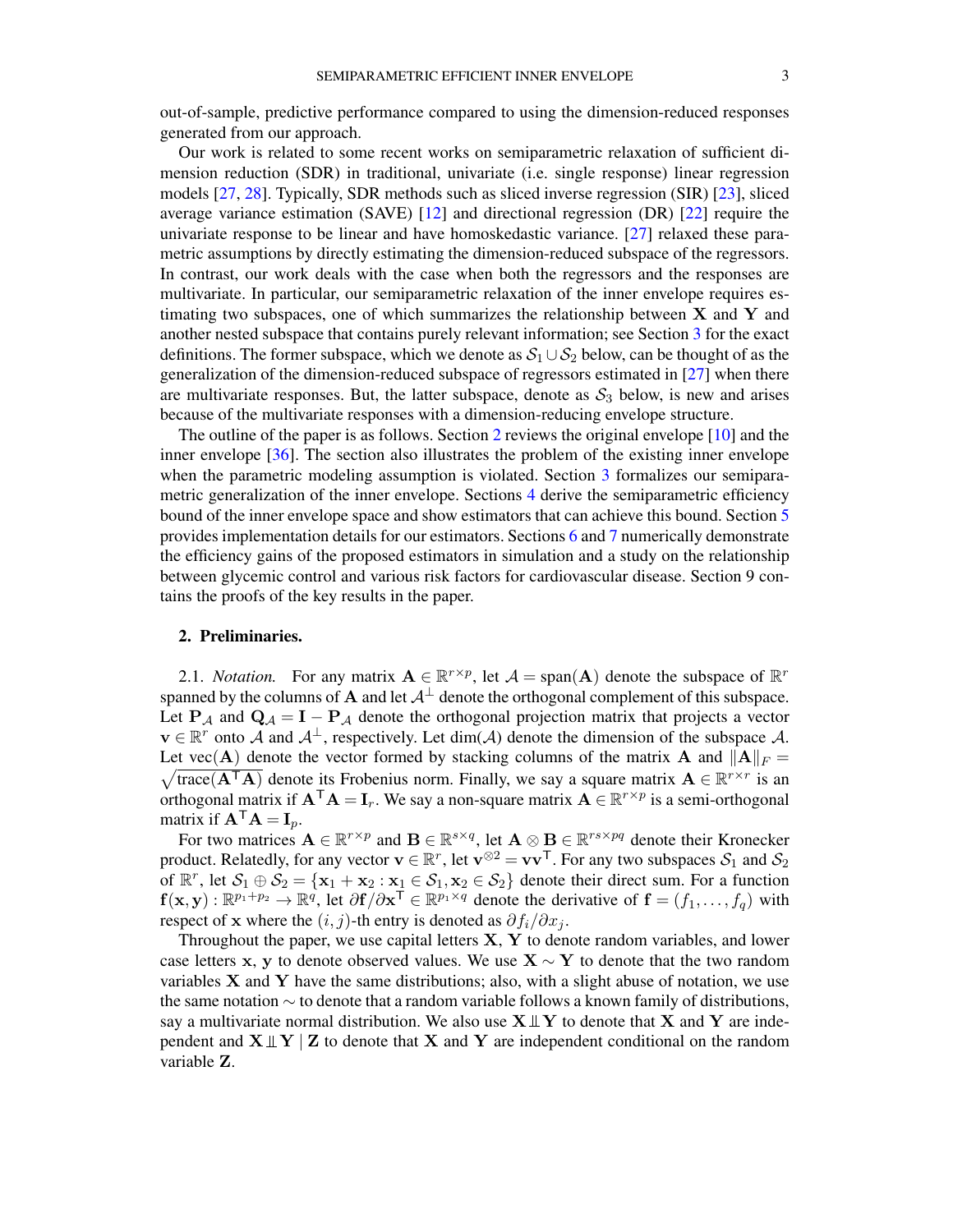out-of-sample, predictive performance compared to using the dimension-reduced responses generated from our approach.

Our work is related to some recent works on semiparametric relaxation of sufficient dimension reduction (SDR) in traditional, univariate (i.e. single response) linear regression models [27, 28]. Typically, SDR methods such as sliced inverse regression (SIR) [23], sliced average variance estimation (SAVE) [12] and directional regression (DR) [22] require the univariate response to be linear and have homoskedastic variance. [27] relaxed these parametric assumptions by directly estimating the dimension-reduced subspace of the regressors. In contrast, our work deals with the case when both the regressors and the responses are multivariate. In particular, our semiparametric relaxation of the inner envelope requires estimating two subspaces, one of which summarizes the relationship between $\mathbf{X}$ and $\mathbf{Y}$ and another nested subspace that contains purely relevant information; see Section 3 for the exact definitions. The former subspace, which we denote as $\mathcal{S}_1 \cup \mathcal{S}_2$ below, can be thought of as the generalization of the dimension-reduced subspace of regressors estimated in [27] when there are multivariate responses. But, the latter subspace, denote as $\mathcal{S}_3$ below, is new and arises because of the multivariate responses with a dimension-reducing envelope structure.

The outline of the paper is as follows. Section 2 reviews the original envelope [10] and the inner envelope [36]. The section also illustrates the problem of the existing inner envelope when the parametric modeling assumption is violated. Section 3 formalizes our semiparametric generalization of the inner envelope. Sections 4 derive the semiparametric efficiency bound of the inner envelope space and show estimators that can achieve this bound. Section 5 provides implementation details for our estimators. Sections 6 and 7 numerically demonstrate the efficiency gains of the proposed estimators in simulation and a study on the relationship between glycemic control and various risk factors for cardiovascular disease. Section 9 contains the proofs of the key results in the paper.

## 2. Preliminaries.

2.1. *Notation.* For any matrix $\mathbf{A} \in \mathbb{R}^{r \times p}$, let $\mathcal{A} = \text{span}(\mathbf{A})$ denote the subspace of $\mathbb{R}^r$ spanned by the columns of $\mathbf{A}$ and let $\mathcal{A}^\perp$ denote the orthogonal complement of this subspace. Let $\mathbf{P}_\mathcal{A}$ and $\mathbf{Q}_\mathcal{A} = \mathbf{I} - \mathbf{P}_\mathcal{A}$ denote the orthogonal projection matrix that projects a vector $\mathbf{v} \in \mathbb{R}^r$ onto $\mathcal{A}$ and $\mathcal{A}^\perp$, respectively. Let $\dim(\mathcal{A})$ denote the dimension of the subspace $\mathcal{A}$. Let $\text{vec}(\mathbf{A})$ denote the vector formed by stacking columns of the matrix $\mathbf{A}$ and $\|\mathbf{A}\|_F = \sqrt{\text{trace}(\mathbf{A}^\intercal \mathbf{A})}$ denote its Frobenius norm. Finally, we say a square matrix $\mathbf{A} \in \mathbb{R}^{r \times r}$ is an orthogonal matrix if $\mathbf{A}^\intercal \mathbf{A} = \mathbf{I}_r$. We say a non-square matrix $\mathbf{A} \in \mathbb{R}^{r \times p}$ is a semi-orthogonal matrix if $\mathbf{A}^\intercal \mathbf{A} = \mathbf{I}_p$.

For two matrices $\mathbf{A} \in \mathbb{R}^{r \times p}$ and $\mathbf{B} \in \mathbb{R}^{s \times q}$, let $\mathbf{A} \otimes \mathbf{B} \in \mathbb{R}^{rs \times pq}$ denote their Kronecker product. Relatedly, for any vector $\mathbf{v} \in \mathbb{R}^r$, let $\mathbf{v}^{\otimes 2} = \mathbf{v}\mathbf{v}^\intercal$. For any two subspaces $\mathcal{S}_1$ and $\mathcal{S}_2$ of $\mathbb{R}^r$, let $\mathcal{S}_1 \oplus \mathcal{S}_2 = \{\mathbf{x}_1 + \mathbf{x}_2 : \mathbf{x}_1 \in \mathcal{S}_1, \mathbf{x}_2 \in \mathcal{S}_2\}$ denote their direct sum. For a function $\mathbf{f}(\mathbf{x}, \mathbf{y}) : \mathbb{R}^{p_1 + p_2} \to \mathbb{R}^q$, let $\partial \mathbf{f} / \partial \mathbf{x}^\intercal \in \mathbb{R}^{p_1 \times q}$ denote the derivative of $\mathbf{f} = (f_1, \ldots, f_q)$ with respect of $\mathbf{x}$ where the $(i,j)$-th entry is denoted as $\partial f_i / \partial x_j$.

Throughout the paper, we use capital letters $\mathbf{X}$, $\mathbf{Y}$ to denote random variables, and lower case letters $\mathbf{x}$, $\mathbf{y}$ to denote observed values. We use $\mathbf{X} \sim \mathbf{Y}$ to denote that the two random variables $\mathbf{X}$ and $\mathbf{Y}$ have the same distributions; also, with a slight abuse of notation, we use the same notation $\sim$ to denote that a random variable follows a known family of distributions, say a multivariate normal distribution. We also use $\mathbf{X} \perp\!\!\!\perp \mathbf{Y}$ to denote that $\mathbf{X}$ and $\mathbf{Y}$ are independent and $\mathbf{X} \perp\!\!\!\perp \mathbf{Y} \mid \mathbf{Z}$ to denote that $\mathbf{X}$ and $\mathbf{Y}$ are independent conditional on the random variable $\mathbf{Z}$.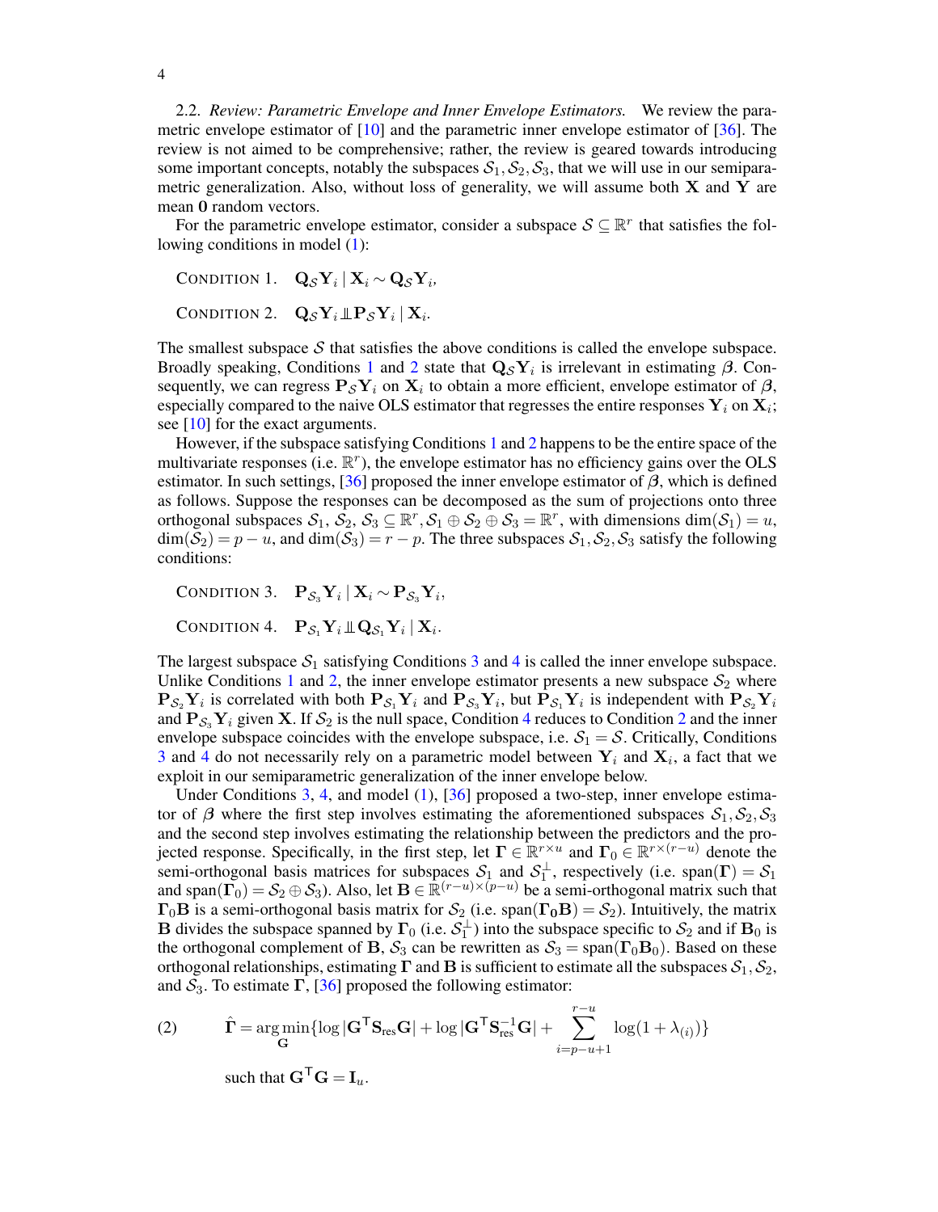2.2. *Review: Parametric Envelope and Inner Envelope Estimators.* We review the parametric envelope estimator of [10] and the parametric inner envelope estimator of [36]. The review is not aimed to be comprehensive; rather, the review is geared towards introducing some important concepts, notably the subspaces $\mathcal{S}_1, \mathcal{S}_2, \mathcal{S}_3$, that we will use in our semiparametric generalization. Also, without loss of generality, we will assume both $\mathbf{X}$ and $\mathbf{Y}$ are mean $\mathbf{0}$ random vectors.

For the parametric envelope estimator, consider a subspace $\mathcal{S} \subseteq \mathbb{R}^r$ that satisfies the following conditions in model (1):

CONDITION 1. $\mathbf{Q}_{\mathcal{S}}\mathbf{Y}_i \mid \mathbf{X}_i \sim \mathbf{Q}_{\mathcal{S}}\mathbf{Y}_i$,

CONDITION 2. $\mathbf{Q}_{\mathcal{S}}\mathbf{Y}_i \perp\!\!\!\perp \mathbf{P}_{\mathcal{S}}\mathbf{Y}_i \mid \mathbf{X}_i$.

The smallest subspace $\mathcal{S}$ that satisfies the above conditions is called the envelope subspace. Broadly speaking, Conditions 1 and 2 state that $\mathbf{Q}_{\mathcal{S}}\mathbf{Y}_i$ is irrelevant in estimating $\boldsymbol{\beta}$. Consequently, we can regress $\mathbf{P}_{\mathcal{S}}\mathbf{Y}_i$ on $\mathbf{X}_i$ to obtain a more efficient, envelope estimator of $\boldsymbol{\beta}$, especially compared to the naive OLS estimator that regresses the entire responses $\mathbf{Y}_i$ on $\mathbf{X}_i$; see [10] for the exact arguments.

However, if the subspace satisfying Conditions 1 and 2 happens to be the entire space of the multivariate responses (i.e. $\mathbb{R}^r$), the envelope estimator has no efficiency gains over the OLS estimator. In such settings, [36] proposed the inner envelope estimator of $\boldsymbol{\beta}$, which is defined as follows. Suppose the responses can be decomposed as the sum of projections onto three orthogonal subspaces $\mathcal{S}_1$, $\mathcal{S}_2$, $\mathcal{S}_3 \subseteq \mathbb{R}^r, \mathcal{S}_1 \oplus \mathcal{S}_2 \oplus \mathcal{S}_3 = \mathbb{R}^r$, with dimensions $\dim(\mathcal{S}_1) = u$, $\dim(\mathcal{S}_2) = p - u$, and $\dim(\mathcal{S}_3) = r - p$. The three subspaces $\mathcal{S}_1, \mathcal{S}_2, \mathcal{S}_3$ satisfy the following conditions:

CONDITION 3. $\mathbf{P}_{\mathcal{S}_3}\mathbf{Y}_i \mid \mathbf{X}_i \sim \mathbf{P}_{\mathcal{S}_3}\mathbf{Y}_i$,

CONDITION 4. $\mathbf{P}_{\mathcal{S}_1}\mathbf{Y}_i \perp\!\!\!\perp \mathbf{Q}_{\mathcal{S}_1}\mathbf{Y}_i \mid \mathbf{X}_i$.

The largest subspace $\mathcal{S}_1$ satisfying Conditions 3 and 4 is called the inner envelope subspace. Unlike Conditions 1 and 2, the inner envelope estimator presents a new subspace $\mathcal{S}_2$ where $\mathbf{P}_{\mathcal{S}_2}\mathbf{Y}_i$ is correlated with both $\mathbf{P}_{\mathcal{S}_1}\mathbf{Y}_i$ and $\mathbf{P}_{\mathcal{S}_3}\mathbf{Y}_i$, but $\mathbf{P}_{\mathcal{S}_1}\mathbf{Y}_i$ is independent with $\mathbf{P}_{\mathcal{S}_2}\mathbf{Y}_i$ and $\mathbf{P}_{\mathcal{S}_3}\mathbf{Y}_i$ given $\mathbf{X}$. If $\mathcal{S}_2$ is the null space, Condition 4 reduces to Condition 2 and the inner envelope subspace coincides with the envelope subspace, i.e. $\mathcal{S}_1 = \mathcal{S}$. Critically, Conditions 3 and 4 do not necessarily rely on a parametric model between $\mathbf{Y}_i$ and $\mathbf{X}_i$, a fact that we exploit in our semiparametric generalization of the inner envelope below.

Under Conditions 3, 4, and model (1), [36] proposed a two-step, inner envelope estimator of $\boldsymbol{\beta}$ where the first step involves estimating the aforementioned subspaces $\mathcal{S}_1, \mathcal{S}_2, \mathcal{S}_3$ and the second step involves estimating the relationship between the predictors and the projected response. Specifically, in the first step, let $\boldsymbol{\Gamma} \in \mathbb{R}^{r \times u}$ and $\boldsymbol{\Gamma}_0 \in \mathbb{R}^{r \times (r-u)}$ denote the semi-orthogonal basis matrices for subspaces $\mathcal{S}_1$ and $\mathcal{S}_1^{\perp}$, respectively (i.e. $\text{span}(\boldsymbol{\Gamma}) = \mathcal{S}_1$ and $\text{span}(\boldsymbol{\Gamma}_0) = \mathcal{S}_2 \oplus \mathcal{S}_3$). Also, let $\mathbf{B} \in \mathbb{R}^{(r-u)\times(p-u)}$ be a semi-orthogonal matrix such that $\boldsymbol{\Gamma}_0\mathbf{B}$ is a semi-orthogonal basis matrix for $\mathcal{S}_2$ (i.e. $\text{span}(\boldsymbol{\Gamma}_0\mathbf{B}) = \mathcal{S}_2$). Intuitively, the matrix $\mathbf{B}$ divides the subspace spanned by $\boldsymbol{\Gamma}_0$ (i.e. $\mathcal{S}_1^{\perp}$) into the subspace specific to $\mathcal{S}_2$ and if $\mathbf{B}_0$ is the orthogonal complement of $\mathbf{B}$, $\mathcal{S}_3$ can be rewritten as $\mathcal{S}_3 = \text{span}(\boldsymbol{\Gamma}_0\mathbf{B}_0)$. Based on these orthogonal relationships, estimating $\boldsymbol{\Gamma}$ and $\mathbf{B}$ is sufficient to estimate all the subspaces $\mathcal{S}_1, \mathcal{S}_2$, and $\mathcal{S}_3$. To estimate $\boldsymbol{\Gamma}$, [36] proposed the following estimator:

$$
\hat{\boldsymbol{\Gamma}} = \arg\min_{\mathbf{G}} \{\log|\mathbf{G}^{\mathsf{T}}\mathbf{S}_{\text{res}}\mathbf{G}| + \log|\mathbf{G}^{\mathsf{T}}\mathbf{S}_{\text{res}}^{-1}\mathbf{G}| + \sum_{i=p-u+1}^{r-u} \log(1 + \lambda_{(i)})\} \tag{2}
$$

such that $\mathbf{G}^{\mathsf{T}}\mathbf{G} = \mathbf{I}_u$.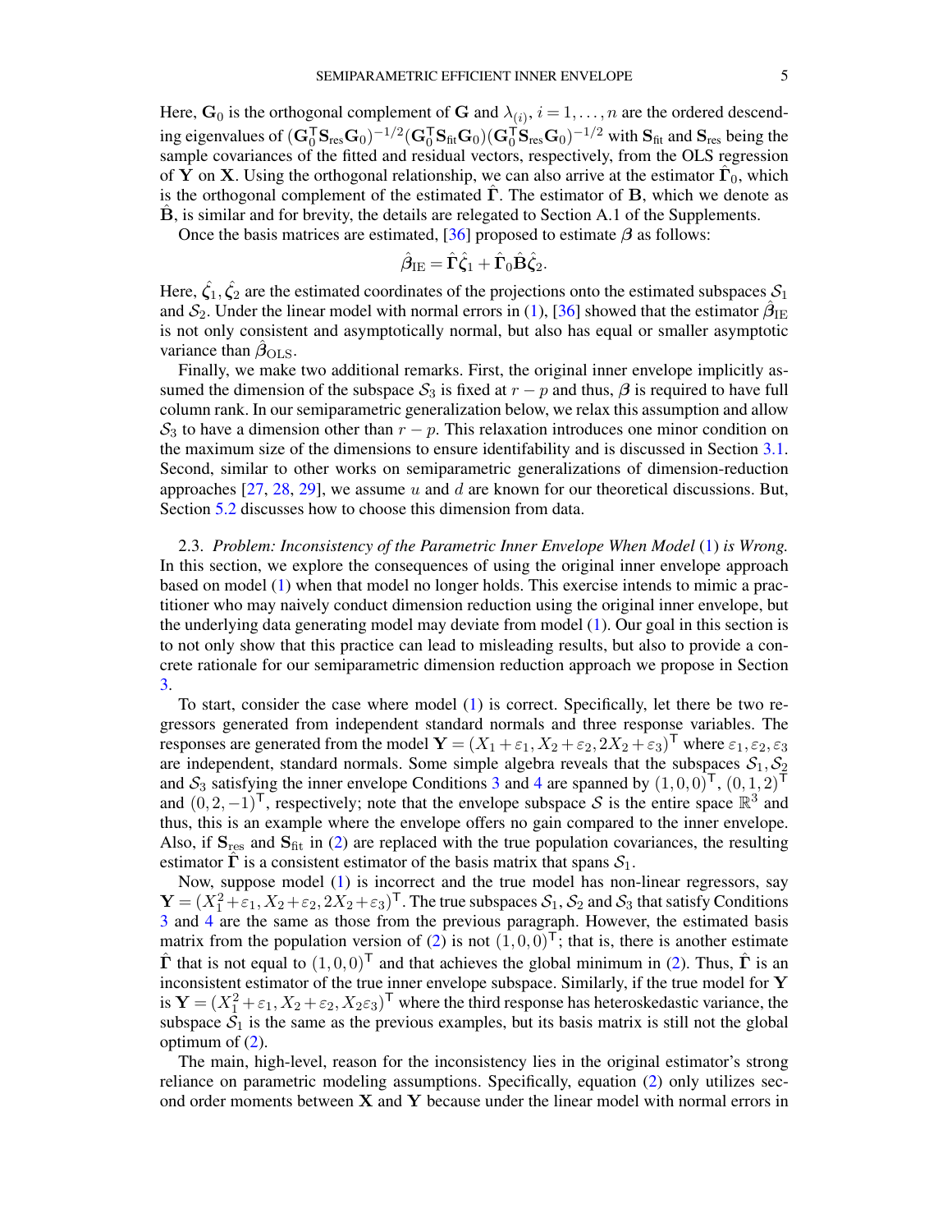Here, $\mathbf{G}_0$ is the orthogonal complement of $\mathbf{G}$ and $\lambda_{(i)}$, $i = 1, \ldots, n$ are the ordered descending eigenvalues of $(\mathbf{G}_0^\mathsf{T} \mathbf{S}_{\text{res}} \mathbf{G}_0)^{-1/2} (\mathbf{G}_0^\mathsf{T} \mathbf{S}_{\text{fit}} \mathbf{G}_0) (\mathbf{G}_0^\mathsf{T} \mathbf{S}_{\text{res}} \mathbf{G}_0)^{-1/2}$ with $\mathbf{S}_{\text{fit}}$ and $\mathbf{S}_{\text{res}}$ being the sample covariances of the fitted and residual vectors, respectively, from the OLS regression of $\mathbf{Y}$ on $\mathbf{X}$. Using the orthogonal relationship, we can also arrive at the estimator $\hat{\mathbf{\Gamma}}_0$, which is the orthogonal complement of the estimated $\hat{\mathbf{\Gamma}}$. The estimator of $\mathbf{B}$, which we denote as $\hat{\mathbf{B}}$, is similar and for brevity, the details are relegated to Section A.1 of the Supplements.

Once the basis matrices are estimated, [36] proposed to estimate $\boldsymbol{\beta}$ as follows:

$$\hat{\boldsymbol{\beta}}_{\text{IE}} = \hat{\mathbf{\Gamma}} \hat{\boldsymbol{\zeta}}_1 + \hat{\mathbf{\Gamma}}_0 \hat{\mathbf{B}} \hat{\boldsymbol{\zeta}}_2.$$

Here, $\hat{\boldsymbol{\zeta}}_1, \hat{\boldsymbol{\zeta}}_2$ are the estimated coordinates of the projections onto the estimated subspaces $\mathcal{S}_1$ and $\mathcal{S}_2$. Under the linear model with normal errors in (1), [36] showed that the estimator $\hat{\boldsymbol{\beta}}_{\text{IE}}$ is not only consistent and asymptotically normal, but also has equal or smaller asymptotic variance than $\hat{\boldsymbol{\beta}}_{\text{OLS}}$.

Finally, we make two additional remarks. First, the original inner envelope implicitly assumed the dimension of the subspace $\mathcal{S}_3$ is fixed at $r - p$ and thus, $\boldsymbol{\beta}$ is required to have full column rank. In our semiparametric generalization below, we relax this assumption and allow $\mathcal{S}_3$ to have a dimension other than $r - p$. This relaxation introduces one minor condition on the maximum size of the dimensions to ensure identifiability and is discussed in Section 3.1. Second, similar to other works on semiparametric generalizations of dimension-reduction approaches [27, 28, 29], we assume $u$ and $d$ are known for our theoretical discussions. But, Section 5.2 discusses how to choose this dimension from data.

2.3. *Problem: Inconsistency of the Parametric Inner Envelope When Model* (1) *is Wrong.* In this section, we explore the consequences of using the original inner envelope approach based on model (1) when that model no longer holds. This exercise intends to mimic a practitioner who may naively conduct dimension reduction using the original inner envelope, but the underlying data generating model may deviate from model (1). Our goal in this section is to not only show that this practice can lead to misleading results, but also to provide a concrete rationale for our semiparametric dimension reduction approach we propose in Section 3.

To start, consider the case where model (1) is correct. Specifically, let there be two regressors generated from independent standard normals and three response variables. The responses are generated from the model $\mathbf{Y} = (X_1 + \varepsilon_1, X_2 + \varepsilon_2, 2X_2 + \varepsilon_3)^\mathsf{T}$ where $\varepsilon_1, \varepsilon_2, \varepsilon_3$ are independent, standard normals. Some simple algebra reveals that the subspaces $\mathcal{S}_1, \mathcal{S}_2$ and $\mathcal{S}_3$ satisfying the inner envelope Conditions 3 and 4 are spanned by $(1, 0, 0)^\mathsf{T}$, $(0, 1, 2)^\mathsf{T}$ and $(0, 2, -1)^\mathsf{T}$, respectively; note that the envelope subspace $\mathcal{S}$ is the entire space $\mathbb{R}^3$ and thus, this is an example where the envelope offers no gain compared to the inner envelope. Also, if $\mathbf{S}_{\text{res}}$ and $\mathbf{S}_{\text{fit}}$ in (2) are replaced with the true population covariances, the resulting estimator $\hat{\mathbf{\Gamma}}$ is a consistent estimator of the basis matrix that spans $\mathcal{S}_1$.

Now, suppose model (1) is incorrect and the true model has non-linear regressors, say $\mathbf{Y} = (X_1^2 + \varepsilon_1, X_2 + \varepsilon_2, 2X_2 + \varepsilon_3)^\mathsf{T}$. The true subspaces $\mathcal{S}_1, \mathcal{S}_2$ and $\mathcal{S}_3$ that satisfy Conditions 3 and 4 are the same as those from the previous paragraph. However, the estimated basis matrix from the population version of (2) is not $(1, 0, 0)^\mathsf{T}$; that is, there is another estimate $\hat{\mathbf{\Gamma}}$ that is not equal to $(1, 0, 0)^\mathsf{T}$ and that achieves the global minimum in (2). Thus, $\hat{\mathbf{\Gamma}}$ is an inconsistent estimator of the true inner envelope subspace. Similarly, if the true model for $\mathbf{Y}$ is $\mathbf{Y} = (X_1^2 + \varepsilon_1, X_2 + \varepsilon_2, X_2 \varepsilon_3)^\mathsf{T}$ where the third response has heteroskedastic variance, the subspace $\mathcal{S}_1$ is the same as the previous examples, but its basis matrix is still not the global optimum of (2).

The main, high-level, reason for the inconsistency lies in the original estimator's strong reliance on parametric modeling assumptions. Specifically, equation (2) only utilizes second order moments between $\mathbf{X}$ and $\mathbf{Y}$ because under the linear model with normal errors in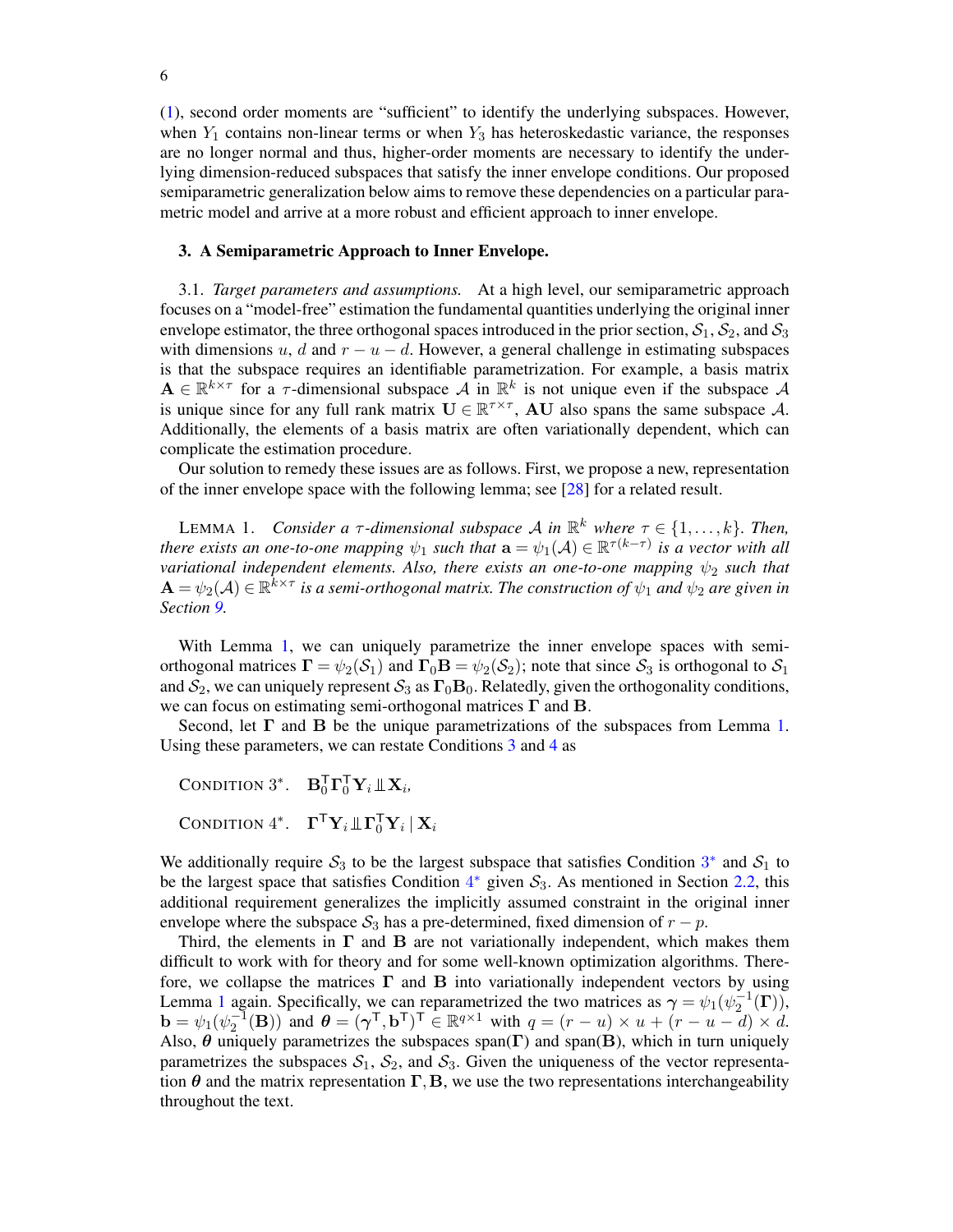(1), second order moments are "sufficient" to identify the underlying subspaces. However, when $Y_1$ contains non-linear terms or when $Y_3$ has heteroskedastic variance, the responses are no longer normal and thus, higher-order moments are necessary to identify the underlying dimension-reduced subspaces that satisfy the inner envelope conditions. Our proposed semiparametric generalization below aims to remove these dependencies on a particular parametric model and arrive at a more robust and efficient approach to inner envelope.

## 3. A Semiparametric Approach to Inner Envelope.

3.1. *Target parameters and assumptions.* At a high level, our semiparametric approach focuses on a "model-free" estimation the fundamental quantities underlying the original inner envelope estimator, the three orthogonal spaces introduced in the prior section, $\mathcal{S}_1$, $\mathcal{S}_2$, and $\mathcal{S}_3$ with dimensions $u$, $d$ and $r-u-d$. However, a general challenge in estimating subspaces is that the subspace requires an identifiable parametrization. For example, a basis matrix $\mathbf{A} \in \mathbb{R}^{k\times\tau}$ for a $\tau$-dimensional subspace $\mathcal{A}$ in $\mathbb{R}^k$ is not unique even if the subspace $\mathcal{A}$ is unique since for any full rank matrix $\mathbf{U} \in \mathbb{R}^{\tau\times\tau}$, $\mathbf{AU}$ also spans the same subspace $\mathcal{A}$. Additionally, the elements of a basis matrix are often variationally dependent, which can complicate the estimation procedure.

Our solution to remedy these issues are as follows. First, we propose a new, representation of the inner envelope space with the following lemma; see [28] for a related result.

LEMMA 1. *Consider a $\tau$-dimensional subspace $\mathcal{A}$ in $\mathbb{R}^k$ where $\tau \in \{1,\dots,k\}$. Then, there exists an one-to-one mapping $\psi_1$ such that $\mathbf{a} = \psi_1(\mathcal{A}) \in \mathbb{R}^{\tau(k-\tau)}$ is a vector with all variational independent elements. Also, there exists an one-to-one mapping $\psi_2$ such that $\mathbf{A} = \psi_2(\mathcal{A}) \in \mathbb{R}^{k\times\tau}$ is a semi-orthogonal matrix. The construction of $\psi_1$ and $\psi_2$ are given in Section 9.*

With Lemma 1, we can uniquely parametrize the inner envelope spaces with semi-orthogonal matrices $\mathbf{\Gamma} = \psi_2(\mathcal{S}_1)$ and $\mathbf{\Gamma}_0\mathbf{B} = \psi_2(\mathcal{S}_2)$; note that since $\mathcal{S}_3$ is orthogonal to $\mathcal{S}_1$ and $\mathcal{S}_2$, we can uniquely represent $\mathcal{S}_3$ as $\mathbf{\Gamma}_0\mathbf{B}_0$. Relatedly, given the orthogonality conditions, we can focus on estimating semi-orthogonal matrices $\mathbf{\Gamma}$ and $\mathbf{B}$.

Second, let $\mathbf{\Gamma}$ and $\mathbf{B}$ be the unique parametrizations of the subspaces from Lemma 1. Using these parameters, we can restate Conditions 3 and 4 as

CONDITION 3*. $\mathbf{B}_0^{\mathsf{T}}\mathbf{\Gamma}_0^{\mathsf{T}}\mathbf{Y}_i \perp\!\!\!\perp \mathbf{X}_i$,

CONDITION 4*. $\mathbf{\Gamma}^{\mathsf{T}}\mathbf{Y}_i \perp\!\!\!\perp \mathbf{\Gamma}_0^{\mathsf{T}}\mathbf{Y}_i \mid \mathbf{X}_i$

We additionally require $\mathcal{S}_3$ to be the largest subspace that satisfies Condition 3* and $\mathcal{S}_1$ to be the largest space that satisfies Condition 4* given $\mathcal{S}_3$. As mentioned in Section 2.2, this additional requirement generalizes the implicitly assumed constraint in the original inner envelope where the subspace $\mathcal{S}_3$ has a pre-determined, fixed dimension of $r-p$.

Third, the elements in $\mathbf{\Gamma}$ and $\mathbf{B}$ are not variationally independent, which makes them difficult to work with for theory and for some well-known optimization algorithms. Therefore, we collapse the matrices $\mathbf{\Gamma}$ and $\mathbf{B}$ into variationally independent vectors by using Lemma 1 again. Specifically, we can reparametrized the two matrices as $\boldsymbol{\gamma} = \psi_1(\psi_2^{-1}(\mathbf{\Gamma}))$, $\mathbf{b} = \psi_1(\psi_2^{-1}(\mathbf{B}))$ and $\boldsymbol{\theta} = (\boldsymbol{\gamma}^{\mathsf{T}}, \mathbf{b}^{\mathsf{T}})^{\mathsf{T}} \in \mathbb{R}^{q\times 1}$ with $q = (r-u)\times u + (r-u-d)\times d$. Also, $\boldsymbol{\theta}$ uniquely parametrizes the subspaces span($\mathbf{\Gamma}$) and span($\mathbf{B}$), which in turn uniquely parametrizes the subspaces $\mathcal{S}_1$, $\mathcal{S}_2$, and $\mathcal{S}_3$. Given the uniqueness of the vector representation $\boldsymbol{\theta}$ and the matrix representation $\mathbf{\Gamma}, \mathbf{B}$, we use the two representations interchangeability throughout the text.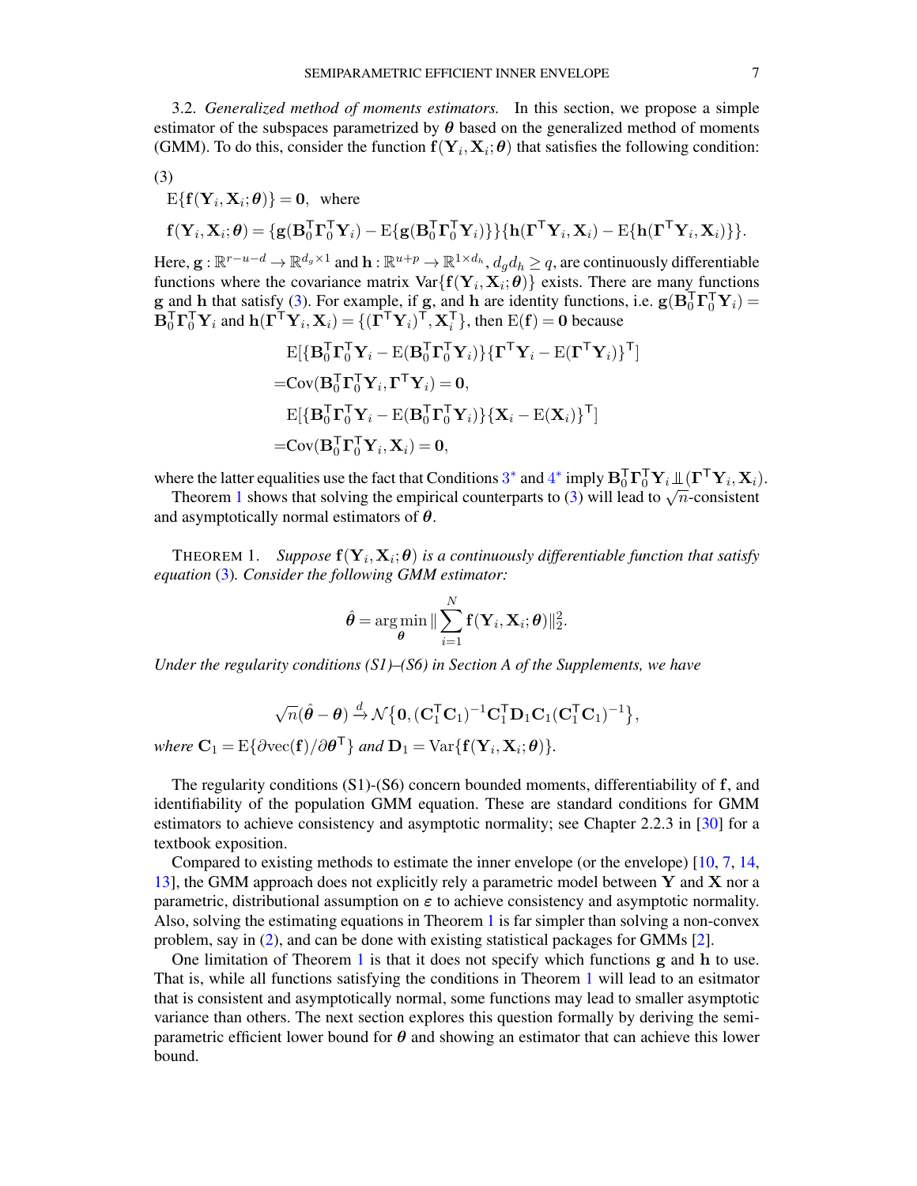3.2. *Generalized method of moments estimators.* In this section, we propose a simple estimator of the subspaces parametrized by $\boldsymbol{\theta}$ based on the generalized method of moments (GMM). To do this, consider the function $\mathbf{f}(\mathbf{Y}_i, \mathbf{X}_i; \boldsymbol{\theta})$ that satisfies the following condition:

(3)

$$\mathrm{E}\{\mathbf{f}(\mathbf{Y}_i, \mathbf{X}_i; \boldsymbol{\theta})\} = \mathbf{0}, \text{ where}$$

$$\mathbf{f}(\mathbf{Y}_i, \mathbf{X}_i; \boldsymbol{\theta}) = \{\mathbf{g}(\mathbf{B}_0^\intercal \boldsymbol{\Gamma}_0^\intercal \mathbf{Y}_i) - \mathrm{E}\{\mathbf{g}(\mathbf{B}_0^\intercal \boldsymbol{\Gamma}_0^\intercal \mathbf{Y}_i)\}\}\{\mathbf{h}(\boldsymbol{\Gamma}^\intercal \mathbf{Y}_i, \mathbf{X}_i) - \mathrm{E}\{\mathbf{h}(\boldsymbol{\Gamma}^\intercal \mathbf{Y}_i, \mathbf{X}_i)\}\}.$$

Here, $\mathbf{g} : \mathbb{R}^{r-u-d} \to \mathbb{R}^{d_g \times 1}$ and $\mathbf{h} : \mathbb{R}^{u+p} \to \mathbb{R}^{1 \times d_h}$, $d_g d_h \geq q$, are continuously differentiable functions where the covariance matrix $\mathrm{Var}\{\mathbf{f}(\mathbf{Y}_i, \mathbf{X}_i; \boldsymbol{\theta})\}$ exists. There are many functions $\mathbf{g}$ and $\mathbf{h}$ that satisfy (3). For example, if $\mathbf{g}$, and $\mathbf{h}$ are identity functions, i.e. $\mathbf{g}(\mathbf{B}_0^\intercal \boldsymbol{\Gamma}_0^\intercal \mathbf{Y}_i) = \mathbf{B}_0^\intercal \boldsymbol{\Gamma}_0^\intercal \mathbf{Y}_i$ and $\mathbf{h}(\boldsymbol{\Gamma}^\intercal \mathbf{Y}_i, \mathbf{X}_i) = \{(\boldsymbol{\Gamma}^\intercal \mathbf{Y}_i)^\intercal, \mathbf{X}_i^\intercal\}$, then $\mathrm{E}(\mathbf{f}) = \mathbf{0}$ because

$$\begin{aligned}
&\mathrm{E}[\{\mathbf{B}_0^\intercal \boldsymbol{\Gamma}_0^\intercal \mathbf{Y}_i - \mathrm{E}(\mathbf{B}_0^\intercal \boldsymbol{\Gamma}_0^\intercal \mathbf{Y}_i)\}\{\boldsymbol{\Gamma}^\intercal \mathbf{Y}_i - \mathrm{E}(\boldsymbol{\Gamma}^\intercal \mathbf{Y}_i)\}^\intercal] \\
=&\mathrm{Cov}(\mathbf{B}_0^\intercal \boldsymbol{\Gamma}_0^\intercal \mathbf{Y}_i, \boldsymbol{\Gamma}^\intercal \mathbf{Y}_i) = \mathbf{0}, \\
&\mathrm{E}[\{\mathbf{B}_0^\intercal \boldsymbol{\Gamma}_0^\intercal \mathbf{Y}_i - \mathrm{E}(\mathbf{B}_0^\intercal \boldsymbol{\Gamma}_0^\intercal \mathbf{Y}_i)\}\{\mathbf{X}_i - \mathrm{E}(\mathbf{X}_i)\}^\intercal] \\
=&\mathrm{Cov}(\mathbf{B}_0^\intercal \boldsymbol{\Gamma}_0^\intercal \mathbf{Y}_i, \mathbf{X}_i) = \mathbf{0},
\end{aligned}$$

where the latter equalities use the fact that Conditions $3^*$ and $4^*$ imply $\mathbf{B}_0^\intercal \boldsymbol{\Gamma}_0^\intercal \mathbf{Y}_i \perp\!\!\!\perp (\boldsymbol{\Gamma}^\intercal \mathbf{Y}_i, \mathbf{X}_i)$.

Theorem 1 shows that solving the empirical counterparts to (3) will lead to $\sqrt{n}$-consistent and asymptotically normal estimators of $\boldsymbol{\theta}$.

THEOREM 1. *Suppose $\mathbf{f}(\mathbf{Y}_i, \mathbf{X}_i; \boldsymbol{\theta})$ is a continuously differentiable function that satisfy equation (3). Consider the following GMM estimator:*

$$\hat{\boldsymbol{\theta}} = \arg\min_{\boldsymbol{\theta}} \| \sum_{i=1}^{N} \mathbf{f}(\mathbf{Y}_i, \mathbf{X}_i; \boldsymbol{\theta}) \|_2^2.$$

*Under the regularity conditions (S1)–(S6) in Section A of the Supplements, we have*

$$\sqrt{n}(\hat{\boldsymbol{\theta}} - \boldsymbol{\theta}) \xrightarrow{d} \mathcal{N}\{\mathbf{0}, (\mathbf{C}_1^\intercal \mathbf{C}_1)^{-1} \mathbf{C}_1^\intercal \mathbf{D}_1 \mathbf{C}_1 (\mathbf{C}_1^\intercal \mathbf{C}_1)^{-1}\},$$

*where $\mathbf{C}_1 = \mathrm{E}\{\partial \mathrm{vec}(\mathbf{f}) / \partial \boldsymbol{\theta}^\intercal\}$ and $\mathbf{D}_1 = \mathrm{Var}\{\mathbf{f}(\mathbf{Y}_i, \mathbf{X}_i; \boldsymbol{\theta})\}$.*

The regularity conditions (S1)-(S6) concern bounded moments, differentiability of $\mathbf{f}$, and identifiability of the population GMM equation. These are standard conditions for GMM estimators to achieve consistency and asymptotic normality; see Chapter 2.2.3 in [30] for a textbook exposition.

Compared to existing methods to estimate the inner envelope (or the envelope) [10, 7, 14, 13], the GMM approach does not explicitly rely a parametric model between $\mathbf{Y}$ and $\mathbf{X}$ nor a parametric, distributional assumption on $\varepsilon$ to achieve consistency and asymptotic normality. Also, solving the estimating equations in Theorem 1 is far simpler than solving a non-convex problem, say in (2), and can be done with existing statistical packages for GMMs [2].

One limitation of Theorem 1 is that it does not specify which functions $\mathbf{g}$ and $\mathbf{h}$ to use. That is, while all functions satisfying the conditions in Theorem 1 will lead to an esitmator that is consistent and asymptotically normal, some functions may lead to smaller asymptotic variance than others. The next section explores this question formally by deriving the semi-parametric efficient lower bound for $\boldsymbol{\theta}$ and showing an estimator that can achieve this lower bound.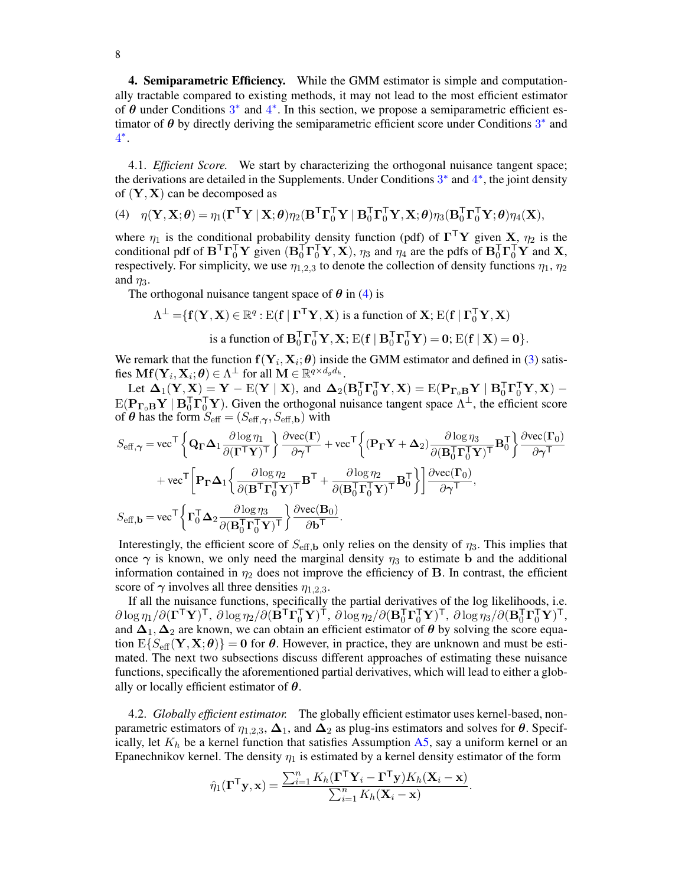## 4. Semiparametric Efficiency.

While the GMM estimator is simple and computationally tractable compared to existing methods, it may not lead to the most efficient estimator of $\boldsymbol{\theta}$ under Conditions 3* and 4*. In this section, we propose a semiparametric efficient estimator of $\boldsymbol{\theta}$ by directly deriving the semiparametric efficient score under Conditions 3* and 4*.

### 4.1. *Efficient Score.*

We start by characterizing the orthogonal nuisance tangent space; the derivations are detailed in the Supplements. Under Conditions 3* and 4*, the joint density of $(\mathbf{Y}, \mathbf{X})$ can be decomposed as

$$
(4) \quad \eta(\mathbf{Y}, \mathbf{X}; \boldsymbol{\theta}) = \eta_1(\boldsymbol{\Gamma}^\mathsf{T}\mathbf{Y} \mid \mathbf{X}; \boldsymbol{\theta})\eta_2(\mathbf{B}^\mathsf{T}\boldsymbol{\Gamma}_0^\mathsf{T}\mathbf{Y} \mid \mathbf{B}_0^\mathsf{T}\boldsymbol{\Gamma}_0^\mathsf{T}\mathbf{Y}, \mathbf{X}; \boldsymbol{\theta})\eta_3(\mathbf{B}_0^\mathsf{T}\boldsymbol{\Gamma}_0^\mathsf{T}\mathbf{Y}; \boldsymbol{\theta})\eta_4(\mathbf{X}),
$$

where $\eta_1$ is the conditional probability density function (pdf) of $\boldsymbol{\Gamma}^\mathsf{T}\mathbf{Y}$ given $\mathbf{X}$, $\eta_2$ is the conditional pdf of $\mathbf{B}^\mathsf{T}\boldsymbol{\Gamma}_0^\mathsf{T}\mathbf{Y}$ given $(\mathbf{B}_0^\mathsf{T}\boldsymbol{\Gamma}_0^\mathsf{T}\mathbf{Y}, \mathbf{X})$, $\eta_3$ and $\eta_4$ are the pdfs of $\mathbf{B}_0^\mathsf{T}\boldsymbol{\Gamma}_0^\mathsf{T}\mathbf{Y}$ and $\mathbf{X}$, respectively. For simplicity, we use $\eta_{1,2,3}$ to denote the collection of density functions $\eta_1$, $\eta_2$ and $\eta_3$.

The orthogonal nuisance tangent space of $\boldsymbol{\theta}$ in (4) is

$$
\begin{aligned}
\Lambda^\perp = \{&\mathbf{f}(\mathbf{Y}, \mathbf{X}) \in \mathbb{R}^q : \mathrm{E}(\mathbf{f} \mid \boldsymbol{\Gamma}^\mathsf{T}\mathbf{Y}, \mathbf{X}) \text{ is a function of } \mathbf{X}; \mathrm{E}(\mathbf{f} \mid \boldsymbol{\Gamma}_0^\mathsf{T}\mathbf{Y}, \mathbf{X}) \\
&\text{is a function of } \mathbf{B}_0^\mathsf{T}\boldsymbol{\Gamma}_0^\mathsf{T}\mathbf{Y}, \mathbf{X}; \mathrm{E}(\mathbf{f} \mid \mathbf{B}_0^\mathsf{T}\boldsymbol{\Gamma}_0^\mathsf{T}\mathbf{Y}) = \mathbf{0}; \mathrm{E}(\mathbf{f} \mid \mathbf{X}) = \mathbf{0}\}.
\end{aligned}
$$

We remark that the function $\mathbf{f}(\mathbf{Y}_i, \mathbf{X}_i; \boldsymbol{\theta})$ inside the GMM estimator and defined in (3) satisfies $\mathbf{M}\mathbf{f}(\mathbf{Y}_i, \mathbf{X}_i; \boldsymbol{\theta}) \in \Lambda^\perp$ for all $\mathbf{M} \in \mathbb{R}^{q \times d_g d_h}$.

Let $\boldsymbol{\Delta}_1(\mathbf{Y}, \mathbf{X}) = \mathbf{Y} - \mathrm{E}(\mathbf{Y} \mid \mathbf{X})$, and $\boldsymbol{\Delta}_2(\mathbf{B}_0^\mathsf{T}\boldsymbol{\Gamma}_0^\mathsf{T}\mathbf{Y}, \mathbf{X}) = \mathrm{E}(\mathbf{P}_{\boldsymbol{\Gamma}_0\mathbf{B}}\mathbf{Y} \mid \mathbf{B}_0^\mathsf{T}\boldsymbol{\Gamma}_0^\mathsf{T}\mathbf{Y}, \mathbf{X}) - \mathrm{E}(\mathbf{P}_{\boldsymbol{\Gamma}_0\mathbf{B}}\mathbf{Y} \mid \mathbf{B}_0^\mathsf{T}\boldsymbol{\Gamma}_0^\mathsf{T}\mathbf{Y})$. Given the orthogonal nuisance tangent space $\Lambda^\perp$, the efficient score of $\boldsymbol{\theta}$ has the form $S_{\text{eff}} = (S_{\text{eff},\boldsymbol{\gamma}}, S_{\text{eff},\mathbf{b}})$ with

$$
\begin{aligned}
S_{\text{eff},\boldsymbol{\gamma}} =\ & \mathrm{vec}^\mathsf{T}\left\{\mathbf{Q}_{\boldsymbol{\Gamma}}\boldsymbol{\Delta}_1 \frac{\partial \log \eta_1}{\partial(\boldsymbol{\Gamma}^\mathsf{T}\mathbf{Y})^\mathsf{T}}\right\}\frac{\partial \mathrm{vec}(\boldsymbol{\Gamma})}{\partial \boldsymbol{\gamma}^\mathsf{T}} + \mathrm{vec}^\mathsf{T}\left\{(\mathbf{P}_{\boldsymbol{\Gamma}}\mathbf{Y} + \boldsymbol{\Delta}_2)\frac{\partial \log \eta_3}{\partial(\mathbf{B}_0^\mathsf{T}\boldsymbol{\Gamma}_0^\mathsf{T}\mathbf{Y})^\mathsf{T}}\mathbf{B}_0^\mathsf{T}\right\}\frac{\partial \mathrm{vec}(\boldsymbol{\Gamma}_0)}{\partial \boldsymbol{\gamma}^\mathsf{T}} \\
&+ \mathrm{vec}^\mathsf{T}\left[\mathbf{P}_{\boldsymbol{\Gamma}}\boldsymbol{\Delta}_1\left\{\frac{\partial \log \eta_2}{\partial(\mathbf{B}^\mathsf{T}\boldsymbol{\Gamma}_0^\mathsf{T}\mathbf{Y})^\mathsf{T}}\mathbf{B}^\mathsf{T} + \frac{\partial \log \eta_2}{\partial(\mathbf{B}_0^\mathsf{T}\boldsymbol{\Gamma}_0^\mathsf{T}\mathbf{Y})^\mathsf{T}}\mathbf{B}_0^\mathsf{T}\right\}\right]\frac{\partial \mathrm{vec}(\boldsymbol{\Gamma}_0)}{\partial \boldsymbol{\gamma}^\mathsf{T}}, \\
S_{\text{eff},\mathbf{b}} =\ & \mathrm{vec}^\mathsf{T}\left\{\boldsymbol{\Gamma}_0^\mathsf{T}\boldsymbol{\Delta}_2\frac{\partial \log \eta_3}{\partial(\mathbf{B}_0^\mathsf{T}\boldsymbol{\Gamma}_0^\mathsf{T}\mathbf{Y})^\mathsf{T}}\right\}\frac{\partial \mathrm{vec}(\mathbf{B}_0)}{\partial \mathbf{b}^\mathsf{T}}.
\end{aligned}
$$

Interestingly, the efficient score of $S_{\text{eff},\mathbf{b}}$ only relies on the density of $\eta_3$. This implies that once $\boldsymbol{\gamma}$ is known, we only need the marginal density $\eta_3$ to estimate $\mathbf{b}$ and the additional information contained in $\eta_2$ does not improve the efficiency of $\mathbf{B}$. In contrast, the efficient score of $\boldsymbol{\gamma}$ involves all three densities $\eta_{1,2,3}$.

If all the nuisance functions, specifically the partial derivatives of the log likelihoods, i.e. $\partial \log \eta_1/\partial(\boldsymbol{\Gamma}^\mathsf{T}\mathbf{Y})^\mathsf{T}$, $\partial \log \eta_2/\partial(\mathbf{B}^\mathsf{T}\boldsymbol{\Gamma}_0^\mathsf{T}\mathbf{Y})^\mathsf{T}$, $\partial \log \eta_2/\partial(\mathbf{B}_0^\mathsf{T}\boldsymbol{\Gamma}_0^\mathsf{T}\mathbf{Y})^\mathsf{T}$, $\partial \log \eta_3/\partial(\mathbf{B}_0^\mathsf{T}\boldsymbol{\Gamma}_0^\mathsf{T}\mathbf{Y})^\mathsf{T}$, and $\boldsymbol{\Delta}_1, \boldsymbol{\Delta}_2$ are known, we can obtain an efficient estimator of $\boldsymbol{\theta}$ by solving the score equation $\mathrm{E}\{S_{\text{eff}}(\mathbf{Y}, \mathbf{X}; \boldsymbol{\theta})\} = \mathbf{0}$ for $\boldsymbol{\theta}$. However, in practice, they are unknown and must be estimated. The next two subsections discuss different approaches of estimating these nuisance functions, specifically the aforementioned partial derivatives, which will lead to either a globally or locally efficient estimator of $\boldsymbol{\theta}$.

### 4.2. *Globally efficient estimator.*

The globally efficient estimator uses kernel-based, nonparametric estimators of $\eta_{1,2,3}$, $\boldsymbol{\Delta}_1$, and $\boldsymbol{\Delta}_2$ as plug-ins estimators and solves for $\boldsymbol{\theta}$. Specifically, let $K_h$ be a kernel function that satisfies Assumption A5, say a uniform kernel or an Epanechnikov kernel. The density $\eta_1$ is estimated by a kernel density estimator of the form

$$
\hat{\eta}_1(\boldsymbol{\Gamma}^\mathsf{T}\mathbf{y}, \mathbf{x}) = \frac{\sum_{i=1}^n K_h(\boldsymbol{\Gamma}^\mathsf{T}\mathbf{Y}_i - \boldsymbol{\Gamma}^\mathsf{T}\mathbf{y})K_h(\mathbf{X}_i - \mathbf{x})}{\sum_{i=1}^n K_h(\mathbf{X}_i - \mathbf{x})}.
$$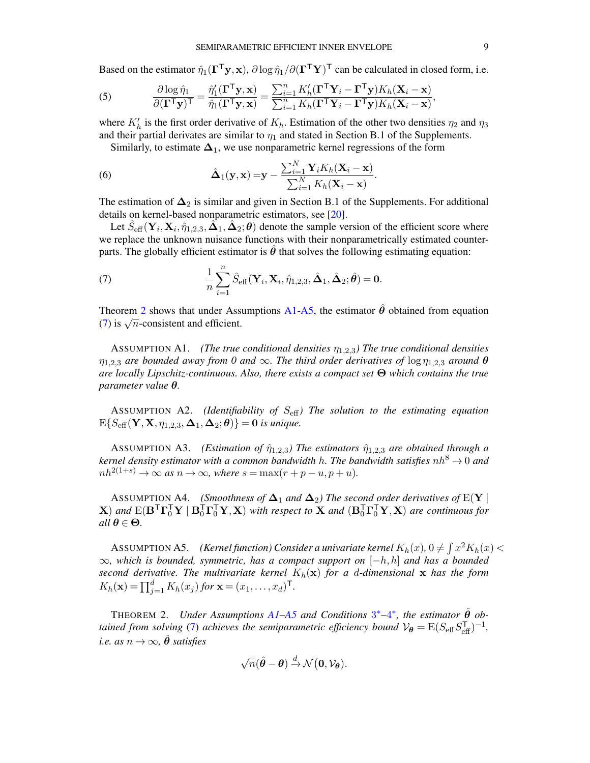Based on the estimator $\hat{\eta}_1(\mathbf{\Gamma}^\mathsf{T}\mathbf{y}, \mathbf{x})$, $\partial \log \hat{\eta}_1 / \partial(\mathbf{\Gamma}^\mathsf{T}\mathbf{Y})^\mathsf{T}$ can be calculated in closed form, i.e.

$$\text{(5)} \qquad \frac{\partial \log \hat{\eta}_1}{\partial(\mathbf{\Gamma}^\mathsf{T}\mathbf{y})^\mathsf{T}} = \frac{\hat{\eta}_1'(\mathbf{\Gamma}^\mathsf{T}\mathbf{y}, \mathbf{x})}{\hat{\eta}_1(\mathbf{\Gamma}^\mathsf{T}\mathbf{y}, \mathbf{x})} = \frac{\sum_{i=1}^n K_h'(\mathbf{\Gamma}^\mathsf{T}\mathbf{Y}_i - \mathbf{\Gamma}^\mathsf{T}\mathbf{y}) K_h(\mathbf{X}_i - \mathbf{x})}{\sum_{i=1}^n K_h(\mathbf{\Gamma}^\mathsf{T}\mathbf{Y}_i - \mathbf{\Gamma}^\mathsf{T}\mathbf{y}) K_h(\mathbf{X}_i - \mathbf{x})},$$

where $K_h'$ is the first order derivative of $K_h$. Estimation of the other two densities $\eta_2$ and $\eta_3$ and their partial derivates are similar to $\eta_1$ and stated in Section B.1 of the Supplements.

Similarly, to estimate $\mathbf{\Delta}_1$, we use nonparametric kernel regressions of the form

$$\text{(6)} \qquad \hat{\mathbf{\Delta}}_1(\mathbf{y}, \mathbf{x}) = \mathbf{y} - \frac{\sum_{i=1}^N \mathbf{Y}_i K_h(\mathbf{X}_i - \mathbf{x})}{\sum_{i=1}^N K_h(\mathbf{X}_i - \mathbf{x})}.$$

The estimation of $\mathbf{\Delta}_2$ is similar and given in Section B.1 of the Supplements. For additional details on kernel-based nonparametric estimators, see [20].

Let $\hat{S}_{\text{eff}}(\mathbf{Y}_i, \mathbf{X}_i, \hat{\eta}_{1,2,3}, \hat{\mathbf{\Delta}}_1, \hat{\mathbf{\Delta}}_2; \boldsymbol{\theta})$ denote the sample version of the efficient score where we replace the unknown nuisance functions with their nonparametrically estimated counterparts. The globally efficient estimator is $\hat{\boldsymbol{\theta}}$ that solves the following estimating equation:

$$\text{(7)} \qquad \frac{1}{n} \sum_{i=1}^n \hat{S}_{\text{eff}}(\mathbf{Y}_i, \mathbf{X}_i, \hat{\eta}_{1,2,3}, \hat{\mathbf{\Delta}}_1, \hat{\mathbf{\Delta}}_2; \hat{\boldsymbol{\theta}}) = \mathbf{0}.$$

Theorem 2 shows that under Assumptions A1-A5, the estimator $\hat{\boldsymbol{\theta}}$ obtained from equation (7) is $\sqrt{n}$-consistent and efficient.

ASSUMPTION A1. *(The true conditional densities $\eta_{1,2,3}$) The true conditional densities $\eta_{1,2,3}$ are bounded away from 0 and $\infty$. The third order derivatives of $\log \eta_{1,2,3}$ around $\boldsymbol{\theta}$ are locally Lipschitz-continuous. Also, there exists a compact set $\mathbf{\Theta}$ which contains the true parameter value $\boldsymbol{\theta}$.*

ASSUMPTION A2. *(Identifiability of $S_{\text{eff}}$) The solution to the estimating equation $\mathrm{E}\{S_{\text{eff}}(\mathbf{Y}, \mathbf{X}, \eta_{1,2,3}, \mathbf{\Delta}_1, \mathbf{\Delta}_2; \boldsymbol{\theta})\} = \mathbf{0}$ is unique.*

ASSUMPTION A3. *(Estimation of $\hat{\eta}_{1,2,3}$) The estimators $\hat{\eta}_{1,2,3}$ are obtained through a kernel density estimator with a common bandwidth $h$. The bandwidth satisfies $nh^8 \to 0$ and $nh^{2(1+s)} \to \infty$ as $n \to \infty$, where $s = \max(r + p - u, p + u)$.*

ASSUMPTION A4. *(Smoothness of $\mathbf{\Delta}_1$ and $\mathbf{\Delta}_2$) The second order derivatives of $\mathrm{E}(\mathbf{Y} \mid \mathbf{X})$ and $\mathrm{E}(\mathbf{B}^\mathsf{T}\mathbf{\Gamma}_0^\mathsf{T}\mathbf{Y} \mid \mathbf{B}_0^\mathsf{T}\mathbf{\Gamma}_0^\mathsf{T}\mathbf{Y}, \mathbf{X})$ with respect to $\mathbf{X}$ and $(\mathbf{B}_0^\mathsf{T}\mathbf{\Gamma}_0^\mathsf{T}\mathbf{Y}, \mathbf{X})$ are continuous for all $\boldsymbol{\theta} \in \mathbf{\Theta}$.*

ASSUMPTION A5. *(Kernel function) Consider a univariate kernel $K_h(x)$, $0 \neq \int x^2 K_h(x) < \infty$, which is bounded, symmetric, has a compact support on $[-h, h]$ and has a bounded second derivative. The multivariate kernel $K_h(\mathbf{x})$ for a $d$-dimensional $\mathbf{x}$ has the form $K_h(\mathbf{x}) = \prod_{j=1}^d K_h(x_j)$ for $\mathbf{x} = (x_1, \ldots, x_d)^\mathsf{T}$.*

THEOREM 2. *Under Assumptions A1–A5 and Conditions 3\*–4\*, the estimator $\hat{\boldsymbol{\theta}}$ obtained from solving (7) achieves the semiparametric efficiency bound $\mathcal{V}_{\boldsymbol{\theta}} = \mathrm{E}(S_{\text{eff}} S_{\text{eff}}^\mathsf{T})^{-1}$, i.e. as $n \to \infty$, $\hat{\boldsymbol{\theta}}$ satisfies*

$$\sqrt{n}(\hat{\boldsymbol{\theta}} - \boldsymbol{\theta}) \xrightarrow{d} \mathcal{N}(\mathbf{0}, \mathcal{V}_{\boldsymbol{\theta}}).$$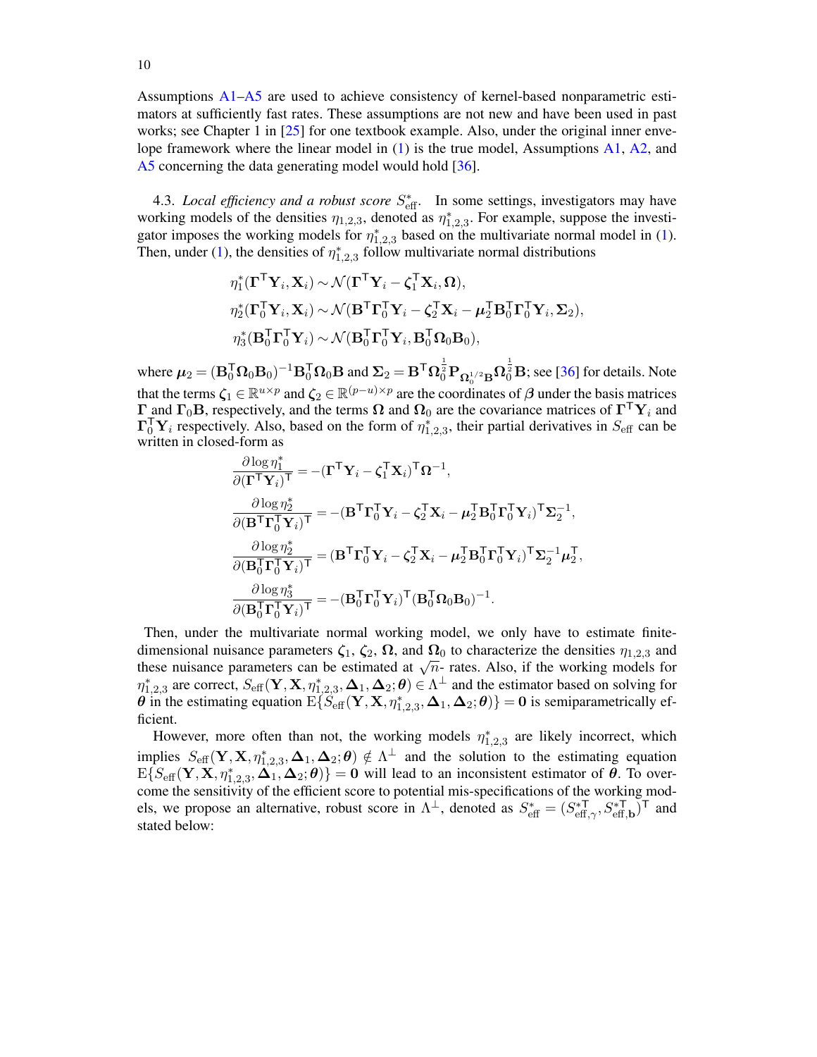Assumptions A1–A5 are used to achieve consistency of kernel-based nonparametric estimators at sufficiently fast rates. These assumptions are not new and have been used in past works; see Chapter 1 in [25] for one textbook example. Also, under the original inner envelope framework where the linear model in (1) is the true model, Assumptions A1, A2, and A5 concerning the data generating model would hold [36].

4.3. *Local efficiency and a robust score $S^*_{\text{eff}}$.* In some settings, investigators may have working models of the densities $\eta_{1,2,3}$, denoted as $\eta^*_{1,2,3}$. For example, suppose the investigator imposes the working models for $\eta^*_{1,2,3}$ based on the multivariate normal model in (1). Then, under (1), the densities of $\eta^*_{1,2,3}$ follow multivariate normal distributions

$$
\begin{aligned}
\eta_1^*(\mathbf{\Gamma}^\top \mathbf{Y}_i, \mathbf{X}_i) &\sim \mathcal{N}(\mathbf{\Gamma}^\top \mathbf{Y}_i - \boldsymbol{\zeta}_1^\top \mathbf{X}_i, \mathbf{\Omega}),\\
\eta_2^*(\mathbf{\Gamma}_0^\top \mathbf{Y}_i, \mathbf{X}_i) &\sim \mathcal{N}(\mathbf{B}^\top \mathbf{\Gamma}_0^\top \mathbf{Y}_i - \boldsymbol{\zeta}_2^\top \mathbf{X}_i - \boldsymbol{\mu}_2^\top \mathbf{B}_0^\top \mathbf{\Gamma}_0^\top \mathbf{Y}_i, \mathbf{\Sigma}_2),\\
\eta_3^*(\mathbf{B}_0^\top \mathbf{\Gamma}_0^\top \mathbf{Y}_i) &\sim \mathcal{N}(\mathbf{B}_0^\top \mathbf{\Gamma}_0^\top \mathbf{Y}_i, \mathbf{B}_0^\top \mathbf{\Omega}_0 \mathbf{B}_0),
\end{aligned}
$$

where $\boldsymbol{\mu}_2 = (\mathbf{B}_0^\top \mathbf{\Omega}_0 \mathbf{B}_0)^{-1} \mathbf{B}_0^\top \mathbf{\Omega}_0 \mathbf{B}$ and $\mathbf{\Sigma}_2 = \mathbf{B}^\top \mathbf{\Omega}_0^{\frac{1}{2}} \mathbf{P}_{\mathbf{\Omega}_0^{1/2}\mathbf{B}} \mathbf{\Omega}_0^{\frac{1}{2}} \mathbf{B}$; see [36] for details. Note that the terms $\boldsymbol{\zeta}_1 \in \mathbb{R}^{u\times p}$ and $\boldsymbol{\zeta}_2 \in \mathbb{R}^{(p-u)\times p}$ are the coordinates of $\boldsymbol{\beta}$ under the basis matrices $\mathbf{\Gamma}$ and $\mathbf{\Gamma}_0 \mathbf{B}$, respectively, and the terms $\mathbf{\Omega}$ and $\mathbf{\Omega}_0$ are the covariance matrices of $\mathbf{\Gamma}^\top \mathbf{Y}_i$ and $\mathbf{\Gamma}_0^\top \mathbf{Y}_i$ respectively. Also, based on the form of $\eta^*_{1,2,3}$, their partial derivatives in $S_{\text{eff}}$ can be written in closed-form as

$$
\begin{aligned}
\frac{\partial \log \eta_1^*}{\partial (\mathbf{\Gamma}^\top \mathbf{Y}_i)^\top} &= -(\mathbf{\Gamma}^\top \mathbf{Y}_i - \boldsymbol{\zeta}_1^\top \mathbf{X}_i)^\top \mathbf{\Omega}^{-1},\\
\frac{\partial \log \eta_2^*}{\partial (\mathbf{B}^\top \mathbf{\Gamma}_0^\top \mathbf{Y}_i)^\top} &= -(\mathbf{B}^\top \mathbf{\Gamma}_0^\top \mathbf{Y}_i - \boldsymbol{\zeta}_2^\top \mathbf{X}_i - \boldsymbol{\mu}_2^\top \mathbf{B}_0^\top \mathbf{\Gamma}_0^\top \mathbf{Y}_i)^\top \mathbf{\Sigma}_2^{-1},\\
\frac{\partial \log \eta_2^*}{\partial (\mathbf{B}_0^\top \mathbf{\Gamma}_0^\top \mathbf{Y}_i)^\top} &= (\mathbf{B}^\top \mathbf{\Gamma}_0^\top \mathbf{Y}_i - \boldsymbol{\zeta}_2^\top \mathbf{X}_i - \boldsymbol{\mu}_2^\top \mathbf{B}_0^\top \mathbf{\Gamma}_0^\top \mathbf{Y}_i)^\top \mathbf{\Sigma}_2^{-1} \boldsymbol{\mu}_2^\top,\\
\frac{\partial \log \eta_3^*}{\partial (\mathbf{B}_0^\top \mathbf{\Gamma}_0^\top \mathbf{Y}_i)^\top} &= -(\mathbf{B}_0^\top \mathbf{\Gamma}_0^\top \mathbf{Y}_i)^\top (\mathbf{B}_0^\top \mathbf{\Omega}_0 \mathbf{B}_0)^{-1}.
\end{aligned}
$$

Then, under the multivariate normal working model, we only have to estimate finite-dimensional nuisance parameters $\boldsymbol{\zeta}_1$, $\boldsymbol{\zeta}_2$, $\mathbf{\Omega}$, and $\mathbf{\Omega}_0$ to characterize the densities $\eta_{1,2,3}$ and these nuisance parameters can be estimated at $\sqrt{n}$- rates. Also, if the working models for $\eta^*_{1,2,3}$ are correct, $S_{\text{eff}}(\mathbf{Y}, \mathbf{X}, \eta^*_{1,2,3}, \mathbf{\Delta}_1, \mathbf{\Delta}_2; \boldsymbol{\theta}) \in \Lambda^\perp$ and the estimator based on solving for $\boldsymbol{\theta}$ in the estimating equation $\mathrm{E}\{S_{\text{eff}}(\mathbf{Y}, \mathbf{X}, \eta^*_{1,2,3}, \mathbf{\Delta}_1, \mathbf{\Delta}_2; \boldsymbol{\theta})\} = \mathbf{0}$ is semiparametrically efficient.

However, more often than not, the working models $\eta^*_{1,2,3}$ are likely incorrect, which implies $S_{\text{eff}}(\mathbf{Y}, \mathbf{X}, \eta^*_{1,2,3}, \mathbf{\Delta}_1, \mathbf{\Delta}_2; \boldsymbol{\theta}) \notin \Lambda^\perp$ and the solution to the estimating equation $\mathrm{E}\{S_{\text{eff}}(\mathbf{Y}, \mathbf{X}, \eta^*_{1,2,3}, \mathbf{\Delta}_1, \mathbf{\Delta}_2; \boldsymbol{\theta})\} = \mathbf{0}$ will lead to an inconsistent estimator of $\boldsymbol{\theta}$. To overcome the sensitivity of the efficient score to potential mis-specifications of the working models, we propose an alternative, robust score in $\Lambda^\perp$, denoted as $S^*_{\text{eff}} = (S^{*\top}_{\text{eff},\gamma}, S^{*\top}_{\text{eff},\mathbf{b}})^\top$ and stated below: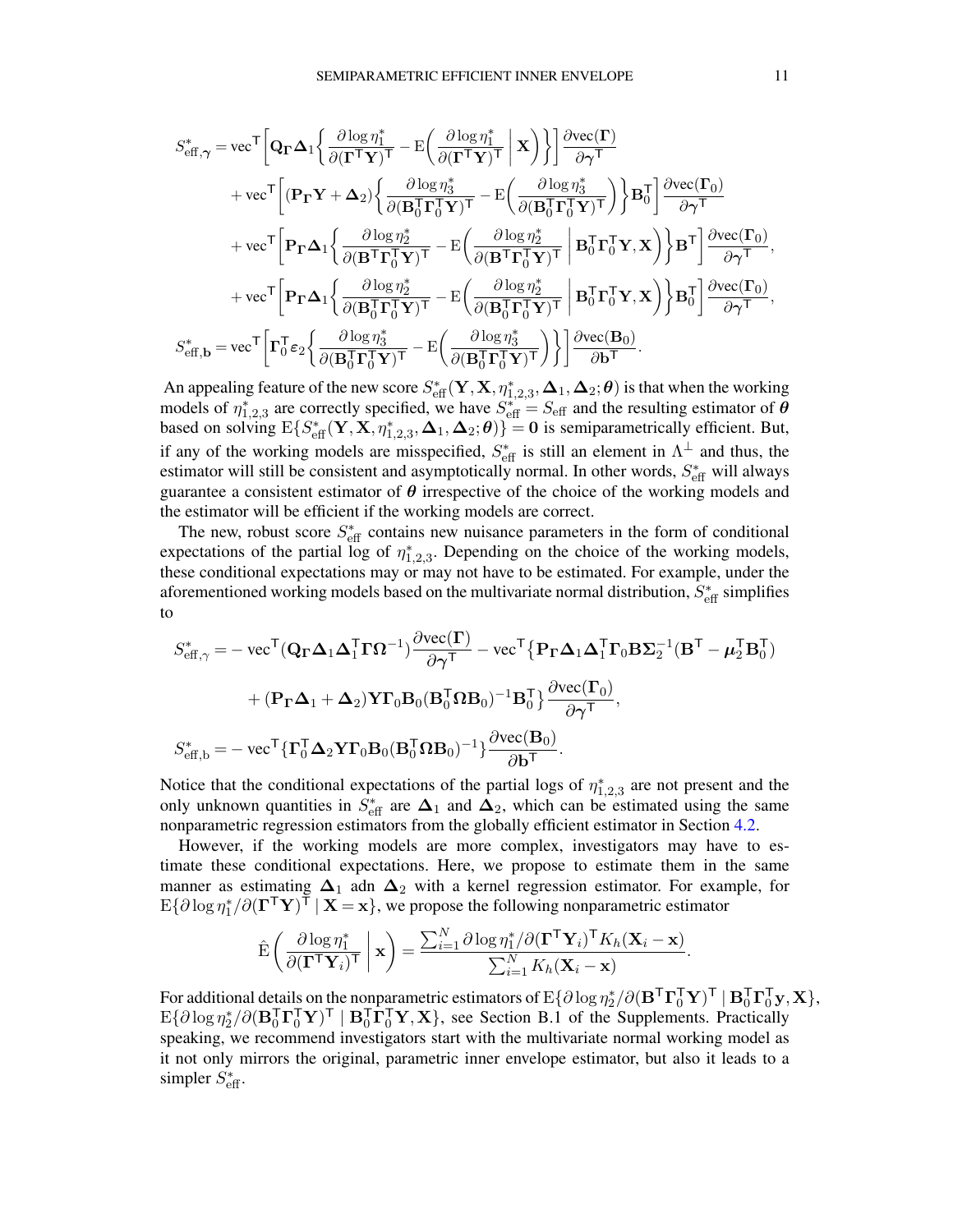$$
\begin{aligned}
S^*_{\text{eff},\boldsymbol{\gamma}} =\, & \text{vec}^{\mathsf{T}}\left[\mathbf{Q}_{\boldsymbol{\Gamma}}\boldsymbol{\Delta}_1\left\{\frac{\partial \log \eta_1^*}{\partial(\boldsymbol{\Gamma}^{\mathsf{T}}\mathbf{Y})^{\mathsf{T}}} - \mathrm{E}\left(\frac{\partial \log \eta_1^*}{\partial(\boldsymbol{\Gamma}^{\mathsf{T}}\mathbf{Y})^{\mathsf{T}}}\,\middle|\,\mathbf{X}\right)\right\}\right]\frac{\partial \text{vec}(\boldsymbol{\Gamma})}{\partial \boldsymbol{\gamma}^{\mathsf{T}}} \\
& + \text{vec}^{\mathsf{T}}\left[(\mathbf{P}_{\boldsymbol{\Gamma}}\mathbf{Y} + \boldsymbol{\Delta}_2)\left\{\frac{\partial \log \eta_3^*}{\partial(\mathbf{B}_0^{\mathsf{T}}\boldsymbol{\Gamma}_0^{\mathsf{T}}\mathbf{Y})^{\mathsf{T}}} - \mathrm{E}\left(\frac{\partial \log \eta_3^*}{\partial(\mathbf{B}_0^{\mathsf{T}}\boldsymbol{\Gamma}_0^{\mathsf{T}}\mathbf{Y})^{\mathsf{T}}}\right)\right\}\mathbf{B}_0^{\mathsf{T}}\right]\frac{\partial \text{vec}(\boldsymbol{\Gamma}_0)}{\partial \boldsymbol{\gamma}^{\mathsf{T}}} \\
& + \text{vec}^{\mathsf{T}}\left[\mathbf{P}_{\boldsymbol{\Gamma}}\boldsymbol{\Delta}_1\left\{\frac{\partial \log \eta_2^*}{\partial(\mathbf{B}^{\mathsf{T}}\boldsymbol{\Gamma}_0^{\mathsf{T}}\mathbf{Y})^{\mathsf{T}}} - \mathrm{E}\left(\frac{\partial \log \eta_2^*}{\partial(\mathbf{B}^{\mathsf{T}}\boldsymbol{\Gamma}_0^{\mathsf{T}}\mathbf{Y})^{\mathsf{T}}}\,\middle|\,\mathbf{B}_0^{\mathsf{T}}\boldsymbol{\Gamma}_0^{\mathsf{T}}\mathbf{Y},\mathbf{X}\right)\right\}\mathbf{B}^{\mathsf{T}}\right]\frac{\partial \text{vec}(\boldsymbol{\Gamma}_0)}{\partial \boldsymbol{\gamma}^{\mathsf{T}}}, \\
& + \text{vec}^{\mathsf{T}}\left[\mathbf{P}_{\boldsymbol{\Gamma}}\boldsymbol{\Delta}_1\left\{\frac{\partial \log \eta_2^*}{\partial(\mathbf{B}_0^{\mathsf{T}}\boldsymbol{\Gamma}_0^{\mathsf{T}}\mathbf{Y})^{\mathsf{T}}} - \mathrm{E}\left(\frac{\partial \log \eta_2^*}{\partial(\mathbf{B}_0^{\mathsf{T}}\boldsymbol{\Gamma}_0^{\mathsf{T}}\mathbf{Y})^{\mathsf{T}}}\,\middle|\,\mathbf{B}_0^{\mathsf{T}}\boldsymbol{\Gamma}_0^{\mathsf{T}}\mathbf{Y},\mathbf{X}\right)\right\}\mathbf{B}_0^{\mathsf{T}}\right]\frac{\partial \text{vec}(\boldsymbol{\Gamma}_0)}{\partial \boldsymbol{\gamma}^{\mathsf{T}}}, \\
S^*_{\text{eff},\mathbf{b}} =\, & \text{vec}^{\mathsf{T}}\left[\boldsymbol{\Gamma}_0^{\mathsf{T}}\boldsymbol{\varepsilon}_2\left\{\frac{\partial \log \eta_3^*}{\partial(\mathbf{B}_0^{\mathsf{T}}\boldsymbol{\Gamma}_0^{\mathsf{T}}\mathbf{Y})^{\mathsf{T}}} - \mathrm{E}\left(\frac{\partial \log \eta_3^*}{\partial(\mathbf{B}_0^{\mathsf{T}}\boldsymbol{\Gamma}_0^{\mathsf{T}}\mathbf{Y})^{\mathsf{T}}}\right)\right\}\right]\frac{\partial \text{vec}(\mathbf{B}_0)}{\partial \mathbf{b}^{\mathsf{T}}}.
\end{aligned}
$$

An appealing feature of the new score $S^*_{\text{eff}}(\mathbf{Y},\mathbf{X},\eta^*_{1,2,3},\boldsymbol{\Delta}_1,\boldsymbol{\Delta}_2;\boldsymbol{\theta})$ is that when the working models of $\eta^*_{1,2,3}$ are correctly specified, we have $S^*_{\text{eff}} = S_{\text{eff}}$ and the resulting estimator of $\boldsymbol{\theta}$ based on solving $\mathrm{E}\{S^*_{\text{eff}}(\mathbf{Y},\mathbf{X},\eta^*_{1,2,3},\boldsymbol{\Delta}_1,\boldsymbol{\Delta}_2;\boldsymbol{\theta})\} = \mathbf{0}$ is semiparametrically efficient. But, if any of the working models are misspecified, $S^*_{\text{eff}}$ is still an element in $\Lambda^{\perp}$ and thus, the estimator will still be consistent and asymptotically normal. In other words, $S^*_{\text{eff}}$ will always guarantee a consistent estimator of $\boldsymbol{\theta}$ irrespective of the choice of the working models and the estimator will be efficient if the working models are correct.

The new, robust score $S^*_{\text{eff}}$ contains new nuisance parameters in the form of conditional expectations of the partial log of $\eta^*_{1,2,3}$. Depending on the choice of the working models, these conditional expectations may or may not have to be estimated. For example, under the aforementioned working models based on the multivariate normal distribution, $S^*_{\text{eff}}$ simplifies to

$$
\begin{aligned}
S^*_{\text{eff},\gamma} =& -\text{vec}^{\mathsf{T}}(\mathbf{Q}_{\boldsymbol{\Gamma}}\boldsymbol{\Delta}_1\boldsymbol{\Delta}_1^{\mathsf{T}}\boldsymbol{\Gamma}\boldsymbol{\Omega}^{-1})\frac{\partial \text{vec}(\boldsymbol{\Gamma})}{\partial \boldsymbol{\gamma}^{\mathsf{T}}} - \text{vec}^{\mathsf{T}}\{\mathbf{P}_{\boldsymbol{\Gamma}}\boldsymbol{\Delta}_1\boldsymbol{\Delta}_1^{\mathsf{T}}\boldsymbol{\Gamma}_0\mathbf{B}\boldsymbol{\Sigma}_2^{-1}(\mathbf{B}^{\mathsf{T}} - \boldsymbol{\mu}_2^{\mathsf{T}}\mathbf{B}_0^{\mathsf{T}}) \\
& + (\mathbf{P}_{\boldsymbol{\Gamma}}\boldsymbol{\Delta}_1 + \boldsymbol{\Delta}_2)\mathbf{Y}\boldsymbol{\Gamma}_0\mathbf{B}_0(\mathbf{B}_0^{\mathsf{T}}\boldsymbol{\Omega}\mathbf{B}_0)^{-1}\mathbf{B}_0^{\mathsf{T}}\}\frac{\partial \text{vec}(\boldsymbol{\Gamma}_0)}{\partial \boldsymbol{\gamma}^{\mathsf{T}}}, \\
S^*_{\text{eff},\text{b}} =& -\text{vec}^{\mathsf{T}}\{\boldsymbol{\Gamma}_0^{\mathsf{T}}\boldsymbol{\Delta}_2\mathbf{Y}\boldsymbol{\Gamma}_0\mathbf{B}_0(\mathbf{B}_0^{\mathsf{T}}\boldsymbol{\Omega}\mathbf{B}_0)^{-1}\}\frac{\partial \text{vec}(\mathbf{B}_0)}{\partial \mathbf{b}^{\mathsf{T}}}.
\end{aligned}
$$

Notice that the conditional expectations of the partial logs of $\eta^*_{1,2,3}$ are not present and the only unknown quantities in $S^*_{\text{eff}}$ are $\boldsymbol{\Delta}_1$ and $\boldsymbol{\Delta}_2$, which can be estimated using the same nonparametric regression estimators from the globally efficient estimator in Section 4.2.

However, if the working models are more complex, investigators may have to estimate these conditional expectations. Here, we propose to estimate them in the same manner as estimating $\boldsymbol{\Delta}_1$ adn $\boldsymbol{\Delta}_2$ with a kernel regression estimator. For example, for $\mathrm{E}\{\partial \log \eta_1^*/\partial(\boldsymbol{\Gamma}^{\mathsf{T}}\mathbf{Y})^{\mathsf{T}} \mid \mathbf{X} = \mathbf{x}\}$, we propose the following nonparametric estimator

$$
\hat{\mathrm{E}}\left(\frac{\partial \log \eta_1^*}{\partial(\boldsymbol{\Gamma}^{\mathsf{T}}\mathbf{Y}_i)^{\mathsf{T}}}\,\middle|\,\mathbf{x}\right) = \frac{\sum_{i=1}^N \partial \log \eta_1^*/\partial(\boldsymbol{\Gamma}^{\mathsf{T}}\mathbf{Y}_i)^{\mathsf{T}} K_h(\mathbf{X}_i - \mathbf{x})}{\sum_{i=1}^N K_h(\mathbf{X}_i - \mathbf{x})}.
$$

For additional details on the nonparametric estimators of $\mathrm{E}\{\partial \log \eta_2^*/\partial(\mathbf{B}^{\mathsf{T}}\boldsymbol{\Gamma}_0^{\mathsf{T}}\mathbf{Y})^{\mathsf{T}} \mid \mathbf{B}_0^{\mathsf{T}}\boldsymbol{\Gamma}_0^{\mathsf{T}}\mathbf{y},\mathbf{X}\}$, $\mathrm{E}\{\partial \log \eta_2^*/\partial(\mathbf{B}_0^{\mathsf{T}}\boldsymbol{\Gamma}_0^{\mathsf{T}}\mathbf{Y})^{\mathsf{T}} \mid \mathbf{B}_0^{\mathsf{T}}\boldsymbol{\Gamma}_0^{\mathsf{T}}\mathbf{Y},\mathbf{X}\}$, see Section B.1 of the Supplements. Practically speaking, we recommend investigators start with the multivariate normal working model as it not only mirrors the original, parametric inner envelope estimator, but also it leads to a simpler $S^*_{\text{eff}}$.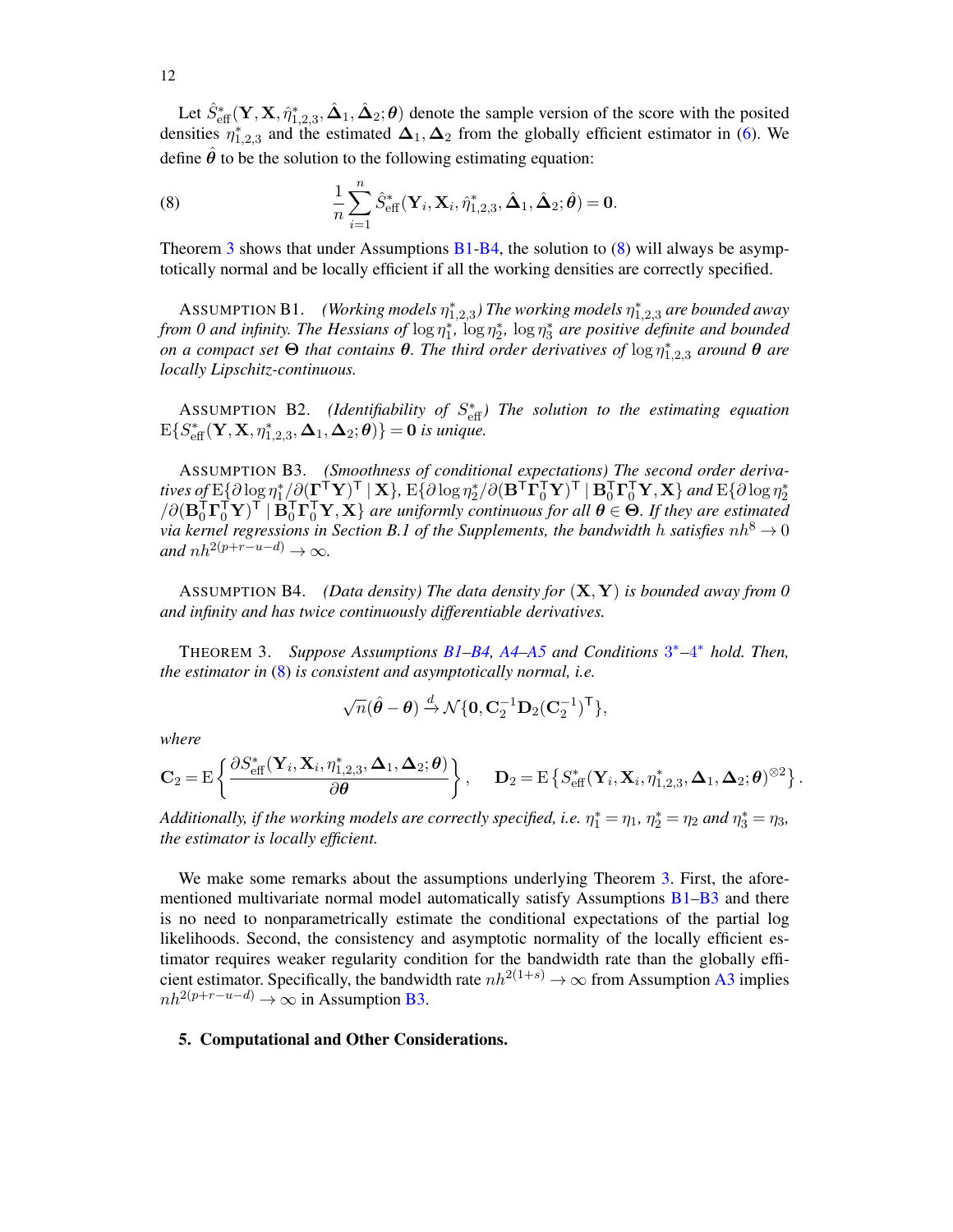Let $\hat{S}^*_{\text{eff}}(\mathbf{Y}, \mathbf{X}, \hat{\eta}^*_{1,2,3}, \hat{\boldsymbol{\Delta}}_1, \hat{\boldsymbol{\Delta}}_2; \boldsymbol{\theta})$ denote the sample version of the score with the posited densities $\eta^*_{1,2,3}$ and the estimated $\boldsymbol{\Delta}_1, \boldsymbol{\Delta}_2$ from the globally efficient estimator in (6). We define $\hat{\boldsymbol{\theta}}$ to be the solution to the following estimating equation:

$$
\frac{1}{n}\sum_{i=1}^{n} \hat{S}^*_{\text{eff}}(\mathbf{Y}_i, \mathbf{X}_i, \hat{\eta}^*_{1,2,3}, \hat{\boldsymbol{\Delta}}_1, \hat{\boldsymbol{\Delta}}_2; \hat{\boldsymbol{\theta}}) = \mathbf{0}. \tag{8}
$$

Theorem 3 shows that under Assumptions B1-B4, the solution to (8) will always be asymptotically normal and be locally efficient if all the working densities are correctly specified.

ASSUMPTION B1. *(Working models $\eta^*_{1,2,3}$) The working models $\eta^*_{1,2,3}$ are bounded away from 0 and infinity. The Hessians of $\log \eta^*_1$, $\log \eta^*_2$, $\log \eta^*_3$ are positive definite and bounded on a compact set $\boldsymbol{\Theta}$ that contains $\boldsymbol{\theta}$. The third order derivatives of $\log \eta^*_{1,2,3}$ around $\boldsymbol{\theta}$ are locally Lipschitz-continuous.*

ASSUMPTION B2. *(Identifiability of $S^*_{\text{eff}}$) The solution to the estimating equation $\mathrm{E}\{S^*_{\text{eff}}(\mathbf{Y}, \mathbf{X}, \eta^*_{1,2,3}, \boldsymbol{\Delta}_1, \boldsymbol{\Delta}_2; \boldsymbol{\theta})\} = \mathbf{0}$ is unique.*

ASSUMPTION B3. *(Smoothness of conditional expectations) The second order derivatives of $\mathrm{E}\{\partial \log \eta^*_1/\partial(\boldsymbol{\Gamma}^{\mathsf{T}}\mathbf{Y})^{\mathsf{T}} \mid \mathbf{X}\}$, $\mathrm{E}\{\partial \log \eta^*_2/\partial(\mathbf{B}^{\mathsf{T}}\boldsymbol{\Gamma}_0^{\mathsf{T}}\mathbf{Y})^{\mathsf{T}} \mid \mathbf{B}_0^{\mathsf{T}}\boldsymbol{\Gamma}_0^{\mathsf{T}}\mathbf{Y}, \mathbf{X}\}$ and $\mathrm{E}\{\partial \log \eta^*_2 /\partial(\mathbf{B}_0^{\mathsf{T}}\boldsymbol{\Gamma}_0^{\mathsf{T}}\mathbf{Y})^{\mathsf{T}} \mid \mathbf{B}_0^{\mathsf{T}}\boldsymbol{\Gamma}_0^{\mathsf{T}}\mathbf{Y}, \mathbf{X}\}$ are uniformly continuous for all $\boldsymbol{\theta} \in \boldsymbol{\Theta}$. If they are estimated via kernel regressions in Section B.1 of the Supplements, the bandwidth $h$ satisfies $nh^8 \to 0$ and $nh^{2(p+r-u-d)} \to \infty$.*

ASSUMPTION B4. *(Data density) The data density for $(\mathbf{X}, \mathbf{Y})$ is bounded away from 0 and infinity and has twice continuously differentiable derivatives.*

THEOREM 3. *Suppose Assumptions B1–B4, A4–A5 and Conditions 3*–4* hold. Then, the estimator in (8) is consistent and asymptotically normal, i.e.*

$$
\sqrt{n}(\hat{\boldsymbol{\theta}} - \boldsymbol{\theta}) \xrightarrow{d} \mathcal{N}\{\mathbf{0}, \mathbf{C}_2^{-1}\mathbf{D}_2(\mathbf{C}_2^{-1})^{\mathsf{T}}\},
$$

*where*

$$
\mathbf{C}_2 = \mathrm{E}\left\{\frac{\partial S^*_{\text{eff}}(\mathbf{Y}_i, \mathbf{X}_i, \eta^*_{1,2,3}, \boldsymbol{\Delta}_1, \boldsymbol{\Delta}_2; \boldsymbol{\theta})}{\partial \boldsymbol{\theta}}\right\}, \qquad \mathbf{D}_2 = \mathrm{E}\left\{S^*_{\text{eff}}(\mathbf{Y}_i, \mathbf{X}_i, \eta^*_{1,2,3}, \boldsymbol{\Delta}_1, \boldsymbol{\Delta}_2; \boldsymbol{\theta})^{\otimes 2}\right\}.
$$

*Additionally, if the working models are correctly specified, i.e. $\eta^*_1 = \eta_1$, $\eta^*_2 = \eta_2$ and $\eta^*_3 = \eta_3$, the estimator is locally efficient.*

We make some remarks about the assumptions underlying Theorem 3. First, the aforementioned multivariate normal model automatically satisfy Assumptions B1–B3 and there is no need to nonparametrically estimate the conditional expectations of the partial log likelihoods. Second, the consistency and asymptotic normality of the locally efficient estimator requires weaker regularity condition for the bandwidth rate than the globally efficient estimator. Specifically, the bandwidth rate $nh^{2(1+s)} \to \infty$ from Assumption A3 implies $nh^{2(p+r-u-d)} \to \infty$ in Assumption B3.

## 5. Computational and Other Considerations.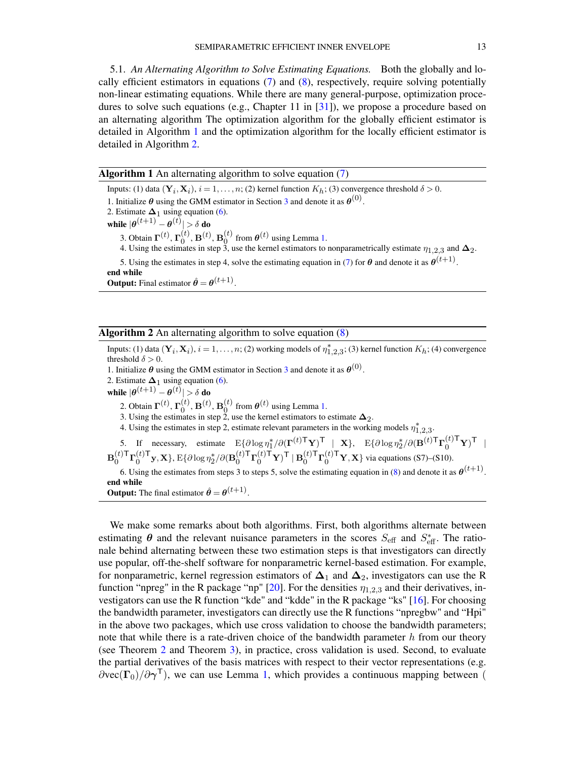5.1. *An Alternating Algorithm to Solve Estimating Equations.* Both the globally and locally efficient estimators in equations (7) and (8), respectively, require solving potentially non-linear estimating equations. While there are many general-purpose, optimization procedures to solve such equations (e.g., Chapter 11 in [31]), we propose a procedure based on an alternating algorithm The optimization algorithm for the globally efficient estimator is detailed in Algorithm 1 and the optimization algorithm for the locally efficient estimator is detailed in Algorithm 2.

---

**Algorithm 1** An alternating algorithm to solve equation (7)

---

Inputs: (1) data $(\mathbf{Y}_i, \mathbf{X}_i)$, $i = 1, \ldots, n$; (2) kernel function $K_h$; (3) convergence threshold $\delta > 0$.

1. Initialize $\boldsymbol{\theta}$ using the GMM estimator in Section 3 and denote it as $\boldsymbol{\theta}^{(0)}$.
2. Estimate $\boldsymbol{\Delta}_1$ using equation (6).

**while** $|\boldsymbol{\theta}^{(t+1)} - \boldsymbol{\theta}^{(t)}| > \delta$ **do**

3. Obtain $\boldsymbol{\Gamma}^{(t)}$, $\boldsymbol{\Gamma}_0^{(t)}$, $\mathbf{B}^{(t)}$, $\mathbf{B}_0^{(t)}$ from $\boldsymbol{\theta}^{(t)}$ using Lemma 1.
4. Using the estimates in step 3, use the kernel estimators to nonparametrically estimate $\eta_{1,2,3}$ and $\boldsymbol{\Delta}_2$.
5. Using the estimates in step 4, solve the estimating equation in (7) for $\boldsymbol{\theta}$ and denote it as $\boldsymbol{\theta}^{(t+1)}$.

**end while**

**Output:** Final estimator $\hat{\boldsymbol{\theta}} = \boldsymbol{\theta}^{(t+1)}$.

---

**Algorithm 2** An alternating algorithm to solve equation (8)

---

Inputs: (1) data $(\mathbf{Y}_i, \mathbf{X}_i)$, $i = 1, \ldots, n$; (2) working models of $\eta_{1,2,3}^*$; (3) kernel function $K_h$; (4) convergence threshold $\delta > 0$.

1. Initialize $\boldsymbol{\theta}$ using the GMM estimator in Section 3 and denote it as $\boldsymbol{\theta}^{(0)}$.
2. Estimate $\boldsymbol{\Delta}_1$ using equation (6).

**while** $|\boldsymbol{\theta}^{(t+1)} - \boldsymbol{\theta}^{(t)}| > \delta$ **do**

2. Obtain $\boldsymbol{\Gamma}^{(t)}$, $\boldsymbol{\Gamma}_0^{(t)}$, $\mathbf{B}^{(t)}$, $\mathbf{B}_0^{(t)}$ from $\boldsymbol{\theta}^{(t)}$ using Lemma 1.
3. Using the estimates in step 2, use the kernel estimators to estimate $\boldsymbol{\Delta}_2$.
4. Using the estimates in step 2, estimate relevant parameters in the working models $\eta_{1,2,3}^*$.
5. If necessary, estimate $\mathrm{E}\{\partial \log \eta_1^* / \partial (\boldsymbol{\Gamma}^{(t)\mathsf{T}}\mathbf{Y})^{\mathsf{T}} \mid \mathbf{X}\}$, $\mathrm{E}\{\partial \log \eta_2^* / \partial (\mathbf{B}^{(t)\mathsf{T}}\boldsymbol{\Gamma}_0^{(t)\mathsf{T}}\mathbf{Y})^{\mathsf{T}} \mid \mathbf{B}_0^{(t)\mathsf{T}}\boldsymbol{\Gamma}_0^{(t)\mathsf{T}}\mathbf{y}, \mathbf{X}\}$, $\mathrm{E}\{\partial \log \eta_2^* / \partial (\mathbf{B}_0^{(t)\mathsf{T}}\boldsymbol{\Gamma}_0^{(t)\mathsf{T}}\mathbf{Y})^{\mathsf{T}} \mid \mathbf{B}_0^{(t)\mathsf{T}}\boldsymbol{\Gamma}_0^{(t)\mathsf{T}}\mathbf{Y}, \mathbf{X}\}$ via equations (S7)–(S10).
6. Using the estimates from steps 3 to steps 5, solve the estimating equation in (8) and denote it as $\boldsymbol{\theta}^{(t+1)}$.

**end while**

**Output:** The final estimator $\hat{\boldsymbol{\theta}} = \boldsymbol{\theta}^{(t+1)}$.

---

We make some remarks about both algorithms. First, both algorithms alternate between estimating $\boldsymbol{\theta}$ and the relevant nuisance parameters in the scores $S_{\text{eff}}$ and $S_{\text{eff}}^*$. The rationale behind alternating between these two estimation steps is that investigators can directly use popular, off-the-shelf software for nonparametric kernel-based estimation. For example, for nonparametric, kernel regression estimators of $\boldsymbol{\Delta}_1$ and $\boldsymbol{\Delta}_2$, investigators can use the R function "npreg" in the R package "np" [20]. For the densities $\eta_{1,2,3}$ and their derivatives, investigators can use the R function "kde" and "kdde" in the R package "ks" [16]. For choosing the bandwidth parameter, investigators can directly use the R functions "npregbw" and "Hpi" in the above two packages, which use cross validation to choose the bandwidth parameters; note that while there is a rate-driven choice of the bandwidth parameter $h$ from our theory (see Theorem 2 and Theorem 3), in practice, cross validation is used. Second, to evaluate the partial derivatives of the basis matrices with respect to their vector representations (e.g. $\partial \mathrm{vec}(\boldsymbol{\Gamma}_0)/\partial \boldsymbol{\gamma}^{\mathsf{T}}$), we can use Lemma 1, which provides a continuous mapping between (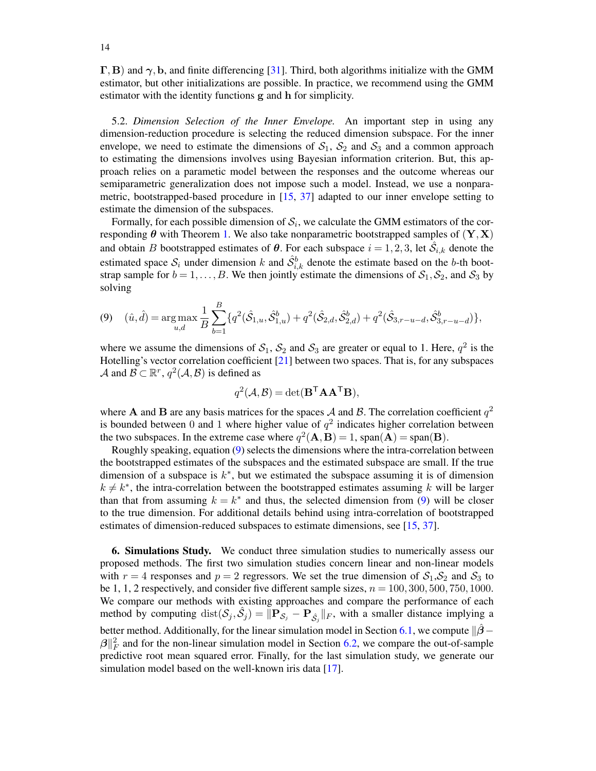$\boldsymbol{\Gamma}, \mathbf{B}$) and $\boldsymbol{\gamma}, \mathbf{b}$, and finite differencing [31]. Third, both algorithms initialize with the GMM estimator, but other initializations are possible. In practice, we recommend using the GMM estimator with the identity functions $\mathbf{g}$ and $\mathbf{h}$ for simplicity.

5.2. *Dimension Selection of the Inner Envelope.* An important step in using any dimension-reduction procedure is selecting the reduced dimension subspace. For the inner envelope, we need to estimate the dimensions of $\mathcal{S}_1$, $\mathcal{S}_2$ and $\mathcal{S}_3$ and a common approach to estimating the dimensions involves using Bayesian information criterion. But, this approach relies on a parametric model between the responses and the outcome whereas our semiparametric generalization does not impose such a model. Instead, we use a nonparametric, bootstrapped-based procedure in [15, 37] adapted to our inner envelope setting to estimate the dimension of the subspaces.

Formally, for each possible dimension of $\mathcal{S}_i$, we calculate the GMM estimators of the corresponding $\boldsymbol{\theta}$ with Theorem 1. We also take nonparametric bootstrapped samples of $(\mathbf{Y}, \mathbf{X})$ and obtain $B$ bootstrapped estimates of $\boldsymbol{\theta}$. For each subspace $i = 1, 2, 3$, let $\hat{\mathcal{S}}_{i,k}$ denote the estimated space $\mathcal{S}_i$ under dimension $k$ and $\hat{\mathcal{S}}_{i,k}^b$ denote the estimate based on the $b$-th bootstrap sample for $b = 1, \ldots, B$. We then jointly estimate the dimensions of $\mathcal{S}_1, \mathcal{S}_2$, and $\mathcal{S}_3$ by solving

$$(9) \quad (\hat{u}, \hat{d}) = \arg\max_{u,d} \frac{1}{B} \sum_{b=1}^{B} \{q^2(\hat{\mathcal{S}}_{1,u}, \hat{\mathcal{S}}_{1,u}^b) + q^2(\hat{\mathcal{S}}_{2,d}, \hat{\mathcal{S}}_{2,d}^b) + q^2(\hat{\mathcal{S}}_{3,r-u-d}, \hat{\mathcal{S}}_{3,r-u-d}^b)\},$$

where we assume the dimensions of $\mathcal{S}_1$, $\mathcal{S}_2$ and $\mathcal{S}_3$ are greater or equal to 1. Here, $q^2$ is the Hotelling's vector correlation coefficient [21] between two spaces. That is, for any subspaces $\mathcal{A}$ and $\mathcal{B} \subset \mathbb{R}^r$, $q^2(\mathcal{A}, \mathcal{B})$ is defined as

$$q^2(\mathcal{A}, \mathcal{B}) = \det(\mathbf{B}^\intercal \mathbf{A} \mathbf{A}^\intercal \mathbf{B}),$$

where $\mathbf{A}$ and $\mathbf{B}$ are any basis matrices for the spaces $\mathcal{A}$ and $\mathcal{B}$. The correlation coefficient $q^2$ is bounded between 0 and 1 where higher value of $q^2$ indicates higher correlation between the two subspaces. In the extreme case where $q^2(\mathbf{A}, \mathbf{B}) = 1$, $\text{span}(\mathbf{A}) = \text{span}(\mathbf{B})$.

Roughly speaking, equation (9) selects the dimensions where the intra-correlation between the bootstrapped estimates of the subspaces and the estimated subspace are small. If the true dimension of a subspace is $k^*$, but we estimated the subspace assuming it is of dimension $k \neq k^*$, the intra-correlation between the bootstrapped estimates assuming $k$ will be larger than that from assuming $k = k^*$ and thus, the selected dimension from (9) will be closer to the true dimension. For additional details behind using intra-correlation of bootstrapped estimates of dimension-reduced subspaces to estimate dimensions, see [15, 37].

**6. Simulations Study.** We conduct three simulation studies to numerically assess our proposed methods. The first two simulation studies concern linear and non-linear models with $r = 4$ responses and $p = 2$ regressors. We set the true dimension of $\mathcal{S}_1$,$\mathcal{S}_2$ and $\mathcal{S}_3$ to be 1, 1, 2 respectively, and consider five different sample sizes, $n = 100, 300, 500, 750, 1000$. We compare our methods with existing approaches and compare the performance of each method by computing $\text{dist}(\mathcal{S}_j, \hat{\mathcal{S}}_j) = \|\mathbf{P}_{\mathcal{S}_j} - \mathbf{P}_{\hat{\mathcal{S}}_j}\|_F$, with a smaller distance implying a better method. Additionally, for the linear simulation model in Section 6.1, we compute $\|\hat{\boldsymbol{\beta}} - \boldsymbol{\beta}\|_F^2$ and for the non-linear simulation model in Section 6.2, we compare the out-of-sample predictive root mean squared error. Finally, for the last simulation study, we generate our simulation model based on the well-known iris data [17].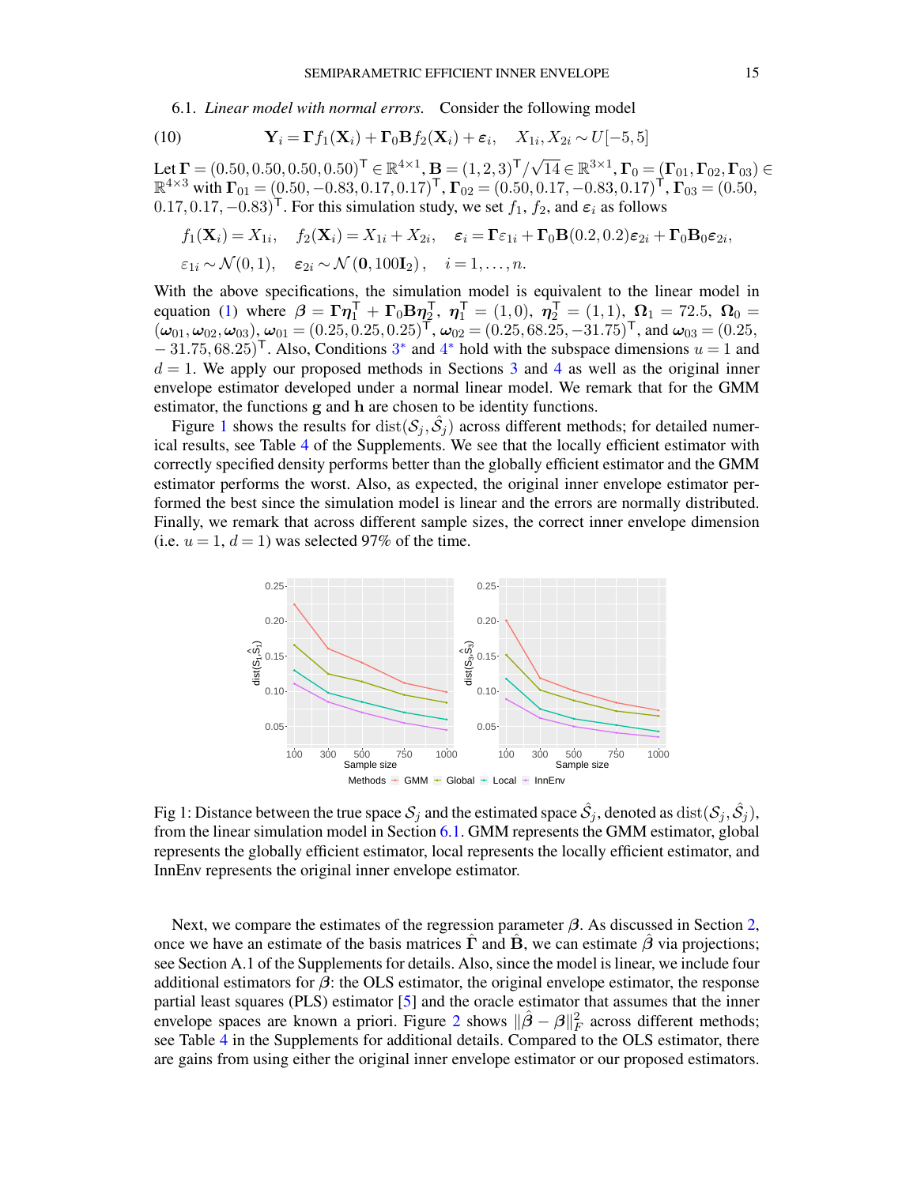6.1. *Linear model with normal errors.* Consider the following model

$$\mathbf{Y}_i = \boldsymbol{\Gamma} f_1(\mathbf{X}_i) + \boldsymbol{\Gamma}_0 \mathbf{B} f_2(\mathbf{X}_i) + \boldsymbol{\varepsilon}_i, \quad X_{1i}, X_{2i} \sim U[-5, 5] \tag{10}$$

Let $\boldsymbol{\Gamma} = (0.50, 0.50, 0.50, 0.50)^{\mathsf{T}} \in \mathbb{R}^{4\times 1}$, $\mathbf{B} = (1, 2, 3)^{\mathsf{T}}/\sqrt{14} \in \mathbb{R}^{3\times 1}$, $\boldsymbol{\Gamma}_0 = (\boldsymbol{\Gamma}_{01}, \boldsymbol{\Gamma}_{02}, \boldsymbol{\Gamma}_{03}) \in \mathbb{R}^{4\times 3}$ with $\boldsymbol{\Gamma}_{01} = (0.50, -0.83, 0.17, 0.17)^{\mathsf{T}}$, $\boldsymbol{\Gamma}_{02} = (0.50, 0.17, -0.83, 0.17)^{\mathsf{T}}$, $\boldsymbol{\Gamma}_{03} = (0.50, 0.17, 0.17, -0.83)^{\mathsf{T}}$. For this simulation study, we set $f_1$, $f_2$, and $\boldsymbol{\varepsilon}_i$ as follows

$$f_1(\mathbf{X}_i) = X_{1i}, \quad f_2(\mathbf{X}_i) = X_{1i} + X_{2i}, \quad \boldsymbol{\varepsilon}_i = \boldsymbol{\Gamma}\varepsilon_{1i} + \boldsymbol{\Gamma}_0\mathbf{B}(0.2, 0.2)\boldsymbol{\varepsilon}_{2i} + \boldsymbol{\Gamma}_0\mathbf{B}_0\boldsymbol{\varepsilon}_{2i},$$

$$\varepsilon_{1i} \sim \mathcal{N}(0, 1), \quad \boldsymbol{\varepsilon}_{2i} \sim \mathcal{N}(\mathbf{0}, 100\mathbf{I}_2), \quad i = 1, \ldots, n.$$

With the above specifications, the simulation model is equivalent to the linear model in equation (1) where $\boldsymbol{\beta} = \boldsymbol{\Gamma}\boldsymbol{\eta}_1^{\mathsf{T}} + \boldsymbol{\Gamma}_0\mathbf{B}\boldsymbol{\eta}_2^{\mathsf{T}}$, $\boldsymbol{\eta}_1^{\mathsf{T}} = (1, 0)$, $\boldsymbol{\eta}_2^{\mathsf{T}} = (1, 1)$, $\boldsymbol{\Omega}_1 = 72.5$, $\boldsymbol{\Omega}_0 = (\boldsymbol{\omega}_{01}, \boldsymbol{\omega}_{02}, \boldsymbol{\omega}_{03})$, $\boldsymbol{\omega}_{01} = (0.25, 0.25, 0.25)^{\mathsf{T}}$, $\boldsymbol{\omega}_{02} = (0.25, 68.25, -31.75)^{\mathsf{T}}$, and $\boldsymbol{\omega}_{03} = (0.25, -31.75, 68.25)^{\mathsf{T}}$. Also, Conditions 3* and 4* hold with the subspace dimensions $u = 1$ and $d = 1$. We apply our proposed methods in Sections 3 and 4 as well as the original inner envelope estimator developed under a normal linear model. We remark that for the GMM estimator, the functions $\mathbf{g}$ and $\mathbf{h}$ are chosen to be identity functions.

Figure 1 shows the results for $\mathrm{dist}(\mathcal{S}_j, \hat{\mathcal{S}}_j)$ across different methods; for detailed numerical results, see Table 4 of the Supplements. We see that the locally efficient estimator with correctly specified density performs better than the globally efficient estimator and the GMM estimator performs the worst. Also, as expected, the original inner envelope estimator performed the best since the simulation model is linear and the errors are normally distributed. Finally, we remark that across different sample sizes, the correct inner envelope dimension (i.e. $u = 1$, $d = 1$) was selected 97% of the time.

Fig 1: Distance between the true space $\mathcal{S}_j$ and the estimated space $\hat{\mathcal{S}}_j$, denoted as $\mathrm{dist}(\mathcal{S}_j, \hat{\mathcal{S}}_j)$, from the linear simulation model in Section 6.1. GMM represents the GMM estimator, global represents the globally efficient estimator, local represents the locally efficient estimator, and InnEnv represents the original inner envelope estimator.

Next, we compare the estimates of the regression parameter $\boldsymbol{\beta}$. As discussed in Section 2, once we have an estimate of the basis matrices $\hat{\boldsymbol{\Gamma}}$ and $\hat{\mathbf{B}}$, we can estimate $\hat{\boldsymbol{\beta}}$ via projections; see Section A.1 of the Supplements for details. Also, since the model is linear, we include four additional estimators for $\boldsymbol{\beta}$: the OLS estimator, the original envelope estimator, the response partial least squares (PLS) estimator [5] and the oracle estimator that assumes that the inner envelope spaces are known a priori. Figure 2 shows $\|\hat{\boldsymbol{\beta}} - \boldsymbol{\beta}\|_F^2$ across different methods; see Table 4 in the Supplements for additional details. Compared to the OLS estimator, there are gains from using either the original inner envelope estimator or our proposed estimators.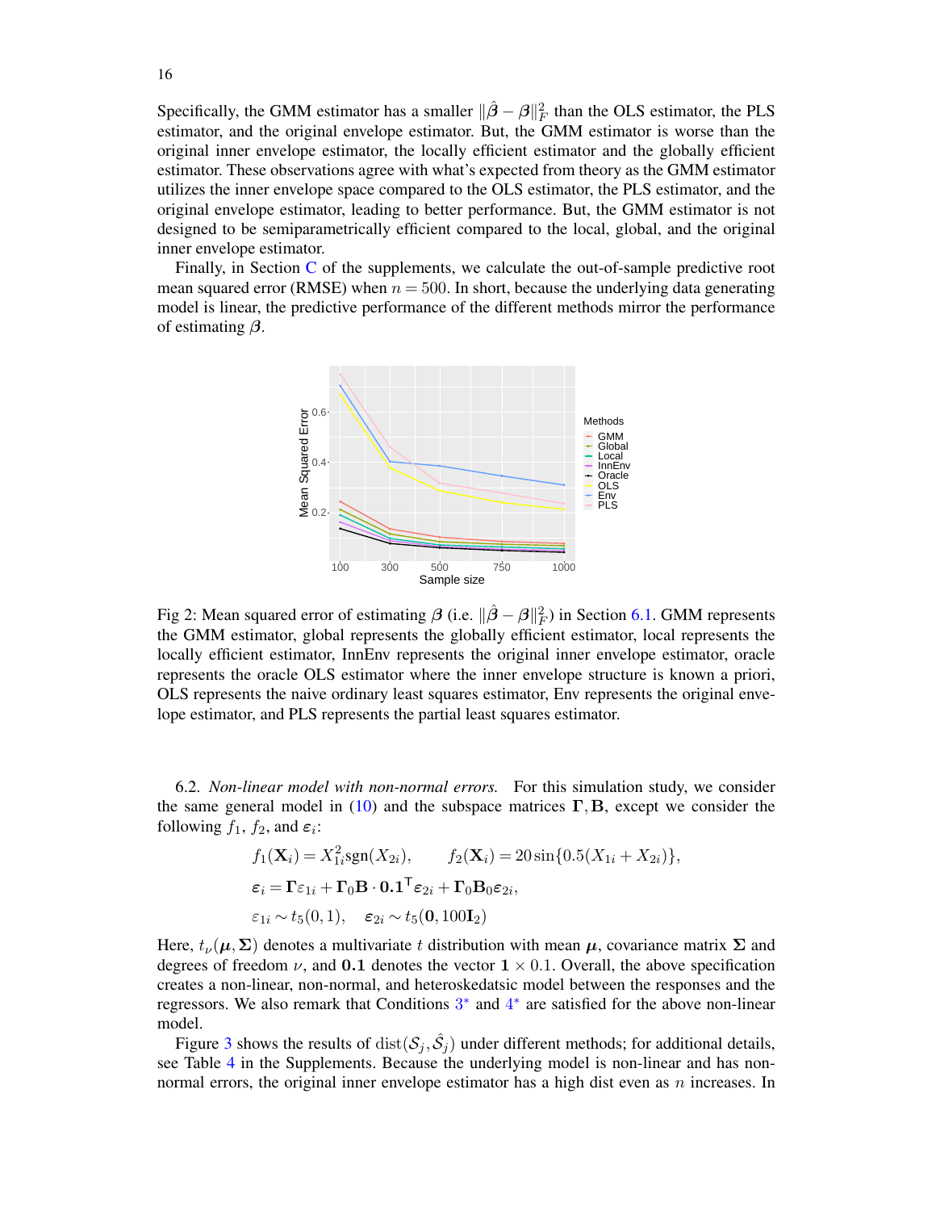Specifically, the GMM estimator has a smaller $\|\hat{\boldsymbol{\beta}} - \boldsymbol{\beta}\|_F^2$ than the OLS estimator, the PLS estimator, and the original envelope estimator. But, the GMM estimator is worse than the original inner envelope estimator, the locally efficient estimator and the globally efficient estimator. These observations agree with what's expected from theory as the GMM estimator utilizes the inner envelope space compared to the OLS estimator, the PLS estimator, and the original envelope estimator, leading to better performance. But, the GMM estimator is not designed to be semiparametrically efficient compared to the local, global, and the original inner envelope estimator.

Finally, in Section C of the supplements, we calculate the out-of-sample predictive root mean squared error (RMSE) when $n = 500$. In short, because the underlying data generating model is linear, the predictive performance of the different methods mirror the performance of estimating $\boldsymbol{\beta}$.

Fig 2: Mean squared error of estimating $\boldsymbol{\beta}$ (i.e. $\|\hat{\boldsymbol{\beta}} - \boldsymbol{\beta}\|_F^2$) in Section 6.1. GMM represents the GMM estimator, global represents the globally efficient estimator, local represents the locally efficient estimator, InnEnv represents the original inner envelope estimator, oracle represents the oracle OLS estimator where the inner envelope structure is known a priori, OLS represents the naive ordinary least squares estimator, Env represents the original envelope estimator, and PLS represents the partial least squares estimator.

6.2. *Non-linear model with non-normal errors.* For this simulation study, we consider the same general model in (10) and the subspace matrices $\boldsymbol{\Gamma}, \mathbf{B}$, except we consider the following $f_1$, $f_2$, and $\boldsymbol{\varepsilon}_i$:

$$
\begin{aligned}
&f_1(\mathbf{X}_i) = X_{1i}^2 \mathrm{sgn}(X_{2i}), \qquad f_2(\mathbf{X}_i) = 20\sin\{0.5(X_{1i} + X_{2i})\}, \\
&\boldsymbol{\varepsilon}_i = \boldsymbol{\Gamma}\varepsilon_{1i} + \boldsymbol{\Gamma}_0\mathbf{B} \cdot \mathbf{0.1}^\intercal \boldsymbol{\varepsilon}_{2i} + \boldsymbol{\Gamma}_0\mathbf{B}_0\boldsymbol{\varepsilon}_{2i}, \\
&\varepsilon_{1i} \sim t_5(0, 1), \quad \boldsymbol{\varepsilon}_{2i} \sim t_5(\mathbf{0}, 100\mathbf{I}_2)
\end{aligned}
$$

Here, $t_\nu(\boldsymbol{\mu}, \boldsymbol{\Sigma})$ denotes a multivariate $t$ distribution with mean $\boldsymbol{\mu}$, covariance matrix $\boldsymbol{\Sigma}$ and degrees of freedom $\nu$, and $\mathbf{0.1}$ denotes the vector $\mathbf{1} \times 0.1$. Overall, the above specification creates a non-linear, non-normal, and heteroskedatsic model between the responses and the regressors. We also remark that Conditions $3^*$ and $4^*$ are satisfied for the above non-linear model.

Figure 3 shows the results of $\mathrm{dist}(\mathcal{S}_j, \hat{\mathcal{S}}_j)$ under different methods; for additional details, see Table 4 in the Supplements. Because the underlying model is non-linear and has non-normal errors, the original inner envelope estimator has a high dist even as $n$ increases. In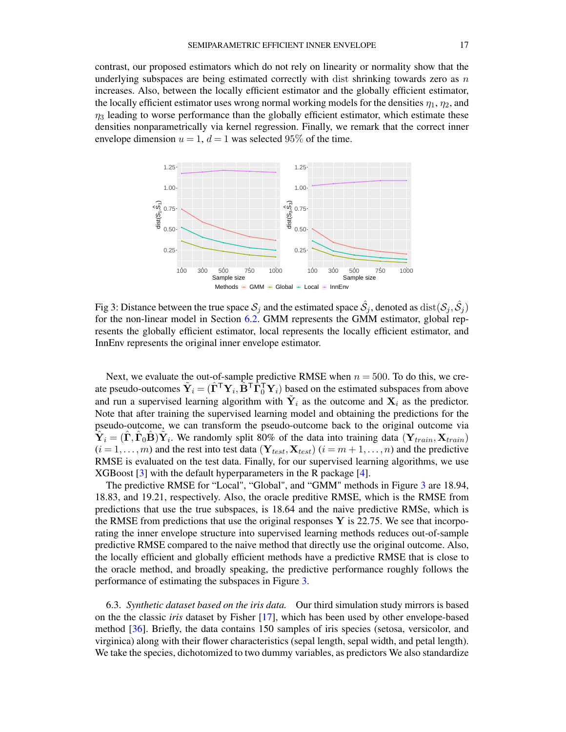contrast, our proposed estimators which do not rely on linearity or normality show that the underlying subspaces are being estimated correctly with dist shrinking towards zero as $n$ increases. Also, between the locally efficient estimator and the globally efficient estimator, the locally efficient estimator uses wrong normal working models for the densities $\eta_1, \eta_2$, and $\eta_3$ leading to worse performance than the globally efficient estimator, which estimate these densities nonparametrically via kernel regression. Finally, we remark that the correct inner envelope dimension $u = 1$, $d = 1$ was selected 95% of the time.

Fig 3: Distance between the true space $\mathcal{S}_j$ and the estimated space $\hat{\mathcal{S}}_j$, denoted as $\text{dist}(\mathcal{S}_j, \hat{\mathcal{S}}_j)$ for the non-linear model in Section 6.2. GMM represents the GMM estimator, global represents the globally efficient estimator, local represents the locally efficient estimator, and InnEnv represents the original inner envelope estimator.

Next, we evaluate the out-of-sample predictive RMSE when $n = 500$. To do this, we create pseudo-outcomes $\tilde{\mathbf{Y}}_i = (\hat{\mathbf{\Gamma}}^\mathsf{T}\mathbf{Y}_i, \hat{\mathbf{B}}^\mathsf{T}\hat{\mathbf{\Gamma}}_0^\mathsf{T}\mathbf{Y}_i)$ based on the estimated subspaces from above and run a supervised learning algorithm with $\tilde{\mathbf{Y}}_i$ as the outcome and $\mathbf{X}_i$ as the predictor. Note that after training the supervised learning model and obtaining the predictions for the pseudo-outcome, we can transform the pseudo-outcome back to the original outcome via $\hat{\mathbf{Y}}_i = (\hat{\mathbf{\Gamma}}, \hat{\mathbf{\Gamma}}_0\hat{\mathbf{B}})\tilde{\mathbf{Y}}_i$. We randomly split 80% of the data into training data $(\mathbf{Y}_{train}, \mathbf{X}_{train})$ $(i = 1, \ldots, m)$ and the rest into test data $(\mathbf{Y}_{test}, \mathbf{X}_{test})$ $(i = m+1, \ldots, n)$ and the predictive RMSE is evaluated on the test data. Finally, for our supervised learning algorithms, we use XGBoost [3] with the default hyperparameters in the R package [4].

The predictive RMSE for "Local", "Global", and "GMM" methods in Figure 3 are 18.94, 18.83, and 19.21, respectively. Also, the oracle preditive RMSE, which is the RMSE from predictions that use the true subspaces, is 18.64 and the naive predictive RMSe, which is the RMSE from predictions that use the original responses $\mathbf{Y}$ is 22.75. We see that incorporating the inner envelope structure into supervised learning methods reduces out-of-sample predictive RMSE compared to the naive method that directly use the original outcome. Also, the locally efficient and globally efficient methods have a predictive RMSE that is close to the oracle method, and broadly speaking, the predictive performance roughly follows the performance of estimating the subspaces in Figure 3.

6.3. *Synthetic dataset based on the iris data.* Our third simulation study mirrors is based on the the classic *iris* dataset by Fisher [17], which has been used by other envelope-based method [36]. Briefly, the data contains 150 samples of iris species (setosa, versicolor, and virginica) along with their flower characteristics (sepal length, sepal width, and petal length). We take the species, dichotomized to two dummy variables, as predictors We also standardize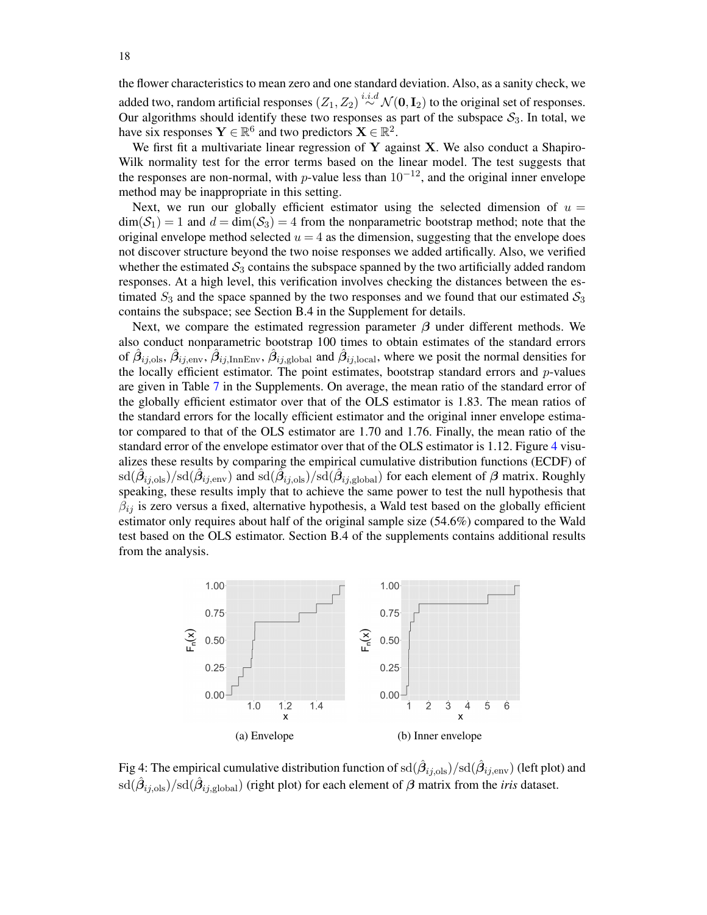the flower characteristics to mean zero and one standard deviation. Also, as a sanity check, we added two, random artificial responses $(Z_1, Z_2) \overset{i.i.d}{\sim} \mathcal{N}(\mathbf{0}, \mathbf{I}_2)$ to the original set of responses. Our algorithms should identify these two responses as part of the subspace $\mathcal{S}_3$. In total, we have six responses $\mathbf{Y} \in \mathbb{R}^6$ and two predictors $\mathbf{X} \in \mathbb{R}^2$.

We first fit a multivariate linear regression of $\mathbf{Y}$ against $\mathbf{X}$. We also conduct a Shapiro-Wilk normality test for the error terms based on the linear model. The test suggests that the responses are non-normal, with $p$-value less than $10^{-12}$, and the original inner envelope method may be inappropriate in this setting.

Next, we run our globally efficient estimator using the selected dimension of $u = \dim(\mathcal{S}_1) = 1$ and $d = \dim(\mathcal{S}_3) = 4$ from the nonparametric bootstrap method; note that the original envelope method selected $u = 4$ as the dimension, suggesting that the envelope does not discover structure beyond the two noise responses we added artifically. Also, we verified whether the estimated $\mathcal{S}_3$ contains the subspace spanned by the two artificially added random responses. At a high level, this verification involves checking the distances between the estimated $S_3$ and the space spanned by the two responses and we found that our estimated $\mathcal{S}_3$ contains the subspace; see Section B.4 in the Supplement for details.

Next, we compare the estimated regression parameter $\boldsymbol{\beta}$ under different methods. We also conduct nonparametric bootstrap 100 times to obtain estimates of the standard errors of $\hat{\boldsymbol{\beta}}_{ij,\text{ols}}$, $\hat{\boldsymbol{\beta}}_{ij,\text{env}}$, $\hat{\boldsymbol{\beta}}_{ij,\text{InnEnv}}$, $\hat{\boldsymbol{\beta}}_{ij,\text{global}}$ and $\hat{\boldsymbol{\beta}}_{ij,\text{local}}$, where we posit the normal densities for the locally efficient estimator. The point estimates, bootstrap standard errors and $p$-values are given in Table 7 in the Supplements. On average, the mean ratio of the standard error of the globally efficient estimator over that of the OLS estimator is 1.83. The mean ratios of the standard errors for the locally efficient estimator and the original inner envelope estimator compared to that of the OLS estimator are 1.70 and 1.76. Finally, the mean ratio of the standard error of the envelope estimator over that of the OLS estimator is 1.12. Figure 4 visualizes these results by comparing the empirical cumulative distribution functions (ECDF) of $\text{sd}(\hat{\boldsymbol{\beta}}_{ij,\text{ols}})/\text{sd}(\hat{\boldsymbol{\beta}}_{ij,\text{env}})$ and $\text{sd}(\hat{\boldsymbol{\beta}}_{ij,\text{ols}})/\text{sd}(\hat{\boldsymbol{\beta}}_{ij,\text{global}})$ for each element of $\boldsymbol{\beta}$ matrix. Roughly speaking, these results imply that to achieve the same power to test the null hypothesis that $\beta_{ij}$ is zero versus a fixed, alternative hypothesis, a Wald test based on the globally efficient estimator only requires about half of the original sample size (54.6%) compared to the Wald test based on the OLS estimator. Section B.4 of the supplements contains additional results from the analysis.

(a) Envelope

(b) Inner envelope

Fig 4: The empirical cumulative distribution function of $\text{sd}(\hat{\boldsymbol{\beta}}_{ij,\text{ols}})/\text{sd}(\hat{\boldsymbol{\beta}}_{ij,\text{env}})$ (left plot) and $\text{sd}(\hat{\boldsymbol{\beta}}_{ij,\text{ols}})/\text{sd}(\hat{\boldsymbol{\beta}}_{ij,\text{global}})$ (right plot) for each element of $\boldsymbol{\beta}$ matrix from the *iris* dataset.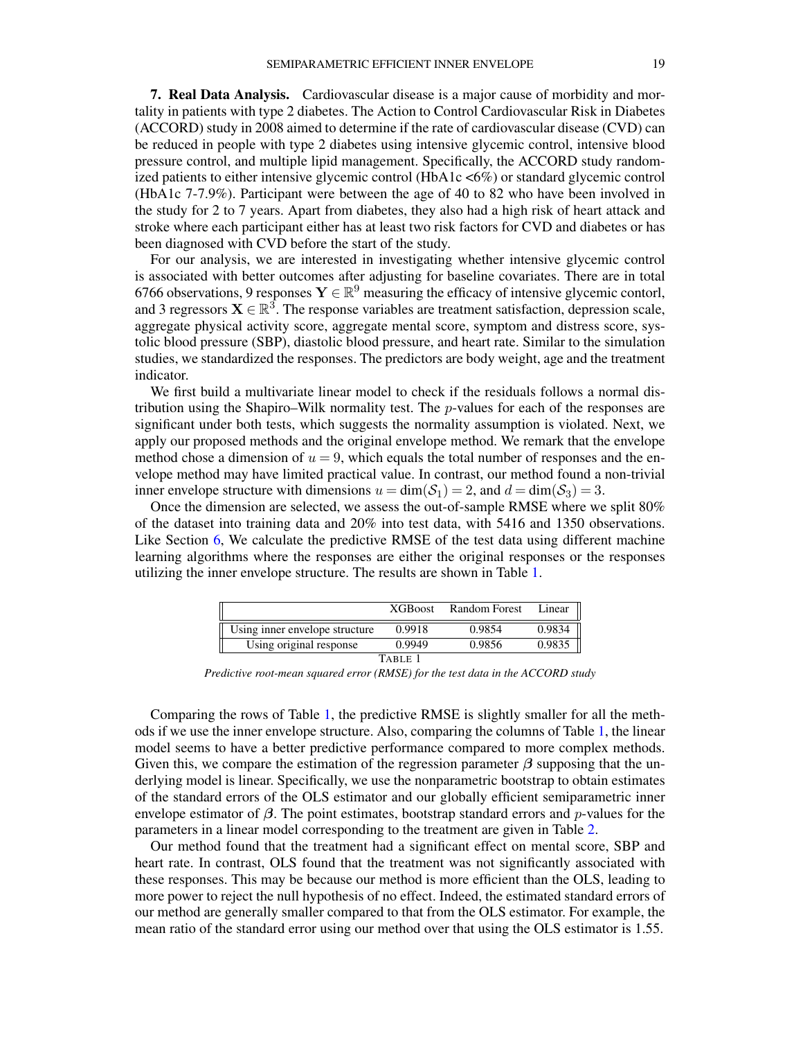## 7. Real Data Analysis.

Cardiovascular disease is a major cause of morbidity and mortality in patients with type 2 diabetes. The Action to Control Cardiovascular Risk in Diabetes (ACCORD) study in 2008 aimed to determine if the rate of cardiovascular disease (CVD) can be reduced in people with type 2 diabetes using intensive glycemic control, intensive blood pressure control, and multiple lipid management. Specifically, the ACCORD study randomized patients to either intensive glycemic control (HbA1c <6%) or standard glycemic control (HbA1c 7-7.9%). Participant were between the age of 40 to 82 who have been involved in the study for 2 to 7 years. Apart from diabetes, they also had a high risk of heart attack and stroke where each participant either has at least two risk factors for CVD and diabetes or has been diagnosed with CVD before the start of the study.

For our analysis, we are interested in investigating whether intensive glycemic control is associated with better outcomes after adjusting for baseline covariates. There are in total 6766 observations, 9 responses $\mathbf{Y} \in \mathbb{R}^9$ measuring the efficacy of intensive glycemic contorl, and 3 regressors $\mathbf{X} \in \mathbb{R}^3$. The response variables are treatment satisfaction, depression scale, aggregate physical activity score, aggregate mental score, symptom and distress score, systolic blood pressure (SBP), diastolic blood pressure, and heart rate. Similar to the simulation studies, we standardized the responses. The predictors are body weight, age and the treatment indicator.

We first build a multivariate linear model to check if the residuals follows a normal distribution using the Shapiro–Wilk normality test. The $p$-values for each of the responses are significant under both tests, which suggests the normality assumption is violated. Next, we apply our proposed methods and the original envelope method. We remark that the envelope method chose a dimension of $u = 9$, which equals the total number of responses and the envelope method may have limited practical value. In contrast, our method found a non-trivial inner envelope structure with dimensions $u = \dim(\mathcal{S}_1) = 2$, and $d = \dim(\mathcal{S}_3) = 3$.

Once the dimension are selected, we assess the out-of-sample RMSE where we split 80% of the dataset into training data and 20% into test data, with 5416 and 1350 observations. Like Section 6, We calculate the predictive RMSE of the test data using different machine learning algorithms where the responses are either the original responses or the responses utilizing the inner envelope structure. The results are shown in Table 1.

| | XGBoost | Random Forest | Linear |
|---|---|---|---|
| Using inner envelope structure | 0.9918 | 0.9854 | 0.9834 |
| Using original response | 0.9949 | 0.9856 | 0.9835 |

TABLE 1

*Predictive root-mean squared error (RMSE) for the test data in the ACCORD study*

Comparing the rows of Table 1, the predictive RMSE is slightly smaller for all the methods if we use the inner envelope structure. Also, comparing the columns of Table 1, the linear model seems to have a better predictive performance compared to more complex methods. Given this, we compare the estimation of the regression parameter $\boldsymbol{\beta}$ supposing that the underlying model is linear. Specifically, we use the nonparametric bootstrap to obtain estimates of the standard errors of the OLS estimator and our globally efficient semiparametric inner envelope estimator of $\boldsymbol{\beta}$. The point estimates, bootstrap standard errors and $p$-values for the parameters in a linear model corresponding to the treatment are given in Table 2.

Our method found that the treatment had a significant effect on mental score, SBP and heart rate. In contrast, OLS found that the treatment was not significantly associated with these responses. This may be because our method is more efficient than the OLS, leading to more power to reject the null hypothesis of no effect. Indeed, the estimated standard errors of our method are generally smaller compared to that from the OLS estimator. For example, the mean ratio of the standard error using our method over that using the OLS estimator is 1.55.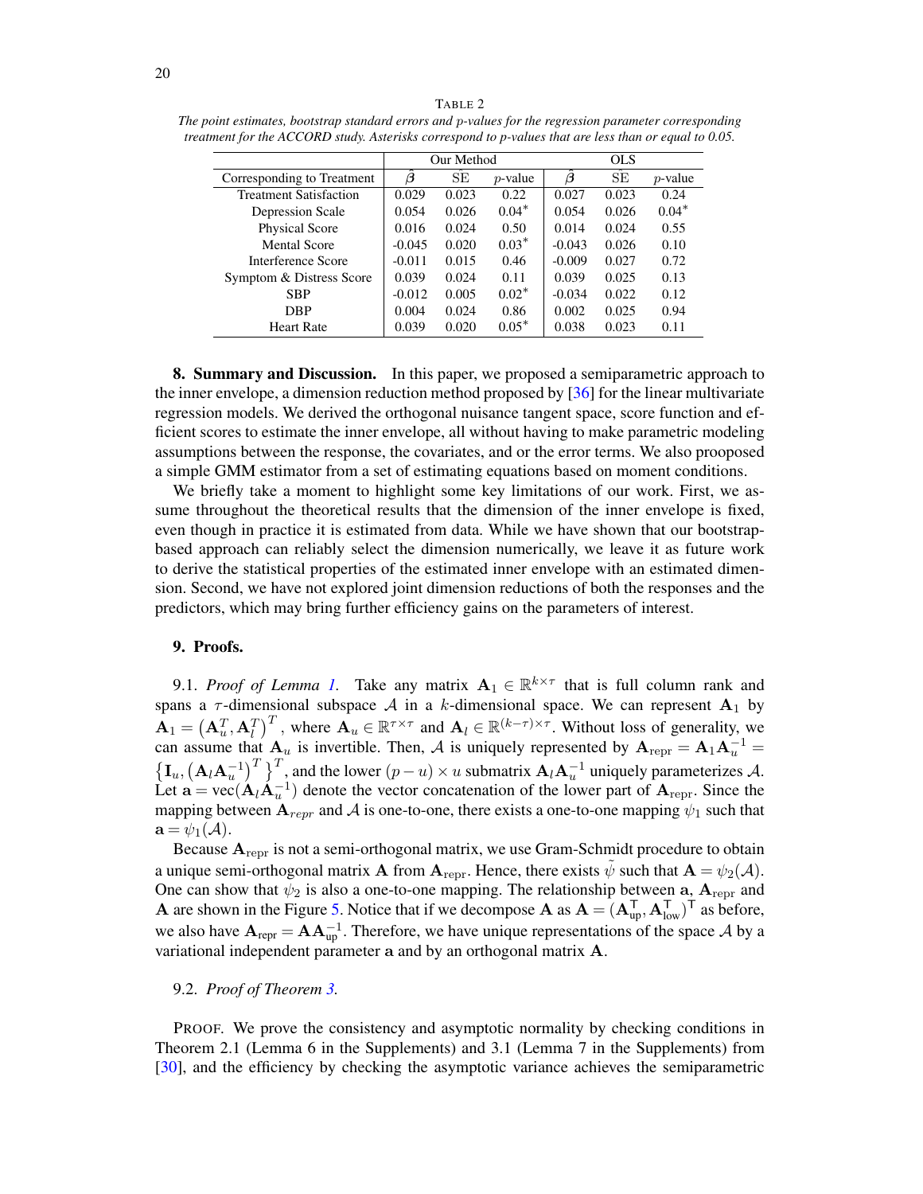TABLE 2

*The point estimates, bootstrap standard errors and $p$-values for the regression parameter corresponding treatment for the ACCORD study. Asterisks correspond to $p$-values that are less than or equal to 0.05.*

| | Our Method | | | OLS | | |
|---|---|---|---|---|---|---|
| Corresponding to Treatment | $\hat{\beta}$ | $\hat{\text{SE}}$ | $p$-value | $\hat{\beta}$ | $\hat{\text{SE}}$ | $p$-value |
| Treatment Satisfaction | 0.029 | 0.023 | 0.22 | 0.027 | 0.023 | 0.24 |
| Depression Scale | 0.054 | 0.026 | $0.04^*$ | 0.054 | 0.026 | $0.04^*$ |
| Physical Score | 0.016 | 0.024 | 0.50 | 0.014 | 0.024 | 0.55 |
| Mental Score | -0.045 | 0.020 | $0.03^*$ | -0.043 | 0.026 | 0.10 |
| Interference Score | -0.011 | 0.015 | 0.46 | -0.009 | 0.027 | 0.72 |
| Symptom & Distress Score | 0.039 | 0.024 | 0.11 | 0.039 | 0.025 | 0.13 |
| SBP | -0.012 | 0.005 | $0.02^*$ | -0.034 | 0.022 | 0.12 |
| DBP | 0.004 | 0.024 | 0.86 | 0.002 | 0.025 | 0.94 |
| Heart Rate | 0.039 | 0.020 | $0.05^*$ | 0.038 | 0.023 | 0.11 |

## 8. Summary and Discussion.

In this paper, we proposed a semiparametric approach to the inner envelope, a dimension reduction method proposed by [36] for the linear multivariate regression models. We derived the orthogonal nuisance tangent space, score function and efficient scores to estimate the inner envelope, all without having to make parametric modeling assumptions between the response, the covariates, and or the error terms. We also proopsed a simple GMM estimator from a set of estimating equations based on moment conditions.

We briefly take a moment to highlight some key limitations of our work. First, we assume throughout the theoretical results that the dimension of the inner envelope is fixed, even though in practice it is estimated from data. While we have shown that our bootstrap-based approach can reliably select the dimension numerically, we leave it as future work to derive the statistical properties of the estimated inner envelope with an estimated dimension. Second, we have not explored joint dimension reductions of both the responses and the predictors, which may bring further efficiency gains on the parameters of interest.

## 9. Proofs.

9.1. *Proof of Lemma 1.* Take any matrix $\mathbf{A}_1 \in \mathbb{R}^{k\times\tau}$ that is full column rank and spans a $\tau$-dimensional subspace $\mathcal{A}$ in a $k$-dimensional space. We can represent $\mathbf{A}_1$ by $\mathbf{A}_1 = \left(\mathbf{A}_u^T, \mathbf{A}_l^T\right)^T$, where $\mathbf{A}_u \in \mathbb{R}^{\tau\times\tau}$ and $\mathbf{A}_l \in \mathbb{R}^{(k-\tau)\times\tau}$. Without loss of generality, we can assume that $\mathbf{A}_u$ is invertible. Then, $\mathcal{A}$ is uniquely represented by $\mathbf{A}_{\text{repr}} = \mathbf{A}_1\mathbf{A}_u^{-1} = \left\{\mathbf{I}_u, \left(\mathbf{A}_l\mathbf{A}_u^{-1}\right)^T\right\}^T$, and the lower $(p-u)\times u$ submatrix $\mathbf{A}_l\mathbf{A}_u^{-1}$ uniquely parameterizes $\mathcal{A}$. Let $\mathbf{a} = \text{vec}(\mathbf{A}_l\mathbf{A}_u^{-1})$ denote the vector concatenation of the lower part of $\mathbf{A}_{\text{repr}}$. Since the mapping between $\mathbf{A}_{repr}$ and $\mathcal{A}$ is one-to-one, there exists a one-to-one mapping $\psi_1$ such that $\mathbf{a} = \psi_1(\mathcal{A})$.

Because $\mathbf{A}_{\text{repr}}$ is not a semi-orthogonal matrix, we use Gram-Schmidt procedure to obtain a unique semi-orthogonal matrix $\mathbf{A}$ from $\mathbf{A}_{\text{repr}}$. Hence, there exists $\tilde{\psi}$ such that $\mathbf{A} = \psi_2(\mathcal{A})$. One can show that $\psi_2$ is also a one-to-one mapping. The relationship between $\mathbf{a}$, $\mathbf{A}_{\text{repr}}$ and $\mathbf{A}$ are shown in the Figure 5. Notice that if we decompose $\mathbf{A}$ as $\mathbf{A} = (\mathbf{A}_{\text{up}}^{\mathsf{T}}, \mathbf{A}_{\text{low}}^{\mathsf{T}})^{\mathsf{T}}$ as before, we also have $\mathbf{A}_{\text{repr}} = \mathbf{A}\mathbf{A}_{\text{up}}^{-1}$. Therefore, we have unique representations of the space $\mathcal{A}$ by a variational independent parameter $\mathbf{a}$ and by an orthogonal matrix $\mathbf{A}$.

9.2. *Proof of Theorem 3.*

PROOF. We prove the consistency and asymptotic normality by checking conditions in Theorem 2.1 (Lemma 6 in the Supplements) and 3.1 (Lemma 7 in the Supplements) from [30], and the efficiency by checking the asymptotic variance achieves the semiparametric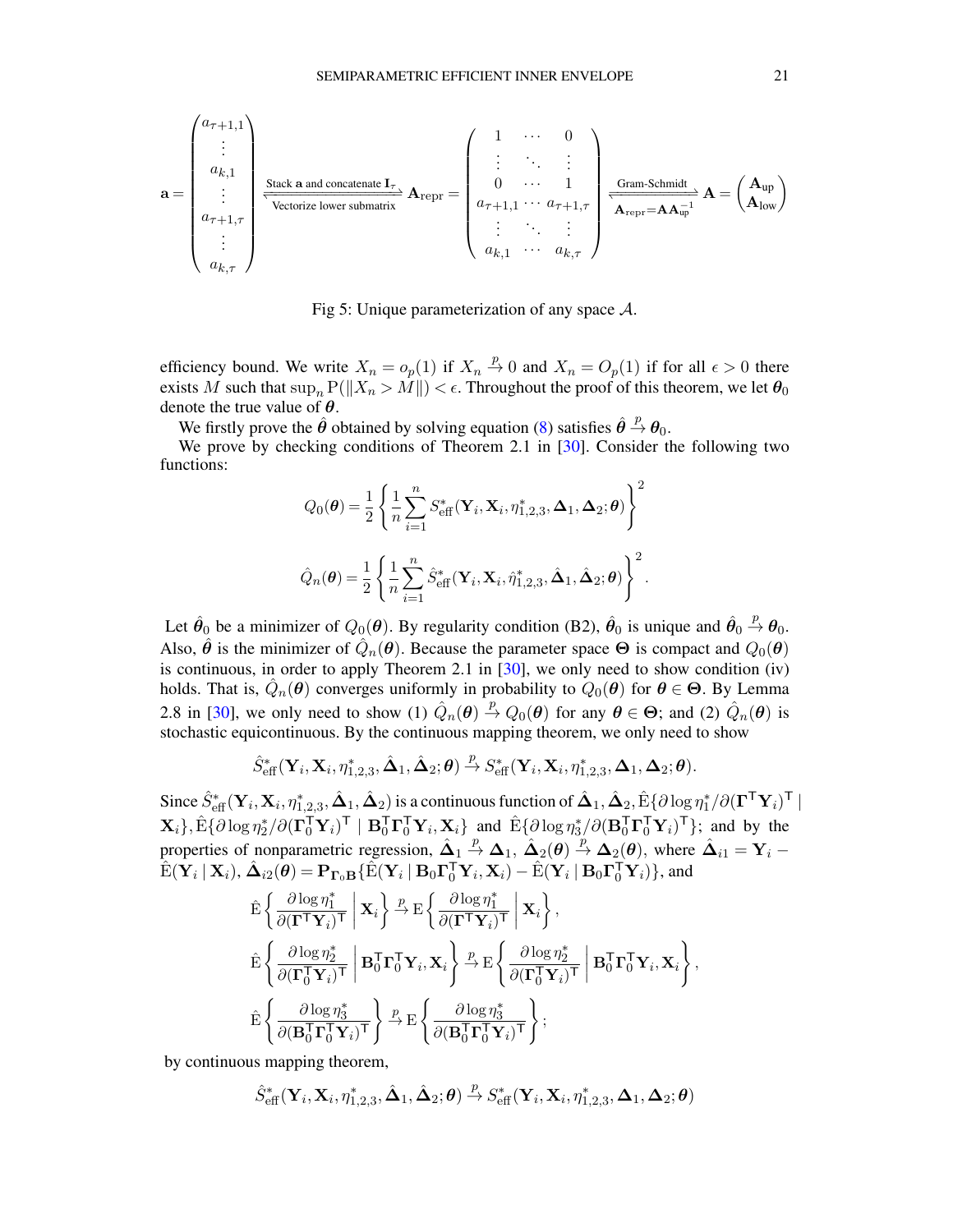$$
\mathbf{a} = \begin{pmatrix} a_{\tau+1,1} \\ \vdots \\ a_{k,1} \\ \vdots \\ a_{\tau+1,\tau} \\ \vdots \\ a_{k,\tau} \end{pmatrix} \xleftarrow[\text{Vectorize lower submatrix}]{\text{Stack } \mathbf{a} \text{ and concatenate } \mathbf{I}_\tau} \mathbf{A}_{\text{repr}} = \begin{pmatrix} 1 & \cdots & 0 \\ \vdots & \ddots & \vdots \\ 0 & \cdots & 1 \\ a_{\tau+1,1} & \cdots & a_{\tau+1,\tau} \\ \vdots & \ddots & \vdots \\ a_{k,1} & \cdots & a_{k,\tau} \end{pmatrix} \xleftarrow[\mathbf{A}_{\text{repr}} = \mathbf{A}\mathbf{A}_{\text{up}}^{-1}]{\text{Gram-Schmidt}} \mathbf{A} = \begin{pmatrix} \mathbf{A}_{\text{up}} \\ \mathbf{A}_{\text{low}} \end{pmatrix}
$$

Fig 5: Unique parameterization of any space $\mathcal{A}$.

efficiency bound. We write $X_n = o_p(1)$ if $X_n \xrightarrow{p} 0$ and $X_n = O_p(1)$ if for all $\epsilon > 0$ there exists $M$ such that $\sup_n \mathrm{P}(\|X_n > M\|) < \epsilon$. Throughout the proof of this theorem, we let $\boldsymbol{\theta}_0$ denote the true value of $\boldsymbol{\theta}$.

We firstly prove the $\hat{\boldsymbol{\theta}}$ obtained by solving equation (8) satisfies $\hat{\boldsymbol{\theta}} \xrightarrow{p} \boldsymbol{\theta}_0$.

We prove by checking conditions of Theorem 2.1 in [30]. Consider the following two functions:

$$
Q_0(\boldsymbol{\theta}) = \frac{1}{2}\left\{\frac{1}{n}\sum_{i=1}^n S_{\text{eff}}^*(\mathbf{Y}_i, \mathbf{X}_i, \eta_{1,2,3}^*, \boldsymbol{\Delta}_1, \boldsymbol{\Delta}_2; \boldsymbol{\theta})\right\}^2
$$

$$
\hat{Q}_n(\boldsymbol{\theta}) = \frac{1}{2}\left\{\frac{1}{n}\sum_{i=1}^n \hat{S}_{\text{eff}}^*(\mathbf{Y}_i, \mathbf{X}_i, \hat{\eta}_{1,2,3}^*, \hat{\boldsymbol{\Delta}}_1, \hat{\boldsymbol{\Delta}}_2; \boldsymbol{\theta})\right\}^2.
$$

Let $\hat{\boldsymbol{\theta}}_0$ be a minimizer of $Q_0(\boldsymbol{\theta})$. By regularity condition (B2), $\hat{\boldsymbol{\theta}}_0$ is unique and $\hat{\boldsymbol{\theta}}_0 \xrightarrow{p} \boldsymbol{\theta}_0$. Also, $\hat{\boldsymbol{\theta}}$ is the minimizer of $\hat{Q}_n(\boldsymbol{\theta})$. Because the parameter space $\boldsymbol{\Theta}$ is compact and $Q_0(\boldsymbol{\theta})$ is continuous, in order to apply Theorem 2.1 in [30], we only need to show condition (iv) holds. That is, $\hat{Q}_n(\boldsymbol{\theta})$ converges uniformly in probability to $Q_0(\boldsymbol{\theta})$ for $\boldsymbol{\theta} \in \boldsymbol{\Theta}$. By Lemma 2.8 in [30], we only need to show (1) $\hat{Q}_n(\boldsymbol{\theta}) \xrightarrow{p} Q_0(\boldsymbol{\theta})$ for any $\boldsymbol{\theta} \in \boldsymbol{\Theta}$; and (2) $\hat{Q}_n(\boldsymbol{\theta})$ is stochastic equicontinuous. By the continuous mapping theorem, we only need to show

$$
\hat{S}_{\text{eff}}^*(\mathbf{Y}_i, \mathbf{X}_i, \eta_{1,2,3}^*, \hat{\boldsymbol{\Delta}}_1, \hat{\boldsymbol{\Delta}}_2; \boldsymbol{\theta}) \xrightarrow{p} S_{\text{eff}}^*(\mathbf{Y}_i, \mathbf{X}_i, \eta_{1,2,3}^*, \boldsymbol{\Delta}_1, \boldsymbol{\Delta}_2; \boldsymbol{\theta}).
$$

Since $\hat{S}_{\text{eff}}^*(\mathbf{Y}_i, \mathbf{X}_i, \eta_{1,2,3}^*, \hat{\boldsymbol{\Delta}}_1, \hat{\boldsymbol{\Delta}}_2)$ is a continuous function of $\hat{\boldsymbol{\Delta}}_1, \hat{\boldsymbol{\Delta}}_2, \hat{\mathrm{E}}\{\partial \log \eta_1^* / \partial(\boldsymbol{\Gamma}^\mathsf{T}\mathbf{Y}_i)^\mathsf{T} \mid \mathbf{X}_i\}, \hat{\mathrm{E}}\{\partial \log \eta_2^* / \partial(\boldsymbol{\Gamma}_0^\mathsf{T}\mathbf{Y}_i)^\mathsf{T} \mid \mathbf{B}_0^\mathsf{T}\boldsymbol{\Gamma}_0^\mathsf{T}\mathbf{Y}_i, \mathbf{X}_i\}$ and $\hat{\mathrm{E}}\{\partial \log \eta_3^* / \partial(\mathbf{B}_0^\mathsf{T}\boldsymbol{\Gamma}_0^\mathsf{T}\mathbf{Y}_i)^\mathsf{T}\}$; and by the properties of nonparametric regression, $\hat{\boldsymbol{\Delta}}_1 \xrightarrow{p} \boldsymbol{\Delta}_1$, $\hat{\boldsymbol{\Delta}}_2(\boldsymbol{\theta}) \xrightarrow{p} \boldsymbol{\Delta}_2(\boldsymbol{\theta})$, where $\hat{\boldsymbol{\Delta}}_{i1} = \mathbf{Y}_i - \hat{\mathrm{E}}(\mathbf{Y}_i \mid \mathbf{X}_i)$, $\hat{\boldsymbol{\Delta}}_{i2}(\boldsymbol{\theta}) = \mathbf{P}_{\boldsymbol{\Gamma}_0\mathbf{B}}\{\hat{\mathrm{E}}(\mathbf{Y}_i \mid \mathbf{B}_0\boldsymbol{\Gamma}_0^\mathsf{T}\mathbf{Y}_i, \mathbf{X}_i) - \hat{\mathrm{E}}(\mathbf{Y}_i \mid \mathbf{B}_0\boldsymbol{\Gamma}_0^\mathsf{T}\mathbf{Y}_i)\}$, and

$$
\hat{\mathrm{E}}\left\{\frac{\partial \log \eta_1^*}{\partial(\boldsymbol{\Gamma}^\mathsf{T}\mathbf{Y}_i)^\mathsf{T}} \,\middle|\, \mathbf{X}_i\right\} \xrightarrow{p} \mathrm{E}\left\{\frac{\partial \log \eta_1^*}{\partial(\boldsymbol{\Gamma}^\mathsf{T}\mathbf{Y}_i)^\mathsf{T}} \,\middle|\, \mathbf{X}_i\right\},
$$

$$
\hat{\mathrm{E}}\left\{\frac{\partial \log \eta_2^*}{\partial(\boldsymbol{\Gamma}_0^\mathsf{T}\mathbf{Y}_i)^\mathsf{T}} \,\middle|\, \mathbf{B}_0^\mathsf{T}\boldsymbol{\Gamma}_0^\mathsf{T}\mathbf{Y}_i, \mathbf{X}_i\right\} \xrightarrow{p} \mathrm{E}\left\{\frac{\partial \log \eta_2^*}{\partial(\boldsymbol{\Gamma}_0^\mathsf{T}\mathbf{Y}_i)^\mathsf{T}} \,\middle|\, \mathbf{B}_0^\mathsf{T}\boldsymbol{\Gamma}_0^\mathsf{T}\mathbf{Y}_i, \mathbf{X}_i\right\},
$$

$$
\hat{\mathrm{E}}\left\{\frac{\partial \log \eta_3^*}{\partial(\mathbf{B}_0^\mathsf{T}\boldsymbol{\Gamma}_0^\mathsf{T}\mathbf{Y}_i)^\mathsf{T}}\right\} \xrightarrow{p} \mathrm{E}\left\{\frac{\partial \log \eta_3^*}{\partial(\mathbf{B}_0^\mathsf{T}\boldsymbol{\Gamma}_0^\mathsf{T}\mathbf{Y}_i)^\mathsf{T}}\right\};
$$

by continuous mapping theorem,

$$
\hat{S}_{\text{eff}}^*(\mathbf{Y}_i, \mathbf{X}_i, \eta_{1,2,3}^*, \hat{\boldsymbol{\Delta}}_1, \hat{\boldsymbol{\Delta}}_2; \boldsymbol{\theta}) \xrightarrow{p} S_{\text{eff}}^*(\mathbf{Y}_i, \mathbf{X}_i, \eta_{1,2,3}^*, \boldsymbol{\Delta}_1, \boldsymbol{\Delta}_2; \boldsymbol{\theta})
$$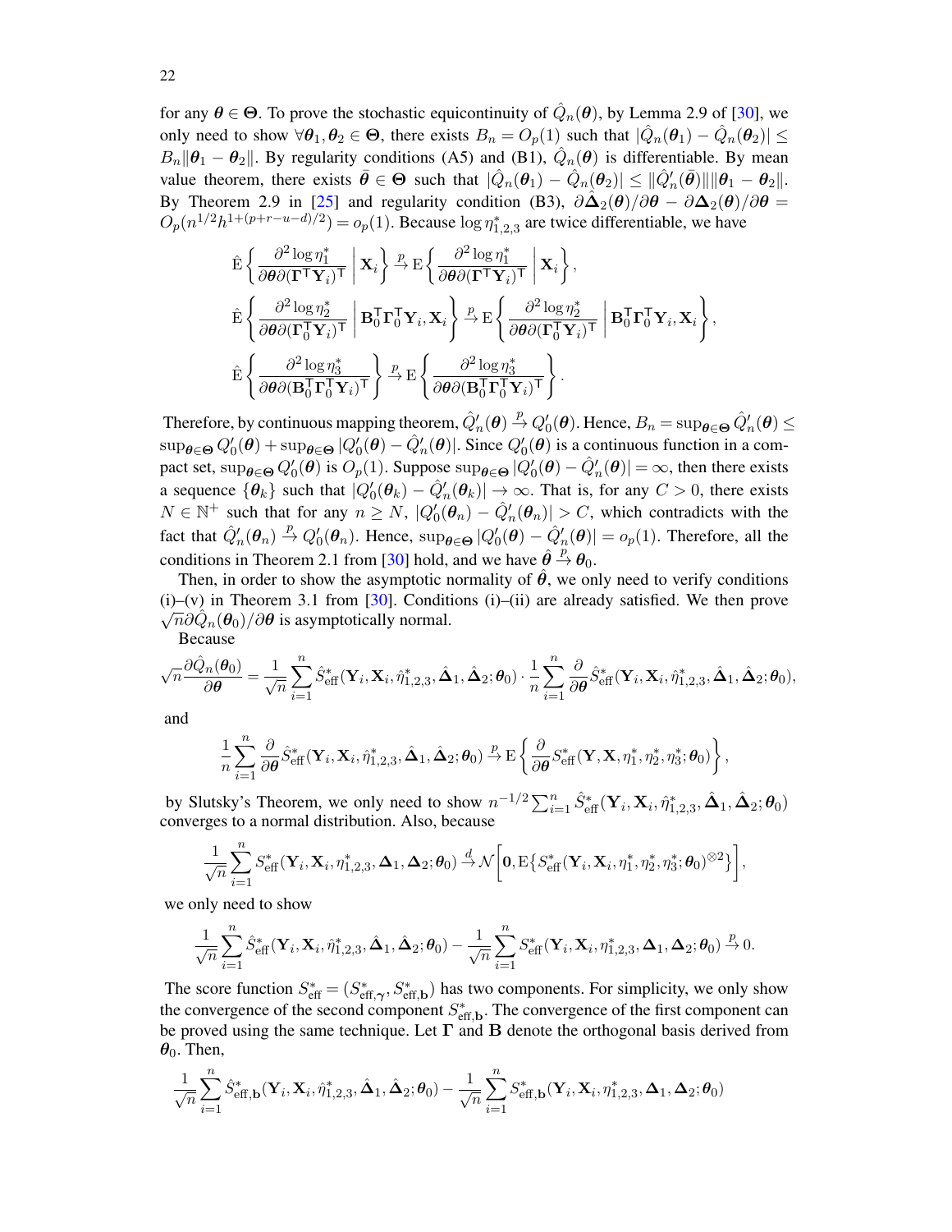for any $\boldsymbol{\theta} \in \boldsymbol{\Theta}$. To prove the stochastic equicontinuity of $\hat{Q}_n(\boldsymbol{\theta})$, by Lemma 2.9 of [30], we only need to show $\forall \boldsymbol{\theta}_1, \boldsymbol{\theta}_2 \in \boldsymbol{\Theta}$, there exists $B_n = O_p(1)$ such that $|\hat{Q}_n(\boldsymbol{\theta}_1) - \hat{Q}_n(\boldsymbol{\theta}_2)| \leq B_n \|\boldsymbol{\theta}_1 - \boldsymbol{\theta}_2\|$. By regularity conditions (A5) and (B1), $\hat{Q}_n(\boldsymbol{\theta})$ is differentiable. By mean value theorem, there exists $\bar{\boldsymbol{\theta}} \in \boldsymbol{\Theta}$ such that $|\hat{Q}_n(\boldsymbol{\theta}_1) - \hat{Q}_n(\boldsymbol{\theta}_2)| \leq \|\hat{Q}_n'(\bar{\boldsymbol{\theta}})\| \|\boldsymbol{\theta}_1 - \boldsymbol{\theta}_2\|$. By Theorem 2.9 in [25] and regularity condition (B3), $\partial \hat{\boldsymbol{\Delta}}_2(\boldsymbol{\theta})/\partial \boldsymbol{\theta} - \partial \boldsymbol{\Delta}_2(\boldsymbol{\theta})/\partial \boldsymbol{\theta} = O_p(n^{1/2} h^{1+(p+r-u-d)/2}) = o_p(1)$. Because $\log \eta_{1,2,3}^*$ are twice differentiable, we have

$$
\begin{aligned}
&\hat{\mathrm{E}}\left\{ \frac{\partial^2 \log \eta_1^*}{\partial \boldsymbol{\theta} \partial (\boldsymbol{\Gamma}^\mathsf{T} \mathbf{Y}_i)^\mathsf{T}} \,\middle|\, \mathbf{X}_i \right\} \xrightarrow{p} \mathrm{E}\left\{ \frac{\partial^2 \log \eta_1^*}{\partial \boldsymbol{\theta} \partial (\boldsymbol{\Gamma}^\mathsf{T} \mathbf{Y}_i)^\mathsf{T}} \,\middle|\, \mathbf{X}_i \right\}, \\
&\hat{\mathrm{E}}\left\{ \frac{\partial^2 \log \eta_2^*}{\partial \boldsymbol{\theta} \partial (\boldsymbol{\Gamma}_0^\mathsf{T} \mathbf{Y}_i)^\mathsf{T}} \,\middle|\, \mathbf{B}_0^\mathsf{T} \boldsymbol{\Gamma}_0^\mathsf{T} \mathbf{Y}_i, \mathbf{X}_i \right\} \xrightarrow{p} \mathrm{E}\left\{ \frac{\partial^2 \log \eta_2^*}{\partial \boldsymbol{\theta} \partial (\boldsymbol{\Gamma}_0^\mathsf{T} \mathbf{Y}_i)^\mathsf{T}} \,\middle|\, \mathbf{B}_0^\mathsf{T} \boldsymbol{\Gamma}_0^\mathsf{T} \mathbf{Y}_i, \mathbf{X}_i \right\}, \\
&\hat{\mathrm{E}}\left\{ \frac{\partial^2 \log \eta_3^*}{\partial \boldsymbol{\theta} \partial (\mathbf{B}_0^\mathsf{T} \boldsymbol{\Gamma}_0^\mathsf{T} \mathbf{Y}_i)^\mathsf{T}} \right\} \xrightarrow{p} \mathrm{E}\left\{ \frac{\partial^2 \log \eta_3^*}{\partial \boldsymbol{\theta} \partial (\mathbf{B}_0^\mathsf{T} \boldsymbol{\Gamma}_0^\mathsf{T} \mathbf{Y}_i)^\mathsf{T}} \right\}.
\end{aligned}
$$

Therefore, by continuous mapping theorem, $\hat{Q}_n'(\boldsymbol{\theta}) \xrightarrow{p} Q_0'(\boldsymbol{\theta})$. Hence, $B_n = \sup_{\boldsymbol{\theta} \in \boldsymbol{\Theta}} \hat{Q}_n'(\boldsymbol{\theta}) \leq \sup_{\boldsymbol{\theta} \in \boldsymbol{\Theta}} Q_0'(\boldsymbol{\theta}) + \sup_{\boldsymbol{\theta} \in \boldsymbol{\Theta}} |Q_0'(\boldsymbol{\theta}) - \hat{Q}_n'(\boldsymbol{\theta})|$. Since $Q_0'(\boldsymbol{\theta})$ is a continuous function in a compact set, $\sup_{\boldsymbol{\theta} \in \boldsymbol{\Theta}} Q_0'(\boldsymbol{\theta})$ is $O_p(1)$. Suppose $\sup_{\boldsymbol{\theta} \in \boldsymbol{\Theta}} |Q_0'(\boldsymbol{\theta}) - \hat{Q}_n'(\boldsymbol{\theta})| = \infty$, then there exists a sequence $\{\boldsymbol{\theta}_k\}$ such that $|Q_0'(\boldsymbol{\theta}_k) - \hat{Q}_n'(\boldsymbol{\theta}_k)| \to \infty$. That is, for any $C > 0$, there exists $N \in \mathbb{N}^+$ such that for any $n \geq N$, $|Q_0'(\boldsymbol{\theta}_n) - \hat{Q}_n'(\boldsymbol{\theta}_n)| > C$, which contradicts with the fact that $\hat{Q}_n'(\boldsymbol{\theta}_n) \xrightarrow{p} Q_0'(\boldsymbol{\theta}_n)$. Hence, $\sup_{\boldsymbol{\theta} \in \boldsymbol{\Theta}} |Q_0'(\boldsymbol{\theta}) - \hat{Q}_n'(\boldsymbol{\theta})| = o_p(1)$. Therefore, all the conditions in Theorem 2.1 from [30] hold, and we have $\hat{\boldsymbol{\theta}} \xrightarrow{p} \boldsymbol{\theta}_0$.

Then, in order to show the asymptotic normality of $\hat{\boldsymbol{\theta}}$, we only need to verify conditions (i)–(v) in Theorem 3.1 from [30]. Conditions (i)–(ii) are already satisfied. We then prove $\sqrt{n} \partial \hat{Q}_n(\boldsymbol{\theta}_0)/\partial \boldsymbol{\theta}$ is asymptotically normal.

Because

$$
\sqrt{n} \frac{\partial \hat{Q}_n(\boldsymbol{\theta}_0)}{\partial \boldsymbol{\theta}} = \frac{1}{\sqrt{n}} \sum_{i=1}^n \hat{S}_{\mathrm{eff}}^*(\mathbf{Y}_i, \mathbf{X}_i, \hat{\eta}_{1,2,3}^*, \hat{\boldsymbol{\Delta}}_1, \hat{\boldsymbol{\Delta}}_2; \boldsymbol{\theta}_0) \cdot \frac{1}{n} \sum_{i=1}^n \frac{\partial}{\partial \boldsymbol{\theta}} \hat{S}_{\mathrm{eff}}^*(\mathbf{Y}_i, \mathbf{X}_i, \hat{\eta}_{1,2,3}^*, \hat{\boldsymbol{\Delta}}_1, \hat{\boldsymbol{\Delta}}_2; \boldsymbol{\theta}_0),
$$

and

$$
\frac{1}{n} \sum_{i=1}^n \frac{\partial}{\partial \boldsymbol{\theta}} \hat{S}_{\mathrm{eff}}^*(\mathbf{Y}_i, \mathbf{X}_i, \hat{\eta}_{1,2,3}^*, \hat{\boldsymbol{\Delta}}_1, \hat{\boldsymbol{\Delta}}_2; \boldsymbol{\theta}_0) \xrightarrow{p} \mathrm{E}\left\{ \frac{\partial}{\partial \boldsymbol{\theta}} S_{\mathrm{eff}}^*(\mathbf{Y}, \mathbf{X}, \eta_1^*, \eta_2^*, \eta_3^*; \boldsymbol{\theta}_0) \right\},
$$

by Slutsky's Theorem, we only need to show $n^{-1/2} \sum_{i=1}^n \hat{S}_{\mathrm{eff}}^*(\mathbf{Y}_i, \mathbf{X}_i, \hat{\eta}_{1,2,3}^*, \hat{\boldsymbol{\Delta}}_1, \hat{\boldsymbol{\Delta}}_2; \boldsymbol{\theta}_0)$ converges to a normal distribution. Also, because

$$
\frac{1}{\sqrt{n}} \sum_{i=1}^n S_{\mathrm{eff}}^*(\mathbf{Y}_i, \mathbf{X}_i, \eta_{1,2,3}^*, \boldsymbol{\Delta}_1, \boldsymbol{\Delta}_2; \boldsymbol{\theta}_0) \xrightarrow{d} \mathcal{N}\left[ \mathbf{0}, \mathrm{E}\left\{ S_{\mathrm{eff}}^*(\mathbf{Y}_i, \mathbf{X}_i, \eta_1^*, \eta_2^*, \eta_3^*; \boldsymbol{\theta}_0)^{\otimes 2} \right\} \right],
$$

we only need to show

$$
\frac{1}{\sqrt{n}} \sum_{i=1}^n \hat{S}_{\mathrm{eff}}^*(\mathbf{Y}_i, \mathbf{X}_i, \hat{\eta}_{1,2,3}^*, \hat{\boldsymbol{\Delta}}_1, \hat{\boldsymbol{\Delta}}_2; \boldsymbol{\theta}_0) - \frac{1}{\sqrt{n}} \sum_{i=1}^n S_{\mathrm{eff}}^*(\mathbf{Y}_i, \mathbf{X}_i, \eta_{1,2,3}^*, \boldsymbol{\Delta}_1, \boldsymbol{\Delta}_2; \boldsymbol{\theta}_0) \xrightarrow{p} 0.
$$

The score function $S_{\mathrm{eff}}^* = (S_{\mathrm{eff},\boldsymbol{\gamma}}^*, S_{\mathrm{eff},\mathbf{b}}^*)$ has two components. For simplicity, we only show the convergence of the second component $S_{\mathrm{eff},\mathbf{b}}^*$. The convergence of the first component can be proved using the same technique. Let $\boldsymbol{\Gamma}$ and $\mathbf{B}$ denote the orthogonal basis derived from $\boldsymbol{\theta}_0$. Then,

$$
\frac{1}{\sqrt{n}} \sum_{i=1}^n \hat{S}_{\mathrm{eff},\mathbf{b}}^*(\mathbf{Y}_i, \mathbf{X}_i, \hat{\eta}_{1,2,3}^*, \hat{\boldsymbol{\Delta}}_1, \hat{\boldsymbol{\Delta}}_2; \boldsymbol{\theta}_0) - \frac{1}{\sqrt{n}} \sum_{i=1}^n S_{\mathrm{eff},\mathbf{b}}^*(\mathbf{Y}_i, \mathbf{X}_i, \eta_{1,2,3}^*, \boldsymbol{\Delta}_1, \boldsymbol{\Delta}_2; \boldsymbol{\theta}_0)
$$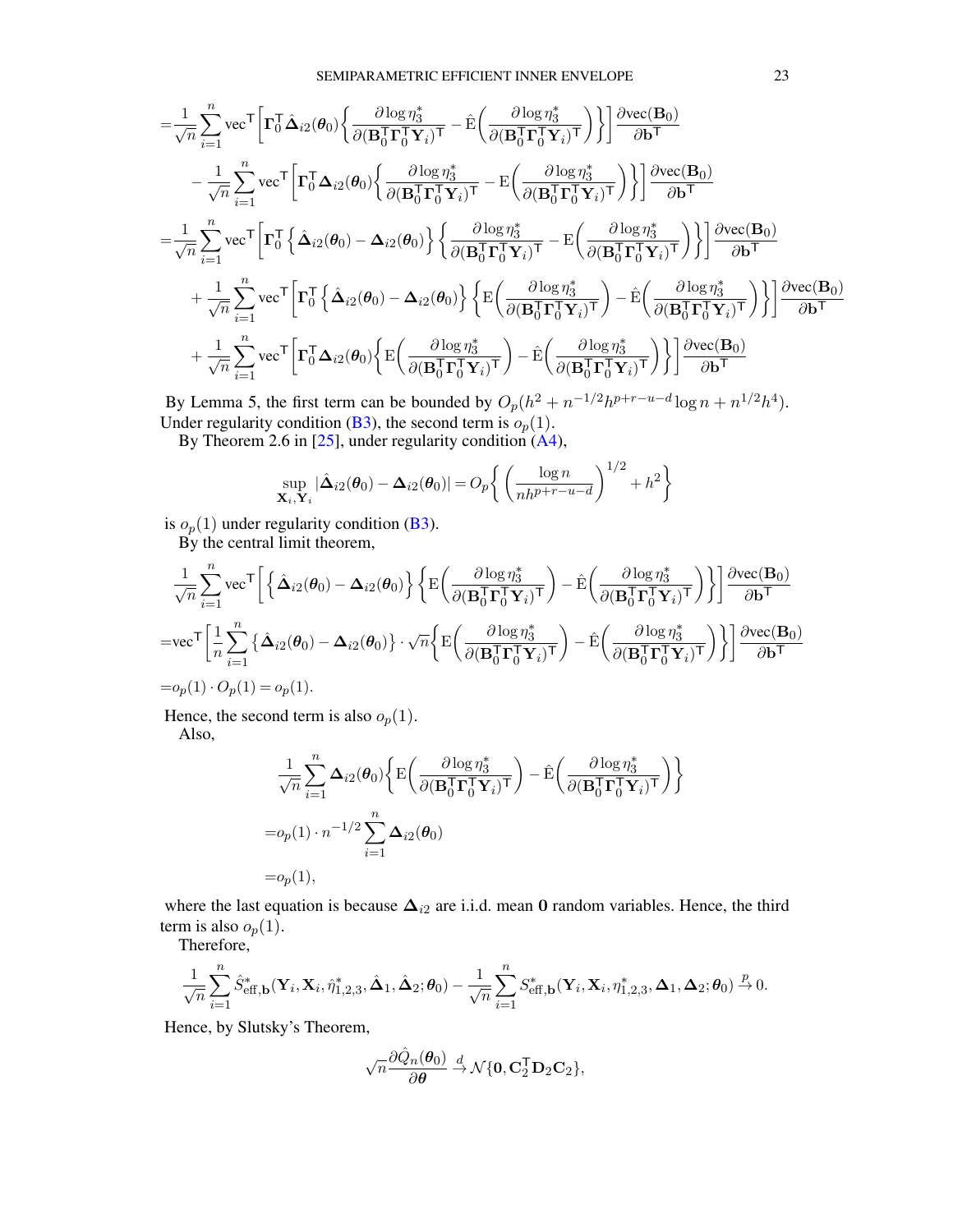$$
\begin{aligned}
=&\frac{1}{\sqrt{n}}\sum_{i=1}^{n}\text{vec}^{\mathsf{T}}\left[\boldsymbol{\Gamma}_0^{\mathsf{T}}\hat{\boldsymbol{\Delta}}_{i2}(\boldsymbol{\theta}_0)\left\{\frac{\partial\log\eta_3^*}{\partial(\mathbf{B}_0^{\mathsf{T}}\boldsymbol{\Gamma}_0^{\mathsf{T}}\mathbf{Y}_i)^{\mathsf{T}}}-\hat{\text{E}}\left(\frac{\partial\log\eta_3^*}{\partial(\mathbf{B}_0^{\mathsf{T}}\boldsymbol{\Gamma}_0^{\mathsf{T}}\mathbf{Y}_i)^{\mathsf{T}}}\right)\right\}\right]\frac{\partial\text{vec}(\mathbf{B}_0)}{\partial\mathbf{b}^{\mathsf{T}}}\\
&-\frac{1}{\sqrt{n}}\sum_{i=1}^{n}\text{vec}^{\mathsf{T}}\left[\boldsymbol{\Gamma}_0^{\mathsf{T}}\boldsymbol{\Delta}_{i2}(\boldsymbol{\theta}_0)\left\{\frac{\partial\log\eta_3^*}{\partial(\mathbf{B}_0^{\mathsf{T}}\boldsymbol{\Gamma}_0^{\mathsf{T}}\mathbf{Y}_i)^{\mathsf{T}}}-\text{E}\left(\frac{\partial\log\eta_3^*}{\partial(\mathbf{B}_0^{\mathsf{T}}\boldsymbol{\Gamma}_0^{\mathsf{T}}\mathbf{Y}_i)^{\mathsf{T}}}\right)\right\}\right]\frac{\partial\text{vec}(\mathbf{B}_0)}{\partial\mathbf{b}^{\mathsf{T}}}\\
=&\frac{1}{\sqrt{n}}\sum_{i=1}^{n}\text{vec}^{\mathsf{T}}\left[\boldsymbol{\Gamma}_0^{\mathsf{T}}\left\{\hat{\boldsymbol{\Delta}}_{i2}(\boldsymbol{\theta}_0)-\boldsymbol{\Delta}_{i2}(\boldsymbol{\theta}_0)\right\}\left\{\frac{\partial\log\eta_3^*}{\partial(\mathbf{B}_0^{\mathsf{T}}\boldsymbol{\Gamma}_0^{\mathsf{T}}\mathbf{Y}_i)^{\mathsf{T}}}-\text{E}\left(\frac{\partial\log\eta_3^*}{\partial(\mathbf{B}_0^{\mathsf{T}}\boldsymbol{\Gamma}_0^{\mathsf{T}}\mathbf{Y}_i)^{\mathsf{T}}}\right)\right\}\right]\frac{\partial\text{vec}(\mathbf{B}_0)}{\partial\mathbf{b}^{\mathsf{T}}}\\
&+\frac{1}{\sqrt{n}}\sum_{i=1}^{n}\text{vec}^{\mathsf{T}}\left[\boldsymbol{\Gamma}_0^{\mathsf{T}}\left\{\hat{\boldsymbol{\Delta}}_{i2}(\boldsymbol{\theta}_0)-\boldsymbol{\Delta}_{i2}(\boldsymbol{\theta}_0)\right\}\left\{\text{E}\left(\frac{\partial\log\eta_3^*}{\partial(\mathbf{B}_0^{\mathsf{T}}\boldsymbol{\Gamma}_0^{\mathsf{T}}\mathbf{Y}_i)^{\mathsf{T}}}\right)-\hat{\text{E}}\left(\frac{\partial\log\eta_3^*}{\partial(\mathbf{B}_0^{\mathsf{T}}\boldsymbol{\Gamma}_0^{\mathsf{T}}\mathbf{Y}_i)^{\mathsf{T}}}\right)\right\}\right]\frac{\partial\text{vec}(\mathbf{B}_0)}{\partial\mathbf{b}^{\mathsf{T}}}\\
&+\frac{1}{\sqrt{n}}\sum_{i=1}^{n}\text{vec}^{\mathsf{T}}\left[\boldsymbol{\Gamma}_0^{\mathsf{T}}\boldsymbol{\Delta}_{i2}(\boldsymbol{\theta}_0)\left\{\text{E}\left(\frac{\partial\log\eta_3^*}{\partial(\mathbf{B}_0^{\mathsf{T}}\boldsymbol{\Gamma}_0^{\mathsf{T}}\mathbf{Y}_i)^{\mathsf{T}}}\right)-\hat{\text{E}}\left(\frac{\partial\log\eta_3^*}{\partial(\mathbf{B}_0^{\mathsf{T}}\boldsymbol{\Gamma}_0^{\mathsf{T}}\mathbf{Y}_i)^{\mathsf{T}}}\right)\right\}\right]\frac{\partial\text{vec}(\mathbf{B}_0)}{\partial\mathbf{b}^{\mathsf{T}}}
\end{aligned}
$$

By Lemma 5, the first term can be bounded by $O_p(h^2 + n^{-1/2}h^{p+r-u-d}\log n + n^{1/2}h^4)$. Under regularity condition (B3), the second term is $o_p(1)$.

By Theorem 2.6 in [25], under regularity condition (A4),

$$
\sup_{\mathbf{X}_i,\mathbf{Y}_i}|\hat{\boldsymbol{\Delta}}_{i2}(\boldsymbol{\theta}_0)-\boldsymbol{\Delta}_{i2}(\boldsymbol{\theta}_0)| = O_p\left\{\left(\frac{\log n}{nh^{p+r-u-d}}\right)^{1/2}+h^2\right\}
$$

is $o_p(1)$ under regularity condition (B3).

By the central limit theorem,

$$
\begin{aligned}
&\frac{1}{\sqrt{n}}\sum_{i=1}^{n}\text{vec}^{\mathsf{T}}\left[\left\{\hat{\boldsymbol{\Delta}}_{i2}(\boldsymbol{\theta}_0)-\boldsymbol{\Delta}_{i2}(\boldsymbol{\theta}_0)\right\}\left\{\text{E}\left(\frac{\partial\log\eta_3^*}{\partial(\mathbf{B}_0^{\mathsf{T}}\boldsymbol{\Gamma}_0^{\mathsf{T}}\mathbf{Y}_i)^{\mathsf{T}}}\right)-\hat{\text{E}}\left(\frac{\partial\log\eta_3^*}{\partial(\mathbf{B}_0^{\mathsf{T}}\boldsymbol{\Gamma}_0^{\mathsf{T}}\mathbf{Y}_i)^{\mathsf{T}}}\right)\right\}\right]\frac{\partial\text{vec}(\mathbf{B}_0)}{\partial\mathbf{b}^{\mathsf{T}}}\\
=&\text{vec}^{\mathsf{T}}\left[\frac{1}{n}\sum_{i=1}^{n}\left\{\hat{\boldsymbol{\Delta}}_{i2}(\boldsymbol{\theta}_0)-\boldsymbol{\Delta}_{i2}(\boldsymbol{\theta}_0)\right\}\cdot\sqrt{n}\left\{\text{E}\left(\frac{\partial\log\eta_3^*}{\partial(\mathbf{B}_0^{\mathsf{T}}\boldsymbol{\Gamma}_0^{\mathsf{T}}\mathbf{Y}_i)^{\mathsf{T}}}\right)-\hat{\text{E}}\left(\frac{\partial\log\eta_3^*}{\partial(\mathbf{B}_0^{\mathsf{T}}\boldsymbol{\Gamma}_0^{\mathsf{T}}\mathbf{Y}_i)^{\mathsf{T}}}\right)\right\}\right]\frac{\partial\text{vec}(\mathbf{B}_0)}{\partial\mathbf{b}^{\mathsf{T}}}\\
=&o_p(1)\cdot O_p(1)=o_p(1).
\end{aligned}
$$

Hence, the second term is also $o_p(1)$.

Also,

$$
\begin{aligned}
&\frac{1}{\sqrt{n}}\sum_{i=1}^{n}\boldsymbol{\Delta}_{i2}(\boldsymbol{\theta}_0)\left\{\text{E}\left(\frac{\partial\log\eta_3^*}{\partial(\mathbf{B}_0^{\mathsf{T}}\boldsymbol{\Gamma}_0^{\mathsf{T}}\mathbf{Y}_i)^{\mathsf{T}}}\right)-\hat{\text{E}}\left(\frac{\partial\log\eta_3^*}{\partial(\mathbf{B}_0^{\mathsf{T}}\boldsymbol{\Gamma}_0^{\mathsf{T}}\mathbf{Y}_i)^{\mathsf{T}}}\right)\right\}\\
=&o_p(1)\cdot n^{-1/2}\sum_{i=1}^{n}\boldsymbol{\Delta}_{i2}(\boldsymbol{\theta}_0)\\
=&o_p(1),
\end{aligned}
$$

where the last equation is because $\boldsymbol{\Delta}_{i2}$ are i.i.d. mean $\mathbf{0}$ random variables. Hence, the third term is also $o_p(1)$.

Therefore,

$$
\frac{1}{\sqrt{n}}\sum_{i=1}^{n}\hat{S}^*_{\text{eff},\mathbf{b}}(\mathbf{Y}_i,\mathbf{X}_i,\hat{\eta}^*_{1,2,3},\hat{\boldsymbol{\Delta}}_1,\hat{\boldsymbol{\Delta}}_2;\boldsymbol{\theta}_0)-\frac{1}{\sqrt{n}}\sum_{i=1}^{n}S^*_{\text{eff},\mathbf{b}}(\mathbf{Y}_i,\mathbf{X}_i,\eta^*_{1,2,3},\boldsymbol{\Delta}_1,\boldsymbol{\Delta}_2;\boldsymbol{\theta}_0)\xrightarrow{p}0.
$$

Hence, by Slutsky's Theorem,

$$
\sqrt{n}\frac{\partial\hat{Q}_n(\boldsymbol{\theta}_0)}{\partial\boldsymbol{\theta}}\xrightarrow{d}\mathcal{N}\{\mathbf{0},\mathbf{C}_2^{\mathsf{T}}\mathbf{D}_2\mathbf{C}_2\},
$$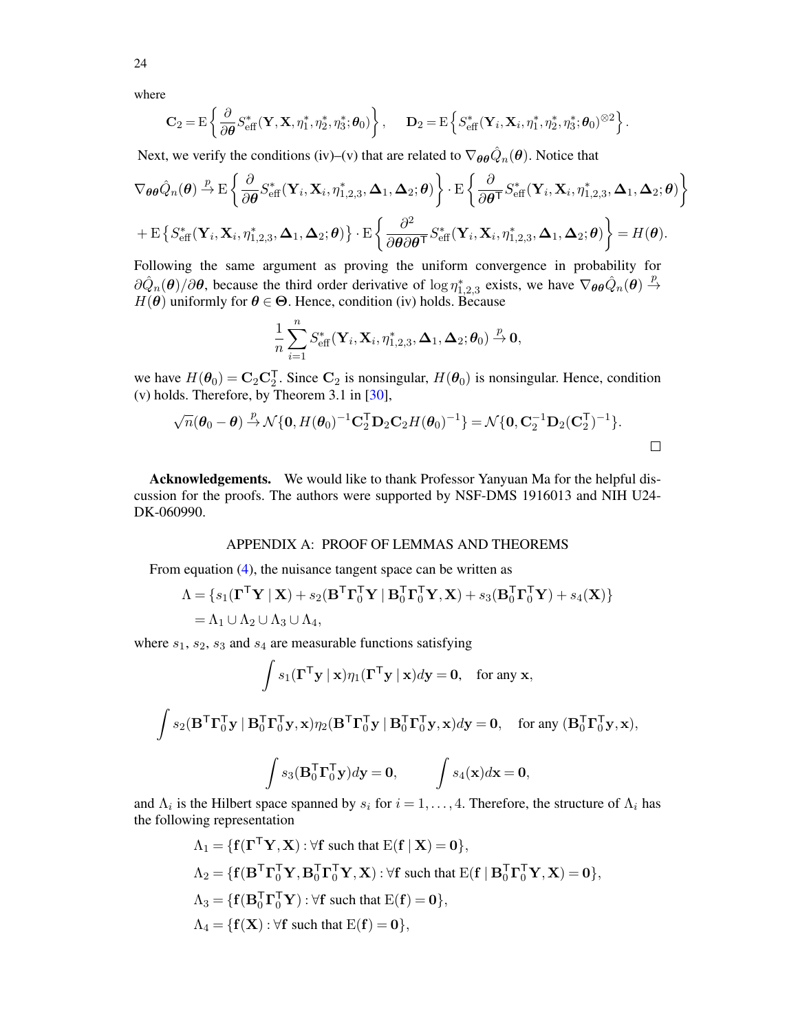where

$$\mathbf{C}_2 = \mathrm{E}\left\{\frac{\partial}{\partial\boldsymbol{\theta}} S^*_{\text{eff}}(\mathbf{Y},\mathbf{X},\eta^*_1,\eta^*_2,\eta^*_3;\boldsymbol{\theta}_0)\right\}, \qquad \mathbf{D}_2 = \mathrm{E}\left\{S^*_{\text{eff}}(\mathbf{Y}_i,\mathbf{X}_i,\eta^*_1,\eta^*_2,\eta^*_3;\boldsymbol{\theta}_0)^{\otimes 2}\right\}.$$

Next, we verify the conditions (iv)–(v) that are related to $\nabla_{\boldsymbol{\theta}\boldsymbol{\theta}}\hat{Q}_n(\boldsymbol{\theta})$. Notice that

$$\nabla_{\boldsymbol{\theta}\boldsymbol{\theta}}\hat{Q}_n(\boldsymbol{\theta}) \xrightarrow{p} \mathrm{E}\left\{\frac{\partial}{\partial\boldsymbol{\theta}} S^*_{\text{eff}}(\mathbf{Y}_i,\mathbf{X}_i,\eta^*_{1,2,3},\boldsymbol{\Delta}_1,\boldsymbol{\Delta}_2;\boldsymbol{\theta})\right\}\cdot \mathrm{E}\left\{\frac{\partial}{\partial\boldsymbol{\theta}^{\mathsf{T}}} S^*_{\text{eff}}(\mathbf{Y}_i,\mathbf{X}_i,\eta^*_{1,2,3},\boldsymbol{\Delta}_1,\boldsymbol{\Delta}_2;\boldsymbol{\theta})\right\}$$

$$+ \mathrm{E}\left\{S^*_{\text{eff}}(\mathbf{Y}_i,\mathbf{X}_i,\eta^*_{1,2,3},\boldsymbol{\Delta}_1,\boldsymbol{\Delta}_2;\boldsymbol{\theta})\right\}\cdot \mathrm{E}\left\{\frac{\partial^2}{\partial\boldsymbol{\theta}\partial\boldsymbol{\theta}^{\mathsf{T}}} S^*_{\text{eff}}(\mathbf{Y}_i,\mathbf{X}_i,\eta^*_{1,2,3},\boldsymbol{\Delta}_1,\boldsymbol{\Delta}_2;\boldsymbol{\theta})\right\} = H(\boldsymbol{\theta}).$$

Following the same argument as proving the uniform convergence in probability for $\partial\hat{Q}_n(\boldsymbol{\theta})/\partial\boldsymbol{\theta}$, because the third order derivative of $\log\eta^*_{1,2,3}$ exists, we have $\nabla_{\boldsymbol{\theta}\boldsymbol{\theta}}\hat{Q}_n(\boldsymbol{\theta}) \xrightarrow{p} H(\boldsymbol{\theta})$ uniformly for $\boldsymbol{\theta}\in\boldsymbol{\Theta}$. Hence, condition (iv) holds. Because

$$\frac{1}{n}\sum_{i=1}^{n} S^*_{\text{eff}}(\mathbf{Y}_i,\mathbf{X}_i,\eta^*_{1,2,3},\boldsymbol{\Delta}_1,\boldsymbol{\Delta}_2;\boldsymbol{\theta}_0) \xrightarrow{p} \mathbf{0},$$

we have $H(\boldsymbol{\theta}_0) = \mathbf{C}_2\mathbf{C}_2^{\mathsf{T}}$. Since $\mathbf{C}_2$ is nonsingular, $H(\boldsymbol{\theta}_0)$ is nonsingular. Hence, condition (v) holds. Therefore, by Theorem 3.1 in [30],

$$\sqrt{n}(\boldsymbol{\theta}_0 - \boldsymbol{\theta}) \xrightarrow{p} \mathcal{N}\{\mathbf{0}, H(\boldsymbol{\theta}_0)^{-1}\mathbf{C}_2^{\mathsf{T}}\mathbf{D}_2\mathbf{C}_2 H(\boldsymbol{\theta}_0)^{-1}\} = \mathcal{N}\{\mathbf{0}, \mathbf{C}_2^{-1}\mathbf{D}_2(\mathbf{C}_2^{\mathsf{T}})^{-1}\}.$$

□

**Acknowledgements.** We would like to thank Professor Yanyuan Ma for the helpful discussion for the proofs. The authors were supported by NSF-DMS 1916013 and NIH U24-DK-060990.

## APPENDIX A: PROOF OF LEMMAS AND THEOREMS

From equation (4), the nuisance tangent space can be written as

$$\begin{aligned}
\Lambda &= \{s_1(\boldsymbol{\Gamma}^{\mathsf{T}}\mathbf{Y}\mid\mathbf{X}) + s_2(\mathbf{B}^{\mathsf{T}}\boldsymbol{\Gamma}_0^{\mathsf{T}}\mathbf{Y}\mid\mathbf{B}_0^{\mathsf{T}}\boldsymbol{\Gamma}_0^{\mathsf{T}}\mathbf{Y},\mathbf{X}) + s_3(\mathbf{B}_0^{\mathsf{T}}\boldsymbol{\Gamma}_0^{\mathsf{T}}\mathbf{Y}) + s_4(\mathbf{X})\}\\
&= \Lambda_1\cup\Lambda_2\cup\Lambda_3\cup\Lambda_4,
\end{aligned}$$

where $s_1$, $s_2$, $s_3$ and $s_4$ are measurable functions satisfying

$$\int s_1(\boldsymbol{\Gamma}^{\mathsf{T}}\mathbf{y}\mid\mathbf{x})\eta_1(\boldsymbol{\Gamma}^{\mathsf{T}}\mathbf{y}\mid\mathbf{x})d\mathbf{y} = \mathbf{0}, \quad \text{for any } \mathbf{x},$$

$$\int s_2(\mathbf{B}^{\mathsf{T}}\boldsymbol{\Gamma}_0^{\mathsf{T}}\mathbf{y}\mid\mathbf{B}_0^{\mathsf{T}}\boldsymbol{\Gamma}_0^{\mathsf{T}}\mathbf{y},\mathbf{x})\eta_2(\mathbf{B}^{\mathsf{T}}\boldsymbol{\Gamma}_0^{\mathsf{T}}\mathbf{y}\mid\mathbf{B}_0^{\mathsf{T}}\boldsymbol{\Gamma}_0^{\mathsf{T}}\mathbf{y},\mathbf{x})d\mathbf{y} = \mathbf{0}, \quad \text{for any } (\mathbf{B}_0^{\mathsf{T}}\boldsymbol{\Gamma}_0^{\mathsf{T}}\mathbf{y},\mathbf{x}),$$

$$\int s_3(\mathbf{B}_0^{\mathsf{T}}\boldsymbol{\Gamma}_0^{\mathsf{T}}\mathbf{y})d\mathbf{y} = \mathbf{0}, \qquad \int s_4(\mathbf{x})d\mathbf{x} = \mathbf{0},$$

and $\Lambda_i$ is the Hilbert space spanned by $s_i$ for $i=1,\ldots,4$. Therefore, the structure of $\Lambda_i$ has the following representation

$$\begin{aligned}
\Lambda_1 &= \{\mathbf{f}(\boldsymbol{\Gamma}^{\mathsf{T}}\mathbf{Y},\mathbf{X}) : \forall\mathbf{f} \text{ such that } \mathrm{E}(\mathbf{f}\mid\mathbf{X}) = \mathbf{0}\},\\
\Lambda_2 &= \{\mathbf{f}(\mathbf{B}^{\mathsf{T}}\boldsymbol{\Gamma}_0^{\mathsf{T}}\mathbf{Y},\mathbf{B}_0^{\mathsf{T}}\boldsymbol{\Gamma}_0^{\mathsf{T}}\mathbf{Y},\mathbf{X}) : \forall\mathbf{f} \text{ such that } \mathrm{E}(\mathbf{f}\mid\mathbf{B}_0^{\mathsf{T}}\boldsymbol{\Gamma}_0^{\mathsf{T}}\mathbf{Y},\mathbf{X}) = \mathbf{0}\},\\
\Lambda_3 &= \{\mathbf{f}(\mathbf{B}_0^{\mathsf{T}}\boldsymbol{\Gamma}_0^{\mathsf{T}}\mathbf{Y}) : \forall\mathbf{f} \text{ such that } \mathrm{E}(\mathbf{f}) = \mathbf{0}\},\\
\Lambda_4 &= \{\mathbf{f}(\mathbf{X}) : \forall\mathbf{f} \text{ such that } \mathrm{E}(\mathbf{f}) = \mathbf{0}\},
\end{aligned}$$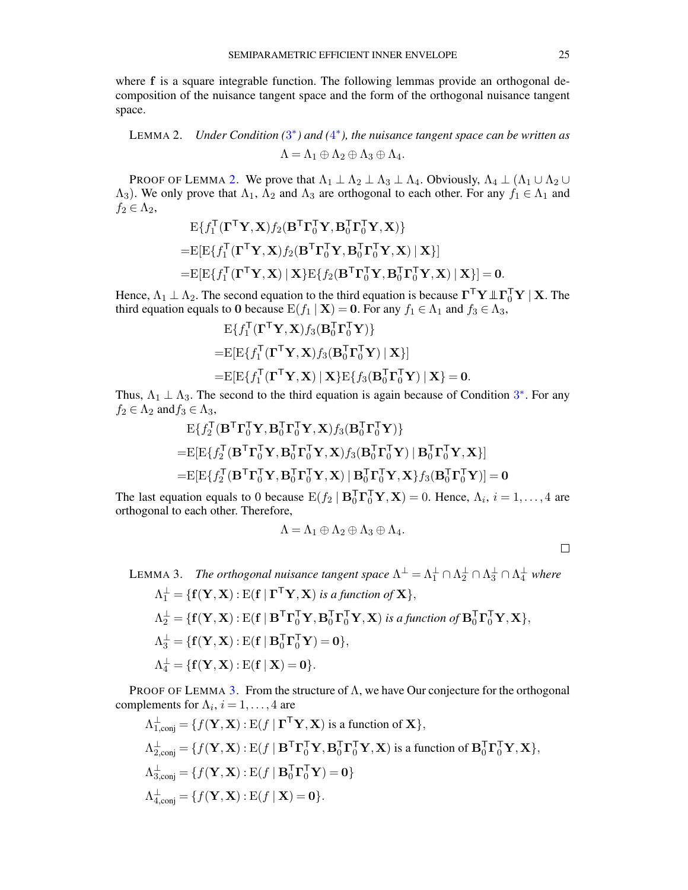where $\mathbf{f}$ is a square integrable function. The following lemmas provide an orthogonal decomposition of the nuisance tangent space and the form of the orthogonal nuisance tangent space.

LEMMA 2. *Under Condition (3*) and (4*), the nuisance tangent space can be written as*

$$\Lambda = \Lambda_1 \oplus \Lambda_2 \oplus \Lambda_3 \oplus \Lambda_4.$$

PROOF OF LEMMA 2. We prove that $\Lambda_1 \perp \Lambda_2 \perp \Lambda_3 \perp \Lambda_4$. Obviously, $\Lambda_4 \perp (\Lambda_1 \cup \Lambda_2 \cup \Lambda_3)$. We only prove that $\Lambda_1$, $\Lambda_2$ and $\Lambda_3$ are orthogonal to each other. For any $f_1 \in \Lambda_1$ and $f_2 \in \Lambda_2$,

$$\begin{aligned}
&\mathrm{E}\{f_1^{\mathsf{T}}(\boldsymbol{\Gamma}^{\mathsf{T}}\mathbf{Y},\mathbf{X}) f_2(\mathbf{B}^{\mathsf{T}}\boldsymbol{\Gamma}_0^{\mathsf{T}}\mathbf{Y},\mathbf{B}_0^{\mathsf{T}}\boldsymbol{\Gamma}_0^{\mathsf{T}}\mathbf{Y},\mathbf{X})\} \\
=&\mathrm{E}[\mathrm{E}\{f_1^{\mathsf{T}}(\boldsymbol{\Gamma}^{\mathsf{T}}\mathbf{Y},\mathbf{X}) f_2(\mathbf{B}^{\mathsf{T}}\boldsymbol{\Gamma}_0^{\mathsf{T}}\mathbf{Y},\mathbf{B}_0^{\mathsf{T}}\boldsymbol{\Gamma}_0^{\mathsf{T}}\mathbf{Y},\mathbf{X}) \mid \mathbf{X}\}] \\
=&\mathrm{E}[\mathrm{E}\{f_1^{\mathsf{T}}(\boldsymbol{\Gamma}^{\mathsf{T}}\mathbf{Y},\mathbf{X}) \mid \mathbf{X}\}\mathrm{E}\{f_2(\mathbf{B}^{\mathsf{T}}\boldsymbol{\Gamma}_0^{\mathsf{T}}\mathbf{Y},\mathbf{B}_0^{\mathsf{T}}\boldsymbol{\Gamma}_0^{\mathsf{T}}\mathbf{Y},\mathbf{X}) \mid \mathbf{X}\}] = \mathbf{0}.
\end{aligned}$$

Hence, $\Lambda_1 \perp \Lambda_2$. The second equation to the third equation is because $\boldsymbol{\Gamma}^{\mathsf{T}}\mathbf{Y} \perp\!\!\!\perp \boldsymbol{\Gamma}_0^{\mathsf{T}}\mathbf{Y} \mid \mathbf{X}$. The third equation equals to $\mathbf{0}$ because $\mathrm{E}(f_1 \mid \mathbf{X}) = \mathbf{0}$. For any $f_1 \in \Lambda_1$ and $f_3 \in \Lambda_3$,

$$\begin{aligned}
&\mathrm{E}\{f_1^{\mathsf{T}}(\boldsymbol{\Gamma}^{\mathsf{T}}\mathbf{Y},\mathbf{X}) f_3(\mathbf{B}_0^{\mathsf{T}}\boldsymbol{\Gamma}_0^{\mathsf{T}}\mathbf{Y})\} \\
=&\mathrm{E}[\mathrm{E}\{f_1^{\mathsf{T}}(\boldsymbol{\Gamma}^{\mathsf{T}}\mathbf{Y},\mathbf{X}) f_3(\mathbf{B}_0^{\mathsf{T}}\boldsymbol{\Gamma}_0^{\mathsf{T}}\mathbf{Y}) \mid \mathbf{X}\}] \\
=&\mathrm{E}[\mathrm{E}\{f_1^{\mathsf{T}}(\boldsymbol{\Gamma}^{\mathsf{T}}\mathbf{Y},\mathbf{X}) \mid \mathbf{X}\}\mathrm{E}\{f_3(\mathbf{B}_0^{\mathsf{T}}\boldsymbol{\Gamma}_0^{\mathsf{T}}\mathbf{Y}) \mid \mathbf{X}\} = \mathbf{0}.
\end{aligned}$$

Thus, $\Lambda_1 \perp \Lambda_3$. The second to the third equation is again because of Condition 3*. For any $f_2 \in \Lambda_2$ and $f_3 \in \Lambda_3$,

$$\begin{aligned}
&\mathrm{E}\{f_2^{\mathsf{T}}(\mathbf{B}^{\mathsf{T}}\boldsymbol{\Gamma}_0^{\mathsf{T}}\mathbf{Y},\mathbf{B}_0^{\mathsf{T}}\boldsymbol{\Gamma}_0^{\mathsf{T}}\mathbf{Y},\mathbf{X}) f_3(\mathbf{B}_0^{\mathsf{T}}\boldsymbol{\Gamma}_0^{\mathsf{T}}\mathbf{Y})\} \\
=&\mathrm{E}[\mathrm{E}\{f_2^{\mathsf{T}}(\mathbf{B}^{\mathsf{T}}\boldsymbol{\Gamma}_0^{\mathsf{T}}\mathbf{Y},\mathbf{B}_0^{\mathsf{T}}\boldsymbol{\Gamma}_0^{\mathsf{T}}\mathbf{Y},\mathbf{X}) f_3(\mathbf{B}_0^{\mathsf{T}}\boldsymbol{\Gamma}_0^{\mathsf{T}}\mathbf{Y}) \mid \mathbf{B}_0^{\mathsf{T}}\boldsymbol{\Gamma}_0^{\mathsf{T}}\mathbf{Y},\mathbf{X}\}] \\
=&\mathrm{E}[\mathrm{E}\{f_2^{\mathsf{T}}(\mathbf{B}^{\mathsf{T}}\boldsymbol{\Gamma}_0^{\mathsf{T}}\mathbf{Y},\mathbf{B}_0^{\mathsf{T}}\boldsymbol{\Gamma}_0^{\mathsf{T}}\mathbf{Y},\mathbf{X}) \mid \mathbf{B}_0^{\mathsf{T}}\boldsymbol{\Gamma}_0^{\mathsf{T}}\mathbf{Y},\mathbf{X}\} f_3(\mathbf{B}_0^{\mathsf{T}}\boldsymbol{\Gamma}_0^{\mathsf{T}}\mathbf{Y})] = \mathbf{0}
\end{aligned}$$

The last equation equals to 0 because $\mathrm{E}(f_2 \mid \mathbf{B}_0^{\mathsf{T}}\boldsymbol{\Gamma}_0^{\mathsf{T}}\mathbf{Y},\mathbf{X}) = 0$. Hence, $\Lambda_i$, $i = 1, \ldots, 4$ are orthogonal to each other. Therefore,

$$\Lambda = \Lambda_1 \oplus \Lambda_2 \oplus \Lambda_3 \oplus \Lambda_4.$$

□

LEMMA 3. *The orthogonal nuisance tangent space $\Lambda^{\perp} = \Lambda_1^{\perp} \cap \Lambda_2^{\perp} \cap \Lambda_3^{\perp} \cap \Lambda_4^{\perp}$ where*

$$\Lambda_1^{\perp} = \{\mathbf{f}(\mathbf{Y},\mathbf{X}) : \mathrm{E}(\mathbf{f} \mid \boldsymbol{\Gamma}^{\mathsf{T}}\mathbf{Y},\mathbf{X}) \text{ is a function of } \mathbf{X}\},$$

$$\Lambda_2^{\perp} = \{\mathbf{f}(\mathbf{Y},\mathbf{X}) : \mathrm{E}(\mathbf{f} \mid \mathbf{B}^{\mathsf{T}}\boldsymbol{\Gamma}_0^{\mathsf{T}}\mathbf{Y},\mathbf{B}_0^{\mathsf{T}}\boldsymbol{\Gamma}_0^{\mathsf{T}}\mathbf{Y},\mathbf{X}) \text{ is a function of } \mathbf{B}_0^{\mathsf{T}}\boldsymbol{\Gamma}_0^{\mathsf{T}}\mathbf{Y},\mathbf{X}\},$$

$$\Lambda_3^{\perp} = \{\mathbf{f}(\mathbf{Y},\mathbf{X}) : \mathrm{E}(\mathbf{f} \mid \mathbf{B}_0^{\mathsf{T}}\boldsymbol{\Gamma}_0^{\mathsf{T}}\mathbf{Y}) = \mathbf{0}\},$$

$$\Lambda_4^{\perp} = \{\mathbf{f}(\mathbf{Y},\mathbf{X}) : \mathrm{E}(\mathbf{f} \mid \mathbf{X}) = \mathbf{0}\}.$$

PROOF OF LEMMA 3. From the structure of $\Lambda$, we have Our conjecture for the orthogonal complements for $\Lambda_i$, $i = 1, \ldots, 4$ are

$$\Lambda_{1,\mathrm{conj}}^{\perp} = \{f(\mathbf{Y},\mathbf{X}) : \mathrm{E}(f \mid \boldsymbol{\Gamma}^{\mathsf{T}}\mathbf{Y},\mathbf{X}) \text{ is a function of } \mathbf{X}\},$$

$$\Lambda_{2,\mathrm{conj}}^{\perp} = \{f(\mathbf{Y},\mathbf{X}) : \mathrm{E}(f \mid \mathbf{B}^{\mathsf{T}}\boldsymbol{\Gamma}_0^{\mathsf{T}}\mathbf{Y},\mathbf{B}_0^{\mathsf{T}}\boldsymbol{\Gamma}_0^{\mathsf{T}}\mathbf{Y},\mathbf{X}) \text{ is a function of } \mathbf{B}_0^{\mathsf{T}}\boldsymbol{\Gamma}_0^{\mathsf{T}}\mathbf{Y},\mathbf{X}\},$$

$$\Lambda_{3,\mathrm{conj}}^{\perp} = \{f(\mathbf{Y},\mathbf{X}) : \mathrm{E}(f \mid \mathbf{B}_0^{\mathsf{T}}\boldsymbol{\Gamma}_0^{\mathsf{T}}\mathbf{Y}) = \mathbf{0}\}$$

$$\Lambda_{4,\mathrm{conj}}^{\perp} = \{f(\mathbf{Y},\mathbf{X}) : \mathrm{E}(f \mid \mathbf{X}) = \mathbf{0}\}.$$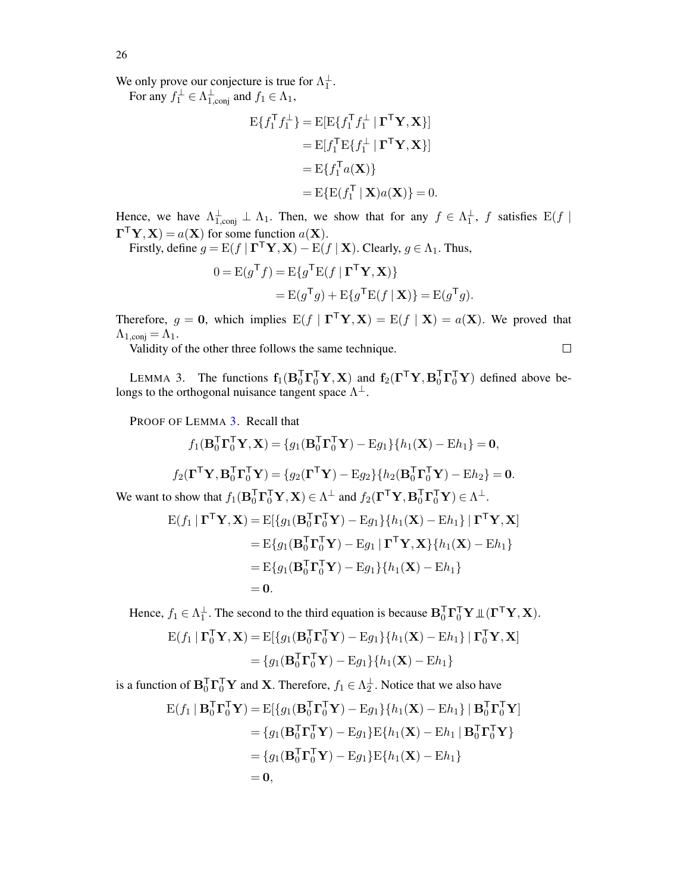We only prove our conjecture is true for $\Lambda_1^{\perp}$.

For any $f_1^{\perp} \in \Lambda_{1,\text{conj}}^{\perp}$ and $f_1 \in \Lambda_1$,

$$
\begin{aligned}
\mathrm{E}\{f_1^{\mathsf{T}} f_1^{\perp}\} &= \mathrm{E}[\mathrm{E}\{f_1^{\mathsf{T}} f_1^{\perp} \mid \boldsymbol{\Gamma}^{\mathsf{T}}\mathbf{Y}, \mathbf{X}\}] \\
&= \mathrm{E}[f_1^{\mathsf{T}} \mathrm{E}\{f_1^{\perp} \mid \boldsymbol{\Gamma}^{\mathsf{T}}\mathbf{Y}, \mathbf{X}\}] \\
&= \mathrm{E}\{f_1^{\mathsf{T}} a(\mathbf{X})\} \\
&= \mathrm{E}\{\mathrm{E}(f_1^{\mathsf{T}} \mid \mathbf{X}) a(\mathbf{X})\} = 0.
\end{aligned}
$$

Hence, we have $\Lambda_{1,\text{conj}}^{\perp} \perp \Lambda_1$. Then, we show that for any $f \in \Lambda_1^{\perp}$, $f$ satisfies $\mathrm{E}(f \mid \boldsymbol{\Gamma}^{\mathsf{T}}\mathbf{Y}, \mathbf{X}) = a(\mathbf{X})$ for some function $a(\mathbf{X})$.

Firstly, define $g = \mathrm{E}(f \mid \boldsymbol{\Gamma}^{\mathsf{T}}\mathbf{Y}, \mathbf{X}) - \mathrm{E}(f \mid \mathbf{X})$. Clearly, $g \in \Lambda_1$. Thus,

$$
\begin{aligned}
0 = \mathrm{E}(g^{\mathsf{T}} f) &= \mathrm{E}\{g^{\mathsf{T}} \mathrm{E}(f \mid \boldsymbol{\Gamma}^{\mathsf{T}}\mathbf{Y}, \mathbf{X})\} \\
&= \mathrm{E}(g^{\mathsf{T}} g) + \mathrm{E}\{g^{\mathsf{T}} \mathrm{E}(f \mid \mathbf{X})\} = \mathrm{E}(g^{\mathsf{T}} g).
\end{aligned}
$$

Therefore, $g = \mathbf{0}$, which implies $\mathrm{E}(f \mid \boldsymbol{\Gamma}^{\mathsf{T}}\mathbf{Y}, \mathbf{X}) = \mathrm{E}(f \mid \mathbf{X}) = a(\mathbf{X})$. We proved that $\Lambda_{1,\text{conj}} = \Lambda_1$.

Validity of the other three follows the same technique. □

LEMMA 3. The functions $\mathbf{f}_1(\mathbf{B}_0^{\mathsf{T}}\boldsymbol{\Gamma}_0^{\mathsf{T}}\mathbf{Y}, \mathbf{X})$ and $\mathbf{f}_2(\boldsymbol{\Gamma}^{\mathsf{T}}\mathbf{Y}, \mathbf{B}_0^{\mathsf{T}}\boldsymbol{\Gamma}_0^{\mathsf{T}}\mathbf{Y})$ defined above belongs to the orthogonal nuisance tangent space $\Lambda^{\perp}$.

PROOF OF LEMMA 3. Recall that

$$
f_1(\mathbf{B}_0^{\mathsf{T}}\boldsymbol{\Gamma}_0^{\mathsf{T}}\mathbf{Y}, \mathbf{X}) = \{g_1(\mathbf{B}_0^{\mathsf{T}}\boldsymbol{\Gamma}_0^{\mathsf{T}}\mathbf{Y}) - \mathrm{E}g_1\}\{h_1(\mathbf{X}) - \mathrm{E}h_1\} = \mathbf{0},
$$

$$
f_2(\boldsymbol{\Gamma}^{\mathsf{T}}\mathbf{Y}, \mathbf{B}_0^{\mathsf{T}}\boldsymbol{\Gamma}_0^{\mathsf{T}}\mathbf{Y}) = \{g_2(\boldsymbol{\Gamma}^{\mathsf{T}}\mathbf{Y}) - \mathrm{E}g_2\}\{h_2(\mathbf{B}_0^{\mathsf{T}}\boldsymbol{\Gamma}_0^{\mathsf{T}}\mathbf{Y}) - \mathrm{E}h_2\} = \mathbf{0}.
$$

We want to show that $f_1(\mathbf{B}_0^{\mathsf{T}}\boldsymbol{\Gamma}_0^{\mathsf{T}}\mathbf{Y}, \mathbf{X}) \in \Lambda^{\perp}$ and $f_2(\boldsymbol{\Gamma}^{\mathsf{T}}\mathbf{Y}, \mathbf{B}_0^{\mathsf{T}}\boldsymbol{\Gamma}_0^{\mathsf{T}}\mathbf{Y}) \in \Lambda^{\perp}$.

$$
\begin{aligned}
\mathrm{E}(f_1 \mid \boldsymbol{\Gamma}^{\mathsf{T}}\mathbf{Y}, \mathbf{X}) &= \mathrm{E}[\{g_1(\mathbf{B}_0^{\mathsf{T}}\boldsymbol{\Gamma}_0^{\mathsf{T}}\mathbf{Y}) - \mathrm{E}g_1\}\{h_1(\mathbf{X}) - \mathrm{E}h_1\} \mid \boldsymbol{\Gamma}^{\mathsf{T}}\mathbf{Y}, \mathbf{X}] \\
&= \mathrm{E}\{g_1(\mathbf{B}_0^{\mathsf{T}}\boldsymbol{\Gamma}_0^{\mathsf{T}}\mathbf{Y}) - \mathrm{E}g_1 \mid \boldsymbol{\Gamma}^{\mathsf{T}}\mathbf{Y}, \mathbf{X}\}\{h_1(\mathbf{X}) - \mathrm{E}h_1\} \\
&= \mathrm{E}\{g_1(\mathbf{B}_0^{\mathsf{T}}\boldsymbol{\Gamma}_0^{\mathsf{T}}\mathbf{Y}) - \mathrm{E}g_1\}\{h_1(\mathbf{X}) - \mathrm{E}h_1\} \\
&= \mathbf{0}.
\end{aligned}
$$

Hence, $f_1 \in \Lambda_1^{\perp}$. The second to the third equation is because $\mathbf{B}_0^{\mathsf{T}}\boldsymbol{\Gamma}_0^{\mathsf{T}}\mathbf{Y} \perp\!\!\!\perp (\boldsymbol{\Gamma}^{\mathsf{T}}\mathbf{Y}, \mathbf{X})$.

$$
\begin{aligned}
\mathrm{E}(f_1 \mid \boldsymbol{\Gamma}_0^{\mathsf{T}}\mathbf{Y}, \mathbf{X}) &= \mathrm{E}[\{g_1(\mathbf{B}_0^{\mathsf{T}}\boldsymbol{\Gamma}_0^{\mathsf{T}}\mathbf{Y}) - \mathrm{E}g_1\}\{h_1(\mathbf{X}) - \mathrm{E}h_1\} \mid \boldsymbol{\Gamma}_0^{\mathsf{T}}\mathbf{Y}, \mathbf{X}] \\
&= \{g_1(\mathbf{B}_0^{\mathsf{T}}\boldsymbol{\Gamma}_0^{\mathsf{T}}\mathbf{Y}) - \mathrm{E}g_1\}\{h_1(\mathbf{X}) - \mathrm{E}h_1\}
\end{aligned}
$$

is a function of $\mathbf{B}_0^{\mathsf{T}}\boldsymbol{\Gamma}_0^{\mathsf{T}}\mathbf{Y}$ and $\mathbf{X}$. Therefore, $f_1 \in \Lambda_2^{\perp}$. Notice that we also have

$$
\begin{aligned}
\mathrm{E}(f_1 \mid \mathbf{B}_0^{\mathsf{T}}\boldsymbol{\Gamma}_0^{\mathsf{T}}\mathbf{Y}) &= \mathrm{E}[\{g_1(\mathbf{B}_0^{\mathsf{T}}\boldsymbol{\Gamma}_0^{\mathsf{T}}\mathbf{Y}) - \mathrm{E}g_1\}\{h_1(\mathbf{X}) - \mathrm{E}h_1\} \mid \mathbf{B}_0^{\mathsf{T}}\boldsymbol{\Gamma}_0^{\mathsf{T}}\mathbf{Y}] \\
&= \{g_1(\mathbf{B}_0^{\mathsf{T}}\boldsymbol{\Gamma}_0^{\mathsf{T}}\mathbf{Y}) - \mathrm{E}g_1\}\mathrm{E}\{h_1(\mathbf{X}) - \mathrm{E}h_1 \mid \mathbf{B}_0^{\mathsf{T}}\boldsymbol{\Gamma}_0^{\mathsf{T}}\mathbf{Y}\} \\
&= \{g_1(\mathbf{B}_0^{\mathsf{T}}\boldsymbol{\Gamma}_0^{\mathsf{T}}\mathbf{Y}) - \mathrm{E}g_1\}\mathrm{E}\{h_1(\mathbf{X}) - \mathrm{E}h_1\} \\
&= \mathbf{0},
\end{aligned}
$$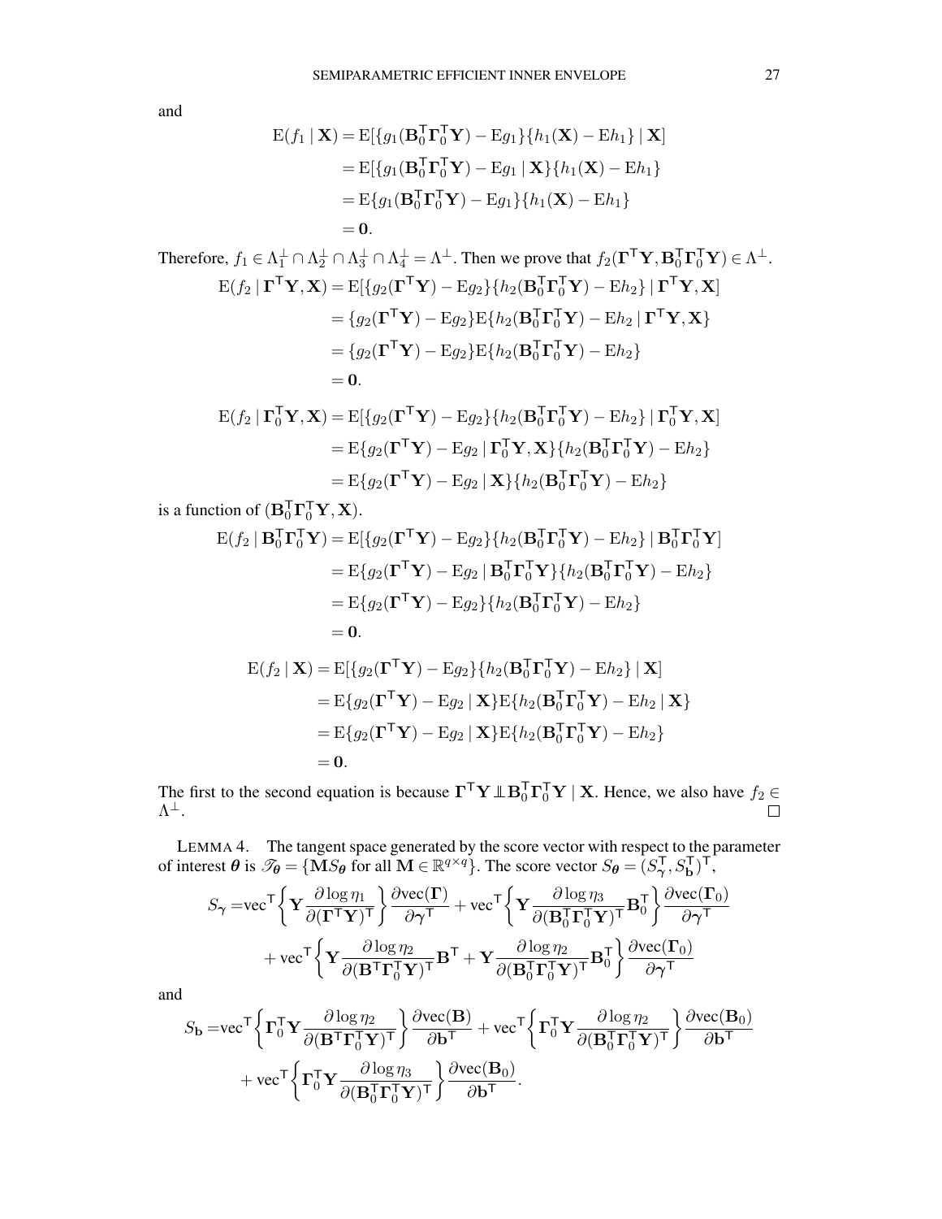and

$$
\begin{aligned}
\mathrm{E}(f_1 \mid \mathbf{X}) &= \mathrm{E}[\{g_1(\mathbf{B}_0^\mathsf{T}\boldsymbol{\Gamma}_0^\mathsf{T}\mathbf{Y}) - \mathrm{E}g_1\}\{h_1(\mathbf{X}) - \mathrm{E}h_1\} \mid \mathbf{X}] \\
&= \mathrm{E}[\{g_1(\mathbf{B}_0^\mathsf{T}\boldsymbol{\Gamma}_0^\mathsf{T}\mathbf{Y}) - \mathrm{E}g_1 \mid \mathbf{X}\}\{h_1(\mathbf{X}) - \mathrm{E}h_1\} \\
&= \mathrm{E}\{g_1(\mathbf{B}_0^\mathsf{T}\boldsymbol{\Gamma}_0^\mathsf{T}\mathbf{Y}) - \mathrm{E}g_1\}\{h_1(\mathbf{X}) - \mathrm{E}h_1\} \\
&= \mathbf{0}.
\end{aligned}
$$

Therefore, $f_1 \in \Lambda_1^\perp \cap \Lambda_2^\perp \cap \Lambda_3^\perp \cap \Lambda_4^\perp = \Lambda^\perp$. Then we prove that $f_2(\boldsymbol{\Gamma}^\mathsf{T}\mathbf{Y}, \mathbf{B}_0^\mathsf{T}\boldsymbol{\Gamma}_0^\mathsf{T}\mathbf{Y}) \in \Lambda^\perp$.

$$
\begin{aligned}
\mathrm{E}(f_2 \mid \boldsymbol{\Gamma}^\mathsf{T}\mathbf{Y}, \mathbf{X}) &= \mathrm{E}[\{g_2(\boldsymbol{\Gamma}^\mathsf{T}\mathbf{Y}) - \mathrm{E}g_2\}\{h_2(\mathbf{B}_0^\mathsf{T}\boldsymbol{\Gamma}_0^\mathsf{T}\mathbf{Y}) - \mathrm{E}h_2\} \mid \boldsymbol{\Gamma}^\mathsf{T}\mathbf{Y}, \mathbf{X}] \\
&= \{g_2(\boldsymbol{\Gamma}^\mathsf{T}\mathbf{Y}) - \mathrm{E}g_2\}\mathrm{E}\{h_2(\mathbf{B}_0^\mathsf{T}\boldsymbol{\Gamma}_0^\mathsf{T}\mathbf{Y}) - \mathrm{E}h_2 \mid \boldsymbol{\Gamma}^\mathsf{T}\mathbf{Y}, \mathbf{X}\} \\
&= \{g_2(\boldsymbol{\Gamma}^\mathsf{T}\mathbf{Y}) - \mathrm{E}g_2\}\mathrm{E}\{h_2(\mathbf{B}_0^\mathsf{T}\boldsymbol{\Gamma}_0^\mathsf{T}\mathbf{Y}) - \mathrm{E}h_2\} \\
&= \mathbf{0}.
\end{aligned}
$$

$$
\begin{aligned}
\mathrm{E}(f_2 \mid \boldsymbol{\Gamma}_0^\mathsf{T}\mathbf{Y}, \mathbf{X}) &= \mathrm{E}[\{g_2(\boldsymbol{\Gamma}^\mathsf{T}\mathbf{Y}) - \mathrm{E}g_2\}\{h_2(\mathbf{B}_0^\mathsf{T}\boldsymbol{\Gamma}_0^\mathsf{T}\mathbf{Y}) - \mathrm{E}h_2\} \mid \boldsymbol{\Gamma}_0^\mathsf{T}\mathbf{Y}, \mathbf{X}] \\
&= \mathrm{E}\{g_2(\boldsymbol{\Gamma}^\mathsf{T}\mathbf{Y}) - \mathrm{E}g_2 \mid \boldsymbol{\Gamma}_0^\mathsf{T}\mathbf{Y}, \mathbf{X}\}\{h_2(\mathbf{B}_0^\mathsf{T}\boldsymbol{\Gamma}_0^\mathsf{T}\mathbf{Y}) - \mathrm{E}h_2\} \\
&= \mathrm{E}\{g_2(\boldsymbol{\Gamma}^\mathsf{T}\mathbf{Y}) - \mathrm{E}g_2 \mid \mathbf{X}\}\{h_2(\mathbf{B}_0^\mathsf{T}\boldsymbol{\Gamma}_0^\mathsf{T}\mathbf{Y}) - \mathrm{E}h_2\}
\end{aligned}
$$

is a function of $(\mathbf{B}_0^\mathsf{T}\boldsymbol{\Gamma}_0^\mathsf{T}\mathbf{Y}, \mathbf{X})$.

$$
\begin{aligned}
\mathrm{E}(f_2 \mid \mathbf{B}_0^\mathsf{T}\boldsymbol{\Gamma}_0^\mathsf{T}\mathbf{Y}) &= \mathrm{E}[\{g_2(\boldsymbol{\Gamma}^\mathsf{T}\mathbf{Y}) - \mathrm{E}g_2\}\{h_2(\mathbf{B}_0^\mathsf{T}\boldsymbol{\Gamma}_0^\mathsf{T}\mathbf{Y}) - \mathrm{E}h_2\} \mid \mathbf{B}_0^\mathsf{T}\boldsymbol{\Gamma}_0^\mathsf{T}\mathbf{Y}] \\
&= \mathrm{E}\{g_2(\boldsymbol{\Gamma}^\mathsf{T}\mathbf{Y}) - \mathrm{E}g_2 \mid \mathbf{B}_0^\mathsf{T}\boldsymbol{\Gamma}_0^\mathsf{T}\mathbf{Y}\}\{h_2(\mathbf{B}_0^\mathsf{T}\boldsymbol{\Gamma}_0^\mathsf{T}\mathbf{Y}) - \mathrm{E}h_2\} \\
&= \mathrm{E}\{g_2(\boldsymbol{\Gamma}^\mathsf{T}\mathbf{Y}) - \mathrm{E}g_2\}\{h_2(\mathbf{B}_0^\mathsf{T}\boldsymbol{\Gamma}_0^\mathsf{T}\mathbf{Y}) - \mathrm{E}h_2\} \\
&= \mathbf{0}.
\end{aligned}
$$

$$
\begin{aligned}
\mathrm{E}(f_2 \mid \mathbf{X}) &= \mathrm{E}[\{g_2(\boldsymbol{\Gamma}^\mathsf{T}\mathbf{Y}) - \mathrm{E}g_2\}\{h_2(\mathbf{B}_0^\mathsf{T}\boldsymbol{\Gamma}_0^\mathsf{T}\mathbf{Y}) - \mathrm{E}h_2\} \mid \mathbf{X}] \\
&= \mathrm{E}\{g_2(\boldsymbol{\Gamma}^\mathsf{T}\mathbf{Y}) - \mathrm{E}g_2 \mid \mathbf{X}\}\mathrm{E}\{h_2(\mathbf{B}_0^\mathsf{T}\boldsymbol{\Gamma}_0^\mathsf{T}\mathbf{Y}) - \mathrm{E}h_2 \mid \mathbf{X}\} \\
&= \mathrm{E}\{g_2(\boldsymbol{\Gamma}^\mathsf{T}\mathbf{Y}) - \mathrm{E}g_2 \mid \mathbf{X}\}\mathrm{E}\{h_2(\mathbf{B}_0^\mathsf{T}\boldsymbol{\Gamma}_0^\mathsf{T}\mathbf{Y}) - \mathrm{E}h_2\} \\
&= \mathbf{0}.
\end{aligned}
$$

The first to the second equation is because $\boldsymbol{\Gamma}^\mathsf{T}\mathbf{Y} \perp\!\!\!\perp \mathbf{B}_0^\mathsf{T}\boldsymbol{\Gamma}_0^\mathsf{T}\mathbf{Y} \mid \mathbf{X}$. Hence, we also have $f_2 \in \Lambda^\perp$. $\square$

LEMMA 4. The tangent space generated by the score vector with respect to the parameter of interest $\boldsymbol{\theta}$ is $\mathscr{T}_{\boldsymbol{\theta}} = \{\mathbf{M}S_{\boldsymbol{\theta}} \text{ for all } \mathbf{M} \in \mathbb{R}^{q \times q}\}$. The score vector $S_{\boldsymbol{\theta}} = (S_{\boldsymbol{\gamma}}^\mathsf{T}, S_{\mathbf{b}}^\mathsf{T})^\mathsf{T}$,

$$
\begin{aligned}
S_{\boldsymbol{\gamma}} = &\operatorname{vec}^\mathsf{T}\left\{\mathbf{Y}\frac{\partial \log \eta_1}{\partial(\boldsymbol{\Gamma}^\mathsf{T}\mathbf{Y})^\mathsf{T}}\right\}\frac{\partial \operatorname{vec}(\boldsymbol{\Gamma})}{\partial \boldsymbol{\gamma}^\mathsf{T}} + \operatorname{vec}^\mathsf{T}\left\{\mathbf{Y}\frac{\partial \log \eta_3}{\partial(\mathbf{B}_0^\mathsf{T}\boldsymbol{\Gamma}_0^\mathsf{T}\mathbf{Y})^\mathsf{T}}\mathbf{B}_0^\mathsf{T}\right\}\frac{\partial \operatorname{vec}(\boldsymbol{\Gamma}_0)}{\partial \boldsymbol{\gamma}^\mathsf{T}} \\
&+ \operatorname{vec}^\mathsf{T}\left\{\mathbf{Y}\frac{\partial \log \eta_2}{\partial(\mathbf{B}^\mathsf{T}\boldsymbol{\Gamma}_0^\mathsf{T}\mathbf{Y})^\mathsf{T}}\mathbf{B}^\mathsf{T} + \mathbf{Y}\frac{\partial \log \eta_2}{\partial(\mathbf{B}_0^\mathsf{T}\boldsymbol{\Gamma}_0^\mathsf{T}\mathbf{Y})^\mathsf{T}}\mathbf{B}_0^\mathsf{T}\right\}\frac{\partial \operatorname{vec}(\boldsymbol{\Gamma}_0)}{\partial \boldsymbol{\gamma}^\mathsf{T}}
\end{aligned}
$$

and

$$
\begin{aligned}
S_{\mathbf{b}} = &\operatorname{vec}^\mathsf{T}\left\{\boldsymbol{\Gamma}_0^\mathsf{T}\mathbf{Y}\frac{\partial \log \eta_2}{\partial(\mathbf{B}^\mathsf{T}\boldsymbol{\Gamma}_0^\mathsf{T}\mathbf{Y})^\mathsf{T}}\right\}\frac{\partial \operatorname{vec}(\mathbf{B})}{\partial \mathbf{b}^\mathsf{T}} + \operatorname{vec}^\mathsf{T}\left\{\boldsymbol{\Gamma}_0^\mathsf{T}\mathbf{Y}\frac{\partial \log \eta_2}{\partial(\mathbf{B}_0^\mathsf{T}\boldsymbol{\Gamma}_0^\mathsf{T}\mathbf{Y})^\mathsf{T}}\right\}\frac{\partial \operatorname{vec}(\mathbf{B}_0)}{\partial \mathbf{b}^\mathsf{T}} \\
&+ \operatorname{vec}^\mathsf{T}\left\{\boldsymbol{\Gamma}_0^\mathsf{T}\mathbf{Y}\frac{\partial \log \eta_3}{\partial(\mathbf{B}_0^\mathsf{T}\boldsymbol{\Gamma}_0^\mathsf{T}\mathbf{Y})^\mathsf{T}}\right\}\frac{\partial \operatorname{vec}(\mathbf{B}_0)}{\partial \mathbf{b}^\mathsf{T}}.
\end{aligned}
$$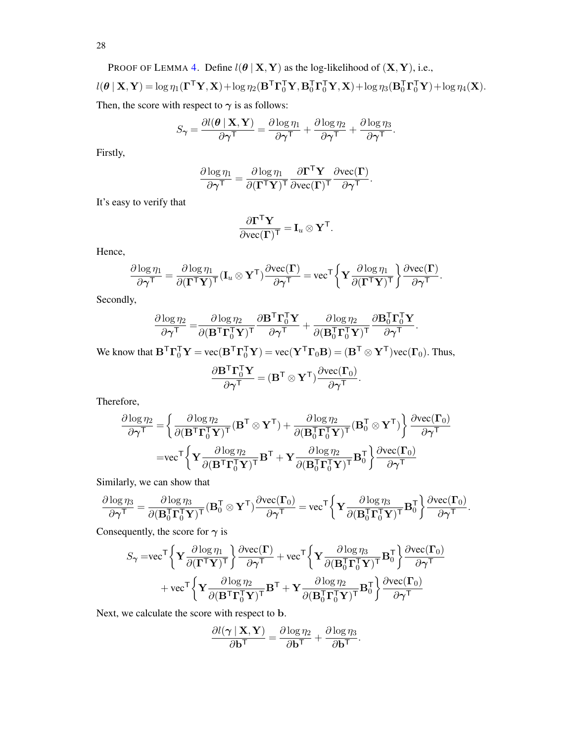PROOF OF LEMMA 4. Define $l(\boldsymbol{\theta} \mid \mathbf{X}, \mathbf{Y})$ as the log-likelihood of $(\mathbf{X}, \mathbf{Y})$, i.e.,

$$l(\boldsymbol{\theta} \mid \mathbf{X}, \mathbf{Y}) = \log \eta_1(\boldsymbol{\Gamma}^\mathsf{T}\mathbf{Y}, \mathbf{X}) + \log \eta_2(\mathbf{B}^\mathsf{T}\boldsymbol{\Gamma}_0^\mathsf{T}\mathbf{Y}, \mathbf{B}_0^\mathsf{T}\boldsymbol{\Gamma}_0^\mathsf{T}\mathbf{Y}, \mathbf{X}) + \log \eta_3(\mathbf{B}_0^\mathsf{T}\boldsymbol{\Gamma}_0^\mathsf{T}\mathbf{Y}) + \log \eta_4(\mathbf{X}).$$

Then, the score with respect to $\boldsymbol{\gamma}$ is as follows:

$$S_\gamma = \frac{\partial l(\boldsymbol{\theta} \mid \mathbf{X}, \mathbf{Y})}{\partial \boldsymbol{\gamma}^\mathsf{T}} = \frac{\partial \log \eta_1}{\partial \boldsymbol{\gamma}^\mathsf{T}} + \frac{\partial \log \eta_2}{\partial \boldsymbol{\gamma}^\mathsf{T}} + \frac{\partial \log \eta_3}{\partial \boldsymbol{\gamma}^\mathsf{T}}.$$

Firstly,

$$\frac{\partial \log \eta_1}{\partial \boldsymbol{\gamma}^\mathsf{T}} = \frac{\partial \log \eta_1}{\partial (\boldsymbol{\Gamma}^\mathsf{T}\mathbf{Y})^\mathsf{T}} \frac{\partial \boldsymbol{\Gamma}^\mathsf{T}\mathbf{Y}}{\partial \mathrm{vec}(\boldsymbol{\Gamma})^\mathsf{T}} \frac{\partial \mathrm{vec}(\boldsymbol{\Gamma})}{\partial \boldsymbol{\gamma}^\mathsf{T}}.$$

It's easy to verify that

$$\frac{\partial \boldsymbol{\Gamma}^\mathsf{T}\mathbf{Y}}{\partial \mathrm{vec}(\boldsymbol{\Gamma})^\mathsf{T}} = \mathbf{I}_u \otimes \mathbf{Y}^\mathsf{T}.$$

Hence,

$$\frac{\partial \log \eta_1}{\partial \boldsymbol{\gamma}^\mathsf{T}} = \frac{\partial \log \eta_1}{\partial (\boldsymbol{\Gamma}^\mathsf{T}\mathbf{Y})^\mathsf{T}} (\mathbf{I}_u \otimes \mathbf{Y}^\mathsf{T}) \frac{\partial \mathrm{vec}(\boldsymbol{\Gamma})}{\partial \boldsymbol{\gamma}^\mathsf{T}} = \mathrm{vec}^\mathsf{T}\left\{\mathbf{Y}\frac{\partial \log \eta_1}{\partial (\boldsymbol{\Gamma}^\mathsf{T}\mathbf{Y})^\mathsf{T}}\right\} \frac{\partial \mathrm{vec}(\boldsymbol{\Gamma})}{\partial \boldsymbol{\gamma}^\mathsf{T}}.$$

Secondly,

$$\frac{\partial \log \eta_2}{\partial \boldsymbol{\gamma}^\mathsf{T}} = \frac{\partial \log \eta_2}{\partial (\mathbf{B}^\mathsf{T}\boldsymbol{\Gamma}_0^\mathsf{T}\mathbf{Y})^\mathsf{T}} \frac{\partial \mathbf{B}^\mathsf{T}\boldsymbol{\Gamma}_0^\mathsf{T}\mathbf{Y}}{\partial \boldsymbol{\gamma}^\mathsf{T}} + \frac{\partial \log \eta_2}{\partial (\mathbf{B}_0^\mathsf{T}\boldsymbol{\Gamma}_0^\mathsf{T}\mathbf{Y})^\mathsf{T}} \frac{\partial \mathbf{B}_0^\mathsf{T}\boldsymbol{\Gamma}_0^\mathsf{T}\mathbf{Y}}{\partial \boldsymbol{\gamma}^\mathsf{T}}.$$

We know that $\mathbf{B}^\mathsf{T}\boldsymbol{\Gamma}_0^\mathsf{T}\mathbf{Y} = \mathrm{vec}(\mathbf{B}^\mathsf{T}\boldsymbol{\Gamma}_0^\mathsf{T}\mathbf{Y}) = \mathrm{vec}(\mathbf{Y}^\mathsf{T}\boldsymbol{\Gamma}_0\mathbf{B}) = (\mathbf{B}^\mathsf{T} \otimes \mathbf{Y}^\mathsf{T})\mathrm{vec}(\boldsymbol{\Gamma}_0)$. Thus,

$$\frac{\partial \mathbf{B}^\mathsf{T}\boldsymbol{\Gamma}_0^\mathsf{T}\mathbf{Y}}{\partial \boldsymbol{\gamma}^\mathsf{T}} = (\mathbf{B}^\mathsf{T} \otimes \mathbf{Y}^\mathsf{T}) \frac{\partial \mathrm{vec}(\boldsymbol{\Gamma}_0)}{\partial \boldsymbol{\gamma}^\mathsf{T}}.$$

Therefore,

$$\begin{aligned}
\frac{\partial \log \eta_2}{\partial \boldsymbol{\gamma}^\mathsf{T}} =& \left\{\frac{\partial \log \eta_2}{\partial (\mathbf{B}^\mathsf{T}\boldsymbol{\Gamma}_0^\mathsf{T}\mathbf{Y})^\mathsf{T}}(\mathbf{B}^\mathsf{T} \otimes \mathbf{Y}^\mathsf{T}) + \frac{\partial \log \eta_2}{\partial (\mathbf{B}_0^\mathsf{T}\boldsymbol{\Gamma}_0^\mathsf{T}\mathbf{Y})^\mathsf{T}}(\mathbf{B}_0^\mathsf{T} \otimes \mathbf{Y}^\mathsf{T})\right\} \frac{\partial \mathrm{vec}(\boldsymbol{\Gamma}_0)}{\partial \boldsymbol{\gamma}^\mathsf{T}} \\
=& \mathrm{vec}^\mathsf{T}\left\{\mathbf{Y}\frac{\partial \log \eta_2}{\partial (\mathbf{B}^\mathsf{T}\boldsymbol{\Gamma}_0^\mathsf{T}\mathbf{Y})^\mathsf{T}}\mathbf{B}^\mathsf{T} + \mathbf{Y}\frac{\partial \log \eta_2}{\partial (\mathbf{B}_0^\mathsf{T}\boldsymbol{\Gamma}_0^\mathsf{T}\mathbf{Y})^\mathsf{T}}\mathbf{B}_0^\mathsf{T}\right\} \frac{\partial \mathrm{vec}(\boldsymbol{\Gamma}_0)}{\partial \boldsymbol{\gamma}^\mathsf{T}}
\end{aligned}$$

Similarly, we can show that

$$\frac{\partial \log \eta_3}{\partial \boldsymbol{\gamma}^\mathsf{T}} = \frac{\partial \log \eta_3}{\partial (\mathbf{B}_0^\mathsf{T}\boldsymbol{\Gamma}_0^\mathsf{T}\mathbf{Y})^\mathsf{T}}(\mathbf{B}_0^\mathsf{T} \otimes \mathbf{Y}^\mathsf{T}) \frac{\partial \mathrm{vec}(\boldsymbol{\Gamma}_0)}{\partial \boldsymbol{\gamma}^\mathsf{T}} = \mathrm{vec}^\mathsf{T}\left\{\mathbf{Y}\frac{\partial \log \eta_3}{\partial (\mathbf{B}_0^\mathsf{T}\boldsymbol{\Gamma}_0^\mathsf{T}\mathbf{Y})^\mathsf{T}}\mathbf{B}_0^\mathsf{T}\right\} \frac{\partial \mathrm{vec}(\boldsymbol{\Gamma}_0)}{\partial \boldsymbol{\gamma}^\mathsf{T}}.$$

Consequently, the score for $\boldsymbol{\gamma}$ is

$$\begin{aligned}
S_\gamma =& \mathrm{vec}^\mathsf{T}\left\{\mathbf{Y}\frac{\partial \log \eta_1}{\partial (\boldsymbol{\Gamma}^\mathsf{T}\mathbf{Y})^\mathsf{T}}\right\} \frac{\partial \mathrm{vec}(\boldsymbol{\Gamma})}{\partial \boldsymbol{\gamma}^\mathsf{T}} + \mathrm{vec}^\mathsf{T}\left\{\mathbf{Y}\frac{\partial \log \eta_3}{\partial (\mathbf{B}_0^\mathsf{T}\boldsymbol{\Gamma}_0^\mathsf{T}\mathbf{Y})^\mathsf{T}}\mathbf{B}_0^\mathsf{T}\right\} \frac{\partial \mathrm{vec}(\boldsymbol{\Gamma}_0)}{\partial \boldsymbol{\gamma}^\mathsf{T}} \\
&+ \mathrm{vec}^\mathsf{T}\left\{\mathbf{Y}\frac{\partial \log \eta_2}{\partial (\mathbf{B}^\mathsf{T}\boldsymbol{\Gamma}_0^\mathsf{T}\mathbf{Y})^\mathsf{T}}\mathbf{B}^\mathsf{T} + \mathbf{Y}\frac{\partial \log \eta_2}{\partial (\mathbf{B}_0^\mathsf{T}\boldsymbol{\Gamma}_0^\mathsf{T}\mathbf{Y})^\mathsf{T}}\mathbf{B}_0^\mathsf{T}\right\} \frac{\partial \mathrm{vec}(\boldsymbol{\Gamma}_0)}{\partial \boldsymbol{\gamma}^\mathsf{T}}
\end{aligned}$$

Next, we calculate the score with respect to $\mathbf{b}$.

$$\frac{\partial l(\boldsymbol{\gamma} \mid \mathbf{X}, \mathbf{Y})}{\partial \mathbf{b}^\mathsf{T}} = \frac{\partial \log \eta_2}{\partial \mathbf{b}^\mathsf{T}} + \frac{\partial \log \eta_3}{\partial \mathbf{b}^\mathsf{T}}.$$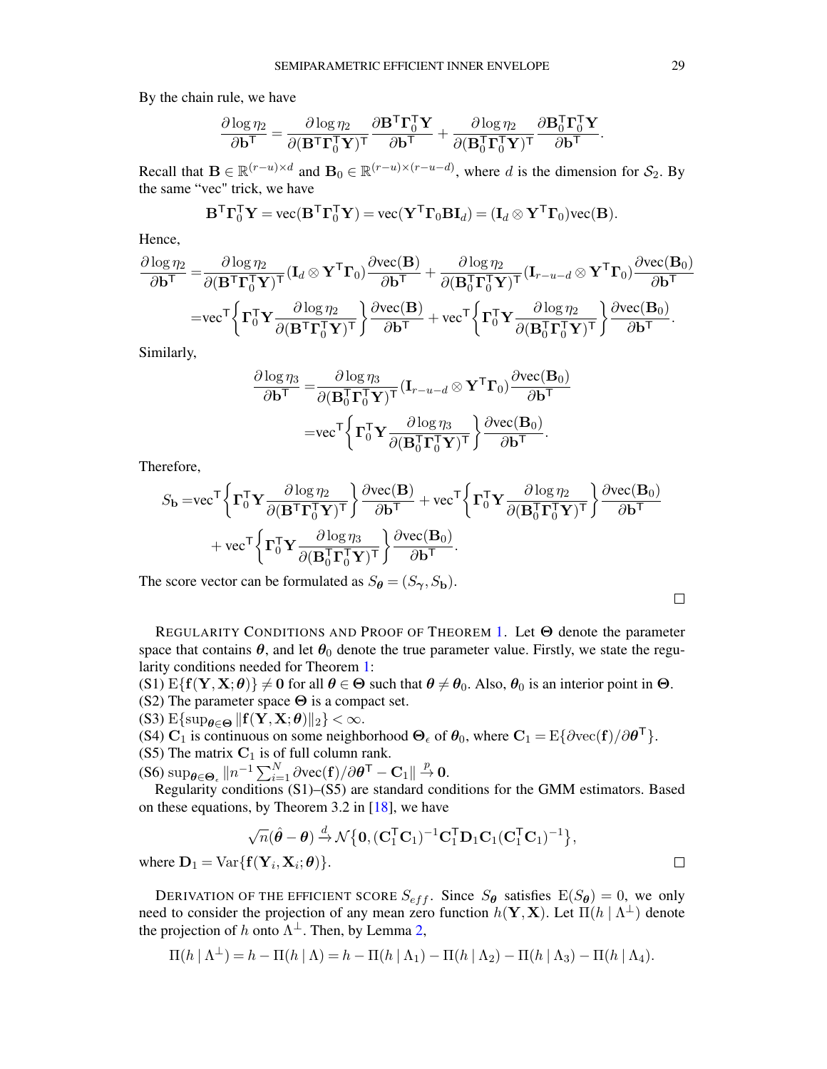By the chain rule, we have

$$\frac{\partial \log \eta_2}{\partial \mathbf{b}^\mathsf{T}} = \frac{\partial \log \eta_2}{\partial (\mathbf{B}^\mathsf{T}\boldsymbol{\Gamma}_0^\mathsf{T}\mathbf{Y})^\mathsf{T}} \frac{\partial \mathbf{B}^\mathsf{T}\boldsymbol{\Gamma}_0^\mathsf{T}\mathbf{Y}}{\partial \mathbf{b}^\mathsf{T}} + \frac{\partial \log \eta_2}{\partial (\mathbf{B}_0^\mathsf{T}\boldsymbol{\Gamma}_0^\mathsf{T}\mathbf{Y})^\mathsf{T}} \frac{\partial \mathbf{B}_0^\mathsf{T}\boldsymbol{\Gamma}_0^\mathsf{T}\mathbf{Y}}{\partial \mathbf{b}^\mathsf{T}}.$$

Recall that $\mathbf{B} \in \mathbb{R}^{(r-u)\times d}$ and $\mathbf{B}_0 \in \mathbb{R}^{(r-u)\times(r-u-d)}$, where $d$ is the dimension for $\mathcal{S}_2$. By the same "vec" trick, we have

$$\mathbf{B}^\mathsf{T}\boldsymbol{\Gamma}_0^\mathsf{T}\mathbf{Y} = \mathrm{vec}(\mathbf{B}^\mathsf{T}\boldsymbol{\Gamma}_0^\mathsf{T}\mathbf{Y}) = \mathrm{vec}(\mathbf{Y}^\mathsf{T}\boldsymbol{\Gamma}_0\mathbf{B}\mathbf{I}_d) = (\mathbf{I}_d \otimes \mathbf{Y}^\mathsf{T}\boldsymbol{\Gamma}_0)\mathrm{vec}(\mathbf{B}).$$

Hence,

$$\begin{aligned}
\frac{\partial \log \eta_2}{\partial \mathbf{b}^\mathsf{T}} =& \frac{\partial \log \eta_2}{\partial (\mathbf{B}^\mathsf{T}\boldsymbol{\Gamma}_0^\mathsf{T}\mathbf{Y})^\mathsf{T}} (\mathbf{I}_d \otimes \mathbf{Y}^\mathsf{T}\boldsymbol{\Gamma}_0) \frac{\partial \mathrm{vec}(\mathbf{B})}{\partial \mathbf{b}^\mathsf{T}} + \frac{\partial \log \eta_2}{\partial (\mathbf{B}_0^\mathsf{T}\boldsymbol{\Gamma}_0^\mathsf{T}\mathbf{Y})^\mathsf{T}} (\mathbf{I}_{r-u-d} \otimes \mathbf{Y}^\mathsf{T}\boldsymbol{\Gamma}_0) \frac{\partial \mathrm{vec}(\mathbf{B}_0)}{\partial \mathbf{b}^\mathsf{T}} \\
=& \mathrm{vec}^\mathsf{T}\left\{ \boldsymbol{\Gamma}_0^\mathsf{T}\mathbf{Y} \frac{\partial \log \eta_2}{\partial (\mathbf{B}^\mathsf{T}\boldsymbol{\Gamma}_0^\mathsf{T}\mathbf{Y})^\mathsf{T}} \right\} \frac{\partial \mathrm{vec}(\mathbf{B})}{\partial \mathbf{b}^\mathsf{T}} + \mathrm{vec}^\mathsf{T}\left\{ \boldsymbol{\Gamma}_0^\mathsf{T}\mathbf{Y} \frac{\partial \log \eta_2}{\partial (\mathbf{B}_0^\mathsf{T}\boldsymbol{\Gamma}_0^\mathsf{T}\mathbf{Y})^\mathsf{T}} \right\} \frac{\partial \mathrm{vec}(\mathbf{B}_0)}{\partial \mathbf{b}^\mathsf{T}}.
\end{aligned}$$

Similarly,

$$\begin{aligned}
\frac{\partial \log \eta_3}{\partial \mathbf{b}^\mathsf{T}} =& \frac{\partial \log \eta_3}{\partial (\mathbf{B}_0^\mathsf{T}\boldsymbol{\Gamma}_0^\mathsf{T}\mathbf{Y})^\mathsf{T}} (\mathbf{I}_{r-u-d} \otimes \mathbf{Y}^\mathsf{T}\boldsymbol{\Gamma}_0) \frac{\partial \mathrm{vec}(\mathbf{B}_0)}{\partial \mathbf{b}^\mathsf{T}} \\
=& \mathrm{vec}^\mathsf{T}\left\{ \boldsymbol{\Gamma}_0^\mathsf{T}\mathbf{Y} \frac{\partial \log \eta_3}{\partial (\mathbf{B}_0^\mathsf{T}\boldsymbol{\Gamma}_0^\mathsf{T}\mathbf{Y})^\mathsf{T}} \right\} \frac{\partial \mathrm{vec}(\mathbf{B}_0)}{\partial \mathbf{b}^\mathsf{T}}.
\end{aligned}$$

Therefore,

$$\begin{aligned}
S_{\mathbf{b}} =& \mathrm{vec}^\mathsf{T}\left\{ \boldsymbol{\Gamma}_0^\mathsf{T}\mathbf{Y} \frac{\partial \log \eta_2}{\partial (\mathbf{B}^\mathsf{T}\boldsymbol{\Gamma}_0^\mathsf{T}\mathbf{Y})^\mathsf{T}} \right\} \frac{\partial \mathrm{vec}(\mathbf{B})}{\partial \mathbf{b}^\mathsf{T}} + \mathrm{vec}^\mathsf{T}\left\{ \boldsymbol{\Gamma}_0^\mathsf{T}\mathbf{Y} \frac{\partial \log \eta_2}{\partial (\mathbf{B}_0^\mathsf{T}\boldsymbol{\Gamma}_0^\mathsf{T}\mathbf{Y})^\mathsf{T}} \right\} \frac{\partial \mathrm{vec}(\mathbf{B}_0)}{\partial \mathbf{b}^\mathsf{T}} \\
&+ \mathrm{vec}^\mathsf{T}\left\{ \boldsymbol{\Gamma}_0^\mathsf{T}\mathbf{Y} \frac{\partial \log \eta_3}{\partial (\mathbf{B}_0^\mathsf{T}\boldsymbol{\Gamma}_0^\mathsf{T}\mathbf{Y})^\mathsf{T}} \right\} \frac{\partial \mathrm{vec}(\mathbf{B}_0)}{\partial \mathbf{b}^\mathsf{T}}.
\end{aligned}$$

The score vector can be formulated as $S_{\boldsymbol{\theta}} = (S_{\boldsymbol{\gamma}}, S_{\mathbf{b}})$.

□

REGULARITY CONDITIONS AND PROOF OF THEOREM 1. Let $\boldsymbol{\Theta}$ denote the parameter space that contains $\boldsymbol{\theta}$, and let $\boldsymbol{\theta}_0$ denote the true parameter value. Firstly, we state the regularity conditions needed for Theorem 1:

(S1) $\mathrm{E}\{\mathbf{f}(\mathbf{Y}, \mathbf{X}; \boldsymbol{\theta})\} \neq \mathbf{0}$ for all $\boldsymbol{\theta} \in \boldsymbol{\Theta}$ such that $\boldsymbol{\theta} \neq \boldsymbol{\theta}_0$. Also, $\boldsymbol{\theta}_0$ is an interior point in $\boldsymbol{\Theta}$.
(S2) The parameter space $\boldsymbol{\Theta}$ is a compact set.
(S3) $\mathrm{E}\{\sup_{\boldsymbol{\theta}\in\boldsymbol{\Theta}} \|\mathbf{f}(\mathbf{Y}, \mathbf{X}; \boldsymbol{\theta})\|_2\} < \infty$.
(S4) $\mathbf{C}_1$ is continuous on some neighborhood $\boldsymbol{\Theta}_\epsilon$ of $\boldsymbol{\theta}_0$, where $\mathbf{C}_1 = \mathrm{E}\{\partial \mathrm{vec}(\mathbf{f})/\partial \boldsymbol{\theta}^\mathsf{T}\}$.
(S5) The matrix $\mathbf{C}_1$ is of full column rank.
(S6) $\sup_{\boldsymbol{\theta}\in\boldsymbol{\Theta}_\epsilon} \|n^{-1}\sum_{i=1}^N \partial \mathrm{vec}(\mathbf{f})/\partial \boldsymbol{\theta}^\mathsf{T} - \mathbf{C}_1\| \xrightarrow{p} \mathbf{0}$.

Regularity conditions (S1)–(S5) are standard conditions for the GMM estimators. Based on these equations, by Theorem 3.2 in [18], we have

$$\sqrt{n}(\hat{\boldsymbol{\theta}} - \boldsymbol{\theta}) \xrightarrow{d} \mathcal{N}\{\mathbf{0}, (\mathbf{C}_1^\mathsf{T}\mathbf{C}_1)^{-1}\mathbf{C}_1^\mathsf{T}\mathbf{D}_1\mathbf{C}_1(\mathbf{C}_1^\mathsf{T}\mathbf{C}_1)^{-1}\},$$

where $\mathbf{D}_1 = \mathrm{Var}\{\mathbf{f}(\mathbf{Y}_i, \mathbf{X}_i; \boldsymbol{\theta})\}$. □

DERIVATION OF THE EFFICIENT SCORE $S_{eff}$. Since $S_{\boldsymbol{\theta}}$ satisfies $\mathrm{E}(S_{\boldsymbol{\theta}}) = 0$, we only need to consider the projection of any mean zero function $h(\mathbf{Y}, \mathbf{X})$. Let $\Pi(h \mid \Lambda^\perp)$ denote the projection of $h$ onto $\Lambda^\perp$. Then, by Lemma 2,

$$\Pi(h \mid \Lambda^\perp) = h - \Pi(h \mid \Lambda) = h - \Pi(h \mid \Lambda_1) - \Pi(h \mid \Lambda_2) - \Pi(h \mid \Lambda_3) - \Pi(h \mid \Lambda_4).$$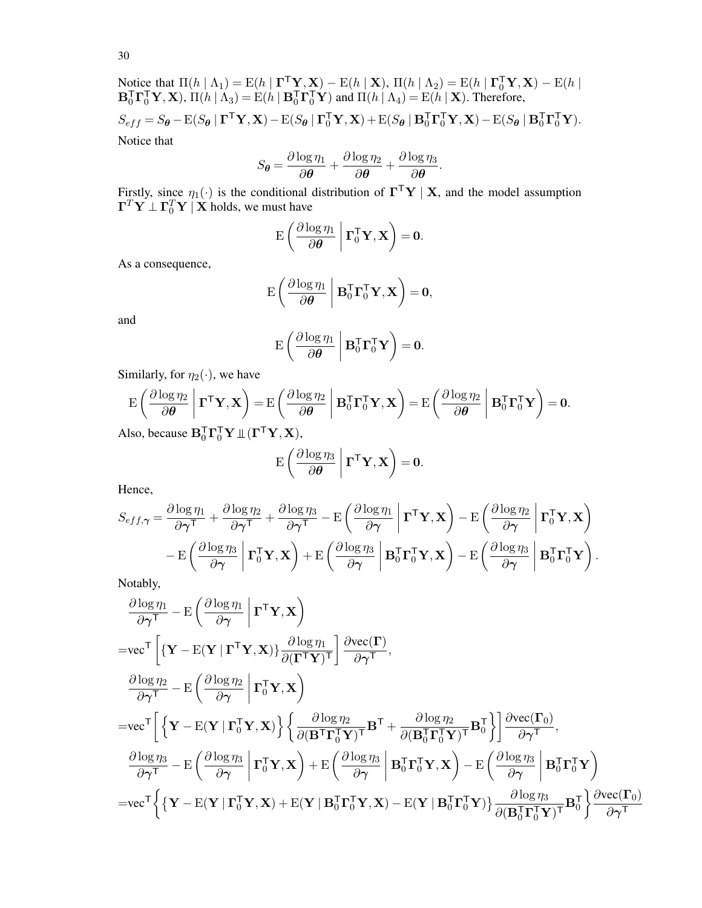Notice that $\Pi(h \mid \Lambda_1) = \mathrm{E}(h \mid \boldsymbol{\Gamma}^\mathsf{T}\mathbf{Y}, \mathbf{X}) - \mathrm{E}(h \mid \mathbf{X})$, $\Pi(h \mid \Lambda_2) = \mathrm{E}(h \mid \boldsymbol{\Gamma}_0^\mathsf{T}\mathbf{Y}, \mathbf{X}) - \mathrm{E}(h \mid \mathbf{B}_0^\mathsf{T}\boldsymbol{\Gamma}_0^\mathsf{T}\mathbf{Y}, \mathbf{X})$, $\Pi(h \mid \Lambda_3) = \mathrm{E}(h \mid \mathbf{B}_0^\mathsf{T}\boldsymbol{\Gamma}_0^\mathsf{T}\mathbf{Y})$ and $\Pi(h \mid \Lambda_4) = \mathrm{E}(h \mid \mathbf{X})$. Therefore,

$$S_{eff} = S_{\boldsymbol{\theta}} - \mathrm{E}(S_{\boldsymbol{\theta}} \mid \boldsymbol{\Gamma}^\mathsf{T}\mathbf{Y}, \mathbf{X}) - \mathrm{E}(S_{\boldsymbol{\theta}} \mid \boldsymbol{\Gamma}_0^\mathsf{T}\mathbf{Y}, \mathbf{X}) + \mathrm{E}(S_{\boldsymbol{\theta}} \mid \mathbf{B}_0^\mathsf{T}\boldsymbol{\Gamma}_0^\mathsf{T}\mathbf{Y}, \mathbf{X}) - \mathrm{E}(S_{\boldsymbol{\theta}} \mid \mathbf{B}_0^\mathsf{T}\boldsymbol{\Gamma}_0^\mathsf{T}\mathbf{Y}).$$

Notice that

$$S_{\boldsymbol{\theta}} = \frac{\partial \log \eta_1}{\partial \boldsymbol{\theta}} + \frac{\partial \log \eta_2}{\partial \boldsymbol{\theta}} + \frac{\partial \log \eta_3}{\partial \boldsymbol{\theta}}.$$

Firstly, since $\eta_1(\cdot)$ is the conditional distribution of $\boldsymbol{\Gamma}^\mathsf{T}\mathbf{Y} \mid \mathbf{X}$, and the model assumption $\boldsymbol{\Gamma}^T\mathbf{Y} \perp \boldsymbol{\Gamma}_0^T\mathbf{Y} \mid \mathbf{X}$ holds, we must have

$$\mathrm{E}\left(\frac{\partial \log \eta_1}{\partial \boldsymbol{\theta}} \,\middle|\, \boldsymbol{\Gamma}_0^\mathsf{T}\mathbf{Y}, \mathbf{X}\right) = \mathbf{0}.$$

As a consequence,

$$\mathrm{E}\left(\frac{\partial \log \eta_1}{\partial \boldsymbol{\theta}} \,\middle|\, \mathbf{B}_0^\mathsf{T}\boldsymbol{\Gamma}_0^\mathsf{T}\mathbf{Y}, \mathbf{X}\right) = \mathbf{0},$$

and

$$\mathrm{E}\left(\frac{\partial \log \eta_1}{\partial \boldsymbol{\theta}} \,\middle|\, \mathbf{B}_0^\mathsf{T}\boldsymbol{\Gamma}_0^\mathsf{T}\mathbf{Y}\right) = \mathbf{0}.$$

Similarly, for $\eta_2(\cdot)$, we have

$$\mathrm{E}\left(\frac{\partial \log \eta_2}{\partial \boldsymbol{\theta}} \,\middle|\, \boldsymbol{\Gamma}^\mathsf{T}\mathbf{Y}, \mathbf{X}\right) = \mathrm{E}\left(\frac{\partial \log \eta_2}{\partial \boldsymbol{\theta}} \,\middle|\, \mathbf{B}_0^\mathsf{T}\boldsymbol{\Gamma}_0^\mathsf{T}\mathbf{Y}, \mathbf{X}\right) = \mathrm{E}\left(\frac{\partial \log \eta_2}{\partial \boldsymbol{\theta}} \,\middle|\, \mathbf{B}_0^\mathsf{T}\boldsymbol{\Gamma}_0^\mathsf{T}\mathbf{Y}\right) = \mathbf{0}.$$

Also, because $\mathbf{B}_0^\mathsf{T}\boldsymbol{\Gamma}_0^\mathsf{T}\mathbf{Y} \perp\!\!\!\perp (\boldsymbol{\Gamma}^\mathsf{T}\mathbf{Y}, \mathbf{X})$,

$$\mathrm{E}\left(\frac{\partial \log \eta_3}{\partial \boldsymbol{\theta}} \,\middle|\, \boldsymbol{\Gamma}^\mathsf{T}\mathbf{Y}, \mathbf{X}\right) = \mathbf{0}.$$

Hence,

$$\begin{aligned}
S_{eff,\boldsymbol{\gamma}} = &\frac{\partial \log \eta_1}{\partial \boldsymbol{\gamma}^\mathsf{T}} + \frac{\partial \log \eta_2}{\partial \boldsymbol{\gamma}^\mathsf{T}} + \frac{\partial \log \eta_3}{\partial \boldsymbol{\gamma}^\mathsf{T}} - \mathrm{E}\left(\frac{\partial \log \eta_1}{\partial \boldsymbol{\gamma}} \,\middle|\, \boldsymbol{\Gamma}^\mathsf{T}\mathbf{Y}, \mathbf{X}\right) - \mathrm{E}\left(\frac{\partial \log \eta_2}{\partial \boldsymbol{\gamma}} \,\middle|\, \boldsymbol{\Gamma}_0^\mathsf{T}\mathbf{Y}, \mathbf{X}\right) \\
&- \mathrm{E}\left(\frac{\partial \log \eta_3}{\partial \boldsymbol{\gamma}} \,\middle|\, \boldsymbol{\Gamma}_0^\mathsf{T}\mathbf{Y}, \mathbf{X}\right) + \mathrm{E}\left(\frac{\partial \log \eta_3}{\partial \boldsymbol{\gamma}} \,\middle|\, \mathbf{B}_0^\mathsf{T}\boldsymbol{\Gamma}_0^\mathsf{T}\mathbf{Y}, \mathbf{X}\right) - \mathrm{E}\left(\frac{\partial \log \eta_3}{\partial \boldsymbol{\gamma}} \,\middle|\, \mathbf{B}_0^\mathsf{T}\boldsymbol{\Gamma}_0^\mathsf{T}\mathbf{Y}\right).
\end{aligned}$$

Notably,

$$\begin{aligned}
&\frac{\partial \log \eta_1}{\partial \boldsymbol{\gamma}^\mathsf{T}} - \mathrm{E}\left(\frac{\partial \log \eta_1}{\partial \boldsymbol{\gamma}} \,\middle|\, \boldsymbol{\Gamma}^\mathsf{T}\mathbf{Y}, \mathbf{X}\right) \\
=&\mathrm{vec}^\mathsf{T}\left[\{\mathbf{Y} - \mathrm{E}(\mathbf{Y} \mid \boldsymbol{\Gamma}^\mathsf{T}\mathbf{Y}, \mathbf{X})\}\frac{\partial \log \eta_1}{\partial (\boldsymbol{\Gamma}^\mathsf{T}\mathbf{Y})^\mathsf{T}}\right]\frac{\partial \mathrm{vec}(\boldsymbol{\Gamma})}{\partial \boldsymbol{\gamma}^\mathsf{T}}, \\
&\frac{\partial \log \eta_2}{\partial \boldsymbol{\gamma}^\mathsf{T}} - \mathrm{E}\left(\frac{\partial \log \eta_2}{\partial \boldsymbol{\gamma}} \,\middle|\, \boldsymbol{\Gamma}_0^\mathsf{T}\mathbf{Y}, \mathbf{X}\right) \\
=&\mathrm{vec}^\mathsf{T}\left[\left\{\mathbf{Y} - \mathrm{E}(\mathbf{Y} \mid \boldsymbol{\Gamma}_0^\mathsf{T}\mathbf{Y}, \mathbf{X})\right\}\left\{\frac{\partial \log \eta_2}{\partial (\mathbf{B}^\mathsf{T}\boldsymbol{\Gamma}_0^\mathsf{T}\mathbf{Y})^\mathsf{T}}\mathbf{B}^\mathsf{T} + \frac{\partial \log \eta_2}{\partial (\mathbf{B}_0^\mathsf{T}\boldsymbol{\Gamma}_0^\mathsf{T}\mathbf{Y})^\mathsf{T}}\mathbf{B}_0^\mathsf{T}\right\}\right]\frac{\partial \mathrm{vec}(\boldsymbol{\Gamma}_0)}{\partial \boldsymbol{\gamma}^\mathsf{T}}, \\
&\frac{\partial \log \eta_3}{\partial \boldsymbol{\gamma}^\mathsf{T}} - \mathrm{E}\left(\frac{\partial \log \eta_3}{\partial \boldsymbol{\gamma}} \,\middle|\, \boldsymbol{\Gamma}_0^\mathsf{T}\mathbf{Y}, \mathbf{X}\right) + \mathrm{E}\left(\frac{\partial \log \eta_3}{\partial \boldsymbol{\gamma}} \,\middle|\, \mathbf{B}_0^\mathsf{T}\boldsymbol{\Gamma}_0^\mathsf{T}\mathbf{Y}, \mathbf{X}\right) - \mathrm{E}\left(\frac{\partial \log \eta_3}{\partial \boldsymbol{\gamma}} \,\middle|\, \mathbf{B}_0^\mathsf{T}\boldsymbol{\Gamma}_0^\mathsf{T}\mathbf{Y}\right) \\
=&\mathrm{vec}^\mathsf{T}\left\{\left\{\mathbf{Y} - \mathrm{E}(\mathbf{Y} \mid \boldsymbol{\Gamma}_0^\mathsf{T}\mathbf{Y}, \mathbf{X}) + \mathrm{E}(\mathbf{Y} \mid \mathbf{B}_0^\mathsf{T}\boldsymbol{\Gamma}_0^\mathsf{T}\mathbf{Y}, \mathbf{X}) - \mathrm{E}(\mathbf{Y} \mid \mathbf{B}_0^\mathsf{T}\boldsymbol{\Gamma}_0^\mathsf{T}\mathbf{Y})\right\}\frac{\partial \log \eta_3}{\partial (\mathbf{B}_0^\mathsf{T}\boldsymbol{\Gamma}_0^\mathsf{T}\mathbf{Y})^\mathsf{T}}\mathbf{B}_0^\mathsf{T}\right\}\frac{\partial \mathrm{vec}(\boldsymbol{\Gamma}_0)}{\partial \boldsymbol{\gamma}^\mathsf{T}}
\end{aligned}$$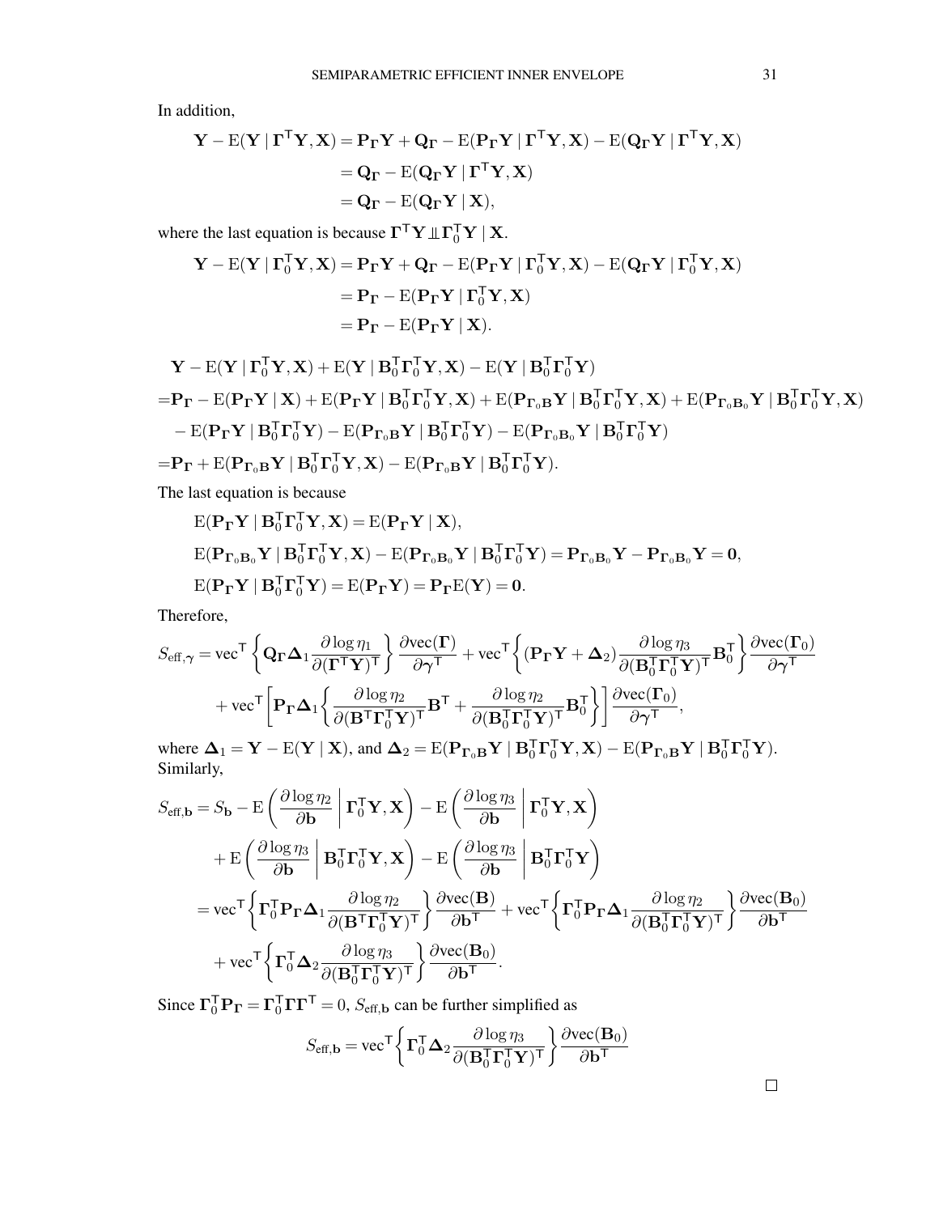In addition,

$$
\begin{aligned}
\mathbf{Y} - \mathrm{E}(\mathbf{Y} \mid \boldsymbol{\Gamma}^{\mathsf{T}}\mathbf{Y}, \mathbf{X}) &= \mathbf{P}_{\boldsymbol{\Gamma}}\mathbf{Y} + \mathbf{Q}_{\boldsymbol{\Gamma}} - \mathrm{E}(\mathbf{P}_{\boldsymbol{\Gamma}}\mathbf{Y} \mid \boldsymbol{\Gamma}^{\mathsf{T}}\mathbf{Y}, \mathbf{X}) - \mathrm{E}(\mathbf{Q}_{\boldsymbol{\Gamma}}\mathbf{Y} \mid \boldsymbol{\Gamma}^{\mathsf{T}}\mathbf{Y}, \mathbf{X}) \\
&= \mathbf{Q}_{\boldsymbol{\Gamma}} - \mathrm{E}(\mathbf{Q}_{\boldsymbol{\Gamma}}\mathbf{Y} \mid \boldsymbol{\Gamma}^{\mathsf{T}}\mathbf{Y}, \mathbf{X}) \\
&= \mathbf{Q}_{\boldsymbol{\Gamma}} - \mathrm{E}(\mathbf{Q}_{\boldsymbol{\Gamma}}\mathbf{Y} \mid \mathbf{X}),
\end{aligned}
$$

where the last equation is because $\boldsymbol{\Gamma}^{\mathsf{T}}\mathbf{Y} \perp\!\!\!\perp \boldsymbol{\Gamma}_0^{\mathsf{T}}\mathbf{Y} \mid \mathbf{X}$.

$$
\begin{aligned}
\mathbf{Y} - \mathrm{E}(\mathbf{Y} \mid \boldsymbol{\Gamma}_0^{\mathsf{T}}\mathbf{Y}, \mathbf{X}) &= \mathbf{P}_{\boldsymbol{\Gamma}}\mathbf{Y} + \mathbf{Q}_{\boldsymbol{\Gamma}} - \mathrm{E}(\mathbf{P}_{\boldsymbol{\Gamma}}\mathbf{Y} \mid \boldsymbol{\Gamma}_0^{\mathsf{T}}\mathbf{Y}, \mathbf{X}) - \mathrm{E}(\mathbf{Q}_{\boldsymbol{\Gamma}}\mathbf{Y} \mid \boldsymbol{\Gamma}_0^{\mathsf{T}}\mathbf{Y}, \mathbf{X}) \\
&= \mathbf{P}_{\boldsymbol{\Gamma}} - \mathrm{E}(\mathbf{P}_{\boldsymbol{\Gamma}}\mathbf{Y} \mid \boldsymbol{\Gamma}_0^{\mathsf{T}}\mathbf{Y}, \mathbf{X}) \\
&= \mathbf{P}_{\boldsymbol{\Gamma}} - \mathrm{E}(\mathbf{P}_{\boldsymbol{\Gamma}}\mathbf{Y} \mid \mathbf{X}).
\end{aligned}
$$

$$
\begin{aligned}
&\mathbf{Y} - \mathrm{E}(\mathbf{Y} \mid \boldsymbol{\Gamma}_0^{\mathsf{T}}\mathbf{Y}, \mathbf{X}) + \mathrm{E}(\mathbf{Y} \mid \mathbf{B}_0^{\mathsf{T}}\boldsymbol{\Gamma}_0^{\mathsf{T}}\mathbf{Y}, \mathbf{X}) - \mathrm{E}(\mathbf{Y} \mid \mathbf{B}_0^{\mathsf{T}}\boldsymbol{\Gamma}_0^{\mathsf{T}}\mathbf{Y}) \\
=& \mathbf{P}_{\boldsymbol{\Gamma}} - \mathrm{E}(\mathbf{P}_{\boldsymbol{\Gamma}}\mathbf{Y} \mid \mathbf{X}) + \mathrm{E}(\mathbf{P}_{\boldsymbol{\Gamma}}\mathbf{Y} \mid \mathbf{B}_0^{\mathsf{T}}\boldsymbol{\Gamma}_0^{\mathsf{T}}\mathbf{Y}, \mathbf{X}) + \mathrm{E}(\mathbf{P}_{\boldsymbol{\Gamma}_o\mathbf{B}}\mathbf{Y} \mid \mathbf{B}_0^{\mathsf{T}}\boldsymbol{\Gamma}_0^{\mathsf{T}}\mathbf{Y}, \mathbf{X}) + \mathrm{E}(\mathbf{P}_{\boldsymbol{\Gamma}_o\mathbf{B}_o}\mathbf{Y} \mid \mathbf{B}_0^{\mathsf{T}}\boldsymbol{\Gamma}_0^{\mathsf{T}}\mathbf{Y}, \mathbf{X}) \\
&- \mathrm{E}(\mathbf{P}_{\boldsymbol{\Gamma}}\mathbf{Y} \mid \mathbf{B}_0^{\mathsf{T}}\boldsymbol{\Gamma}_0^{\mathsf{T}}\mathbf{Y}) - \mathrm{E}(\mathbf{P}_{\boldsymbol{\Gamma}_o\mathbf{B}}\mathbf{Y} \mid \mathbf{B}_0^{\mathsf{T}}\boldsymbol{\Gamma}_0^{\mathsf{T}}\mathbf{Y}) - \mathrm{E}(\mathbf{P}_{\boldsymbol{\Gamma}_o\mathbf{B}_o}\mathbf{Y} \mid \mathbf{B}_0^{\mathsf{T}}\boldsymbol{\Gamma}_0^{\mathsf{T}}\mathbf{Y}) \\
=& \mathbf{P}_{\boldsymbol{\Gamma}} + \mathrm{E}(\mathbf{P}_{\boldsymbol{\Gamma}_o\mathbf{B}}\mathbf{Y} \mid \mathbf{B}_0^{\mathsf{T}}\boldsymbol{\Gamma}_0^{\mathsf{T}}\mathbf{Y}, \mathbf{X}) - \mathrm{E}(\mathbf{P}_{\boldsymbol{\Gamma}_o\mathbf{B}}\mathbf{Y} \mid \mathbf{B}_0^{\mathsf{T}}\boldsymbol{\Gamma}_0^{\mathsf{T}}\mathbf{Y}).
\end{aligned}
$$

The last equation is because

$$
\begin{aligned}
&\mathrm{E}(\mathbf{P}_{\boldsymbol{\Gamma}}\mathbf{Y} \mid \mathbf{B}_0^{\mathsf{T}}\boldsymbol{\Gamma}_0^{\mathsf{T}}\mathbf{Y}, \mathbf{X}) = \mathrm{E}(\mathbf{P}_{\boldsymbol{\Gamma}}\mathbf{Y} \mid \mathbf{X}), \\
&\mathrm{E}(\mathbf{P}_{\boldsymbol{\Gamma}_o\mathbf{B}_o}\mathbf{Y} \mid \mathbf{B}_0^{\mathsf{T}}\boldsymbol{\Gamma}_0^{\mathsf{T}}\mathbf{Y}, \mathbf{X}) - \mathrm{E}(\mathbf{P}_{\boldsymbol{\Gamma}_o\mathbf{B}_o}\mathbf{Y} \mid \mathbf{B}_0^{\mathsf{T}}\boldsymbol{\Gamma}_0^{\mathsf{T}}\mathbf{Y}) = \mathbf{P}_{\boldsymbol{\Gamma}_o\mathbf{B}_o}\mathbf{Y} - \mathbf{P}_{\boldsymbol{\Gamma}_o\mathbf{B}_o}\mathbf{Y} = \mathbf{0}, \\
&\mathrm{E}(\mathbf{P}_{\boldsymbol{\Gamma}}\mathbf{Y} \mid \mathbf{B}_0^{\mathsf{T}}\boldsymbol{\Gamma}_0^{\mathsf{T}}\mathbf{Y}) = \mathrm{E}(\mathbf{P}_{\boldsymbol{\Gamma}}\mathbf{Y}) = \mathbf{P}_{\boldsymbol{\Gamma}}\mathrm{E}(\mathbf{Y}) = \mathbf{0}.
\end{aligned}
$$

Therefore,

$$
\begin{aligned}
S_{\text{eff},\boldsymbol{\gamma}} =& \operatorname{vec}^{\mathsf{T}}\left\{\mathbf{Q}_{\boldsymbol{\Gamma}}\boldsymbol{\Delta}_1 \frac{\partial \log \eta_1}{\partial(\boldsymbol{\Gamma}^{\mathsf{T}}\mathbf{Y})^{\mathsf{T}}}\right\} \frac{\partial \operatorname{vec}(\boldsymbol{\Gamma})}{\partial \boldsymbol{\gamma}^{\mathsf{T}}} + \operatorname{vec}^{\mathsf{T}}\left\{(\mathbf{P}_{\boldsymbol{\Gamma}}\mathbf{Y} + \boldsymbol{\Delta}_2)\frac{\partial \log \eta_3}{\partial(\mathbf{B}_0^{\mathsf{T}}\boldsymbol{\Gamma}_0^{\mathsf{T}}\mathbf{Y})^{\mathsf{T}}}\mathbf{B}_0^{\mathsf{T}}\right\} \frac{\partial \operatorname{vec}(\boldsymbol{\Gamma}_0)}{\partial \boldsymbol{\gamma}^{\mathsf{T}}} \\
&+ \operatorname{vec}^{\mathsf{T}}\left[\mathbf{P}_{\boldsymbol{\Gamma}}\boldsymbol{\Delta}_1\left\{\frac{\partial \log \eta_2}{\partial(\mathbf{B}^{\mathsf{T}}\boldsymbol{\Gamma}_0^{\mathsf{T}}\mathbf{Y})^{\mathsf{T}}}\mathbf{B}^{\mathsf{T}} + \frac{\partial \log \eta_2}{\partial(\mathbf{B}_0^{\mathsf{T}}\boldsymbol{\Gamma}_0^{\mathsf{T}}\mathbf{Y})^{\mathsf{T}}}\mathbf{B}_0^{\mathsf{T}}\right\}\right] \frac{\partial \operatorname{vec}(\boldsymbol{\Gamma}_0)}{\partial \boldsymbol{\gamma}^{\mathsf{T}}},
\end{aligned}
$$

where $\boldsymbol{\Delta}_1 = \mathbf{Y} - \mathrm{E}(\mathbf{Y} \mid \mathbf{X})$, and $\boldsymbol{\Delta}_2 = \mathrm{E}(\mathbf{P}_{\boldsymbol{\Gamma}_o\mathbf{B}}\mathbf{Y} \mid \mathbf{B}_0^{\mathsf{T}}\boldsymbol{\Gamma}_0^{\mathsf{T}}\mathbf{Y}, \mathbf{X}) - \mathrm{E}(\mathbf{P}_{\boldsymbol{\Gamma}_o\mathbf{B}}\mathbf{Y} \mid \mathbf{B}_0^{\mathsf{T}}\boldsymbol{\Gamma}_0^{\mathsf{T}}\mathbf{Y})$.
Similarly,

$$
\begin{aligned}
S_{\text{eff},\mathbf{b}} =& S_{\mathbf{b}} - \mathrm{E}\left(\frac{\partial \log \eta_2}{\partial \mathbf{b}} \,\middle|\, \boldsymbol{\Gamma}_0^{\mathsf{T}}\mathbf{Y}, \mathbf{X}\right) - \mathrm{E}\left(\frac{\partial \log \eta_3}{\partial \mathbf{b}} \,\middle|\, \boldsymbol{\Gamma}_0^{\mathsf{T}}\mathbf{Y}, \mathbf{X}\right) \\
&+ \mathrm{E}\left(\frac{\partial \log \eta_3}{\partial \mathbf{b}} \,\middle|\, \mathbf{B}_0^{\mathsf{T}}\boldsymbol{\Gamma}_0^{\mathsf{T}}\mathbf{Y}, \mathbf{X}\right) - \mathrm{E}\left(\frac{\partial \log \eta_3}{\partial \mathbf{b}} \,\middle|\, \mathbf{B}_0^{\mathsf{T}}\boldsymbol{\Gamma}_0^{\mathsf{T}}\mathbf{Y}\right) \\
=& \operatorname{vec}^{\mathsf{T}}\left\{\boldsymbol{\Gamma}_0^{\mathsf{T}}\mathbf{P}_{\boldsymbol{\Gamma}}\boldsymbol{\Delta}_1 \frac{\partial \log \eta_2}{\partial(\mathbf{B}^{\mathsf{T}}\boldsymbol{\Gamma}_0^{\mathsf{T}}\mathbf{Y})^{\mathsf{T}}}\right\} \frac{\partial \operatorname{vec}(\mathbf{B})}{\partial \mathbf{b}^{\mathsf{T}}} + \operatorname{vec}^{\mathsf{T}}\left\{\boldsymbol{\Gamma}_0^{\mathsf{T}}\mathbf{P}_{\boldsymbol{\Gamma}}\boldsymbol{\Delta}_1 \frac{\partial \log \eta_2}{\partial(\mathbf{B}_0^{\mathsf{T}}\boldsymbol{\Gamma}_0^{\mathsf{T}}\mathbf{Y})^{\mathsf{T}}}\right\} \frac{\partial \operatorname{vec}(\mathbf{B}_0)}{\partial \mathbf{b}^{\mathsf{T}}} \\
&+ \operatorname{vec}^{\mathsf{T}}\left\{\boldsymbol{\Gamma}_0^{\mathsf{T}}\boldsymbol{\Delta}_2 \frac{\partial \log \eta_3}{\partial(\mathbf{B}_0^{\mathsf{T}}\boldsymbol{\Gamma}_0^{\mathsf{T}}\mathbf{Y})^{\mathsf{T}}}\right\} \frac{\partial \operatorname{vec}(\mathbf{B}_0)}{\partial \mathbf{b}^{\mathsf{T}}}.
\end{aligned}
$$

Since $\boldsymbol{\Gamma}_0^{\mathsf{T}}\mathbf{P}_{\boldsymbol{\Gamma}} = \boldsymbol{\Gamma}_0^{\mathsf{T}}\boldsymbol{\Gamma}\boldsymbol{\Gamma}^{\mathsf{T}} = 0$, $S_{\text{eff},\mathbf{b}}$ can be further simplified as

$$
S_{\text{eff},\mathbf{b}} = \operatorname{vec}^{\mathsf{T}}\left\{\boldsymbol{\Gamma}_0^{\mathsf{T}}\boldsymbol{\Delta}_2 \frac{\partial \log \eta_3}{\partial(\mathbf{B}_0^{\mathsf{T}}\boldsymbol{\Gamma}_0^{\mathsf{T}}\mathbf{Y})^{\mathsf{T}}}\right\} \frac{\partial \operatorname{vec}(\mathbf{B}_0)}{\partial \mathbf{b}^{\mathsf{T}}}
$$

$\square$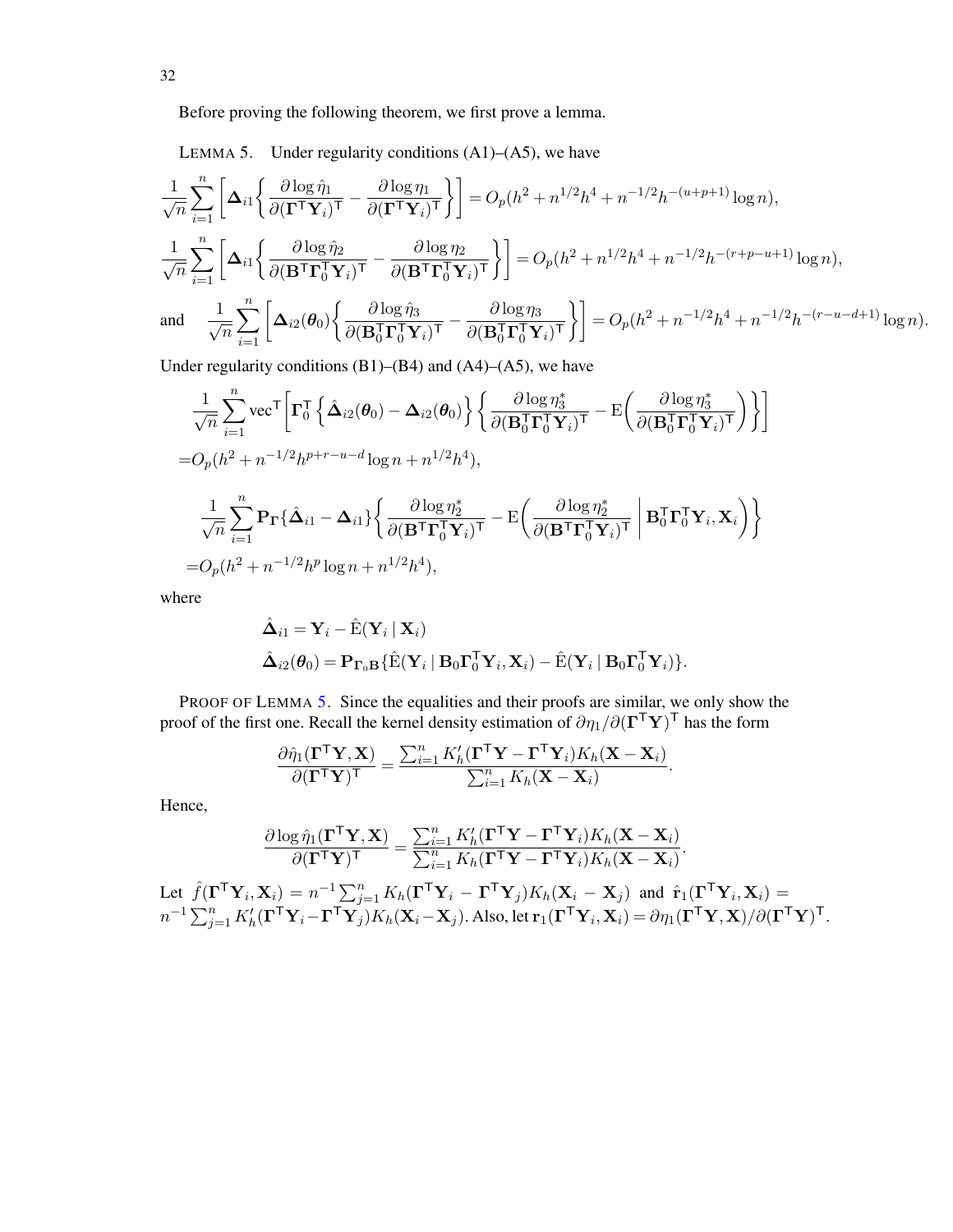Before proving the following theorem, we first prove a lemma.

LEMMA 5. Under regularity conditions (A1)–(A5), we have

$$\frac{1}{\sqrt{n}}\sum_{i=1}^{n}\left[\boldsymbol{\Delta}_{i1}\left\{\frac{\partial \log \hat{\eta}_1}{\partial(\boldsymbol{\Gamma}^{\mathsf{T}}\mathbf{Y}_i)^{\mathsf{T}}}-\frac{\partial \log \eta_1}{\partial(\boldsymbol{\Gamma}^{\mathsf{T}}\mathbf{Y}_i)^{\mathsf{T}}}\right\}\right]=O_p(h^2+n^{1/2}h^4+n^{-1/2}h^{-(u+p+1)}\log n),$$

$$\frac{1}{\sqrt{n}}\sum_{i=1}^{n}\left[\boldsymbol{\Delta}_{i1}\left\{\frac{\partial \log \hat{\eta}_2}{\partial(\mathbf{B}^{\mathsf{T}}\boldsymbol{\Gamma}_0^{\mathsf{T}}\mathbf{Y}_i)^{\mathsf{T}}}-\frac{\partial \log \eta_2}{\partial(\mathbf{B}^{\mathsf{T}}\boldsymbol{\Gamma}_0^{\mathsf{T}}\mathbf{Y}_i)^{\mathsf{T}}}\right\}\right]=O_p(h^2+n^{1/2}h^4+n^{-1/2}h^{-(r+p-u+1)}\log n),$$

and $$\frac{1}{\sqrt{n}}\sum_{i=1}^{n}\left[\boldsymbol{\Delta}_{i2}(\boldsymbol{\theta}_0)\left\{\frac{\partial \log \hat{\eta}_3}{\partial(\mathbf{B}_0^{\mathsf{T}}\boldsymbol{\Gamma}_0^{\mathsf{T}}\mathbf{Y}_i)^{\mathsf{T}}}-\frac{\partial \log \eta_3}{\partial(\mathbf{B}_0^{\mathsf{T}}\boldsymbol{\Gamma}_0^{\mathsf{T}}\mathbf{Y}_i)^{\mathsf{T}}}\right\}\right]=O_p(h^2+n^{-1/2}h^4+n^{-1/2}h^{-(r-u-d+1)}\log n).$$

Under regularity conditions (B1)–(B4) and (A4)–(A5), we have

$$\begin{aligned}&\frac{1}{\sqrt{n}}\sum_{i=1}^{n}\mathrm{vec}^{\mathsf{T}}\left[\boldsymbol{\Gamma}_0^{\mathsf{T}}\left\{\hat{\boldsymbol{\Delta}}_{i2}(\boldsymbol{\theta}_0)-\boldsymbol{\Delta}_{i2}(\boldsymbol{\theta}_0)\right\}\left\{\frac{\partial \log \eta_3^*}{\partial(\mathbf{B}_0^{\mathsf{T}}\boldsymbol{\Gamma}_0^{\mathsf{T}}\mathbf{Y}_i)^{\mathsf{T}}}-\mathrm{E}\left(\frac{\partial \log \eta_3^*}{\partial(\mathbf{B}_0^{\mathsf{T}}\boldsymbol{\Gamma}_0^{\mathsf{T}}\mathbf{Y}_i)^{\mathsf{T}}}\right)\right\}\right]\\ =&O_p(h^2+n^{-1/2}h^{p+r-u-d}\log n+n^{1/2}h^4),\end{aligned}$$

$$\begin{aligned}&\frac{1}{\sqrt{n}}\sum_{i=1}^{n}\mathbf{P}_{\boldsymbol{\Gamma}}\{\hat{\boldsymbol{\Delta}}_{i1}-\boldsymbol{\Delta}_{i1}\}\left\{\frac{\partial \log \eta_2^*}{\partial(\mathbf{B}^{\mathsf{T}}\boldsymbol{\Gamma}_0^{\mathsf{T}}\mathbf{Y}_i)^{\mathsf{T}}}-\mathrm{E}\left(\frac{\partial \log \eta_2^*}{\partial(\mathbf{B}^{\mathsf{T}}\boldsymbol{\Gamma}_0^{\mathsf{T}}\mathbf{Y}_i)^{\mathsf{T}}}\;\middle|\;\mathbf{B}_0^{\mathsf{T}}\boldsymbol{\Gamma}_0^{\mathsf{T}}\mathbf{Y}_i,\mathbf{X}_i\right)\right\}\\ =&O_p(h^2+n^{-1/2}h^{p}\log n+n^{1/2}h^4),\end{aligned}$$

where

$$\hat{\boldsymbol{\Delta}}_{i1}=\mathbf{Y}_i-\hat{\mathrm{E}}(\mathbf{Y}_i\mid\mathbf{X}_i)$$
$$\hat{\boldsymbol{\Delta}}_{i2}(\boldsymbol{\theta}_0)=\mathbf{P}_{\boldsymbol{\Gamma}_0\mathbf{B}}\{\hat{\mathrm{E}}(\mathbf{Y}_i\mid\mathbf{B}_0\boldsymbol{\Gamma}_0^{\mathsf{T}}\mathbf{Y}_i,\mathbf{X}_i)-\hat{\mathrm{E}}(\mathbf{Y}_i\mid\mathbf{B}_0\boldsymbol{\Gamma}_0^{\mathsf{T}}\mathbf{Y}_i)\}.$$

PROOF OF LEMMA 5. Since the equalities and their proofs are similar, we only show the proof of the first one. Recall the kernel density estimation of $\partial\eta_1/\partial(\boldsymbol{\Gamma}^{\mathsf{T}}\mathbf{Y})^{\mathsf{T}}$ has the form

$$\frac{\partial\hat{\eta}_1(\boldsymbol{\Gamma}^{\mathsf{T}}\mathbf{Y},\mathbf{X})}{\partial(\boldsymbol{\Gamma}^{\mathsf{T}}\mathbf{Y})^{\mathsf{T}}}=\frac{\sum_{i=1}^{n}K_h'(\boldsymbol{\Gamma}^{\mathsf{T}}\mathbf{Y}-\boldsymbol{\Gamma}^{\mathsf{T}}\mathbf{Y}_i)K_h(\mathbf{X}-\mathbf{X}_i)}{\sum_{i=1}^{n}K_h(\mathbf{X}-\mathbf{X}_i)}.$$

Hence,

$$\frac{\partial\log\hat{\eta}_1(\boldsymbol{\Gamma}^{\mathsf{T}}\mathbf{Y},\mathbf{X})}{\partial(\boldsymbol{\Gamma}^{\mathsf{T}}\mathbf{Y})^{\mathsf{T}}}=\frac{\sum_{i=1}^{n}K_h'(\boldsymbol{\Gamma}^{\mathsf{T}}\mathbf{Y}-\boldsymbol{\Gamma}^{\mathsf{T}}\mathbf{Y}_i)K_h(\mathbf{X}-\mathbf{X}_i)}{\sum_{i=1}^{n}K_h(\boldsymbol{\Gamma}^{\mathsf{T}}\mathbf{Y}-\boldsymbol{\Gamma}^{\mathsf{T}}\mathbf{Y}_i)K_h(\mathbf{X}-\mathbf{X}_i)}.$$

Let $\hat{f}(\boldsymbol{\Gamma}^{\mathsf{T}}\mathbf{Y}_i,\mathbf{X}_i)=n^{-1}\sum_{j=1}^{n}K_h(\boldsymbol{\Gamma}^{\mathsf{T}}\mathbf{Y}_i-\boldsymbol{\Gamma}^{\mathsf{T}}\mathbf{Y}_j)K_h(\mathbf{X}_i-\mathbf{X}_j)$ and $\hat{\mathbf{r}}_1(\boldsymbol{\Gamma}^{\mathsf{T}}\mathbf{Y}_i,\mathbf{X}_i)=n^{-1}\sum_{j=1}^{n}K_h'(\boldsymbol{\Gamma}^{\mathsf{T}}\mathbf{Y}_i-\boldsymbol{\Gamma}^{\mathsf{T}}\mathbf{Y}_j)K_h(\mathbf{X}_i-\mathbf{X}_j)$. Also, let $\mathbf{r}_1(\boldsymbol{\Gamma}^{\mathsf{T}}\mathbf{Y}_i,\mathbf{X}_i)=\partial\eta_1(\boldsymbol{\Gamma}^{\mathsf{T}}\mathbf{Y},\mathbf{X})/\partial(\boldsymbol{\Gamma}^{\mathsf{T}}\mathbf{Y})^{\mathsf{T}}$.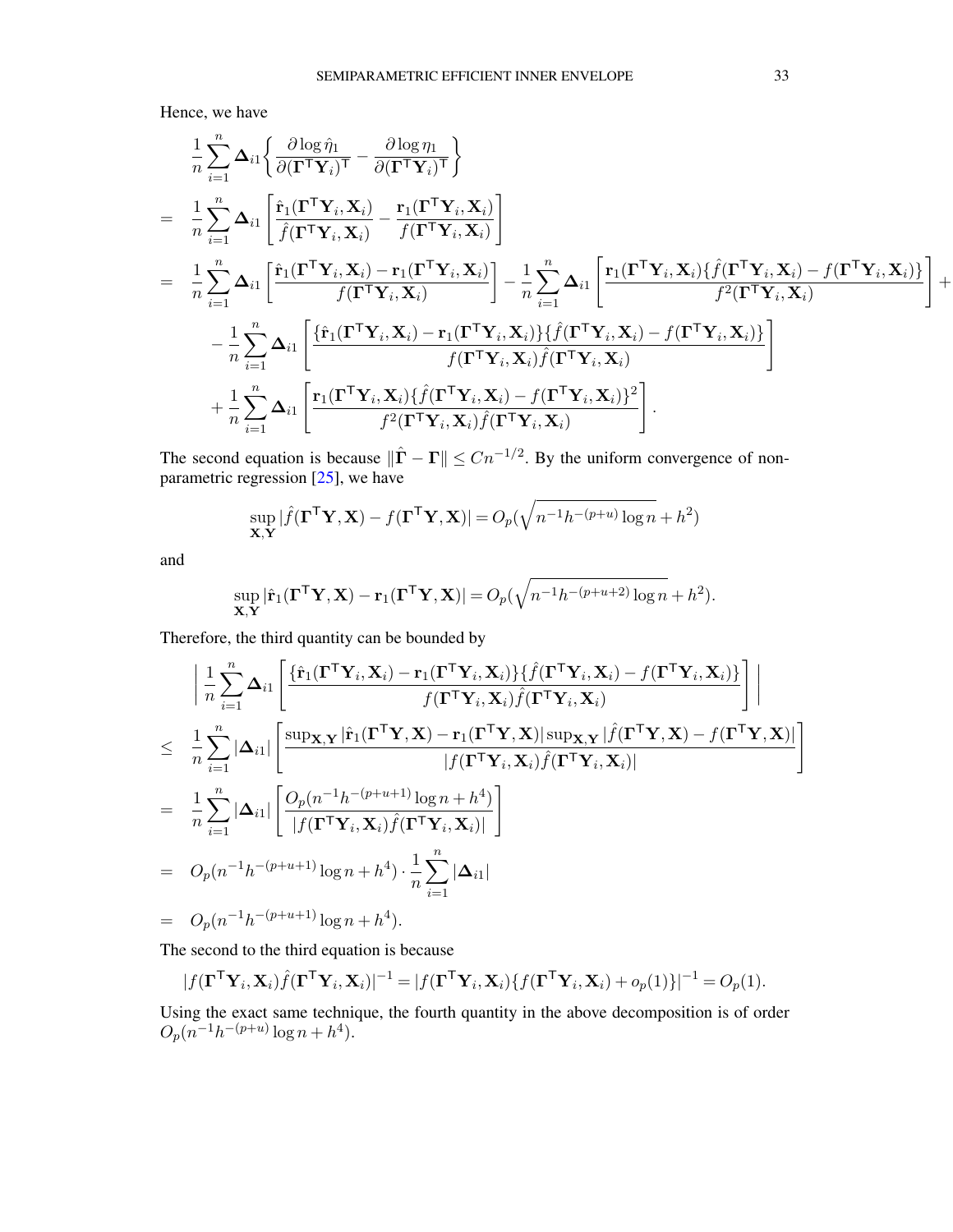Hence, we have

$$
\begin{aligned}
& \frac{1}{n}\sum_{i=1}^{n}\boldsymbol{\Delta}_{i1}\left\{\frac{\partial \log\hat{\eta}_1}{\partial(\boldsymbol{\Gamma}^{\mathsf{T}}\mathbf{Y}_i)^{\mathsf{T}}}-\frac{\partial \log\eta_1}{\partial(\boldsymbol{\Gamma}^{\mathsf{T}}\mathbf{Y}_i)^{\mathsf{T}}}\right\} \\
= \; & \frac{1}{n}\sum_{i=1}^{n}\boldsymbol{\Delta}_{i1}\left[\frac{\hat{\mathbf{r}}_1(\boldsymbol{\Gamma}^{\mathsf{T}}\mathbf{Y}_i,\mathbf{X}_i)}{\hat{f}(\boldsymbol{\Gamma}^{\mathsf{T}}\mathbf{Y}_i,\mathbf{X}_i)}-\frac{\mathbf{r}_1(\boldsymbol{\Gamma}^{\mathsf{T}}\mathbf{Y}_i,\mathbf{X}_i)}{f(\boldsymbol{\Gamma}^{\mathsf{T}}\mathbf{Y}_i,\mathbf{X}_i)}\right] \\
= \; & \frac{1}{n}\sum_{i=1}^{n}\boldsymbol{\Delta}_{i1}\left[\frac{\hat{\mathbf{r}}_1(\boldsymbol{\Gamma}^{\mathsf{T}}\mathbf{Y}_i,\mathbf{X}_i)-\mathbf{r}_1(\boldsymbol{\Gamma}^{\mathsf{T}}\mathbf{Y}_i,\mathbf{X}_i)}{f(\boldsymbol{\Gamma}^{\mathsf{T}}\mathbf{Y}_i,\mathbf{X}_i)}\right]-\frac{1}{n}\sum_{i=1}^{n}\boldsymbol{\Delta}_{i1}\left[\frac{\mathbf{r}_1(\boldsymbol{\Gamma}^{\mathsf{T}}\mathbf{Y}_i,\mathbf{X}_i)\{\hat{f}(\boldsymbol{\Gamma}^{\mathsf{T}}\mathbf{Y}_i,\mathbf{X}_i)-f(\boldsymbol{\Gamma}^{\mathsf{T}}\mathbf{Y}_i,\mathbf{X}_i)\}}{f^2(\boldsymbol{\Gamma}^{\mathsf{T}}\mathbf{Y}_i,\mathbf{X}_i)}\right]+ \\
& -\frac{1}{n}\sum_{i=1}^{n}\boldsymbol{\Delta}_{i1}\left[\frac{\{\hat{\mathbf{r}}_1(\boldsymbol{\Gamma}^{\mathsf{T}}\mathbf{Y}_i,\mathbf{X}_i)-\mathbf{r}_1(\boldsymbol{\Gamma}^{\mathsf{T}}\mathbf{Y}_i,\mathbf{X}_i)\}\{\hat{f}(\boldsymbol{\Gamma}^{\mathsf{T}}\mathbf{Y}_i,\mathbf{X}_i)-f(\boldsymbol{\Gamma}^{\mathsf{T}}\mathbf{Y}_i,\mathbf{X}_i)\}}{f(\boldsymbol{\Gamma}^{\mathsf{T}}\mathbf{Y}_i,\mathbf{X}_i)\hat{f}(\boldsymbol{\Gamma}^{\mathsf{T}}\mathbf{Y}_i,\mathbf{X}_i)}\right] \\
& +\frac{1}{n}\sum_{i=1}^{n}\boldsymbol{\Delta}_{i1}\left[\frac{\mathbf{r}_1(\boldsymbol{\Gamma}^{\mathsf{T}}\mathbf{Y}_i,\mathbf{X}_i)\{\hat{f}(\boldsymbol{\Gamma}^{\mathsf{T}}\mathbf{Y}_i,\mathbf{X}_i)-f(\boldsymbol{\Gamma}^{\mathsf{T}}\mathbf{Y}_i,\mathbf{X}_i)\}^2}{f^2(\boldsymbol{\Gamma}^{\mathsf{T}}\mathbf{Y}_i,\mathbf{X}_i)\hat{f}(\boldsymbol{\Gamma}^{\mathsf{T}}\mathbf{Y}_i,\mathbf{X}_i)}\right].
\end{aligned}
$$

The second equation is because $\|\hat{\boldsymbol{\Gamma}}-\boldsymbol{\Gamma}\|\le Cn^{-1/2}$. By the uniform convergence of nonparametric regression [25], we have

$$
\sup_{\mathbf{X},\mathbf{Y}}|\hat{f}(\boldsymbol{\Gamma}^{\mathsf{T}}\mathbf{Y},\mathbf{X})-f(\boldsymbol{\Gamma}^{\mathsf{T}}\mathbf{Y},\mathbf{X})|=O_p(\sqrt{n^{-1}h^{-(p+u)}\log n}+h^2)
$$

and

$$
\sup_{\mathbf{X},\mathbf{Y}}|\hat{\mathbf{r}}_1(\boldsymbol{\Gamma}^{\mathsf{T}}\mathbf{Y},\mathbf{X})-\mathbf{r}_1(\boldsymbol{\Gamma}^{\mathsf{T}}\mathbf{Y},\mathbf{X})|=O_p(\sqrt{n^{-1}h^{-(p+u+2)}\log n}+h^2).
$$

Therefore, the third quantity can be bounded by

$$
\begin{aligned}
& \left|\frac{1}{n}\sum_{i=1}^{n}\boldsymbol{\Delta}_{i1}\left[\frac{\{\hat{\mathbf{r}}_1(\boldsymbol{\Gamma}^{\mathsf{T}}\mathbf{Y}_i,\mathbf{X}_i)-\mathbf{r}_1(\boldsymbol{\Gamma}^{\mathsf{T}}\mathbf{Y}_i,\mathbf{X}_i)\}\{\hat{f}(\boldsymbol{\Gamma}^{\mathsf{T}}\mathbf{Y}_i,\mathbf{X}_i)-f(\boldsymbol{\Gamma}^{\mathsf{T}}\mathbf{Y}_i,\mathbf{X}_i)\}}{f(\boldsymbol{\Gamma}^{\mathsf{T}}\mathbf{Y}_i,\mathbf{X}_i)\hat{f}(\boldsymbol{\Gamma}^{\mathsf{T}}\mathbf{Y}_i,\mathbf{X}_i)}\right]\right| \\
\le \; & \frac{1}{n}\sum_{i=1}^{n}|\boldsymbol{\Delta}_{i1}|\left[\frac{\sup_{\mathbf{X},\mathbf{Y}}|\hat{\mathbf{r}}_1(\boldsymbol{\Gamma}^{\mathsf{T}}\mathbf{Y},\mathbf{X})-\mathbf{r}_1(\boldsymbol{\Gamma}^{\mathsf{T}}\mathbf{Y},\mathbf{X})|\sup_{\mathbf{X},\mathbf{Y}}|\hat{f}(\boldsymbol{\Gamma}^{\mathsf{T}}\mathbf{Y},\mathbf{X})-f(\boldsymbol{\Gamma}^{\mathsf{T}}\mathbf{Y},\mathbf{X})|}{|f(\boldsymbol{\Gamma}^{\mathsf{T}}\mathbf{Y}_i,\mathbf{X}_i)\hat{f}(\boldsymbol{\Gamma}^{\mathsf{T}}\mathbf{Y}_i,\mathbf{X}_i)|}\right] \\
= \; & \frac{1}{n}\sum_{i=1}^{n}|\boldsymbol{\Delta}_{i1}|\left[\frac{O_p(n^{-1}h^{-(p+u+1)}\log n+h^4)}{|f(\boldsymbol{\Gamma}^{\mathsf{T}}\mathbf{Y}_i,\mathbf{X}_i)\hat{f}(\boldsymbol{\Gamma}^{\mathsf{T}}\mathbf{Y}_i,\mathbf{X}_i)|}\right] \\
= \; & O_p(n^{-1}h^{-(p+u+1)}\log n+h^4)\cdot\frac{1}{n}\sum_{i=1}^{n}|\boldsymbol{\Delta}_{i1}| \\
= \; & O_p(n^{-1}h^{-(p+u+1)}\log n+h^4).
\end{aligned}
$$

The second to the third equation is because

$$
|f(\boldsymbol{\Gamma}^{\mathsf{T}}\mathbf{Y}_i,\mathbf{X}_i)\hat{f}(\boldsymbol{\Gamma}^{\mathsf{T}}\mathbf{Y}_i,\mathbf{X}_i)|^{-1}=|f(\boldsymbol{\Gamma}^{\mathsf{T}}\mathbf{Y}_i,\mathbf{X}_i)\{f(\boldsymbol{\Gamma}^{\mathsf{T}}\mathbf{Y}_i,\mathbf{X}_i)+o_p(1)\}|^{-1}=O_p(1).
$$

Using the exact same technique, the fourth quantity in the above decomposition is of order $O_p(n^{-1}h^{-(p+u)}\log n+h^4)$.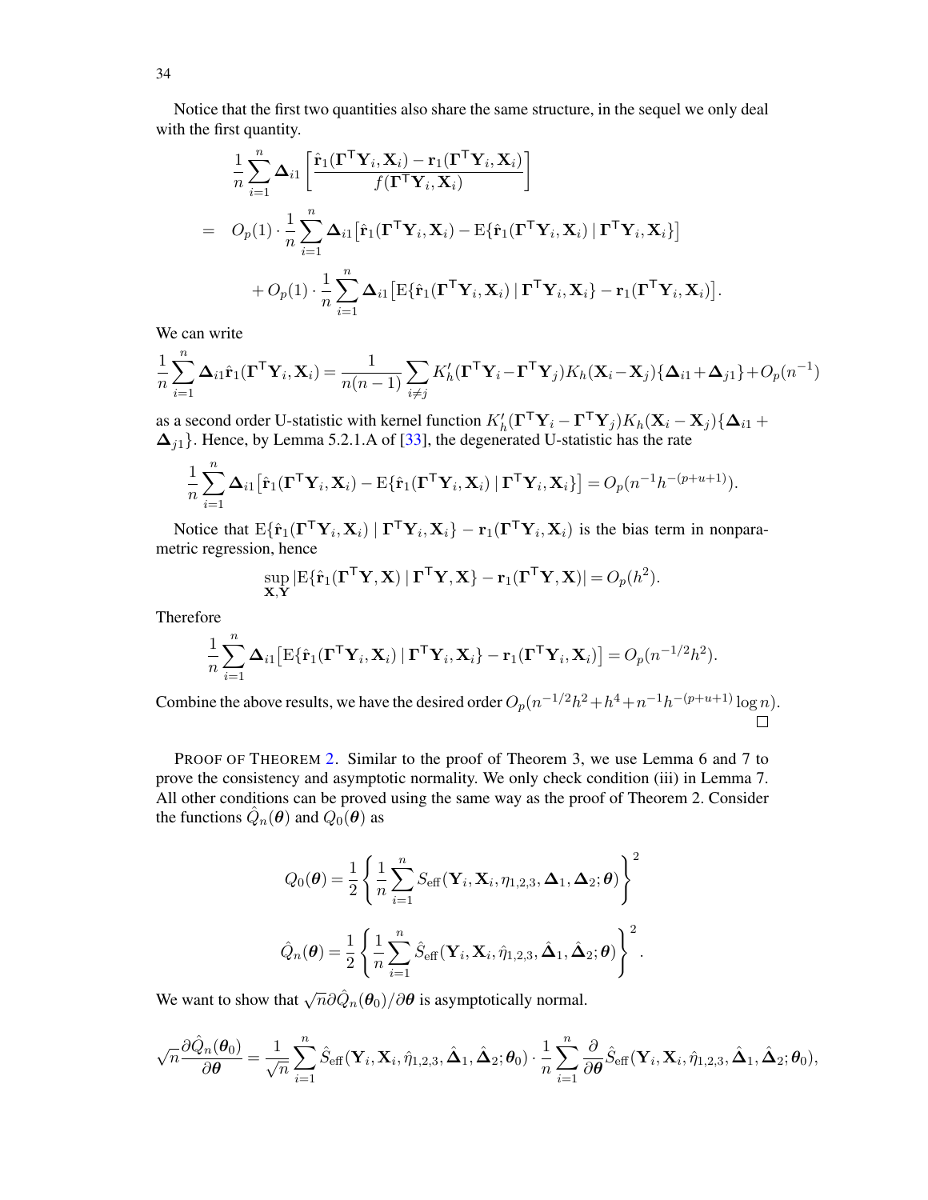Notice that the first two quantities also share the same structure, in the sequel we only deal with the first quantity.

$$
\begin{aligned}
& \frac{1}{n}\sum_{i=1}^{n} \boldsymbol{\Delta}_{i1}\left[\frac{\hat{\mathbf{r}}_1(\boldsymbol{\Gamma}^\mathsf{T}\mathbf{Y}_i,\mathbf{X}_i)-\mathbf{r}_1(\boldsymbol{\Gamma}^\mathsf{T}\mathbf{Y}_i,\mathbf{X}_i)}{f(\boldsymbol{\Gamma}^\mathsf{T}\mathbf{Y}_i,\mathbf{X}_i)}\right] \\
= \;& O_p(1)\cdot\frac{1}{n}\sum_{i=1}^{n}\boldsymbol{\Delta}_{i1}\big[\hat{\mathbf{r}}_1(\boldsymbol{\Gamma}^\mathsf{T}\mathbf{Y}_i,\mathbf{X}_i)-\mathrm{E}\{\hat{\mathbf{r}}_1(\boldsymbol{\Gamma}^\mathsf{T}\mathbf{Y}_i,\mathbf{X}_i)\mid\boldsymbol{\Gamma}^\mathsf{T}\mathbf{Y}_i,\mathbf{X}_i\}\big] \\
& + O_p(1)\cdot\frac{1}{n}\sum_{i=1}^{n}\boldsymbol{\Delta}_{i1}\big[\mathrm{E}\{\hat{\mathbf{r}}_1(\boldsymbol{\Gamma}^\mathsf{T}\mathbf{Y}_i,\mathbf{X}_i)\mid\boldsymbol{\Gamma}^\mathsf{T}\mathbf{Y}_i,\mathbf{X}_i\}-\mathbf{r}_1(\boldsymbol{\Gamma}^\mathsf{T}\mathbf{Y}_i,\mathbf{X}_i)\big].
\end{aligned}
$$

We can write

$$
\frac{1}{n}\sum_{i=1}^{n}\boldsymbol{\Delta}_{i1}\hat{\mathbf{r}}_1(\boldsymbol{\Gamma}^\mathsf{T}\mathbf{Y}_i,\mathbf{X}_i)=\frac{1}{n(n-1)}\sum_{i\neq j}K_h'(\boldsymbol{\Gamma}^\mathsf{T}\mathbf{Y}_i-\boldsymbol{\Gamma}^\mathsf{T}\mathbf{Y}_j)K_h(\mathbf{X}_i-\mathbf{X}_j)\{\boldsymbol{\Delta}_{i1}+\boldsymbol{\Delta}_{j1}\}+O_p(n^{-1})
$$

as a second order U-statistic with kernel function $K_h'(\boldsymbol{\Gamma}^\mathsf{T}\mathbf{Y}_i-\boldsymbol{\Gamma}^\mathsf{T}\mathbf{Y}_j)K_h(\mathbf{X}_i-\mathbf{X}_j)\{\boldsymbol{\Delta}_{i1}+\boldsymbol{\Delta}_{j1}\}$. Hence, by Lemma 5.2.1.A of [33], the degenerated U-statistic has the rate

$$
\frac{1}{n}\sum_{i=1}^{n}\boldsymbol{\Delta}_{i1}\big[\hat{\mathbf{r}}_1(\boldsymbol{\Gamma}^\mathsf{T}\mathbf{Y}_i,\mathbf{X}_i)-\mathrm{E}\{\hat{\mathbf{r}}_1(\boldsymbol{\Gamma}^\mathsf{T}\mathbf{Y}_i,\mathbf{X}_i)\mid\boldsymbol{\Gamma}^\mathsf{T}\mathbf{Y}_i,\mathbf{X}_i\}\big]=O_p(n^{-1}h^{-(p+u+1)}).
$$

Notice that $\mathrm{E}\{\hat{\mathbf{r}}_1(\boldsymbol{\Gamma}^\mathsf{T}\mathbf{Y}_i,\mathbf{X}_i)\mid\boldsymbol{\Gamma}^\mathsf{T}\mathbf{Y}_i,\mathbf{X}_i\}-\mathbf{r}_1(\boldsymbol{\Gamma}^\mathsf{T}\mathbf{Y}_i,\mathbf{X}_i)$ is the bias term in nonparametric regression, hence

$$
\sup_{\mathbf{X},\mathbf{Y}}|\mathrm{E}\{\hat{\mathbf{r}}_1(\boldsymbol{\Gamma}^\mathsf{T}\mathbf{Y},\mathbf{X})\mid\boldsymbol{\Gamma}^\mathsf{T}\mathbf{Y},\mathbf{X}\}-\mathbf{r}_1(\boldsymbol{\Gamma}^\mathsf{T}\mathbf{Y},\mathbf{X})|=O_p(h^2).
$$

Therefore

$$
\frac{1}{n}\sum_{i=1}^{n}\boldsymbol{\Delta}_{i1}\big[\mathrm{E}\{\hat{\mathbf{r}}_1(\boldsymbol{\Gamma}^\mathsf{T}\mathbf{Y}_i,\mathbf{X}_i)\mid\boldsymbol{\Gamma}^\mathsf{T}\mathbf{Y}_i,\mathbf{X}_i\}-\mathbf{r}_1(\boldsymbol{\Gamma}^\mathsf{T}\mathbf{Y}_i,\mathbf{X}_i)\big]=O_p(n^{-1/2}h^2).
$$

Combine the above results, we have the desired order $O_p(n^{-1/2}h^2+h^4+n^{-1}h^{-(p+u+1)}\log n)$. □

PROOF OF THEOREM 2. Similar to the proof of Theorem 3, we use Lemma 6 and 7 to prove the consistency and asymptotic normality. We only check condition (iii) in Lemma 7. All other conditions can be proved using the same way as the proof of Theorem 2. Consider the functions $\hat{Q}_n(\boldsymbol{\theta})$ and $Q_0(\boldsymbol{\theta})$ as

$$
Q_0(\boldsymbol{\theta})=\frac{1}{2}\left\{\frac{1}{n}\sum_{i=1}^{n}S_{\text{eff}}(\mathbf{Y}_i,\mathbf{X}_i,\eta_{1,2,3},\boldsymbol{\Delta}_1,\boldsymbol{\Delta}_2;\boldsymbol{\theta})\right\}^2
$$

$$
\hat{Q}_n(\boldsymbol{\theta})=\frac{1}{2}\left\{\frac{1}{n}\sum_{i=1}^{n}\hat{S}_{\text{eff}}(\mathbf{Y}_i,\mathbf{X}_i,\hat{\eta}_{1,2,3},\hat{\boldsymbol{\Delta}}_1,\hat{\boldsymbol{\Delta}}_2;\boldsymbol{\theta})\right\}^2.
$$

We want to show that $\sqrt{n}\partial\hat{Q}_n(\boldsymbol{\theta}_0)/\partial\boldsymbol{\theta}$ is asymptotically normal.

$$
\sqrt{n}\frac{\partial\hat{Q}_n(\boldsymbol{\theta}_0)}{\partial\boldsymbol{\theta}}=\frac{1}{\sqrt{n}}\sum_{i=1}^{n}\hat{S}_{\text{eff}}(\mathbf{Y}_i,\mathbf{X}_i,\hat{\eta}_{1,2,3},\hat{\boldsymbol{\Delta}}_1,\hat{\boldsymbol{\Delta}}_2;\boldsymbol{\theta}_0)\cdot\frac{1}{n}\sum_{i=1}^{n}\frac{\partial}{\partial\boldsymbol{\theta}}\hat{S}_{\text{eff}}(\mathbf{Y}_i,\mathbf{X}_i,\hat{\eta}_{1,2,3},\hat{\boldsymbol{\Delta}}_1,\hat{\boldsymbol{\Delta}}_2;\boldsymbol{\theta}_0),
$$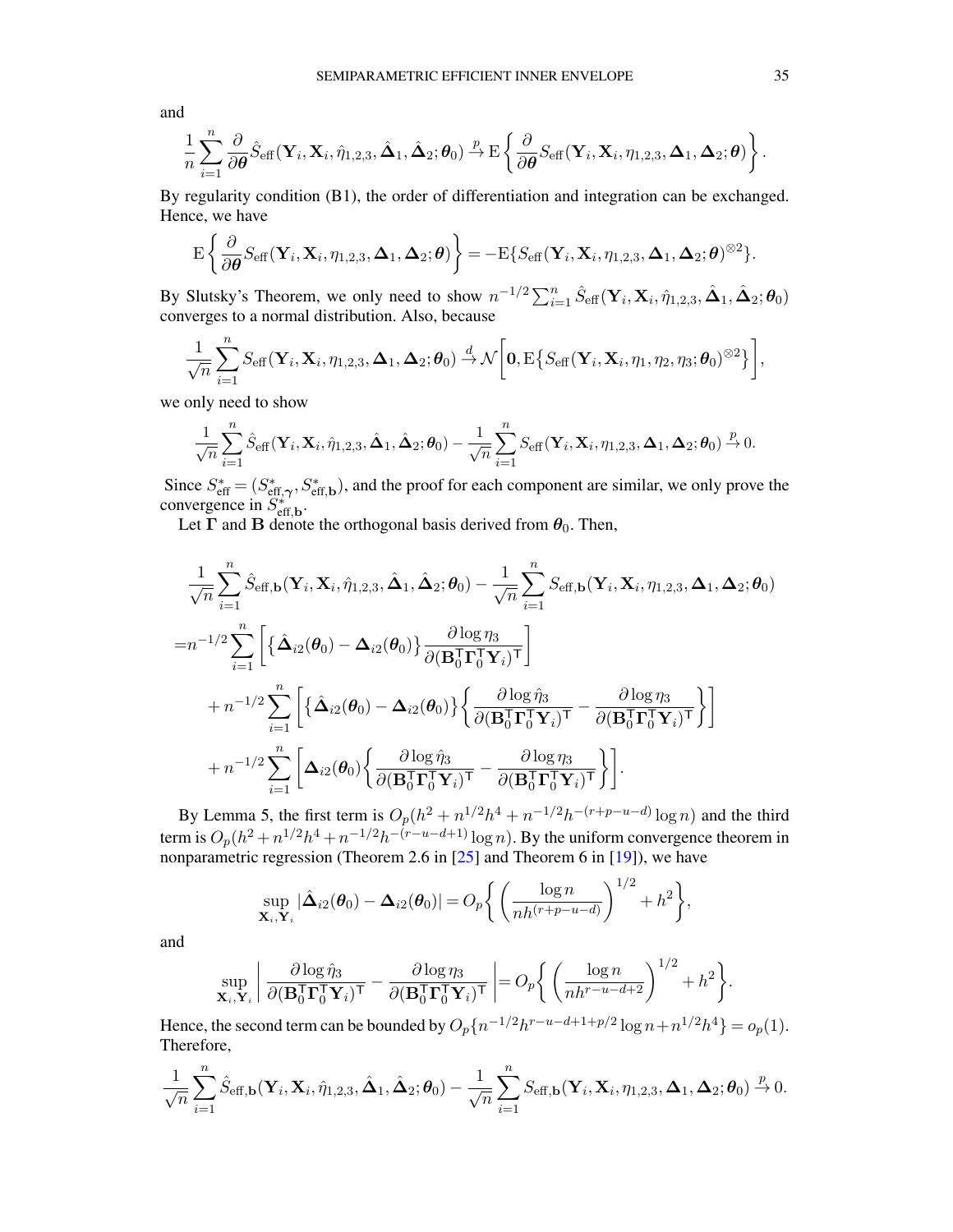and

$$\frac{1}{n}\sum_{i=1}^{n}\frac{\partial}{\partial\boldsymbol{\theta}}\hat{S}_{\text{eff}}(\mathbf{Y}_i,\mathbf{X}_i,\hat{\eta}_{1,2,3},\hat{\boldsymbol{\Delta}}_1,\hat{\boldsymbol{\Delta}}_2;\boldsymbol{\theta}_0)\xrightarrow{p}\mathrm{E}\left\{\frac{\partial}{\partial\boldsymbol{\theta}}S_{\text{eff}}(\mathbf{Y}_i,\mathbf{X}_i,\eta_{1,2,3},\boldsymbol{\Delta}_1,\boldsymbol{\Delta}_2;\boldsymbol{\theta})\right\}.$$

By regularity condition (B1), the order of differentiation and integration can be exchanged. Hence, we have

$$\mathrm{E}\left\{\frac{\partial}{\partial\boldsymbol{\theta}}S_{\text{eff}}(\mathbf{Y}_i,\mathbf{X}_i,\eta_{1,2,3},\boldsymbol{\Delta}_1,\boldsymbol{\Delta}_2;\boldsymbol{\theta})\right\}=-\mathrm{E}\{S_{\text{eff}}(\mathbf{Y}_i,\mathbf{X}_i,\eta_{1,2,3},\boldsymbol{\Delta}_1,\boldsymbol{\Delta}_2;\boldsymbol{\theta})^{\otimes 2}\}.$$

By Slutsky's Theorem, we only need to show $n^{-1/2}\sum_{i=1}^{n}\hat{S}_{\text{eff}}(\mathbf{Y}_i,\mathbf{X}_i,\hat{\eta}_{1,2,3},\hat{\boldsymbol{\Delta}}_1,\hat{\boldsymbol{\Delta}}_2;\boldsymbol{\theta}_0)$ converges to a normal distribution. Also, because

$$\frac{1}{\sqrt{n}}\sum_{i=1}^{n}S_{\text{eff}}(\mathbf{Y}_i,\mathbf{X}_i,\eta_{1,2,3},\boldsymbol{\Delta}_1,\boldsymbol{\Delta}_2;\boldsymbol{\theta}_0)\xrightarrow{d}\mathcal{N}\left[\mathbf{0},\mathrm{E}\big\{S_{\text{eff}}(\mathbf{Y}_i,\mathbf{X}_i,\eta_1,\eta_2,\eta_3;\boldsymbol{\theta}_0)^{\otimes 2}\big\}\right],$$

we only need to show

$$\frac{1}{\sqrt{n}}\sum_{i=1}^{n}\hat{S}_{\text{eff}}(\mathbf{Y}_i,\mathbf{X}_i,\hat{\eta}_{1,2,3},\hat{\boldsymbol{\Delta}}_1,\hat{\boldsymbol{\Delta}}_2;\boldsymbol{\theta}_0)-\frac{1}{\sqrt{n}}\sum_{i=1}^{n}S_{\text{eff}}(\mathbf{Y}_i,\mathbf{X}_i,\eta_{1,2,3},\boldsymbol{\Delta}_1,\boldsymbol{\Delta}_2;\boldsymbol{\theta}_0)\xrightarrow{p}0.$$

Since $S^*_{\text{eff}}=(S^*_{\text{eff},\boldsymbol{\gamma}},S^*_{\text{eff},\mathbf{b}})$, and the proof for each component are similar, we only prove the convergence in $S^*_{\text{eff},\mathbf{b}}$.

Let $\boldsymbol{\Gamma}$ and $\mathbf{B}$ denote the orthogonal basis derived from $\boldsymbol{\theta}_0$. Then,

$$\begin{aligned}
&\frac{1}{\sqrt{n}}\sum_{i=1}^{n}\hat{S}_{\text{eff},\mathbf{b}}(\mathbf{Y}_i,\mathbf{X}_i,\hat{\eta}_{1,2,3},\hat{\boldsymbol{\Delta}}_1,\hat{\boldsymbol{\Delta}}_2;\boldsymbol{\theta}_0)-\frac{1}{\sqrt{n}}\sum_{i=1}^{n}S_{\text{eff},\mathbf{b}}(\mathbf{Y}_i,\mathbf{X}_i,\eta_{1,2,3},\boldsymbol{\Delta}_1,\boldsymbol{\Delta}_2;\boldsymbol{\theta}_0)\\
=&n^{-1/2}\sum_{i=1}^{n}\left[\big\{\hat{\boldsymbol{\Delta}}_{i2}(\boldsymbol{\theta}_0)-\boldsymbol{\Delta}_{i2}(\boldsymbol{\theta}_0)\big\}\frac{\partial\log\eta_3}{\partial(\mathbf{B}_0^{\mathsf{T}}\boldsymbol{\Gamma}_0^{\mathsf{T}}\mathbf{Y}_i)^{\mathsf{T}}}\right]\\
&+n^{-1/2}\sum_{i=1}^{n}\left[\big\{\hat{\boldsymbol{\Delta}}_{i2}(\boldsymbol{\theta}_0)-\boldsymbol{\Delta}_{i2}(\boldsymbol{\theta}_0)\big\}\left\{\frac{\partial\log\hat{\eta}_3}{\partial(\mathbf{B}_0^{\mathsf{T}}\boldsymbol{\Gamma}_0^{\mathsf{T}}\mathbf{Y}_i)^{\mathsf{T}}}-\frac{\partial\log\eta_3}{\partial(\mathbf{B}_0^{\mathsf{T}}\boldsymbol{\Gamma}_0^{\mathsf{T}}\mathbf{Y}_i)^{\mathsf{T}}}\right\}\right]\\
&+n^{-1/2}\sum_{i=1}^{n}\left[\boldsymbol{\Delta}_{i2}(\boldsymbol{\theta}_0)\left\{\frac{\partial\log\hat{\eta}_3}{\partial(\mathbf{B}^{\mathsf{T}}\boldsymbol{\Gamma}^{\mathsf{T}}\mathbf{Y}_i)^{\mathsf{T}}}-\frac{\partial\log\eta_3}{\partial(\mathbf{B}_0^{\mathsf{T}}\boldsymbol{\Gamma}_0^{\mathsf{T}}\mathbf{Y}_i)^{\mathsf{T}}}\right\}\right].
\end{aligned}$$

By Lemma 5, the first term is $O_p(h^2+n^{1/2}h^4+n^{-1/2}h^{-(r+p-u-d)}\log n)$ and the third term is $O_p(h^2+n^{1/2}h^4+n^{-1/2}h^{-(r-u-d+1)}\log n)$. By the uniform convergence theorem in nonparametric regression (Theorem 2.6 in [25] and Theorem 6 in [19]), we have

$$\sup_{\mathbf{X}_i,\mathbf{Y}_i}|\hat{\boldsymbol{\Delta}}_{i2}(\boldsymbol{\theta}_0)-\boldsymbol{\Delta}_{i2}(\boldsymbol{\theta}_0)|=O_p\left\{\left(\frac{\log n}{nh^{(r+p-u-d)}}\right)^{1/2}+h^2\right\},$$

and

$$\sup_{\mathbf{X}_i,\mathbf{Y}_i}\left|\frac{\partial\log\hat{\eta}_3}{\partial(\mathbf{B}_0^{\mathsf{T}}\boldsymbol{\Gamma}_0^{\mathsf{T}}\mathbf{Y}_i)^{\mathsf{T}}}-\frac{\partial\log\eta_3}{\partial(\mathbf{B}_0^{\mathsf{T}}\boldsymbol{\Gamma}_0^{\mathsf{T}}\mathbf{Y}_i)^{\mathsf{T}}}\right|=O_p\left\{\left(\frac{\log n}{nh^{r-u-d+2}}\right)^{1/2}+h^2\right\}.$$

Hence, the second term can be bounded by $O_p\{n^{-1/2}h^{r-u-d+1+p/2}\log n+n^{1/2}h^4\}=o_p(1)$. Therefore,

$$\frac{1}{\sqrt{n}}\sum_{i=1}^{n}\hat{S}_{\text{eff},\mathbf{b}}(\mathbf{Y}_i,\mathbf{X}_i,\hat{\eta}_{1,2,3},\hat{\boldsymbol{\Delta}}_1,\hat{\boldsymbol{\Delta}}_2;\boldsymbol{\theta}_0)-\frac{1}{\sqrt{n}}\sum_{i=1}^{n}S_{\text{eff},\mathbf{b}}(\mathbf{Y}_i,\mathbf{X}_i,\eta_{1,2,3},\boldsymbol{\Delta}_1,\boldsymbol{\Delta}_2;\boldsymbol{\theta}_0)\xrightarrow{p}0.$$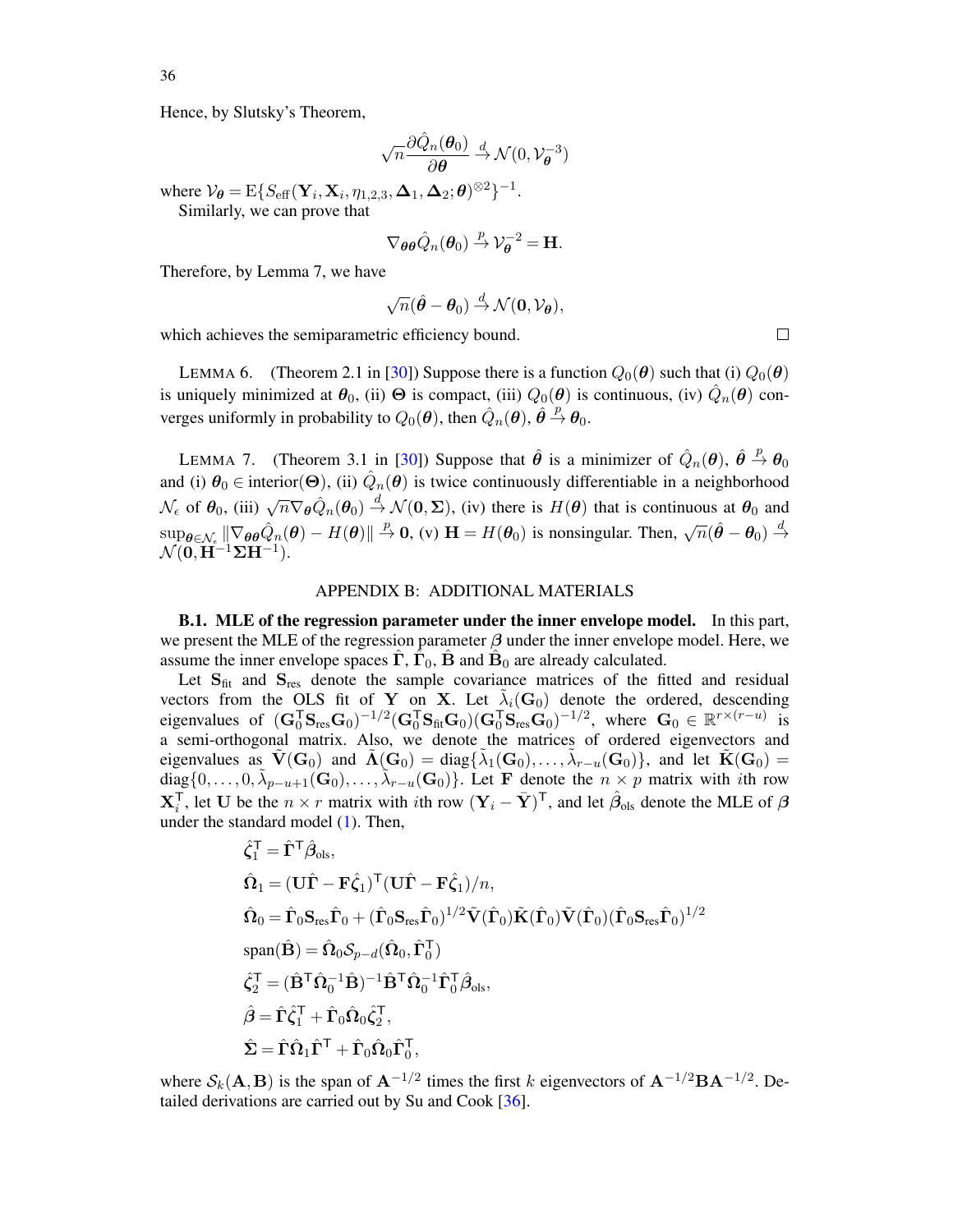Hence, by Slutsky's Theorem,

$$\sqrt{n}\frac{\partial \hat{Q}_n(\boldsymbol{\theta}_0)}{\partial \boldsymbol{\theta}} \xrightarrow{d} \mathcal{N}(0, \mathcal{V}_{\boldsymbol{\theta}}^{-3})$$

where $\mathcal{V}_{\boldsymbol{\theta}} = \mathrm{E}\{S_{\text{eff}}(\mathbf{Y}_i, \mathbf{X}_i, \eta_{1,2,3}, \boldsymbol{\Delta}_1, \boldsymbol{\Delta}_2; \boldsymbol{\theta})^{\otimes 2}\}^{-1}$.

Similarly, we can prove that

$$\nabla_{\boldsymbol{\theta\theta}} \hat{Q}_n(\boldsymbol{\theta}_0) \xrightarrow{p} \mathcal{V}_{\boldsymbol{\theta}}^{-2} = \mathbf{H}.$$

Therefore, by Lemma 7, we have

$$\sqrt{n}(\hat{\boldsymbol{\theta}} - \boldsymbol{\theta}_0) \xrightarrow{d} \mathcal{N}(\mathbf{0}, \mathcal{V}_{\boldsymbol{\theta}}),$$

which achieves the semiparametric efficiency bound. □

LEMMA 6. (Theorem 2.1 in [30]) Suppose there is a function $Q_0(\boldsymbol{\theta})$ such that (i) $Q_0(\boldsymbol{\theta})$ is uniquely minimized at $\boldsymbol{\theta}_0$, (ii) $\boldsymbol{\Theta}$ is compact, (iii) $Q_0(\boldsymbol{\theta})$ is continuous, (iv) $\hat{Q}_n(\boldsymbol{\theta})$ converges uniformly in probability to $Q_0(\boldsymbol{\theta})$, then $\hat{Q}_n(\boldsymbol{\theta})$, $\hat{\boldsymbol{\theta}} \xrightarrow{p} \boldsymbol{\theta}_0$.

LEMMA 7. (Theorem 3.1 in [30]) Suppose that $\hat{\boldsymbol{\theta}}$ is a minimizer of $\hat{Q}_n(\boldsymbol{\theta})$, $\hat{\boldsymbol{\theta}} \xrightarrow{p} \boldsymbol{\theta}_0$ and (i) $\boldsymbol{\theta}_0 \in \text{interior}(\boldsymbol{\Theta})$, (ii) $\hat{Q}_n(\boldsymbol{\theta})$ is twice continuously differentiable in a neighborhood $\mathcal{N}_\epsilon$ of $\boldsymbol{\theta}_0$, (iii) $\sqrt{n}\nabla_{\boldsymbol{\theta}} \hat{Q}_n(\boldsymbol{\theta}_0) \xrightarrow{d} \mathcal{N}(\mathbf{0}, \boldsymbol{\Sigma})$, (iv) there is $H(\boldsymbol{\theta})$ that is continuous at $\boldsymbol{\theta}_0$ and $\sup_{\boldsymbol{\theta}\in\mathcal{N}_\epsilon} \|\nabla_{\boldsymbol{\theta\theta}} \hat{Q}_n(\boldsymbol{\theta}) - H(\boldsymbol{\theta})\| \xrightarrow{p} \mathbf{0}$, (v) $\mathbf{H} = H(\boldsymbol{\theta}_0)$ is nonsingular. Then, $\sqrt{n}(\hat{\boldsymbol{\theta}} - \boldsymbol{\theta}_0) \xrightarrow{d} \mathcal{N}(\mathbf{0}, \mathbf{H}^{-1}\boldsymbol{\Sigma}\mathbf{H}^{-1})$.

## APPENDIX B: ADDITIONAL MATERIALS

**B.1. MLE of the regression parameter under the inner envelope model.** In this part, we present the MLE of the regression parameter $\boldsymbol{\beta}$ under the inner envelope model. Here, we assume the inner envelope spaces $\hat{\boldsymbol{\Gamma}}$, $\hat{\boldsymbol{\Gamma}}_0$, $\hat{\mathbf{B}}$ and $\hat{\mathbf{B}}_0$ are already calculated.

Let $\mathbf{S}_{\text{fit}}$ and $\mathbf{S}_{\text{res}}$ denote the sample covariance matrices of the fitted and residual vectors from the OLS fit of $\mathbf{Y}$ on $\mathbf{X}$. Let $\tilde{\lambda}_i(\mathbf{G}_0)$ denote the ordered, descending eigenvalues of $(\mathbf{G}_0^\mathsf{T}\mathbf{S}_{\text{res}}\mathbf{G}_0)^{-1/2}(\mathbf{G}_0^\mathsf{T}\mathbf{S}_{\text{fit}}\mathbf{G}_0)(\mathbf{G}_0^\mathsf{T}\mathbf{S}_{\text{res}}\mathbf{G}_0)^{-1/2}$, where $\mathbf{G}_0 \in \mathbb{R}^{r\times(r-u)}$ is a semi-orthogonal matrix. Also, we denote the matrices of ordered eigenvectors and eigenvalues as $\tilde{\mathbf{V}}(\mathbf{G}_0)$ and $\tilde{\boldsymbol{\Lambda}}(\mathbf{G}_0) = \text{diag}\{\tilde{\lambda}_1(\mathbf{G}_0), \ldots, \tilde{\lambda}_{r-u}(\mathbf{G}_0)\}$, and let $\tilde{\mathbf{K}}(\mathbf{G}_0) = \text{diag}\{0, \ldots, 0, \tilde{\lambda}_{p-u+1}(\mathbf{G}_0), \ldots, \tilde{\lambda}_{r-u}(\mathbf{G}_0)\}$. Let $\mathbf{F}$ denote the $n \times p$ matrix with $i$th row $\mathbf{X}_i^\mathsf{T}$, let $\mathbf{U}$ be the $n \times r$ matrix with $i$th row $(\mathbf{Y}_i - \bar{\mathbf{Y}})^\mathsf{T}$, and let $\hat{\boldsymbol{\beta}}_{\text{ols}}$ denote the MLE of $\boldsymbol{\beta}$ under the standard model (1). Then,

$$
\begin{aligned}
&\hat{\boldsymbol{\zeta}}_1^\mathsf{T} = \hat{\boldsymbol{\Gamma}}^\mathsf{T}\hat{\boldsymbol{\beta}}_{\text{ols}},\\
&\hat{\boldsymbol{\Omega}}_1 = (\mathbf{U}\hat{\boldsymbol{\Gamma}} - \mathbf{F}\hat{\boldsymbol{\zeta}}_1)^\mathsf{T}(\mathbf{U}\hat{\boldsymbol{\Gamma}} - \mathbf{F}\hat{\boldsymbol{\zeta}}_1)/n,\\
&\hat{\boldsymbol{\Omega}}_0 = \hat{\boldsymbol{\Gamma}}_0\mathbf{S}_{\text{res}}\hat{\boldsymbol{\Gamma}}_0 + (\hat{\boldsymbol{\Gamma}}_0\mathbf{S}_{\text{res}}\hat{\boldsymbol{\Gamma}}_0)^{1/2}\tilde{\mathbf{V}}(\hat{\boldsymbol{\Gamma}}_0)\tilde{\mathbf{K}}(\hat{\boldsymbol{\Gamma}}_0)\tilde{\mathbf{V}}(\hat{\boldsymbol{\Gamma}}_0)(\hat{\boldsymbol{\Gamma}}_0\mathbf{S}_{\text{res}}\hat{\boldsymbol{\Gamma}}_0)^{1/2}\\
&\text{span}(\hat{\mathbf{B}}) = \hat{\boldsymbol{\Omega}}_0\mathcal{S}_{p-d}(\hat{\boldsymbol{\Omega}}_0, \hat{\boldsymbol{\Gamma}}_0^\mathsf{T})\\
&\hat{\boldsymbol{\zeta}}_2^\mathsf{T} = (\hat{\mathbf{B}}^\mathsf{T}\hat{\boldsymbol{\Omega}}_0^{-1}\hat{\mathbf{B}})^{-1}\hat{\mathbf{B}}^\mathsf{T}\hat{\boldsymbol{\Omega}}_0^{-1}\hat{\boldsymbol{\Gamma}}_0^\mathsf{T}\hat{\boldsymbol{\beta}}_{\text{ols}},\\
&\hat{\boldsymbol{\beta}} = \hat{\boldsymbol{\Gamma}}\hat{\boldsymbol{\zeta}}_1^\mathsf{T} + \hat{\boldsymbol{\Gamma}}_0\hat{\boldsymbol{\Omega}}_0\hat{\boldsymbol{\zeta}}_2^\mathsf{T},\\
&\hat{\boldsymbol{\Sigma}} = \hat{\boldsymbol{\Gamma}}\hat{\boldsymbol{\Omega}}_1\hat{\boldsymbol{\Gamma}}^\mathsf{T} + \hat{\boldsymbol{\Gamma}}_0\hat{\boldsymbol{\Omega}}_0\hat{\boldsymbol{\Gamma}}_0^\mathsf{T},
\end{aligned}
$$

where $\mathcal{S}_k(\mathbf{A}, \mathbf{B})$ is the span of $\mathbf{A}^{-1/2}$ times the first $k$ eigenvectors of $\mathbf{A}^{-1/2}\mathbf{B}\mathbf{A}^{-1/2}$. Detailed derivations are carried out by Su and Cook [36].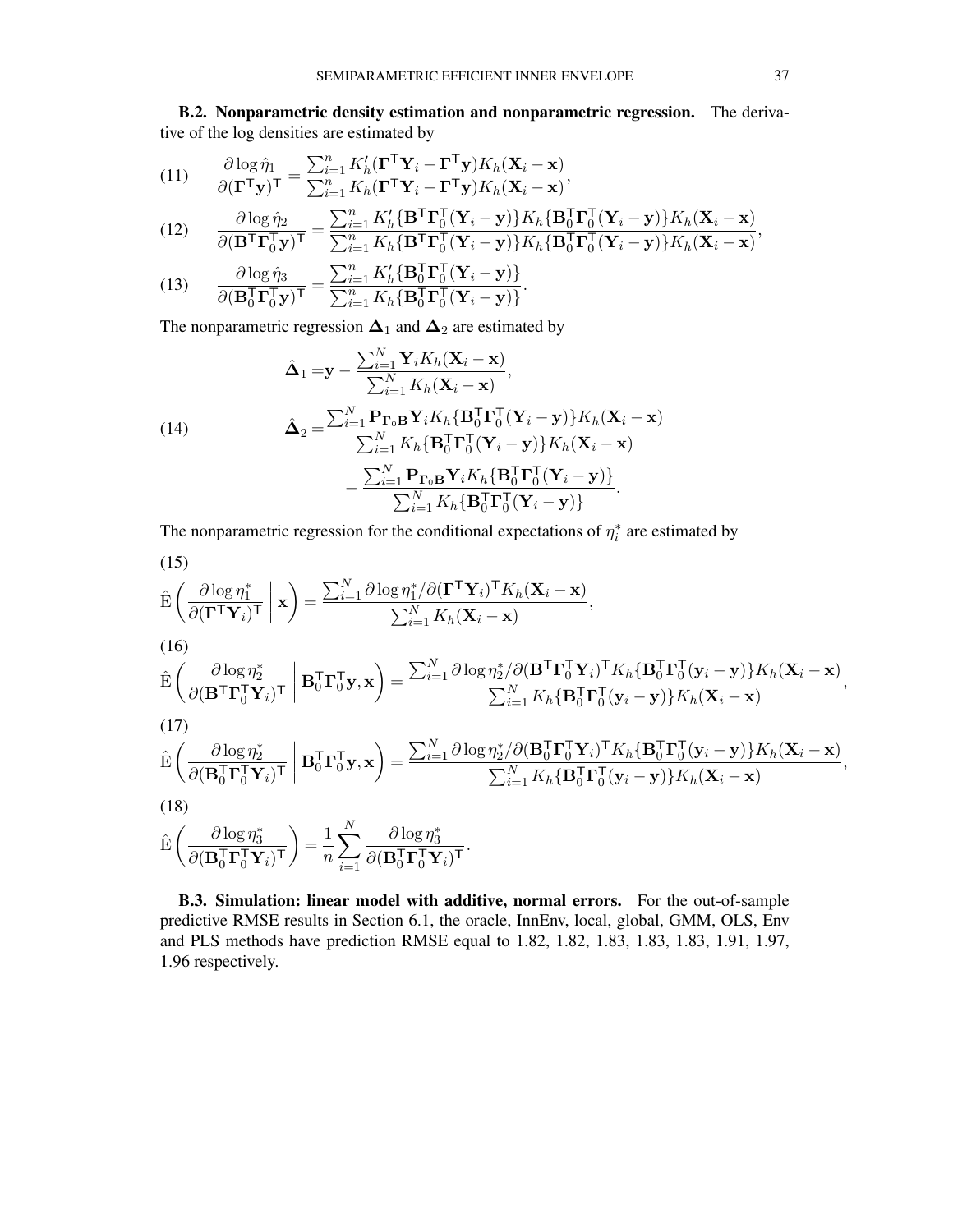**B.2. Nonparametric density estimation and nonparametric regression.** The derivative of the log densities are estimated by

$$
\frac{\partial \log \hat{\eta}_1}{\partial (\mathbf{\Gamma}^\mathsf{T}\mathbf{y})^\mathsf{T}} = \frac{\sum_{i=1}^n K_h'(\mathbf{\Gamma}^\mathsf{T}\mathbf{Y}_i - \mathbf{\Gamma}^\mathsf{T}\mathbf{y})K_h(\mathbf{X}_i - \mathbf{x})}{\sum_{i=1}^n K_h(\mathbf{\Gamma}^\mathsf{T}\mathbf{Y}_i - \mathbf{\Gamma}^\mathsf{T}\mathbf{y})K_h(\mathbf{X}_i - \mathbf{x})}, \tag{11}
$$

$$
\frac{\partial \log \hat{\eta}_2}{\partial (\mathbf{B}^\mathsf{T}\mathbf{\Gamma}_0^\mathsf{T}\mathbf{y})^\mathsf{T}} = \frac{\sum_{i=1}^n K_h'\{\mathbf{B}^\mathsf{T}\mathbf{\Gamma}_0^\mathsf{T}(\mathbf{Y}_i - \mathbf{y})\}K_h\{\mathbf{B}_0^\mathsf{T}\mathbf{\Gamma}_0^\mathsf{T}(\mathbf{Y}_i - \mathbf{y})\}K_h(\mathbf{X}_i - \mathbf{x})}{\sum_{i=1}^n K_h\{\mathbf{B}^\mathsf{T}\mathbf{\Gamma}_0^\mathsf{T}(\mathbf{Y}_i - \mathbf{y})\}K_h\{\mathbf{B}_0^\mathsf{T}\mathbf{\Gamma}_0^\mathsf{T}(\mathbf{Y}_i - \mathbf{y})\}K_h(\mathbf{X}_i - \mathbf{x})}, \tag{12}
$$

$$
\frac{\partial \log \hat{\eta}_3}{\partial (\mathbf{B}_0^\mathsf{T}\mathbf{\Gamma}_0^\mathsf{T}\mathbf{y})^\mathsf{T}} = \frac{\sum_{i=1}^n K_h'\{\mathbf{B}_0^\mathsf{T}\mathbf{\Gamma}_0^\mathsf{T}(\mathbf{Y}_i - \mathbf{y})\}}{\sum_{i=1}^n K_h\{\mathbf{B}_0^\mathsf{T}\mathbf{\Gamma}_0^\mathsf{T}(\mathbf{Y}_i - \mathbf{y})\}}. \tag{13}
$$

The nonparametric regression $\mathbf{\Delta}_1$ and $\mathbf{\Delta}_2$ are estimated by

$$
\begin{aligned}
\hat{\mathbf{\Delta}}_1 =& \mathbf{y} - \frac{\sum_{i=1}^N \mathbf{Y}_i K_h(\mathbf{X}_i - \mathbf{x})}{\sum_{i=1}^N K_h(\mathbf{X}_i - \mathbf{x})}, \\
\hat{\mathbf{\Delta}}_2 =& \frac{\sum_{i=1}^N \mathbf{P}_{\mathbf{\Gamma}_0\mathbf{B}}\mathbf{Y}_i K_h\{\mathbf{B}_0^\mathsf{T}\mathbf{\Gamma}_0^\mathsf{T}(\mathbf{Y}_i - \mathbf{y})\}K_h(\mathbf{X}_i - \mathbf{x})}{\sum_{i=1}^N K_h\{\mathbf{B}_0^\mathsf{T}\mathbf{\Gamma}_0^\mathsf{T}(\mathbf{Y}_i - \mathbf{y})\}K_h(\mathbf{X}_i - \mathbf{x})} \\
& - \frac{\sum_{i=1}^N \mathbf{P}_{\mathbf{\Gamma}_0\mathbf{B}}\mathbf{Y}_i K_h\{\mathbf{B}_0^\mathsf{T}\mathbf{\Gamma}_0^\mathsf{T}(\mathbf{Y}_i - \mathbf{y})\}}{\sum_{i=1}^N K_h\{\mathbf{B}_0^\mathsf{T}\mathbf{\Gamma}_0^\mathsf{T}(\mathbf{Y}_i - \mathbf{y})\}}.
\end{aligned} \tag{14}
$$

The nonparametric regression for the conditional expectations of $\eta_i^*$ are estimated by

$$
\hat{\mathrm{E}}\left(\frac{\partial \log \eta_1^*}{\partial (\mathbf{\Gamma}^\mathsf{T}\mathbf{Y}_i)^\mathsf{T}} \,\middle|\, \mathbf{x}\right) = \frac{\sum_{i=1}^N \partial \log \eta_1^* / \partial (\mathbf{\Gamma}^\mathsf{T}\mathbf{Y}_i)^\mathsf{T} K_h(\mathbf{X}_i - \mathbf{x})}{\sum_{i=1}^N K_h(\mathbf{X}_i - \mathbf{x})}, \tag{15}
$$

$$
\hat{\mathrm{E}}\left(\frac{\partial \log \eta_2^*}{\partial (\mathbf{B}^\mathsf{T}\mathbf{\Gamma}_0^\mathsf{T}\mathbf{Y}_i)^\mathsf{T}} \,\middle|\, \mathbf{B}_0^\mathsf{T}\mathbf{\Gamma}_0^\mathsf{T}\mathbf{y}, \mathbf{x}\right) = \frac{\sum_{i=1}^N \partial \log \eta_2^* / \partial (\mathbf{B}^\mathsf{T}\mathbf{\Gamma}_0^\mathsf{T}\mathbf{Y}_i)^\mathsf{T} K_h\{\mathbf{B}_0^\mathsf{T}\mathbf{\Gamma}_0^\mathsf{T}(\mathbf{y}_i - \mathbf{y})\}K_h(\mathbf{X}_i - \mathbf{x})}{\sum_{i=1}^N K_h\{\mathbf{B}_0^\mathsf{T}\mathbf{\Gamma}_0^\mathsf{T}(\mathbf{y}_i - \mathbf{y})\}K_h(\mathbf{X}_i - \mathbf{x})}, \tag{16}
$$

$$
\hat{\mathrm{E}}\left(\frac{\partial \log \eta_2^*}{\partial (\mathbf{B}_0^\mathsf{T}\mathbf{\Gamma}_0^\mathsf{T}\mathbf{Y}_i)^\mathsf{T}} \,\middle|\, \mathbf{B}_0^\mathsf{T}\mathbf{\Gamma}_0^\mathsf{T}\mathbf{y}, \mathbf{x}\right) = \frac{\sum_{i=1}^N \partial \log \eta_2^* / \partial (\mathbf{B}_0^\mathsf{T}\mathbf{\Gamma}_0^\mathsf{T}\mathbf{Y}_i)^\mathsf{T} K_h\{\mathbf{B}_0^\mathsf{T}\mathbf{\Gamma}_0^\mathsf{T}(\mathbf{y}_i - \mathbf{y})\}K_h(\mathbf{X}_i - \mathbf{x})}{\sum_{i=1}^N K_h\{\mathbf{B}_0^\mathsf{T}\mathbf{\Gamma}_0^\mathsf{T}(\mathbf{y}_i - \mathbf{y})\}K_h(\mathbf{X}_i - \mathbf{x})}, \tag{17}
$$

$$
\hat{\mathrm{E}}\left(\frac{\partial \log \eta_3^*}{\partial (\mathbf{B}_0^\mathsf{T}\mathbf{\Gamma}_0^\mathsf{T}\mathbf{Y}_i)^\mathsf{T}}\right) = \frac{1}{n}\sum_{i=1}^N \frac{\partial \log \eta_3^*}{\partial (\mathbf{B}_0^\mathsf{T}\mathbf{\Gamma}_0^\mathsf{T}\mathbf{Y}_i)^\mathsf{T}}. \tag{18}
$$

**B.3. Simulation: linear model with additive, normal errors.** For the out-of-sample predictive RMSE results in Section 6.1, the oracle, InnEnv, local, global, GMM, OLS, Env and PLS methods have prediction RMSE equal to 1.82, 1.82, 1.83, 1.83, 1.83, 1.91, 1.97, 1.96 respectively.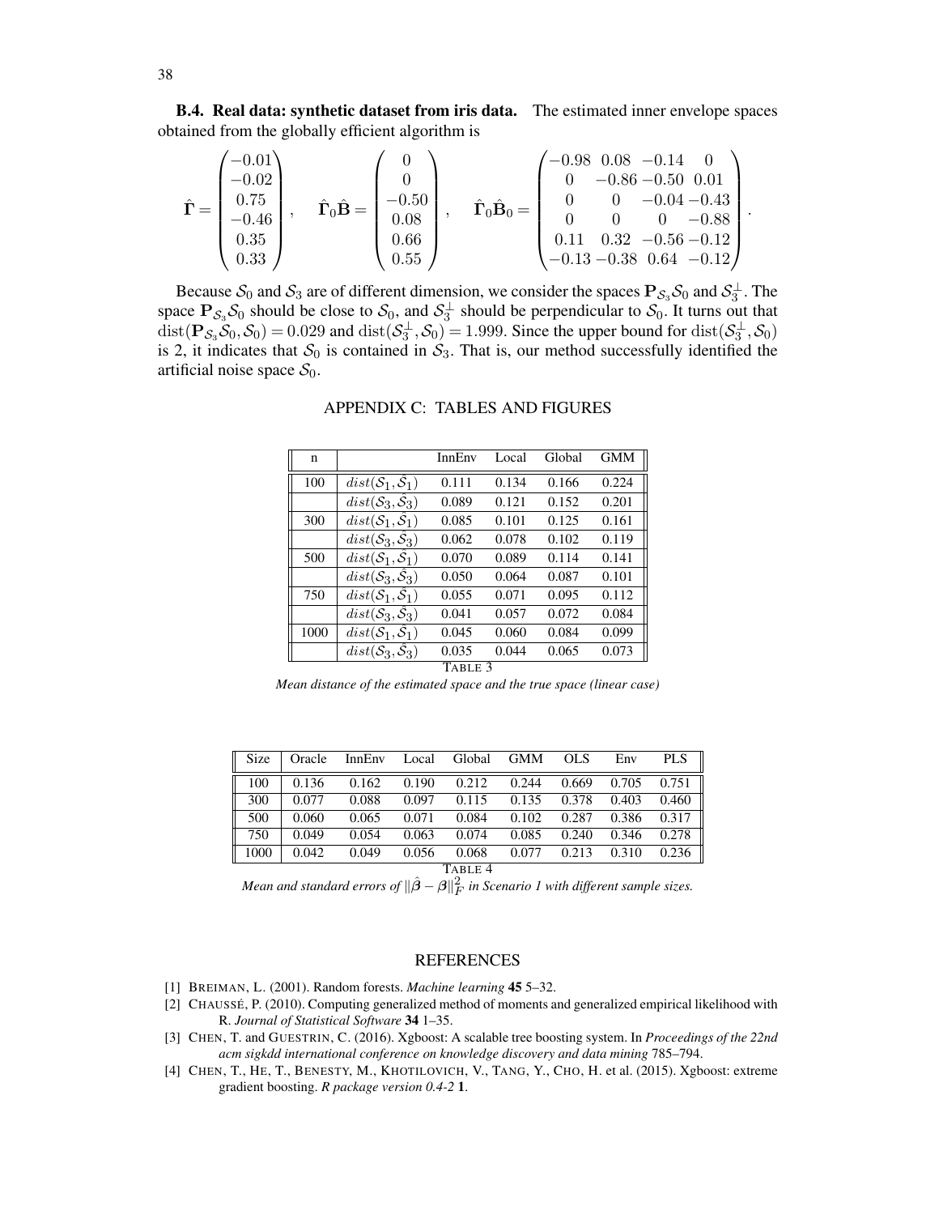**B.4. Real data: synthetic dataset from iris data.** The estimated inner envelope spaces obtained from the globally efficient algorithm is

$$\hat{\mathbf{\Gamma}} = \begin{pmatrix} -0.01 \\ -0.02 \\ 0.75 \\ -0.46 \\ 0.35 \\ 0.33 \end{pmatrix}, \quad \hat{\mathbf{\Gamma}}_0 \hat{\mathbf{B}} = \begin{pmatrix} 0 \\ 0 \\ -0.50 \\ 0.08 \\ 0.66 \\ 0.55 \end{pmatrix}, \quad \hat{\mathbf{\Gamma}}_0 \hat{\mathbf{B}}_0 = \begin{pmatrix} -0.98 & 0.08 & -0.14 & 0 \\ 0 & -0.86 & -0.50 & 0.01 \\ 0 & 0 & -0.04 & -0.43 \\ 0 & 0 & 0 & -0.88 \\ 0.11 & 0.32 & -0.56 & -0.12 \\ -0.13 & -0.38 & 0.64 & -0.12 \end{pmatrix}.$$

Because $\mathcal{S}_0$ and $\mathcal{S}_3$ are of different dimension, we consider the spaces $\mathbf{P}_{\mathcal{S}_3}\mathcal{S}_0$ and $\mathcal{S}_3^{\perp}$. The space $\mathbf{P}_{\mathcal{S}_3}\mathcal{S}_0$ should be close to $\mathcal{S}_0$, and $\mathcal{S}_3^{\perp}$ should be perpendicular to $\mathcal{S}_0$. It turns out that $\mathrm{dist}(\mathbf{P}_{\mathcal{S}_3}\mathcal{S}_0, \mathcal{S}_0) = 0.029$ and $\mathrm{dist}(\mathcal{S}_3^{\perp}, \mathcal{S}_0) = 1.999$. Since the upper bound for $\mathrm{dist}(\mathcal{S}_3^{\perp}, \mathcal{S}_0)$ is 2, it indicates that $\mathcal{S}_0$ is contained in $\mathcal{S}_3$. That is, our method successfully identified the artificial noise space $\mathcal{S}_0$.

# APPENDIX C: TABLES AND FIGURES

| n | | InnEnv | Local | Global | GMM |
|---|---|---|---|---|---|
| 100 | $dist(\mathcal{S}_1, \hat{\mathcal{S}}_1)$ | 0.111 | 0.134 | 0.166 | 0.224 |
| | $dist(\mathcal{S}_3, \hat{\mathcal{S}}_3)$ | 0.089 | 0.121 | 0.152 | 0.201 |
| 300 | $dist(\mathcal{S}_1, \hat{\mathcal{S}}_1)$ | 0.085 | 0.101 | 0.125 | 0.161 |
| | $dist(\mathcal{S}_3, \hat{\mathcal{S}}_3)$ | 0.062 | 0.078 | 0.102 | 0.119 |
| 500 | $dist(\mathcal{S}_1, \hat{\mathcal{S}}_1)$ | 0.070 | 0.089 | 0.114 | 0.141 |
| | $dist(\mathcal{S}_3, \hat{\mathcal{S}}_3)$ | 0.050 | 0.064 | 0.087 | 0.101 |
| 750 | $dist(\mathcal{S}_1, \hat{\mathcal{S}}_1)$ | 0.055 | 0.071 | 0.095 | 0.112 |
| | $dist(\mathcal{S}_3, \hat{\mathcal{S}}_3)$ | 0.041 | 0.057 | 0.072 | 0.084 |
| 1000 | $dist(\mathcal{S}_1, \hat{\mathcal{S}}_1)$ | 0.045 | 0.060 | 0.084 | 0.099 |
| | $dist(\mathcal{S}_3, \hat{\mathcal{S}}_3)$ | 0.035 | 0.044 | 0.065 | 0.073 |

TABLE 3

*Mean distance of the estimated space and the true space (linear case)*

| Size | Oracle | InnEnv | Local | Global | GMM | OLS | Env | PLS |
|---|---|---|---|---|---|---|---|---|
| 100 | 0.136 | 0.162 | 0.190 | 0.212 | 0.244 | 0.669 | 0.705 | 0.751 |
| 300 | 0.077 | 0.088 | 0.097 | 0.115 | 0.135 | 0.378 | 0.403 | 0.460 |
| 500 | 0.060 | 0.065 | 0.071 | 0.084 | 0.102 | 0.287 | 0.386 | 0.317 |
| 750 | 0.049 | 0.054 | 0.063 | 0.074 | 0.085 | 0.240 | 0.346 | 0.278 |
| 1000 | 0.042 | 0.049 | 0.056 | 0.068 | 0.077 | 0.213 | 0.310 | 0.236 |

TABLE 4

*Mean and standard errors of $\|\hat{\boldsymbol{\beta}} - \boldsymbol{\beta}\|_F^2$ in Scenario 1 with different sample sizes.*

# REFERENCES

[1] BREIMAN, L. (2001). Random forests. *Machine learning* **45** 5–32.

[2] CHAUSSÉ, P. (2010). Computing generalized method of moments and generalized empirical likelihood with R. *Journal of Statistical Software* **34** 1–35.

[3] CHEN, T. and GUESTRIN, C. (2016). Xgboost: A scalable tree boosting system. In *Proceedings of the 22nd acm sigkdd international conference on knowledge discovery and data mining* 785–794.

[4] CHEN, T., HE, T., BENESTY, M., KHOTILOVICH, V., TANG, Y., CHO, H. et al. (2015). Xgboost: extreme gradient boosting. *R package version 0.4-2* **1**.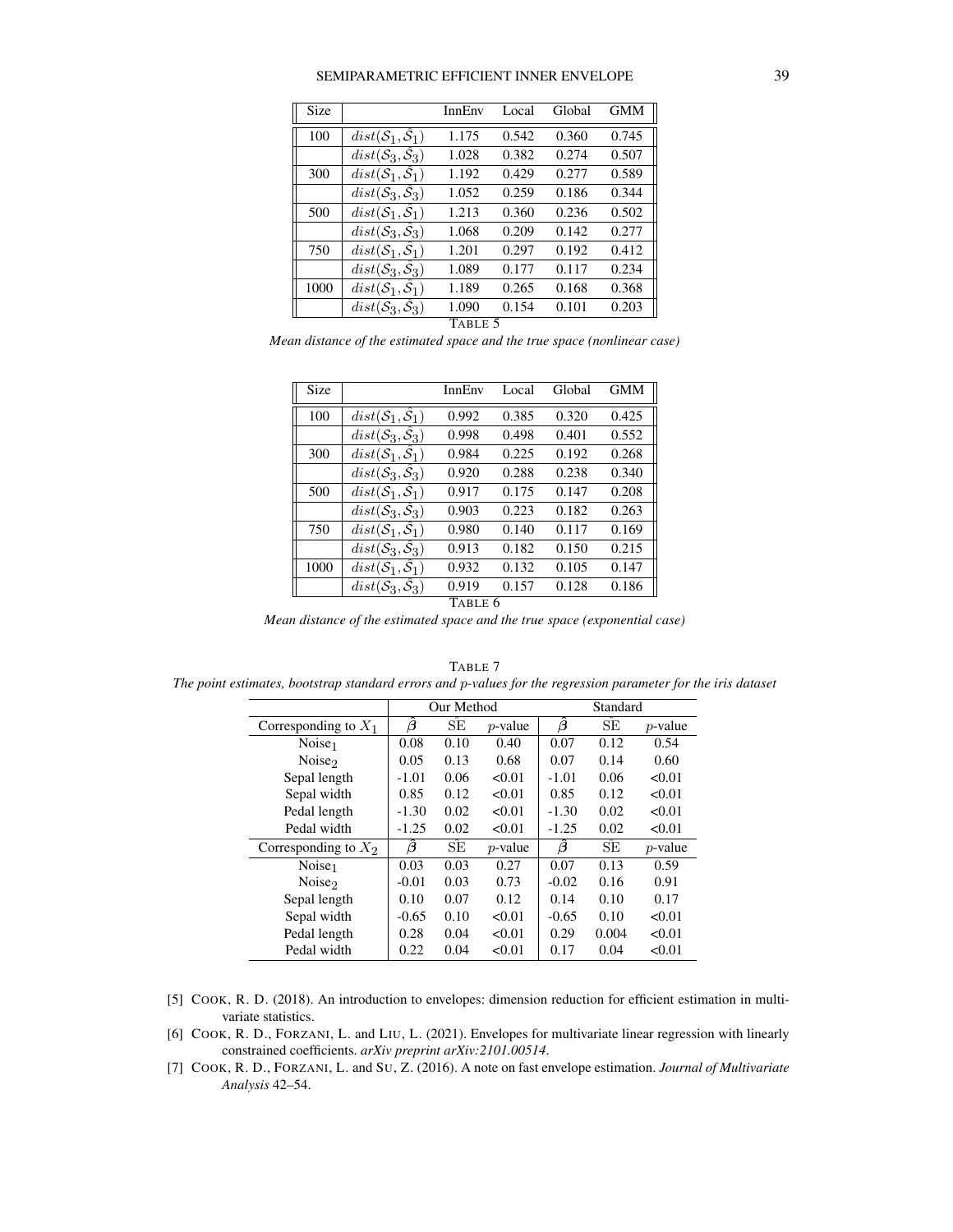| Size | | InnEnv | Local | Global | GMM |
|---|---|---|---|---|---|
| 100 | $dist(\mathcal{S}_1, \hat{\mathcal{S}}_1)$ | 1.175 | 0.542 | 0.360 | 0.745 |
| | $dist(\mathcal{S}_3, \hat{\mathcal{S}}_3)$ | 1.028 | 0.382 | 0.274 | 0.507 |
| 300 | $dist(\mathcal{S}_1, \hat{\mathcal{S}}_1)$ | 1.192 | 0.429 | 0.277 | 0.589 |
| | $dist(\mathcal{S}_3, \hat{\mathcal{S}}_3)$ | 1.052 | 0.259 | 0.186 | 0.344 |
| 500 | $dist(\mathcal{S}_1, \hat{\mathcal{S}}_1)$ | 1.213 | 0.360 | 0.236 | 0.502 |
| | $dist(\mathcal{S}_3, \hat{\mathcal{S}}_3)$ | 1.068 | 0.209 | 0.142 | 0.277 |
| 750 | $dist(\mathcal{S}_1, \hat{\mathcal{S}}_1)$ | 1.201 | 0.297 | 0.192 | 0.412 |
| | $dist(\mathcal{S}_3, \hat{\mathcal{S}}_3)$ | 1.089 | 0.177 | 0.117 | 0.234 |
| 1000 | $dist(\mathcal{S}_1, \hat{\mathcal{S}}_1)$ | 1.189 | 0.265 | 0.168 | 0.368 |
| | $dist(\mathcal{S}_3, \hat{\mathcal{S}}_3)$ | 1.090 | 0.154 | 0.101 | 0.203 |

TABLE 5

*Mean distance of the estimated space and the true space (nonlinear case)*

| Size | | InnEnv | Local | Global | GMM |
|---|---|---|---|---|---|
| 100 | $dist(\mathcal{S}_1, \hat{\mathcal{S}}_1)$ | 0.992 | 0.385 | 0.320 | 0.425 |
| | $dist(\mathcal{S}_3, \hat{\mathcal{S}}_3)$ | 0.998 | 0.498 | 0.401 | 0.552 |
| 300 | $dist(\mathcal{S}_1, \hat{\mathcal{S}}_1)$ | 0.984 | 0.225 | 0.192 | 0.268 |
| | $dist(\mathcal{S}_3, \hat{\mathcal{S}}_3)$ | 0.920 | 0.288 | 0.238 | 0.340 |
| 500 | $dist(\mathcal{S}_1, \hat{\mathcal{S}}_1)$ | 0.917 | 0.175 | 0.147 | 0.208 |
| | $dist(\mathcal{S}_3, \hat{\mathcal{S}}_3)$ | 0.903 | 0.223 | 0.182 | 0.263 |
| 750 | $dist(\mathcal{S}_1, \hat{\mathcal{S}}_1)$ | 0.980 | 0.140 | 0.117 | 0.169 |
| | $dist(\mathcal{S}_3, \hat{\mathcal{S}}_3)$ | 0.913 | 0.182 | 0.150 | 0.215 |
| 1000 | $dist(\mathcal{S}_1, \hat{\mathcal{S}}_1)$ | 0.932 | 0.132 | 0.105 | 0.147 |
| | $dist(\mathcal{S}_3, \hat{\mathcal{S}}_3)$ | 0.919 | 0.157 | 0.128 | 0.186 |

TABLE 6

*Mean distance of the estimated space and the true space (exponential case)*

TABLE 7

*The point estimates, bootstrap standard errors and $p$-values for the regression parameter for the iris dataset*

| | Our Method | | | Standard | | |
|---|---|---|---|---|---|---|
| Corresponding to $X_1$ | $\hat{\boldsymbol{\beta}}$ | $\hat{\text{SE}}$ | $p$-value | $\hat{\boldsymbol{\beta}}$ | $\hat{\text{SE}}$ | $p$-value |
| Noise$_1$ | 0.08 | 0.10 | 0.40 | 0.07 | 0.12 | 0.54 |
| Noise$_2$ | 0.05 | 0.13 | 0.68 | 0.07 | 0.14 | 0.60 |
| Sepal length | -1.01 | 0.06 | <0.01 | -1.01 | 0.06 | <0.01 |
| Sepal width | 0.85 | 0.12 | <0.01 | 0.85 | 0.12 | <0.01 |
| Pedal length | -1.30 | 0.02 | <0.01 | -1.30 | 0.02 | <0.01 |
| Pedal width | -1.25 | 0.02 | <0.01 | -1.25 | 0.02 | <0.01 |
| Corresponding to $X_2$ | $\hat{\boldsymbol{\beta}}$ | $\hat{\text{SE}}$ | $p$-value | $\hat{\boldsymbol{\beta}}$ | $\hat{\text{SE}}$ | $p$-value |
| Noise$_1$ | 0.03 | 0.03 | 0.27 | 0.07 | 0.13 | 0.59 |
| Noise$_2$ | -0.01 | 0.03 | 0.73 | -0.02 | 0.16 | 0.91 |
| Sepal length | 0.10 | 0.07 | 0.12 | 0.14 | 0.10 | 0.17 |
| Sepal width | -0.65 | 0.10 | <0.01 | -0.65 | 0.10 | <0.01 |
| Pedal length | 0.28 | 0.04 | <0.01 | 0.29 | 0.004 | <0.01 |
| Pedal width | 0.22 | 0.04 | <0.01 | 0.17 | 0.04 | <0.01 |

[5] COOK, R. D. (2018). An introduction to envelopes: dimension reduction for efficient estimation in multivariate statistics.

[6] COOK, R. D., FORZANI, L. and LIU, L. (2021). Envelopes for multivariate linear regression with linearly constrained coefficients. *arXiv preprint arXiv:2101.00514*.

[7] COOK, R. D., FORZANI, L. and SU, Z. (2016). A note on fast envelope estimation. *Journal of Multivariate Analysis* 42–54.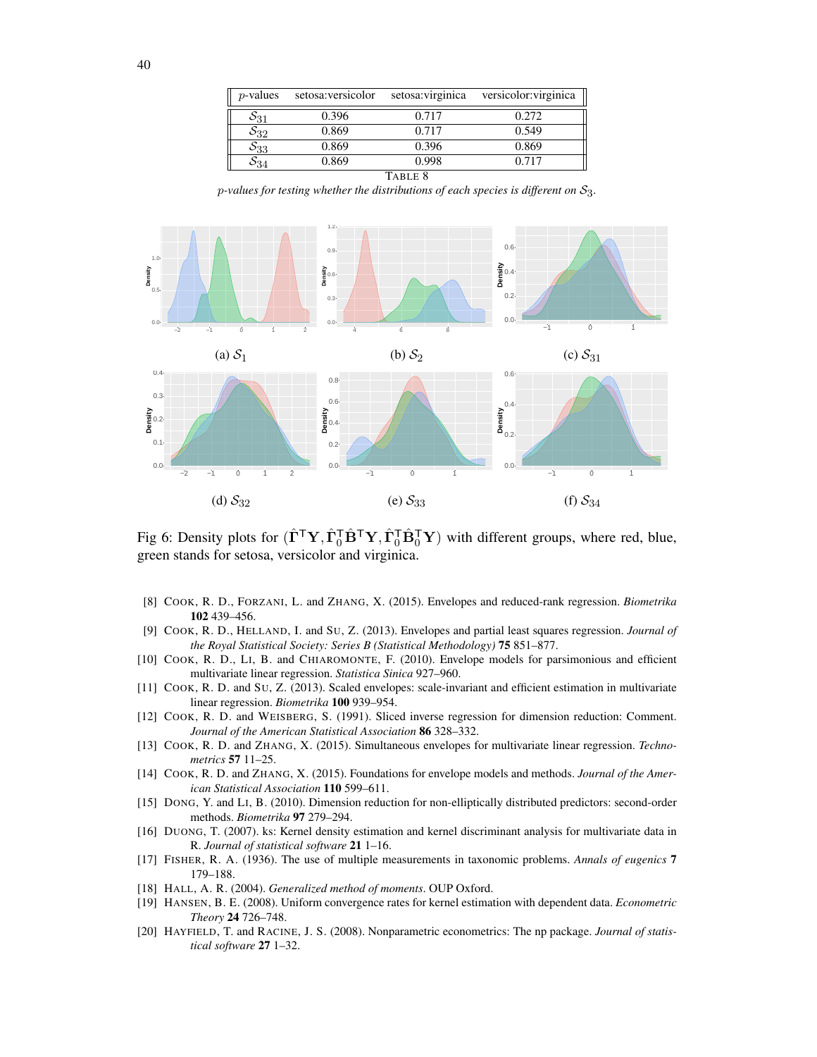| $p$-values | setosa:versicolor | setosa:virginica | versicolor:virginica |
|---|---|---|---|
| $\mathcal{S}_{31}$ | 0.396 | 0.717 | 0.272 |
| $\mathcal{S}_{32}$ | 0.869 | 0.717 | 0.549 |
| $\mathcal{S}_{33}$ | 0.869 | 0.396 | 0.869 |
| $\mathcal{S}_{34}$ | 0.869 | 0.998 | 0.717 |

TABLE 8

*$p$-values for testing whether the distributions of each species is different on $\mathcal{S}_3$.*

(a) $\mathcal{S}_1$ (b) $\mathcal{S}_2$ (c) $\mathcal{S}_{31}$

(d) $\mathcal{S}_{32}$ (e) $\mathcal{S}_{33}$ (f) $\mathcal{S}_{34}$

Fig 6: Density plots for $(\hat{\mathbf{\Gamma}}^\top \mathbf{Y}, \hat{\mathbf{\Gamma}}_0^\top \hat{\mathbf{B}}^\top \mathbf{Y}, \hat{\mathbf{\Gamma}}_0^\top \hat{\mathbf{B}}_0^\top \mathbf{Y})$ with different groups, where red, blue, green stands for setosa, versicolor and virginica.

[8] COOK, R. D., FORZANI, L. and ZHANG, X. (2015). Envelopes and reduced-rank regression. *Biometrika* **102** 439–456.

[9] COOK, R. D., HELLAND, I. and SU, Z. (2013). Envelopes and partial least squares regression. *Journal of the Royal Statistical Society: Series B (Statistical Methodology)* **75** 851–877.

[10] COOK, R. D., LI, B. and CHIAROMONTE, F. (2010). Envelope models for parsimonious and efficient multivariate linear regression. *Statistica Sinica* 927–960.

[11] COOK, R. D. and SU, Z. (2013). Scaled envelopes: scale-invariant and efficient estimation in multivariate linear regression. *Biometrika* **100** 939–954.

[12] COOK, R. D. and WEISBERG, S. (1991). Sliced inverse regression for dimension reduction: Comment. *Journal of the American Statistical Association* **86** 328–332.

[13] COOK, R. D. and ZHANG, X. (2015). Simultaneous envelopes for multivariate linear regression. *Technometrics* **57** 11–25.

[14] COOK, R. D. and ZHANG, X. (2015). Foundations for envelope models and methods. *Journal of the American Statistical Association* **110** 599–611.

[15] DONG, Y. and LI, B. (2010). Dimension reduction for non-elliptically distributed predictors: second-order methods. *Biometrika* **97** 279–294.

[16] DUONG, T. (2007). ks: Kernel density estimation and kernel discriminant analysis for multivariate data in R. *Journal of statistical software* **21** 1–16.

[17] FISHER, R. A. (1936). The use of multiple measurements in taxonomic problems. *Annals of eugenics* **7** 179–188.

[18] HALL, A. R. (2004). *Generalized method of moments*. OUP Oxford.

[19] HANSEN, B. E. (2008). Uniform convergence rates for kernel estimation with dependent data. *Econometric Theory* **24** 726–748.

[20] HAYFIELD, T. and RACINE, J. S. (2008). Nonparametric econometrics: The np package. *Journal of statistical software* **27** 1–32.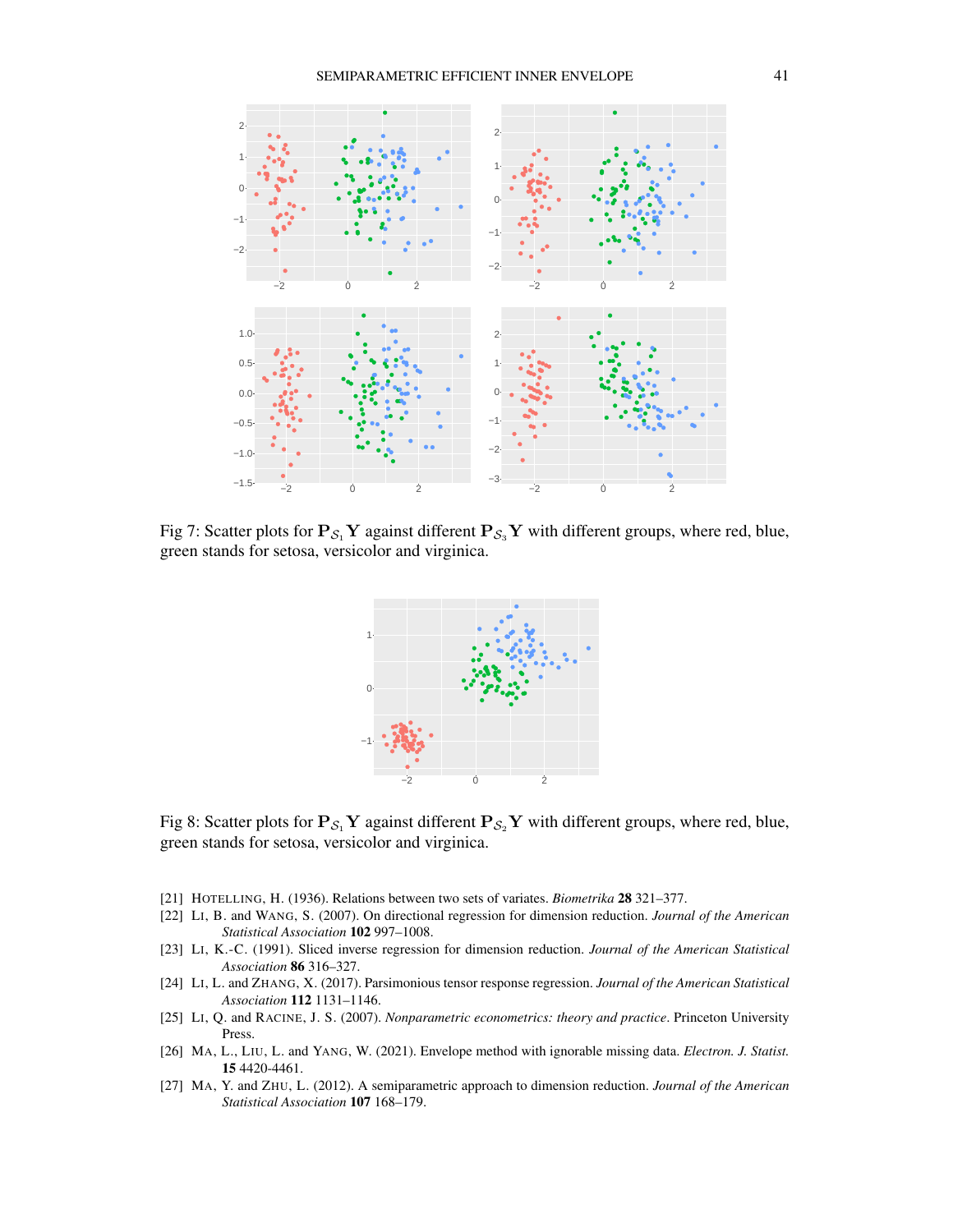Fig 7: Scatter plots for $\mathbf{P}_{\mathcal{S}_1}\mathbf{Y}$ against different $\mathbf{P}_{\mathcal{S}_3}\mathbf{Y}$ with different groups, where red, blue, green stands for setosa, versicolor and virginica.

Fig 8: Scatter plots for $\mathbf{P}_{\mathcal{S}_1}\mathbf{Y}$ against different $\mathbf{P}_{\mathcal{S}_2}\mathbf{Y}$ with different groups, where red, blue, green stands for setosa, versicolor and virginica.

[21] HOTELLING, H. (1936). Relations between two sets of variates. *Biometrika* **28** 321–377.

[22] LI, B. and WANG, S. (2007). On directional regression for dimension reduction. *Journal of the American Statistical Association* **102** 997–1008.

[23] LI, K.-C. (1991). Sliced inverse regression for dimension reduction. *Journal of the American Statistical Association* **86** 316–327.

[24] LI, L. and ZHANG, X. (2017). Parsimonious tensor response regression. *Journal of the American Statistical Association* **112** 1131–1146.

[25] LI, Q. and RACINE, J. S. (2007). *Nonparametric econometrics: theory and practice*. Princeton University Press.

[26] MA, L., LIU, L. and YANG, W. (2021). Envelope method with ignorable missing data. *Electron. J. Statist.* **15** 4420-4461.

[27] MA, Y. and ZHU, L. (2012). A semiparametric approach to dimension reduction. *Journal of the American Statistical Association* **107** 168–179.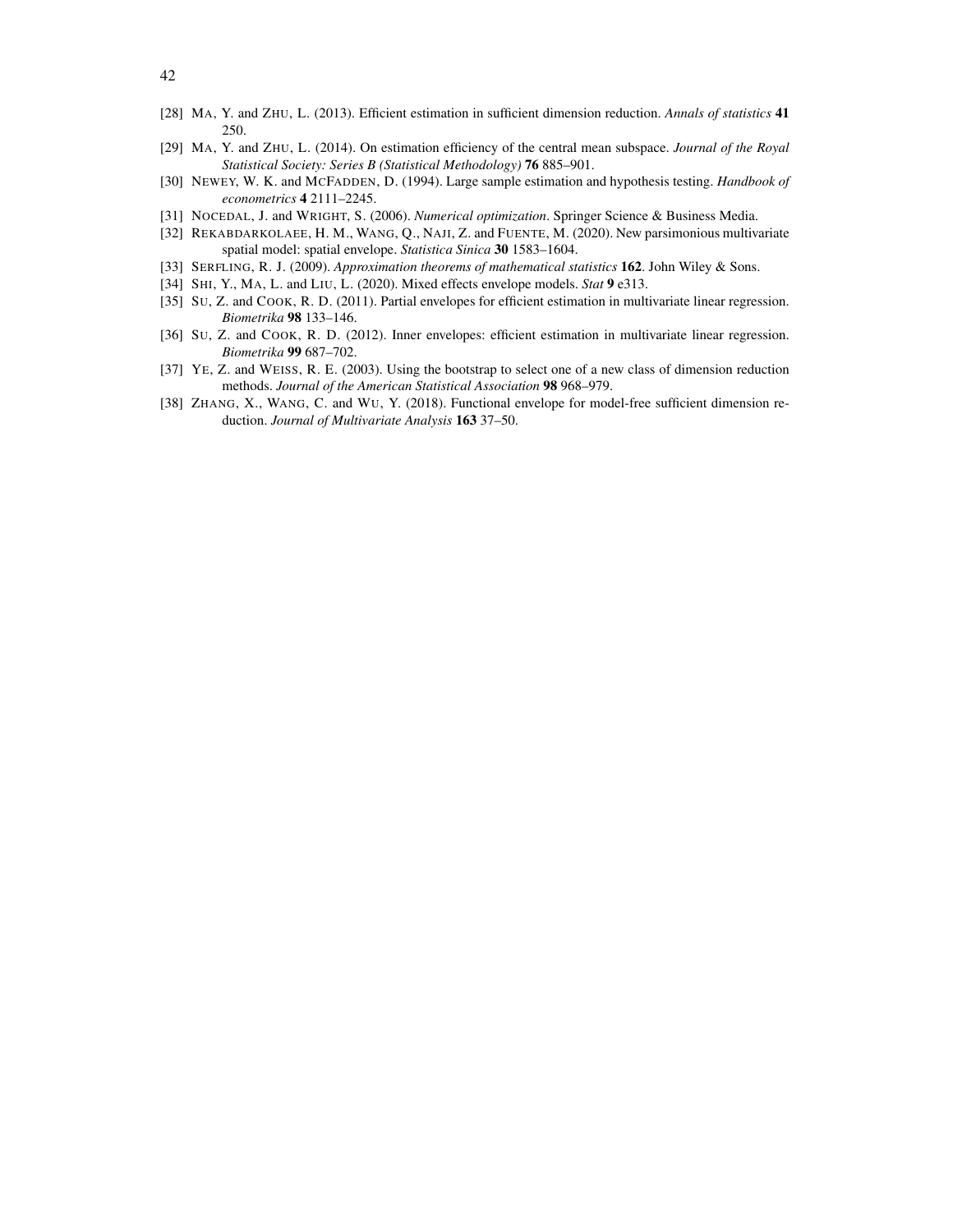[28] MA, Y. and ZHU, L. (2013). Efficient estimation in sufficient dimension reduction. *Annals of statistics* **41** 250.

[29] MA, Y. and ZHU, L. (2014). On estimation efficiency of the central mean subspace. *Journal of the Royal Statistical Society: Series B (Statistical Methodology)* **76** 885–901.

[30] NEWEY, W. K. and MCFADDEN, D. (1994). Large sample estimation and hypothesis testing. *Handbook of econometrics* **4** 2111–2245.

[31] NOCEDAL, J. and WRIGHT, S. (2006). *Numerical optimization*. Springer Science & Business Media.

[32] REKABDARKOLAEE, H. M., WANG, Q., NAJI, Z. and FUENTE, M. (2020). New parsimonious multivariate spatial model: spatial envelope. *Statistica Sinica* **30** 1583–1604.

[33] SERFLING, R. J. (2009). *Approximation theorems of mathematical statistics* **162**. John Wiley & Sons.

[34] SHI, Y., MA, L. and LIU, L. (2020). Mixed effects envelope models. *Stat* **9** e313.

[35] SU, Z. and COOK, R. D. (2011). Partial envelopes for efficient estimation in multivariate linear regression. *Biometrika* **98** 133–146.

[36] SU, Z. and COOK, R. D. (2012). Inner envelopes: efficient estimation in multivariate linear regression. *Biometrika* **99** 687–702.

[37] YE, Z. and WEISS, R. E. (2003). Using the bootstrap to select one of a new class of dimension reduction methods. *Journal of the American Statistical Association* **98** 968–979.

[38] ZHANG, X., WANG, C. and WU, Y. (2018). Functional envelope for model-free sufficient dimension reduction. *Journal of Multivariate Analysis* **163** 37–50.